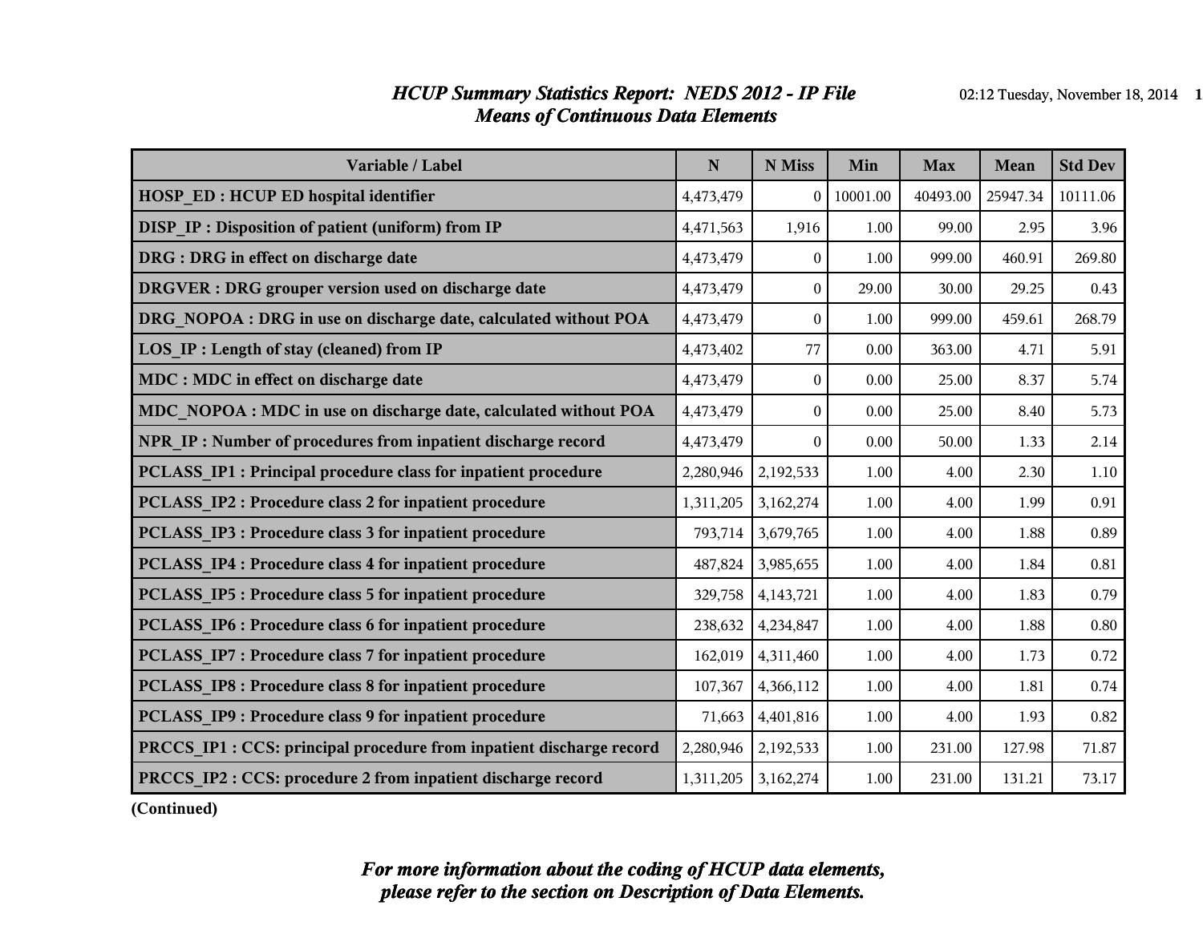# *HCUP Summary Statistics Report: NEDS 2012 - IP File*
## *Means of Continuous Data Elements*

| Variable / Label | N | N Miss | Min | Max | Mean | Std Dev |
|---|---|---|---|---|---|---|
| **HOSP_ED : HCUP ED hospital identifier** | 4,473,479 | 0 | 10001.00 | 40493.00 | 25947.34 | 10111.06 |
| **DISP_IP : Disposition of patient (uniform) from IP** | 4,471,563 | 1,916 | 1.00 | 99.00 | 2.95 | 3.96 |
| **DRG : DRG in effect on discharge date** | 4,473,479 | 0 | 1.00 | 999.00 | 460.91 | 269.80 |
| **DRGVER : DRG grouper version used on discharge date** | 4,473,479 | 0 | 29.00 | 30.00 | 29.25 | 0.43 |
| **DRG_NOPOA : DRG in use on discharge date, calculated without POA** | 4,473,479 | 0 | 1.00 | 999.00 | 459.61 | 268.79 |
| **LOS_IP : Length of stay (cleaned) from IP** | 4,473,402 | 77 | 0.00 | 363.00 | 4.71 | 5.91 |
| **MDC : MDC in effect on discharge date** | 4,473,479 | 0 | 0.00 | 25.00 | 8.37 | 5.74 |
| **MDC_NOPOA : MDC in use on discharge date, calculated without POA** | 4,473,479 | 0 | 0.00 | 25.00 | 8.40 | 5.73 |
| **NPR_IP : Number of procedures from inpatient discharge record** | 4,473,479 | 0 | 0.00 | 50.00 | 1.33 | 2.14 |
| **PCLASS_IP1 : Principal procedure class for inpatient procedure** | 2,280,946 | 2,192,533 | 1.00 | 4.00 | 2.30 | 1.10 |
| **PCLASS_IP2 : Procedure class 2 for inpatient procedure** | 1,311,205 | 3,162,274 | 1.00 | 4.00 | 1.99 | 0.91 |
| **PCLASS_IP3 : Procedure class 3 for inpatient procedure** | 793,714 | 3,679,765 | 1.00 | 4.00 | 1.88 | 0.89 |
| **PCLASS_IP4 : Procedure class 4 for inpatient procedure** | 487,824 | 3,985,655 | 1.00 | 4.00 | 1.84 | 0.81 |
| **PCLASS_IP5 : Procedure class 5 for inpatient procedure** | 329,758 | 4,143,721 | 1.00 | 4.00 | 1.83 | 0.79 |
| **PCLASS_IP6 : Procedure class 6 for inpatient procedure** | 238,632 | 4,234,847 | 1.00 | 4.00 | 1.88 | 0.80 |
| **PCLASS_IP7 : Procedure class 7 for inpatient procedure** | 162,019 | 4,311,460 | 1.00 | 4.00 | 1.73 | 0.72 |
| **PCLASS_IP8 : Procedure class 8 for inpatient procedure** | 107,367 | 4,366,112 | 1.00 | 4.00 | 1.81 | 0.74 |
| **PCLASS_IP9 : Procedure class 9 for inpatient procedure** | 71,663 | 4,401,816 | 1.00 | 4.00 | 1.93 | 0.82 |
| **PRCCS_IP1 : CCS: principal procedure from inpatient discharge record** | 2,280,946 | 2,192,533 | 1.00 | 231.00 | 127.98 | 71.87 |
| **PRCCS_IP2 : CCS: procedure 2 from inpatient discharge record** | 1,311,205 | 3,162,274 | 1.00 | 231.00 | 131.21 | 73.17 |

**(Continued)**

***For more information about the coding of HCUP data elements, please refer to the section on Description of Data Elements.***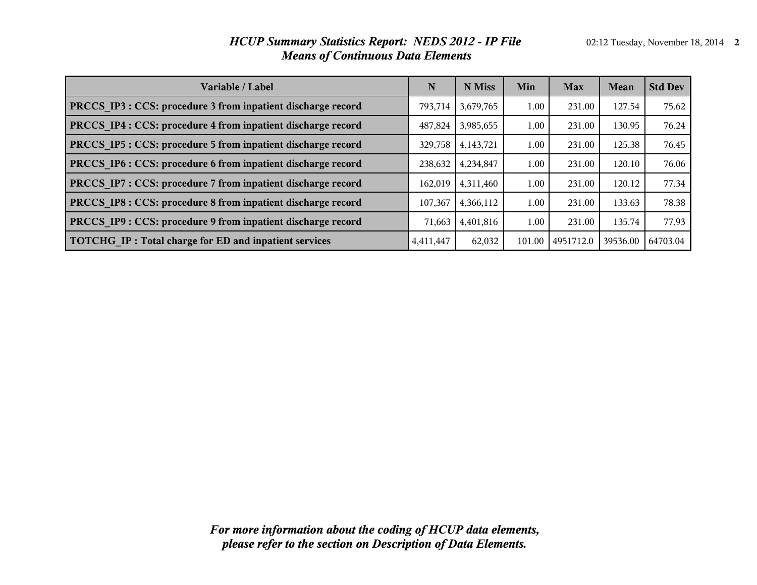# HCUP Summary Statistics Report: NEDS 2012 - IP File
## Means of Continuous Data Elements

| Variable / Label | N | N Miss | Min | Max | Mean | Std Dev |
|---|---|---|---|---|---|---|
| **PRCCS_IP3 : CCS: procedure 3 from inpatient discharge record** | 793,714 | 3,679,765 | 1.00 | 231.00 | 127.54 | 75.62 |
| **PRCCS_IP4 : CCS: procedure 4 from inpatient discharge record** | 487,824 | 3,985,655 | 1.00 | 231.00 | 130.95 | 76.24 |
| **PRCCS_IP5 : CCS: procedure 5 from inpatient discharge record** | 329,758 | 4,143,721 | 1.00 | 231.00 | 125.38 | 76.45 |
| **PRCCS_IP6 : CCS: procedure 6 from inpatient discharge record** | 238,632 | 4,234,847 | 1.00 | 231.00 | 120.10 | 76.06 |
| **PRCCS_IP7 : CCS: procedure 7 from inpatient discharge record** | 162,019 | 4,311,460 | 1.00 | 231.00 | 120.12 | 77.34 |
| **PRCCS_IP8 : CCS: procedure 8 from inpatient discharge record** | 107,367 | 4,366,112 | 1.00 | 231.00 | 133.63 | 78.38 |
| **PRCCS_IP9 : CCS: procedure 9 from inpatient discharge record** | 71,663 | 4,401,816 | 1.00 | 231.00 | 135.74 | 77.93 |
| **TOTCHG_IP : Total charge for ED and inpatient services** | 4,411,447 | 62,032 | 101.00 | 4951712.0 | 39536.00 | 64703.04 |

***For more information about the coding of HCUP data elements, please refer to the section on Description of Data Elements.***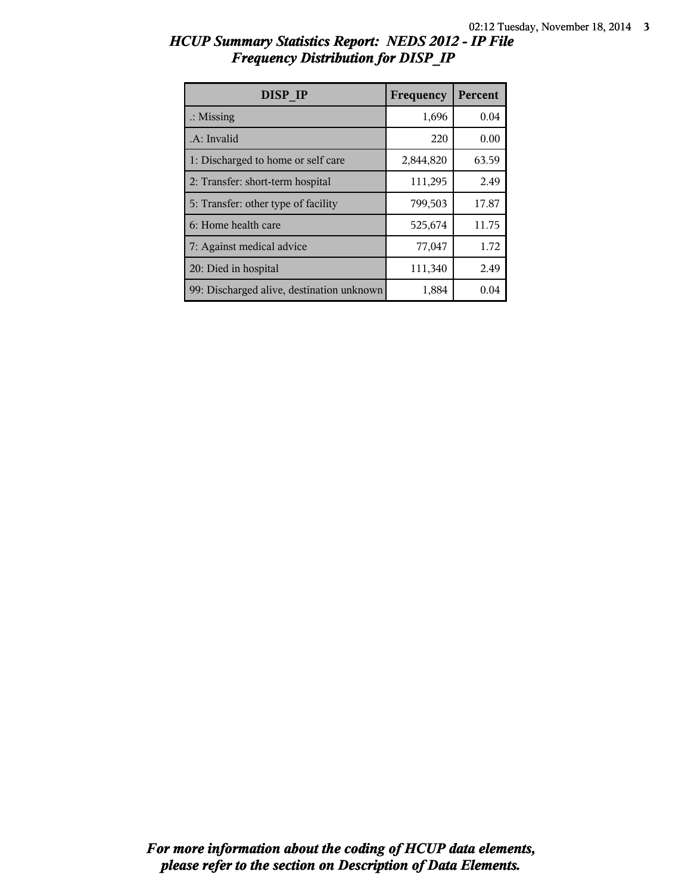# HCUP Summary Statistics Report: NEDS 2012 - IP File
## Frequency Distribution for DISP_IP

| DISP_IP | Frequency | Percent |
|---|---|---|
| .: Missing | 1,696 | 0.04 |
| .A: Invalid | 220 | 0.00 |
| 1: Discharged to home or self care | 2,844,820 | 63.59 |
| 2: Transfer: short-term hospital | 111,295 | 2.49 |
| 5: Transfer: other type of facility | 799,503 | 17.87 |
| 6: Home health care | 525,674 | 11.75 |
| 7: Against medical advice | 77,047 | 1.72 |
| 20: Died in hospital | 111,340 | 2.49 |
| 99: Discharged alive, destination unknown | 1,884 | 0.04 |

*For more information about the coding of HCUP data elements, please refer to the section on Description of Data Elements.*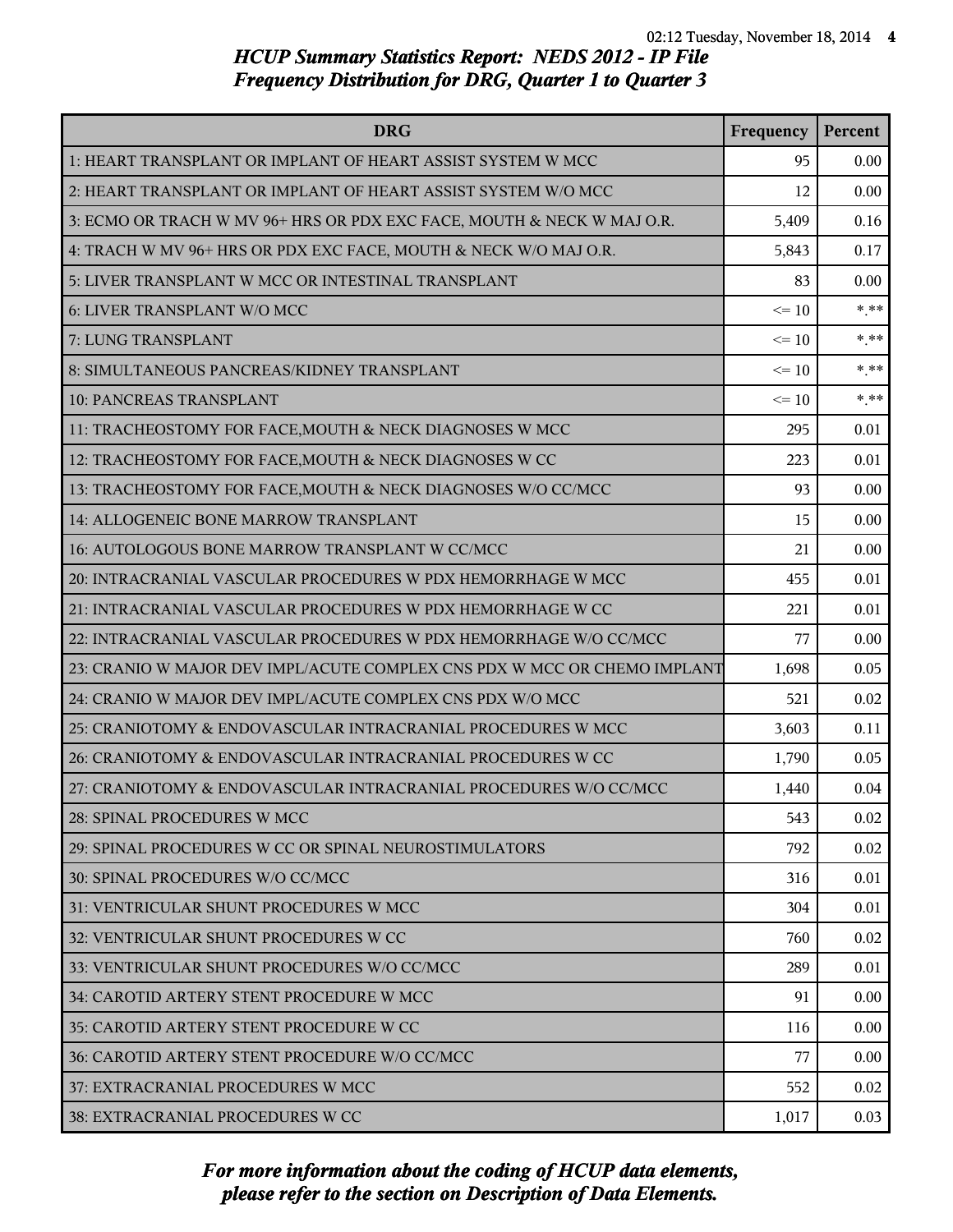*HCUP Summary Statistics Report: NEDS 2012 - IP File*
*Frequency Distribution for DRG, Quarter 1 to Quarter 3*

| DRG | Frequency | Percent |
|---|---|---|
| 1: HEART TRANSPLANT OR IMPLANT OF HEART ASSIST SYSTEM W MCC | 95 | 0.00 |
| 2: HEART TRANSPLANT OR IMPLANT OF HEART ASSIST SYSTEM W/O MCC | 12 | 0.00 |
| 3: ECMO OR TRACH W MV 96+ HRS OR PDX EXC FACE, MOUTH & NECK W MAJ O.R. | 5,409 | 0.16 |
| 4: TRACH W MV 96+ HRS OR PDX EXC FACE, MOUTH & NECK W/O MAJ O.R. | 5,843 | 0.17 |
| 5: LIVER TRANSPLANT W MCC OR INTESTINAL TRANSPLANT | 83 | 0.00 |
| 6: LIVER TRANSPLANT W/O MCC | <= 10 | *.** |
| 7: LUNG TRANSPLANT | <= 10 | *.** |
| 8: SIMULTANEOUS PANCREAS/KIDNEY TRANSPLANT | <= 10 | *.** |
| 10: PANCREAS TRANSPLANT | <= 10 | *.** |
| 11: TRACHEOSTOMY FOR FACE,MOUTH & NECK DIAGNOSES W MCC | 295 | 0.01 |
| 12: TRACHEOSTOMY FOR FACE,MOUTH & NECK DIAGNOSES W CC | 223 | 0.01 |
| 13: TRACHEOSTOMY FOR FACE,MOUTH & NECK DIAGNOSES W/O CC/MCC | 93 | 0.00 |
| 14: ALLOGENEIC BONE MARROW TRANSPLANT | 15 | 0.00 |
| 16: AUTOLOGOUS BONE MARROW TRANSPLANT W CC/MCC | 21 | 0.00 |
| 20: INTRACRANIAL VASCULAR PROCEDURES W PDX HEMORRHAGE W MCC | 455 | 0.01 |
| 21: INTRACRANIAL VASCULAR PROCEDURES W PDX HEMORRHAGE W CC | 221 | 0.01 |
| 22: INTRACRANIAL VASCULAR PROCEDURES W PDX HEMORRHAGE W/O CC/MCC | 77 | 0.00 |
| 23: CRANIO W MAJOR DEV IMPL/ACUTE COMPLEX CNS PDX W MCC OR CHEMO IMPLANT | 1,698 | 0.05 |
| 24: CRANIO W MAJOR DEV IMPL/ACUTE COMPLEX CNS PDX W/O MCC | 521 | 0.02 |
| 25: CRANIOTOMY & ENDOVASCULAR INTRACRANIAL PROCEDURES W MCC | 3,603 | 0.11 |
| 26: CRANIOTOMY & ENDOVASCULAR INTRACRANIAL PROCEDURES W CC | 1,790 | 0.05 |
| 27: CRANIOTOMY & ENDOVASCULAR INTRACRANIAL PROCEDURES W/O CC/MCC | 1,440 | 0.04 |
| 28: SPINAL PROCEDURES W MCC | 543 | 0.02 |
| 29: SPINAL PROCEDURES W CC OR SPINAL NEUROSTIMULATORS | 792 | 0.02 |
| 30: SPINAL PROCEDURES W/O CC/MCC | 316 | 0.01 |
| 31: VENTRICULAR SHUNT PROCEDURES W MCC | 304 | 0.01 |
| 32: VENTRICULAR SHUNT PROCEDURES W CC | 760 | 0.02 |
| 33: VENTRICULAR SHUNT PROCEDURES W/O CC/MCC | 289 | 0.01 |
| 34: CAROTID ARTERY STENT PROCEDURE W MCC | 91 | 0.00 |
| 35: CAROTID ARTERY STENT PROCEDURE W CC | 116 | 0.00 |
| 36: CAROTID ARTERY STENT PROCEDURE W/O CC/MCC | 77 | 0.00 |
| 37: EXTRACRANIAL PROCEDURES W MCC | 552 | 0.02 |
| 38: EXTRACRANIAL PROCEDURES W CC | 1,017 | 0.03 |

*For more information about the coding of HCUP data elements, please refer to the section on Description of Data Elements.*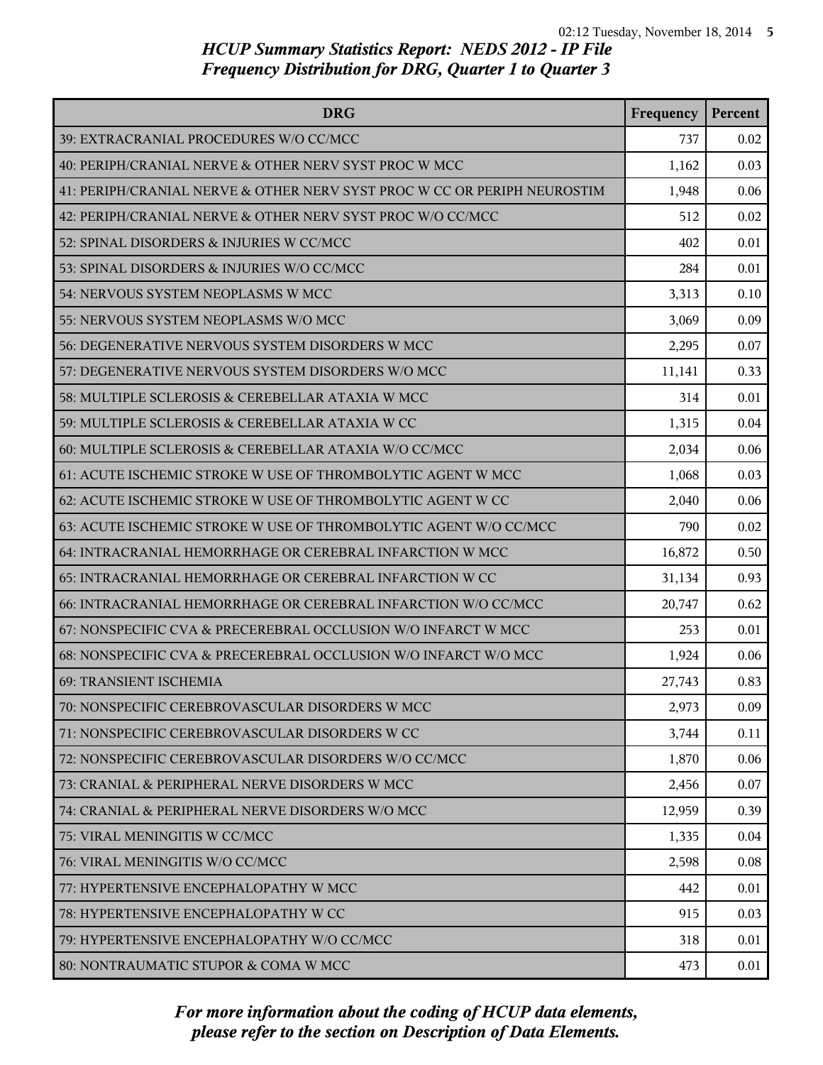## HCUP Summary Statistics Report: NEDS 2012 - IP File
## Frequency Distribution for DRG, Quarter 1 to Quarter 3

| DRG | Frequency | Percent |
|---|---|---|
| 39: EXTRACRANIAL PROCEDURES W/O CC/MCC | 737 | 0.02 |
| 40: PERIPH/CRANIAL NERVE & OTHER NERV SYST PROC W MCC | 1,162 | 0.03 |
| 41: PERIPH/CRANIAL NERVE & OTHER NERV SYST PROC W CC OR PERIPH NEUROSTIM | 1,948 | 0.06 |
| 42: PERIPH/CRANIAL NERVE & OTHER NERV SYST PROC W/O CC/MCC | 512 | 0.02 |
| 52: SPINAL DISORDERS & INJURIES W CC/MCC | 402 | 0.01 |
| 53: SPINAL DISORDERS & INJURIES W/O CC/MCC | 284 | 0.01 |
| 54: NERVOUS SYSTEM NEOPLASMS W MCC | 3,313 | 0.10 |
| 55: NERVOUS SYSTEM NEOPLASMS W/O MCC | 3,069 | 0.09 |
| 56: DEGENERATIVE NERVOUS SYSTEM DISORDERS W MCC | 2,295 | 0.07 |
| 57: DEGENERATIVE NERVOUS SYSTEM DISORDERS W/O MCC | 11,141 | 0.33 |
| 58: MULTIPLE SCLEROSIS & CEREBELLAR ATAXIA W MCC | 314 | 0.01 |
| 59: MULTIPLE SCLEROSIS & CEREBELLAR ATAXIA W CC | 1,315 | 0.04 |
| 60: MULTIPLE SCLEROSIS & CEREBELLAR ATAXIA W/O CC/MCC | 2,034 | 0.06 |
| 61: ACUTE ISCHEMIC STROKE W USE OF THROMBOLYTIC AGENT W MCC | 1,068 | 0.03 |
| 62: ACUTE ISCHEMIC STROKE W USE OF THROMBOLYTIC AGENT W CC | 2,040 | 0.06 |
| 63: ACUTE ISCHEMIC STROKE W USE OF THROMBOLYTIC AGENT W/O CC/MCC | 790 | 0.02 |
| 64: INTRACRANIAL HEMORRHAGE OR CEREBRAL INFARCTION W MCC | 16,872 | 0.50 |
| 65: INTRACRANIAL HEMORRHAGE OR CEREBRAL INFARCTION W CC | 31,134 | 0.93 |
| 66: INTRACRANIAL HEMORRHAGE OR CEREBRAL INFARCTION W/O CC/MCC | 20,747 | 0.62 |
| 67: NONSPECIFIC CVA & PRECEREBRAL OCCLUSION W/O INFARCT W MCC | 253 | 0.01 |
| 68: NONSPECIFIC CVA & PRECEREBRAL OCCLUSION W/O INFARCT W/O MCC | 1,924 | 0.06 |
| 69: TRANSIENT ISCHEMIA | 27,743 | 0.83 |
| 70: NONSPECIFIC CEREBROVASCULAR DISORDERS W MCC | 2,973 | 0.09 |
| 71: NONSPECIFIC CEREBROVASCULAR DISORDERS W CC | 3,744 | 0.11 |
| 72: NONSPECIFIC CEREBROVASCULAR DISORDERS W/O CC/MCC | 1,870 | 0.06 |
| 73: CRANIAL & PERIPHERAL NERVE DISORDERS W MCC | 2,456 | 0.07 |
| 74: CRANIAL & PERIPHERAL NERVE DISORDERS W/O MCC | 12,959 | 0.39 |
| 75: VIRAL MENINGITIS W CC/MCC | 1,335 | 0.04 |
| 76: VIRAL MENINGITIS W/O CC/MCC | 2,598 | 0.08 |
| 77: HYPERTENSIVE ENCEPHALOPATHY W MCC | 442 | 0.01 |
| 78: HYPERTENSIVE ENCEPHALOPATHY W CC | 915 | 0.03 |
| 79: HYPERTENSIVE ENCEPHALOPATHY W/O CC/MCC | 318 | 0.01 |
| 80: NONTRAUMATIC STUPOR & COMA W MCC | 473 | 0.01 |

*For more information about the coding of HCUP data elements, please refer to the section on Description of Data Elements.*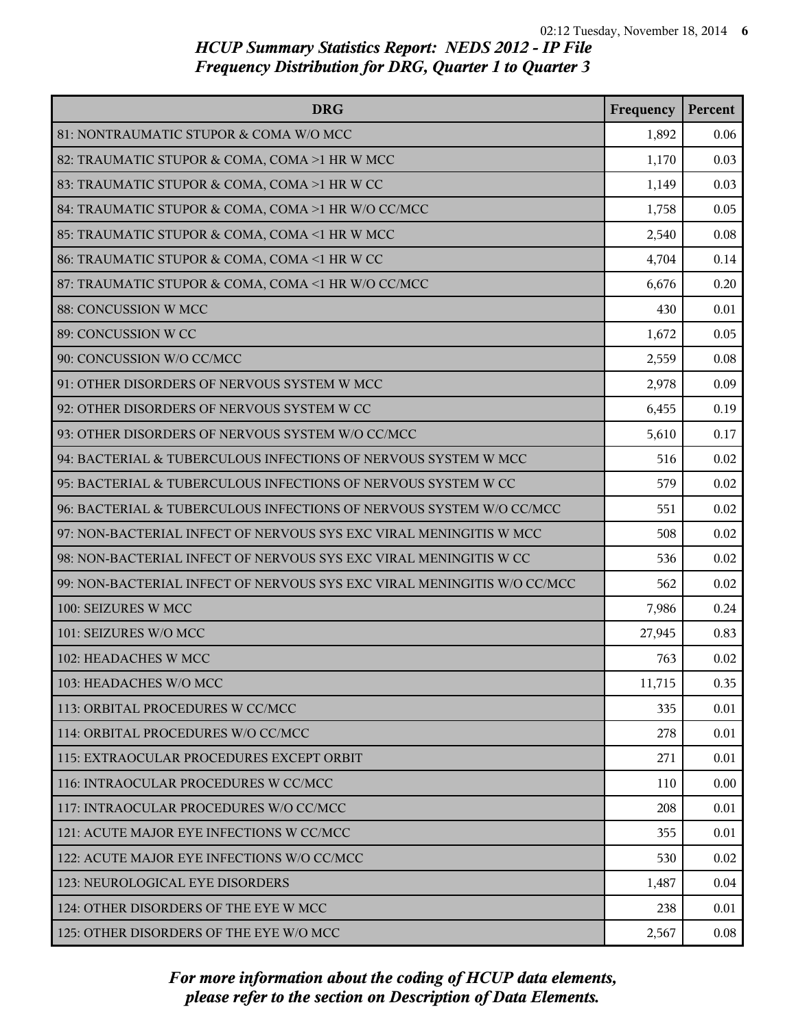# HCUP Summary Statistics Report: NEDS 2012 - IP File
## Frequency Distribution for DRG, Quarter 1 to Quarter 3

| DRG | Frequency | Percent |
|---|---:|---:|
| 81: NONTRAUMATIC STUPOR & COMA W/O MCC | 1,892 | 0.06 |
| 82: TRAUMATIC STUPOR & COMA, COMA >1 HR W MCC | 1,170 | 0.03 |
| 83: TRAUMATIC STUPOR & COMA, COMA >1 HR W CC | 1,149 | 0.03 |
| 84: TRAUMATIC STUPOR & COMA, COMA >1 HR W/O CC/MCC | 1,758 | 0.05 |
| 85: TRAUMATIC STUPOR & COMA, COMA <1 HR W MCC | 2,540 | 0.08 |
| 86: TRAUMATIC STUPOR & COMA, COMA <1 HR W CC | 4,704 | 0.14 |
| 87: TRAUMATIC STUPOR & COMA, COMA <1 HR W/O CC/MCC | 6,676 | 0.20 |
| 88: CONCUSSION W MCC | 430 | 0.01 |
| 89: CONCUSSION W CC | 1,672 | 0.05 |
| 90: CONCUSSION W/O CC/MCC | 2,559 | 0.08 |
| 91: OTHER DISORDERS OF NERVOUS SYSTEM W MCC | 2,978 | 0.09 |
| 92: OTHER DISORDERS OF NERVOUS SYSTEM W CC | 6,455 | 0.19 |
| 93: OTHER DISORDERS OF NERVOUS SYSTEM W/O CC/MCC | 5,610 | 0.17 |
| 94: BACTERIAL & TUBERCULOUS INFECTIONS OF NERVOUS SYSTEM W MCC | 516 | 0.02 |
| 95: BACTERIAL & TUBERCULOUS INFECTIONS OF NERVOUS SYSTEM W CC | 579 | 0.02 |
| 96: BACTERIAL & TUBERCULOUS INFECTIONS OF NERVOUS SYSTEM W/O CC/MCC | 551 | 0.02 |
| 97: NON-BACTERIAL INFECT OF NERVOUS SYS EXC VIRAL MENINGITIS W MCC | 508 | 0.02 |
| 98: NON-BACTERIAL INFECT OF NERVOUS SYS EXC VIRAL MENINGITIS W CC | 536 | 0.02 |
| 99: NON-BACTERIAL INFECT OF NERVOUS SYS EXC VIRAL MENINGITIS W/O CC/MCC | 562 | 0.02 |
| 100: SEIZURES W MCC | 7,986 | 0.24 |
| 101: SEIZURES W/O MCC | 27,945 | 0.83 |
| 102: HEADACHES W MCC | 763 | 0.02 |
| 103: HEADACHES W/O MCC | 11,715 | 0.35 |
| 113: ORBITAL PROCEDURES W CC/MCC | 335 | 0.01 |
| 114: ORBITAL PROCEDURES W/O CC/MCC | 278 | 0.01 |
| 115: EXTRAOCULAR PROCEDURES EXCEPT ORBIT | 271 | 0.01 |
| 116: INTRAOCULAR PROCEDURES W CC/MCC | 110 | 0.00 |
| 117: INTRAOCULAR PROCEDURES W/O CC/MCC | 208 | 0.01 |
| 121: ACUTE MAJOR EYE INFECTIONS W CC/MCC | 355 | 0.01 |
| 122: ACUTE MAJOR EYE INFECTIONS W/O CC/MCC | 530 | 0.02 |
| 123: NEUROLOGICAL EYE DISORDERS | 1,487 | 0.04 |
| 124: OTHER DISORDERS OF THE EYE W MCC | 238 | 0.01 |
| 125: OTHER DISORDERS OF THE EYE W/O MCC | 2,567 | 0.08 |

*For more information about the coding of HCUP data elements, please refer to the section on Description of Data Elements.*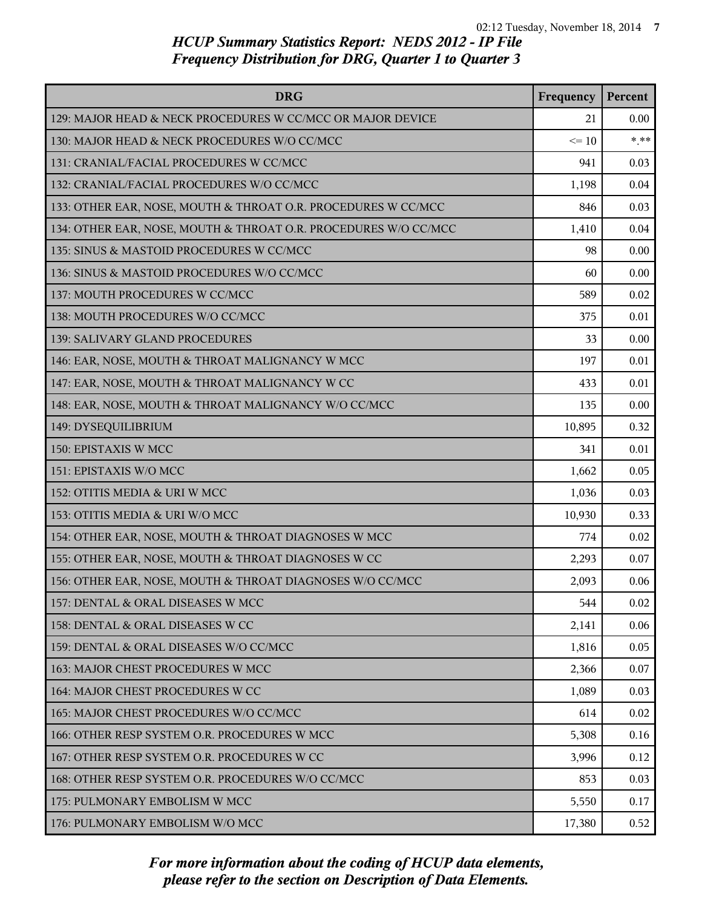# HCUP Summary Statistics Report: NEDS 2012 - IP File
## Frequency Distribution for DRG, Quarter 1 to Quarter 3

| DRG | Frequency | Percent |
|---|---|---|
| 129: MAJOR HEAD & NECK PROCEDURES W CC/MCC OR MAJOR DEVICE | 21 | 0.00 |
| 130: MAJOR HEAD & NECK PROCEDURES W/O CC/MCC | <= 10 | *.** |
| 131: CRANIAL/FACIAL PROCEDURES W CC/MCC | 941 | 0.03 |
| 132: CRANIAL/FACIAL PROCEDURES W/O CC/MCC | 1,198 | 0.04 |
| 133: OTHER EAR, NOSE, MOUTH & THROAT O.R. PROCEDURES W CC/MCC | 846 | 0.03 |
| 134: OTHER EAR, NOSE, MOUTH & THROAT O.R. PROCEDURES W/O CC/MCC | 1,410 | 0.04 |
| 135: SINUS & MASTOID PROCEDURES W CC/MCC | 98 | 0.00 |
| 136: SINUS & MASTOID PROCEDURES W/O CC/MCC | 60 | 0.00 |
| 137: MOUTH PROCEDURES W CC/MCC | 589 | 0.02 |
| 138: MOUTH PROCEDURES W/O CC/MCC | 375 | 0.01 |
| 139: SALIVARY GLAND PROCEDURES | 33 | 0.00 |
| 146: EAR, NOSE, MOUTH & THROAT MALIGNANCY W MCC | 197 | 0.01 |
| 147: EAR, NOSE, MOUTH & THROAT MALIGNANCY W CC | 433 | 0.01 |
| 148: EAR, NOSE, MOUTH & THROAT MALIGNANCY W/O CC/MCC | 135 | 0.00 |
| 149: DYSEQUILIBRIUM | 10,895 | 0.32 |
| 150: EPISTAXIS W MCC | 341 | 0.01 |
| 151: EPISTAXIS W/O MCC | 1,662 | 0.05 |
| 152: OTITIS MEDIA & URI W MCC | 1,036 | 0.03 |
| 153: OTITIS MEDIA & URI W/O MCC | 10,930 | 0.33 |
| 154: OTHER EAR, NOSE, MOUTH & THROAT DIAGNOSES W MCC | 774 | 0.02 |
| 155: OTHER EAR, NOSE, MOUTH & THROAT DIAGNOSES W CC | 2,293 | 0.07 |
| 156: OTHER EAR, NOSE, MOUTH & THROAT DIAGNOSES W/O CC/MCC | 2,093 | 0.06 |
| 157: DENTAL & ORAL DISEASES W MCC | 544 | 0.02 |
| 158: DENTAL & ORAL DISEASES W CC | 2,141 | 0.06 |
| 159: DENTAL & ORAL DISEASES W/O CC/MCC | 1,816 | 0.05 |
| 163: MAJOR CHEST PROCEDURES W MCC | 2,366 | 0.07 |
| 164: MAJOR CHEST PROCEDURES W CC | 1,089 | 0.03 |
| 165: MAJOR CHEST PROCEDURES W/O CC/MCC | 614 | 0.02 |
| 166: OTHER RESP SYSTEM O.R. PROCEDURES W MCC | 5,308 | 0.16 |
| 167: OTHER RESP SYSTEM O.R. PROCEDURES W CC | 3,996 | 0.12 |
| 168: OTHER RESP SYSTEM O.R. PROCEDURES W/O CC/MCC | 853 | 0.03 |
| 175: PULMONARY EMBOLISM W MCC | 5,550 | 0.17 |
| 176: PULMONARY EMBOLISM W/O MCC | 17,380 | 0.52 |

*For more information about the coding of HCUP data elements, please refer to the section on Description of Data Elements.*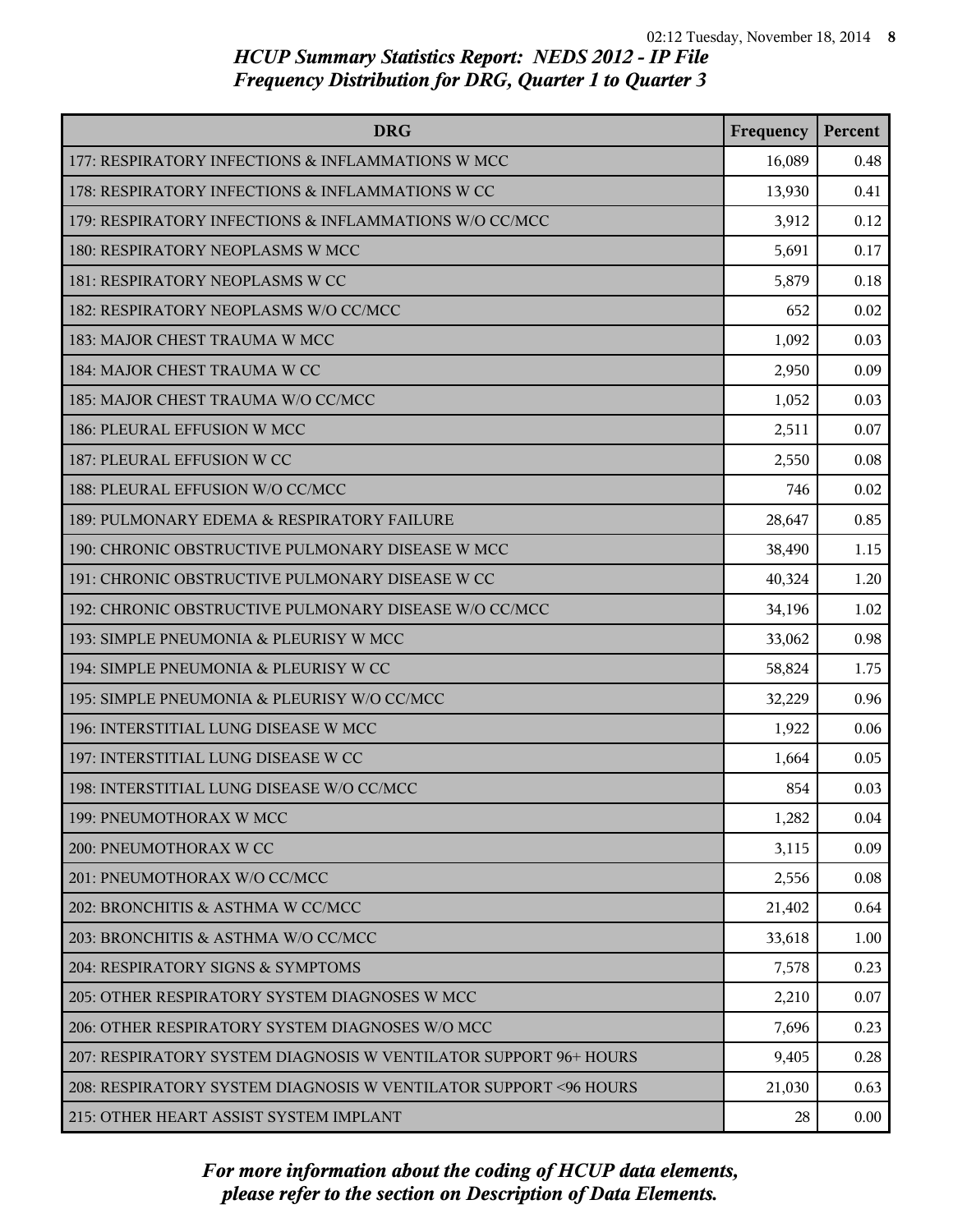# HCUP Summary Statistics Report: NEDS 2012 - IP File
## Frequency Distribution for DRG, Quarter 1 to Quarter 3

| DRG | Frequency | Percent |
|---|---|---|
| 177: RESPIRATORY INFECTIONS & INFLAMMATIONS W MCC | 16,089 | 0.48 |
| 178: RESPIRATORY INFECTIONS & INFLAMMATIONS W CC | 13,930 | 0.41 |
| 179: RESPIRATORY INFECTIONS & INFLAMMATIONS W/O CC/MCC | 3,912 | 0.12 |
| 180: RESPIRATORY NEOPLASMS W MCC | 5,691 | 0.17 |
| 181: RESPIRATORY NEOPLASMS W CC | 5,879 | 0.18 |
| 182: RESPIRATORY NEOPLASMS W/O CC/MCC | 652 | 0.02 |
| 183: MAJOR CHEST TRAUMA W MCC | 1,092 | 0.03 |
| 184: MAJOR CHEST TRAUMA W CC | 2,950 | 0.09 |
| 185: MAJOR CHEST TRAUMA W/O CC/MCC | 1,052 | 0.03 |
| 186: PLEURAL EFFUSION W MCC | 2,511 | 0.07 |
| 187: PLEURAL EFFUSION W CC | 2,550 | 0.08 |
| 188: PLEURAL EFFUSION W/O CC/MCC | 746 | 0.02 |
| 189: PULMONARY EDEMA & RESPIRATORY FAILURE | 28,647 | 0.85 |
| 190: CHRONIC OBSTRUCTIVE PULMONARY DISEASE W MCC | 38,490 | 1.15 |
| 191: CHRONIC OBSTRUCTIVE PULMONARY DISEASE W CC | 40,324 | 1.20 |
| 192: CHRONIC OBSTRUCTIVE PULMONARY DISEASE W/O CC/MCC | 34,196 | 1.02 |
| 193: SIMPLE PNEUMONIA & PLEURISY W MCC | 33,062 | 0.98 |
| 194: SIMPLE PNEUMONIA & PLEURISY W CC | 58,824 | 1.75 |
| 195: SIMPLE PNEUMONIA & PLEURISY W/O CC/MCC | 32,229 | 0.96 |
| 196: INTERSTITIAL LUNG DISEASE W MCC | 1,922 | 0.06 |
| 197: INTERSTITIAL LUNG DISEASE W CC | 1,664 | 0.05 |
| 198: INTERSTITIAL LUNG DISEASE W/O CC/MCC | 854 | 0.03 |
| 199: PNEUMOTHORAX W MCC | 1,282 | 0.04 |
| 200: PNEUMOTHORAX W CC | 3,115 | 0.09 |
| 201: PNEUMOTHORAX W/O CC/MCC | 2,556 | 0.08 |
| 202: BRONCHITIS & ASTHMA W CC/MCC | 21,402 | 0.64 |
| 203: BRONCHITIS & ASTHMA W/O CC/MCC | 33,618 | 1.00 |
| 204: RESPIRATORY SIGNS & SYMPTOMS | 7,578 | 0.23 |
| 205: OTHER RESPIRATORY SYSTEM DIAGNOSES W MCC | 2,210 | 0.07 |
| 206: OTHER RESPIRATORY SYSTEM DIAGNOSES W/O MCC | 7,696 | 0.23 |
| 207: RESPIRATORY SYSTEM DIAGNOSIS W VENTILATOR SUPPORT 96+ HOURS | 9,405 | 0.28 |
| 208: RESPIRATORY SYSTEM DIAGNOSIS W VENTILATOR SUPPORT <96 HOURS | 21,030 | 0.63 |
| 215: OTHER HEART ASSIST SYSTEM IMPLANT | 28 | 0.00 |

*For more information about the coding of HCUP data elements, please refer to the section on Description of Data Elements.*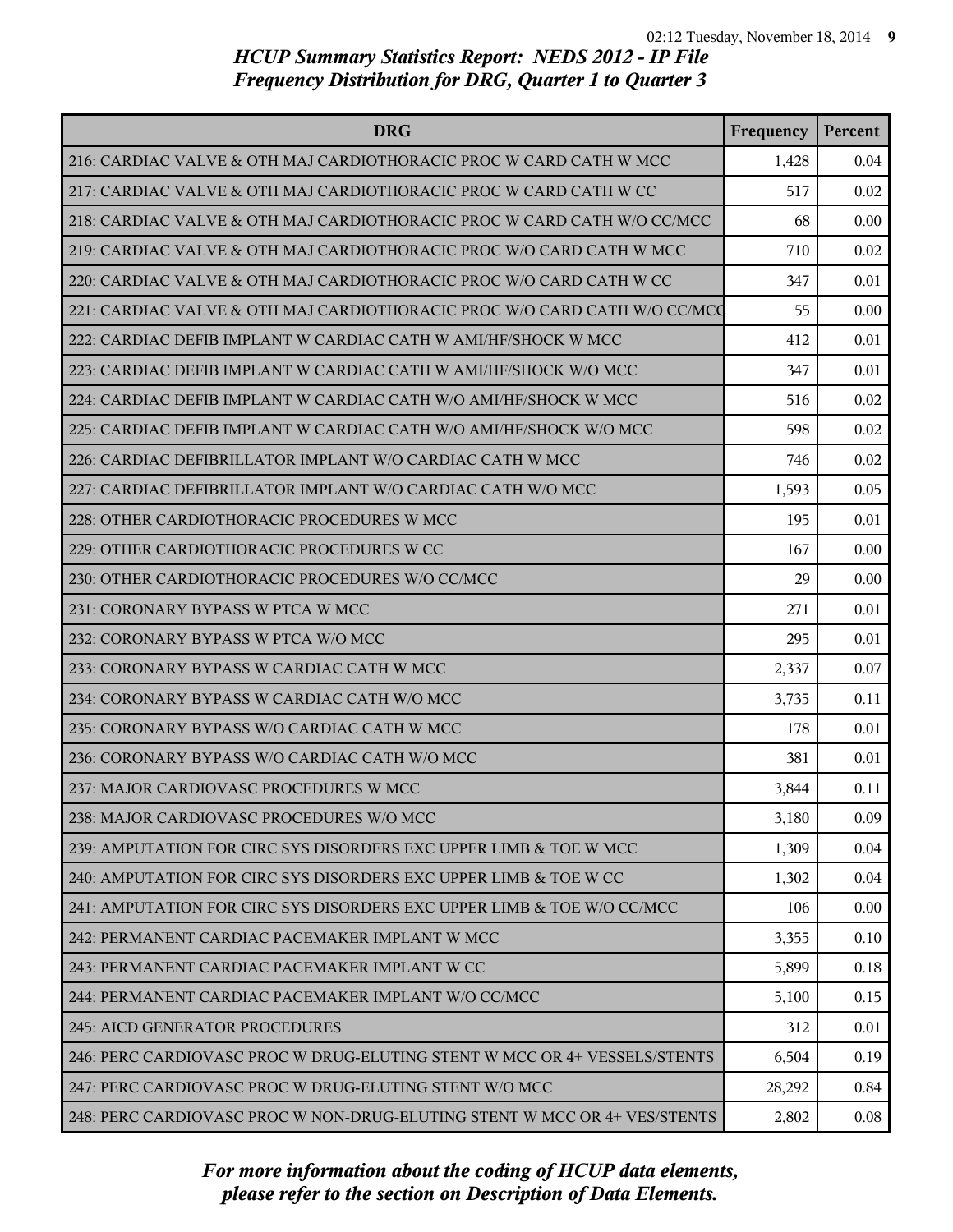*HCUP Summary Statistics Report: NEDS 2012 - IP File*
*Frequency Distribution for DRG, Quarter 1 to Quarter 3*

| DRG | Frequency | Percent |
|---|---|---|
| 216: CARDIAC VALVE & OTH MAJ CARDIOTHORACIC PROC W CARD CATH W MCC | 1,428 | 0.04 |
| 217: CARDIAC VALVE & OTH MAJ CARDIOTHORACIC PROC W CARD CATH W CC | 517 | 0.02 |
| 218: CARDIAC VALVE & OTH MAJ CARDIOTHORACIC PROC W CARD CATH W/O CC/MCC | 68 | 0.00 |
| 219: CARDIAC VALVE & OTH MAJ CARDIOTHORACIC PROC W/O CARD CATH W MCC | 710 | 0.02 |
| 220: CARDIAC VALVE & OTH MAJ CARDIOTHORACIC PROC W/O CARD CATH W CC | 347 | 0.01 |
| 221: CARDIAC VALVE & OTH MAJ CARDIOTHORACIC PROC W/O CARD CATH W/O CC/MCC | 55 | 0.00 |
| 222: CARDIAC DEFIB IMPLANT W CARDIAC CATH W AMI/HF/SHOCK W MCC | 412 | 0.01 |
| 223: CARDIAC DEFIB IMPLANT W CARDIAC CATH W AMI/HF/SHOCK W/O MCC | 347 | 0.01 |
| 224: CARDIAC DEFIB IMPLANT W CARDIAC CATH W/O AMI/HF/SHOCK W MCC | 516 | 0.02 |
| 225: CARDIAC DEFIB IMPLANT W CARDIAC CATH W/O AMI/HF/SHOCK W/O MCC | 598 | 0.02 |
| 226: CARDIAC DEFIBRILLATOR IMPLANT W/O CARDIAC CATH W MCC | 746 | 0.02 |
| 227: CARDIAC DEFIBRILLATOR IMPLANT W/O CARDIAC CATH W/O MCC | 1,593 | 0.05 |
| 228: OTHER CARDIOTHORACIC PROCEDURES W MCC | 195 | 0.01 |
| 229: OTHER CARDIOTHORACIC PROCEDURES W CC | 167 | 0.00 |
| 230: OTHER CARDIOTHORACIC PROCEDURES W/O CC/MCC | 29 | 0.00 |
| 231: CORONARY BYPASS W PTCA W MCC | 271 | 0.01 |
| 232: CORONARY BYPASS W PTCA W/O MCC | 295 | 0.01 |
| 233: CORONARY BYPASS W CARDIAC CATH W MCC | 2,337 | 0.07 |
| 234: CORONARY BYPASS W CARDIAC CATH W/O MCC | 3,735 | 0.11 |
| 235: CORONARY BYPASS W/O CARDIAC CATH W MCC | 178 | 0.01 |
| 236: CORONARY BYPASS W/O CARDIAC CATH W/O MCC | 381 | 0.01 |
| 237: MAJOR CARDIOVASC PROCEDURES W MCC | 3,844 | 0.11 |
| 238: MAJOR CARDIOVASC PROCEDURES W/O MCC | 3,180 | 0.09 |
| 239: AMPUTATION FOR CIRC SYS DISORDERS EXC UPPER LIMB & TOE W MCC | 1,309 | 0.04 |
| 240: AMPUTATION FOR CIRC SYS DISORDERS EXC UPPER LIMB & TOE W CC | 1,302 | 0.04 |
| 241: AMPUTATION FOR CIRC SYS DISORDERS EXC UPPER LIMB & TOE W/O CC/MCC | 106 | 0.00 |
| 242: PERMANENT CARDIAC PACEMAKER IMPLANT W MCC | 3,355 | 0.10 |
| 243: PERMANENT CARDIAC PACEMAKER IMPLANT W CC | 5,899 | 0.18 |
| 244: PERMANENT CARDIAC PACEMAKER IMPLANT W/O CC/MCC | 5,100 | 0.15 |
| 245: AICD GENERATOR PROCEDURES | 312 | 0.01 |
| 246: PERC CARDIOVASC PROC W DRUG-ELUTING STENT W MCC OR 4+ VESSELS/STENTS | 6,504 | 0.19 |
| 247: PERC CARDIOVASC PROC W DRUG-ELUTING STENT W/O MCC | 28,292 | 0.84 |
| 248: PERC CARDIOVASC PROC W NON-DRUG-ELUTING STENT W MCC OR 4+ VES/STENTS | 2,802 | 0.08 |

*For more information about the coding of HCUP data elements, please refer to the section on Description of Data Elements.*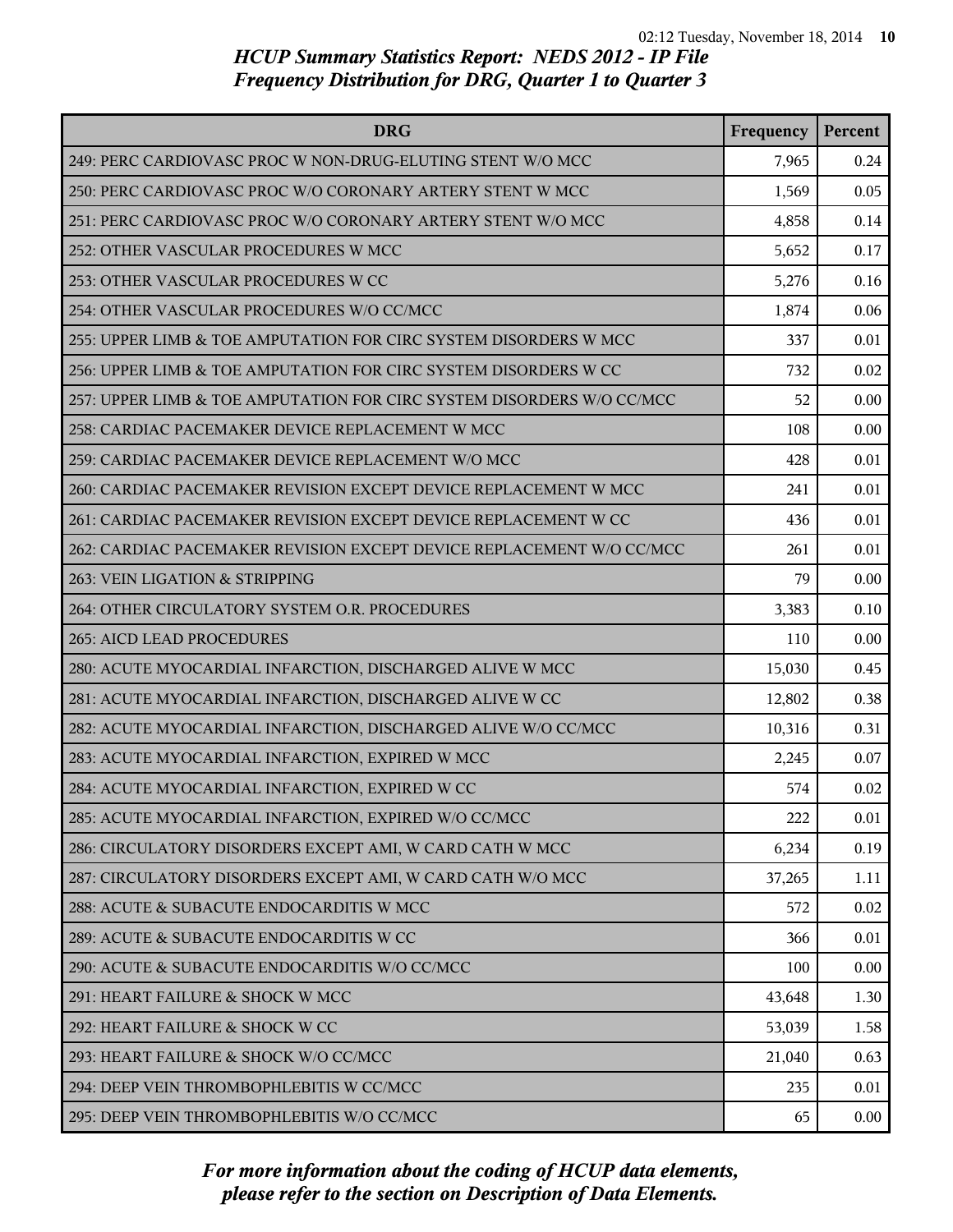*HCUP Summary Statistics Report: NEDS 2012 - IP File*
*Frequency Distribution for DRG, Quarter 1 to Quarter 3*

| DRG | Frequency | Percent |
|---|---|---|
| 249: PERC CARDIOVASC PROC W NON-DRUG-ELUTING STENT W/O MCC | 7,965 | 0.24 |
| 250: PERC CARDIOVASC PROC W/O CORONARY ARTERY STENT W MCC | 1,569 | 0.05 |
| 251: PERC CARDIOVASC PROC W/O CORONARY ARTERY STENT W/O MCC | 4,858 | 0.14 |
| 252: OTHER VASCULAR PROCEDURES W MCC | 5,652 | 0.17 |
| 253: OTHER VASCULAR PROCEDURES W CC | 5,276 | 0.16 |
| 254: OTHER VASCULAR PROCEDURES W/O CC/MCC | 1,874 | 0.06 |
| 255: UPPER LIMB & TOE AMPUTATION FOR CIRC SYSTEM DISORDERS W MCC | 337 | 0.01 |
| 256: UPPER LIMB & TOE AMPUTATION FOR CIRC SYSTEM DISORDERS W CC | 732 | 0.02 |
| 257: UPPER LIMB & TOE AMPUTATION FOR CIRC SYSTEM DISORDERS W/O CC/MCC | 52 | 0.00 |
| 258: CARDIAC PACEMAKER DEVICE REPLACEMENT W MCC | 108 | 0.00 |
| 259: CARDIAC PACEMAKER DEVICE REPLACEMENT W/O MCC | 428 | 0.01 |
| 260: CARDIAC PACEMAKER REVISION EXCEPT DEVICE REPLACEMENT W MCC | 241 | 0.01 |
| 261: CARDIAC PACEMAKER REVISION EXCEPT DEVICE REPLACEMENT W CC | 436 | 0.01 |
| 262: CARDIAC PACEMAKER REVISION EXCEPT DEVICE REPLACEMENT W/O CC/MCC | 261 | 0.01 |
| 263: VEIN LIGATION & STRIPPING | 79 | 0.00 |
| 264: OTHER CIRCULATORY SYSTEM O.R. PROCEDURES | 3,383 | 0.10 |
| 265: AICD LEAD PROCEDURES | 110 | 0.00 |
| 280: ACUTE MYOCARDIAL INFARCTION, DISCHARGED ALIVE W MCC | 15,030 | 0.45 |
| 281: ACUTE MYOCARDIAL INFARCTION, DISCHARGED ALIVE W CC | 12,802 | 0.38 |
| 282: ACUTE MYOCARDIAL INFARCTION, DISCHARGED ALIVE W/O CC/MCC | 10,316 | 0.31 |
| 283: ACUTE MYOCARDIAL INFARCTION, EXPIRED W MCC | 2,245 | 0.07 |
| 284: ACUTE MYOCARDIAL INFARCTION, EXPIRED W CC | 574 | 0.02 |
| 285: ACUTE MYOCARDIAL INFARCTION, EXPIRED W/O CC/MCC | 222 | 0.01 |
| 286: CIRCULATORY DISORDERS EXCEPT AMI, W CARD CATH W MCC | 6,234 | 0.19 |
| 287: CIRCULATORY DISORDERS EXCEPT AMI, W CARD CATH W/O MCC | 37,265 | 1.11 |
| 288: ACUTE & SUBACUTE ENDOCARDITIS W MCC | 572 | 0.02 |
| 289: ACUTE & SUBACUTE ENDOCARDITIS W CC | 366 | 0.01 |
| 290: ACUTE & SUBACUTE ENDOCARDITIS W/O CC/MCC | 100 | 0.00 |
| 291: HEART FAILURE & SHOCK W MCC | 43,648 | 1.30 |
| 292: HEART FAILURE & SHOCK W CC | 53,039 | 1.58 |
| 293: HEART FAILURE & SHOCK W/O CC/MCC | 21,040 | 0.63 |
| 294: DEEP VEIN THROMBOPHLEBITIS W CC/MCC | 235 | 0.01 |
| 295: DEEP VEIN THROMBOPHLEBITIS W/O CC/MCC | 65 | 0.00 |

*For more information about the coding of HCUP data elements, please refer to the section on Description of Data Elements.*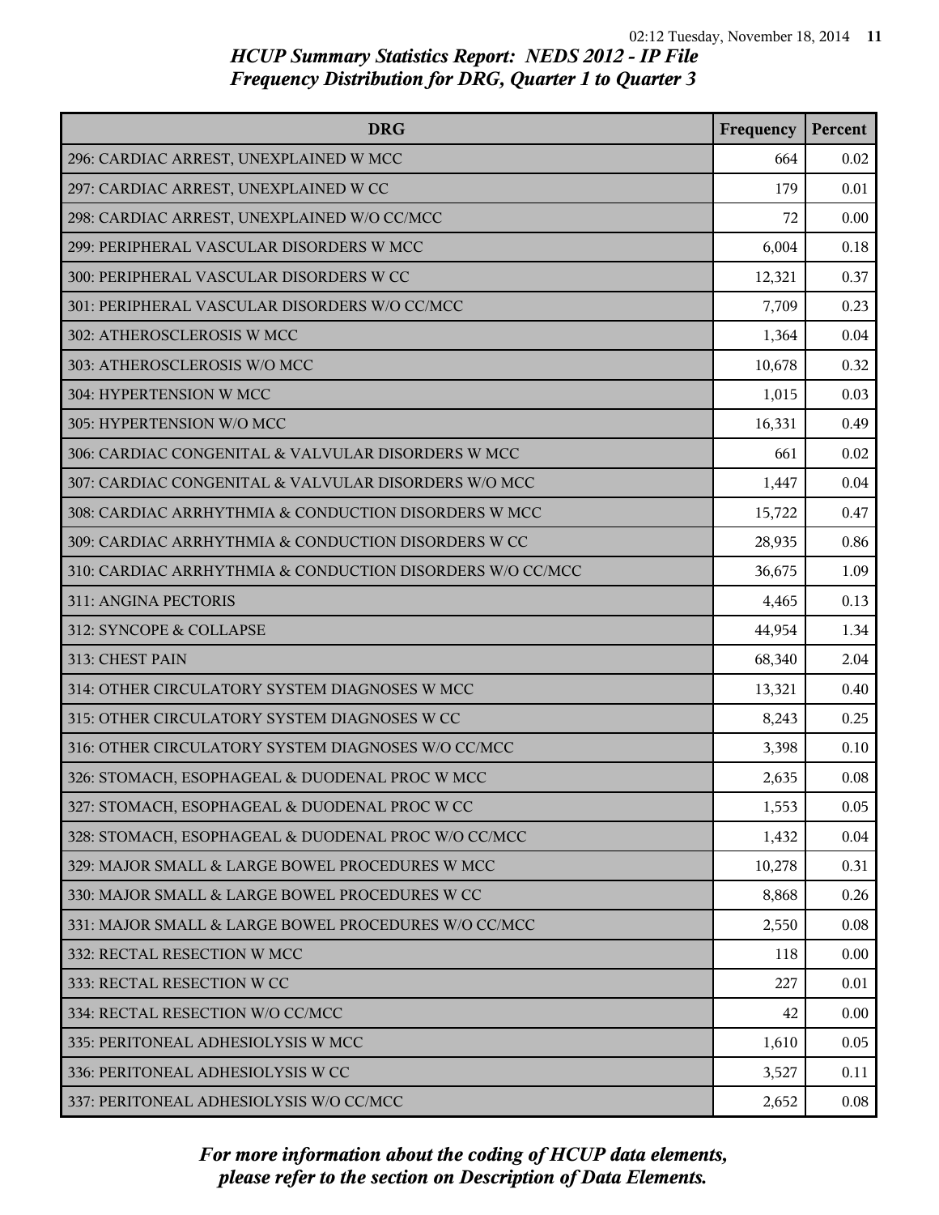## HCUP Summary Statistics Report: NEDS 2012 - IP File
## Frequency Distribution for DRG, Quarter 1 to Quarter 3

| DRG | Frequency | Percent |
|---|---|---|
| 296: CARDIAC ARREST, UNEXPLAINED W MCC | 664 | 0.02 |
| 297: CARDIAC ARREST, UNEXPLAINED W CC | 179 | 0.01 |
| 298: CARDIAC ARREST, UNEXPLAINED W/O CC/MCC | 72 | 0.00 |
| 299: PERIPHERAL VASCULAR DISORDERS W MCC | 6,004 | 0.18 |
| 300: PERIPHERAL VASCULAR DISORDERS W CC | 12,321 | 0.37 |
| 301: PERIPHERAL VASCULAR DISORDERS W/O CC/MCC | 7,709 | 0.23 |
| 302: ATHEROSCLEROSIS W MCC | 1,364 | 0.04 |
| 303: ATHEROSCLEROSIS W/O MCC | 10,678 | 0.32 |
| 304: HYPERTENSION W MCC | 1,015 | 0.03 |
| 305: HYPERTENSION W/O MCC | 16,331 | 0.49 |
| 306: CARDIAC CONGENITAL & VALVULAR DISORDERS W MCC | 661 | 0.02 |
| 307: CARDIAC CONGENITAL & VALVULAR DISORDERS W/O MCC | 1,447 | 0.04 |
| 308: CARDIAC ARRHYTHMIA & CONDUCTION DISORDERS W MCC | 15,722 | 0.47 |
| 309: CARDIAC ARRHYTHMIA & CONDUCTION DISORDERS W CC | 28,935 | 0.86 |
| 310: CARDIAC ARRHYTHMIA & CONDUCTION DISORDERS W/O CC/MCC | 36,675 | 1.09 |
| 311: ANGINA PECTORIS | 4,465 | 0.13 |
| 312: SYNCOPE & COLLAPSE | 44,954 | 1.34 |
| 313: CHEST PAIN | 68,340 | 2.04 |
| 314: OTHER CIRCULATORY SYSTEM DIAGNOSES W MCC | 13,321 | 0.40 |
| 315: OTHER CIRCULATORY SYSTEM DIAGNOSES W CC | 8,243 | 0.25 |
| 316: OTHER CIRCULATORY SYSTEM DIAGNOSES W/O CC/MCC | 3,398 | 0.10 |
| 326: STOMACH, ESOPHAGEAL & DUODENAL PROC W MCC | 2,635 | 0.08 |
| 327: STOMACH, ESOPHAGEAL & DUODENAL PROC W CC | 1,553 | 0.05 |
| 328: STOMACH, ESOPHAGEAL & DUODENAL PROC W/O CC/MCC | 1,432 | 0.04 |
| 329: MAJOR SMALL & LARGE BOWEL PROCEDURES W MCC | 10,278 | 0.31 |
| 330: MAJOR SMALL & LARGE BOWEL PROCEDURES W CC | 8,868 | 0.26 |
| 331: MAJOR SMALL & LARGE BOWEL PROCEDURES W/O CC/MCC | 2,550 | 0.08 |
| 332: RECTAL RESECTION W MCC | 118 | 0.00 |
| 333: RECTAL RESECTION W CC | 227 | 0.01 |
| 334: RECTAL RESECTION W/O CC/MCC | 42 | 0.00 |
| 335: PERITONEAL ADHESIOLYSIS W MCC | 1,610 | 0.05 |
| 336: PERITONEAL ADHESIOLYSIS W CC | 3,527 | 0.11 |
| 337: PERITONEAL ADHESIOLYSIS W/O CC/MCC | 2,652 | 0.08 |

*For more information about the coding of HCUP data elements, please refer to the section on Description of Data Elements.*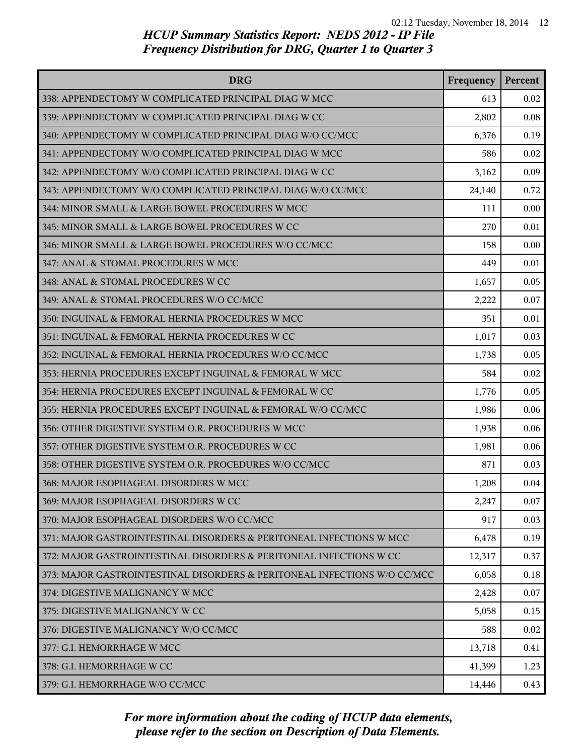# HCUP Summary Statistics Report: NEDS 2012 - IP File
## Frequency Distribution for DRG, Quarter 1 to Quarter 3

| DRG | Frequency | Percent |
| --- | --- | --- |
| 338: APPENDECTOMY W COMPLICATED PRINCIPAL DIAG W MCC | 613 | 0.02 |
| 339: APPENDECTOMY W COMPLICATED PRINCIPAL DIAG W CC | 2,802 | 0.08 |
| 340: APPENDECTOMY W COMPLICATED PRINCIPAL DIAG W/O CC/MCC | 6,376 | 0.19 |
| 341: APPENDECTOMY W/O COMPLICATED PRINCIPAL DIAG W MCC | 586 | 0.02 |
| 342: APPENDECTOMY W/O COMPLICATED PRINCIPAL DIAG W CC | 3,162 | 0.09 |
| 343: APPENDECTOMY W/O COMPLICATED PRINCIPAL DIAG W/O CC/MCC | 24,140 | 0.72 |
| 344: MINOR SMALL & LARGE BOWEL PROCEDURES W MCC | 111 | 0.00 |
| 345: MINOR SMALL & LARGE BOWEL PROCEDURES W CC | 270 | 0.01 |
| 346: MINOR SMALL & LARGE BOWEL PROCEDURES W/O CC/MCC | 158 | 0.00 |
| 347: ANAL & STOMAL PROCEDURES W MCC | 449 | 0.01 |
| 348: ANAL & STOMAL PROCEDURES W CC | 1,657 | 0.05 |
| 349: ANAL & STOMAL PROCEDURES W/O CC/MCC | 2,222 | 0.07 |
| 350: INGUINAL & FEMORAL HERNIA PROCEDURES W MCC | 351 | 0.01 |
| 351: INGUINAL & FEMORAL HERNIA PROCEDURES W CC | 1,017 | 0.03 |
| 352: INGUINAL & FEMORAL HERNIA PROCEDURES W/O CC/MCC | 1,738 | 0.05 |
| 353: HERNIA PROCEDURES EXCEPT INGUINAL & FEMORAL W MCC | 584 | 0.02 |
| 354: HERNIA PROCEDURES EXCEPT INGUINAL & FEMORAL W CC | 1,776 | 0.05 |
| 355: HERNIA PROCEDURES EXCEPT INGUINAL & FEMORAL W/O CC/MCC | 1,986 | 0.06 |
| 356: OTHER DIGESTIVE SYSTEM O.R. PROCEDURES W MCC | 1,938 | 0.06 |
| 357: OTHER DIGESTIVE SYSTEM O.R. PROCEDURES W CC | 1,981 | 0.06 |
| 358: OTHER DIGESTIVE SYSTEM O.R. PROCEDURES W/O CC/MCC | 871 | 0.03 |
| 368: MAJOR ESOPHAGEAL DISORDERS W MCC | 1,208 | 0.04 |
| 369: MAJOR ESOPHAGEAL DISORDERS W CC | 2,247 | 0.07 |
| 370: MAJOR ESOPHAGEAL DISORDERS W/O CC/MCC | 917 | 0.03 |
| 371: MAJOR GASTROINTESTINAL DISORDERS & PERITONEAL INFECTIONS W MCC | 6,478 | 0.19 |
| 372: MAJOR GASTROINTESTINAL DISORDERS & PERITONEAL INFECTIONS W CC | 12,317 | 0.37 |
| 373: MAJOR GASTROINTESTINAL DISORDERS & PERITONEAL INFECTIONS W/O CC/MCC | 6,058 | 0.18 |
| 374: DIGESTIVE MALIGNANCY W MCC | 2,428 | 0.07 |
| 375: DIGESTIVE MALIGNANCY W CC | 5,058 | 0.15 |
| 376: DIGESTIVE MALIGNANCY W/O CC/MCC | 588 | 0.02 |
| 377: G.I. HEMORRHAGE W MCC | 13,718 | 0.41 |
| 378: G.I. HEMORRHAGE W CC | 41,399 | 1.23 |
| 379: G.I. HEMORRHAGE W/O CC/MCC | 14,446 | 0.43 |

*For more information about the coding of HCUP data elements, please refer to the section on Description of Data Elements.*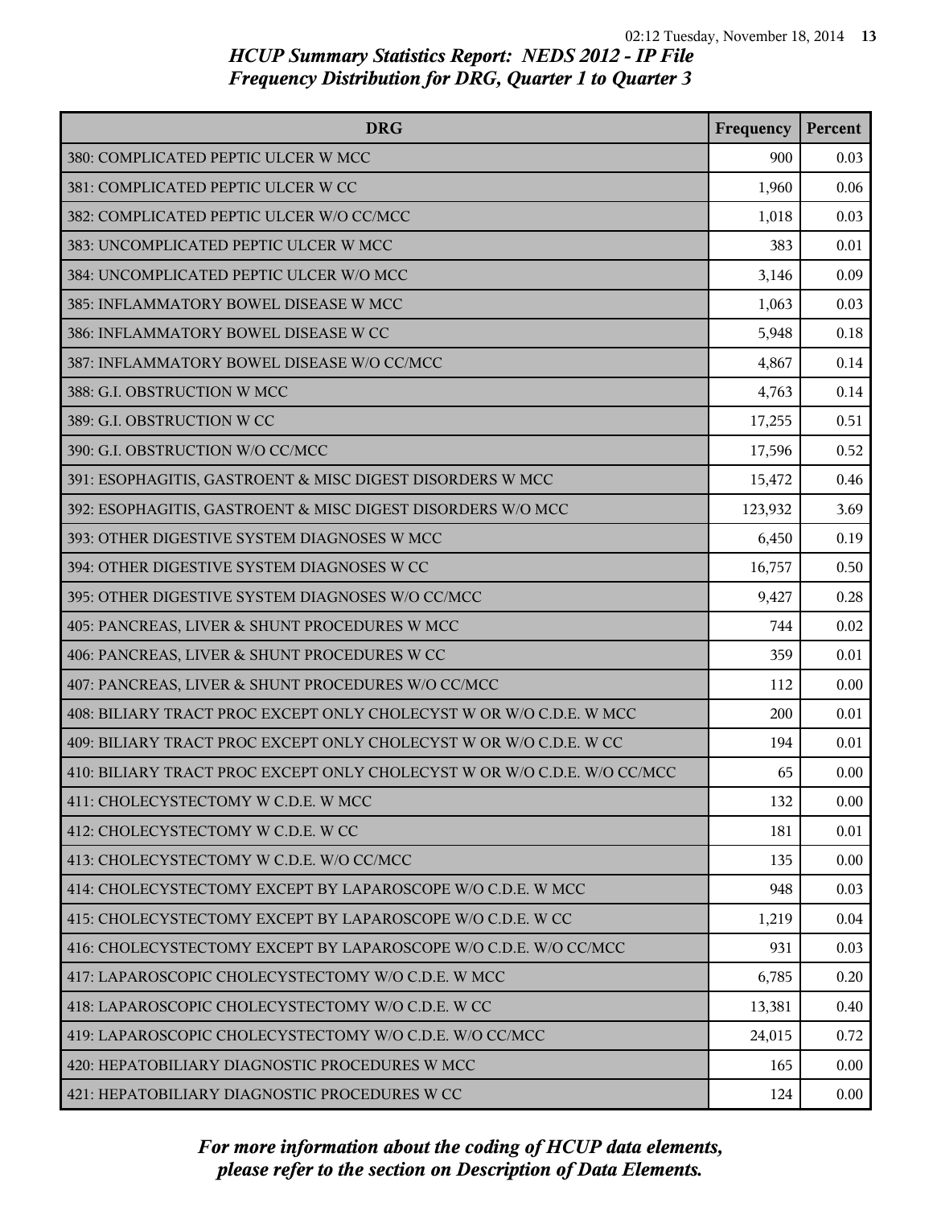# HCUP Summary Statistics Report: NEDS 2012 - IP File
## Frequency Distribution for DRG, Quarter 1 to Quarter 3

| DRG | Frequency | Percent |
|---|---|---|
| 380: COMPLICATED PEPTIC ULCER W MCC | 900 | 0.03 |
| 381: COMPLICATED PEPTIC ULCER W CC | 1,960 | 0.06 |
| 382: COMPLICATED PEPTIC ULCER W/O CC/MCC | 1,018 | 0.03 |
| 383: UNCOMPLICATED PEPTIC ULCER W MCC | 383 | 0.01 |
| 384: UNCOMPLICATED PEPTIC ULCER W/O MCC | 3,146 | 0.09 |
| 385: INFLAMMATORY BOWEL DISEASE W MCC | 1,063 | 0.03 |
| 386: INFLAMMATORY BOWEL DISEASE W CC | 5,948 | 0.18 |
| 387: INFLAMMATORY BOWEL DISEASE W/O CC/MCC | 4,867 | 0.14 |
| 388: G.I. OBSTRUCTION W MCC | 4,763 | 0.14 |
| 389: G.I. OBSTRUCTION W CC | 17,255 | 0.51 |
| 390: G.I. OBSTRUCTION W/O CC/MCC | 17,596 | 0.52 |
| 391: ESOPHAGITIS, GASTROENT & MISC DIGEST DISORDERS W MCC | 15,472 | 0.46 |
| 392: ESOPHAGITIS, GASTROENT & MISC DIGEST DISORDERS W/O MCC | 123,932 | 3.69 |
| 393: OTHER DIGESTIVE SYSTEM DIAGNOSES W MCC | 6,450 | 0.19 |
| 394: OTHER DIGESTIVE SYSTEM DIAGNOSES W CC | 16,757 | 0.50 |
| 395: OTHER DIGESTIVE SYSTEM DIAGNOSES W/O CC/MCC | 9,427 | 0.28 |
| 405: PANCREAS, LIVER & SHUNT PROCEDURES W MCC | 744 | 0.02 |
| 406: PANCREAS, LIVER & SHUNT PROCEDURES W CC | 359 | 0.01 |
| 407: PANCREAS, LIVER & SHUNT PROCEDURES W/O CC/MCC | 112 | 0.00 |
| 408: BILIARY TRACT PROC EXCEPT ONLY CHOLECYST W OR W/O C.D.E. W MCC | 200 | 0.01 |
| 409: BILIARY TRACT PROC EXCEPT ONLY CHOLECYST W OR W/O C.D.E. W CC | 194 | 0.01 |
| 410: BILIARY TRACT PROC EXCEPT ONLY CHOLECYST W OR W/O C.D.E. W/O CC/MCC | 65 | 0.00 |
| 411: CHOLECYSTECTOMY W C.D.E. W MCC | 132 | 0.00 |
| 412: CHOLECYSTECTOMY W C.D.E. W CC | 181 | 0.01 |
| 413: CHOLECYSTECTOMY W C.D.E. W/O CC/MCC | 135 | 0.00 |
| 414: CHOLECYSTECTOMY EXCEPT BY LAPAROSCOPE W/O C.D.E. W MCC | 948 | 0.03 |
| 415: CHOLECYSTECTOMY EXCEPT BY LAPAROSCOPE W/O C.D.E. W CC | 1,219 | 0.04 |
| 416: CHOLECYSTECTOMY EXCEPT BY LAPAROSCOPE W/O C.D.E. W/O CC/MCC | 931 | 0.03 |
| 417: LAPAROSCOPIC CHOLECYSTECTOMY W/O C.D.E. W MCC | 6,785 | 0.20 |
| 418: LAPAROSCOPIC CHOLECYSTECTOMY W/O C.D.E. W CC | 13,381 | 0.40 |
| 419: LAPAROSCOPIC CHOLECYSTECTOMY W/O C.D.E. W/O CC/MCC | 24,015 | 0.72 |
| 420: HEPATOBILIARY DIAGNOSTIC PROCEDURES W MCC | 165 | 0.00 |
| 421: HEPATOBILIARY DIAGNOSTIC PROCEDURES W CC | 124 | 0.00 |

*For more information about the coding of HCUP data elements, please refer to the section on Description of Data Elements.*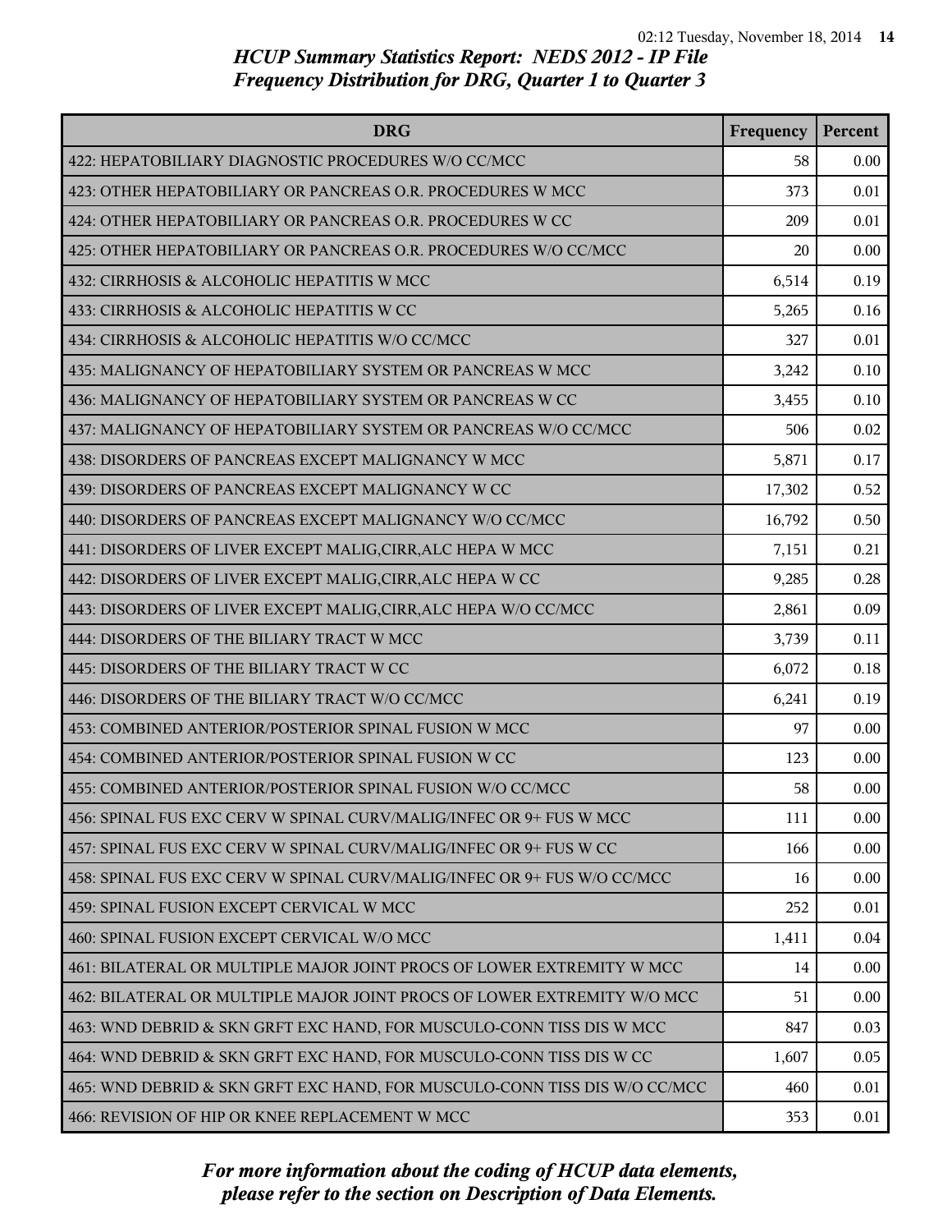# HCUP Summary Statistics Report: NEDS 2012 - IP File
# Frequency Distribution for DRG, Quarter 1 to Quarter 3

| DRG | Frequency | Percent |
|---|---|---|
| 422: HEPATOBILIARY DIAGNOSTIC PROCEDURES W/O CC/MCC | 58 | 0.00 |
| 423: OTHER HEPATOBILIARY OR PANCREAS O.R. PROCEDURES W MCC | 373 | 0.01 |
| 424: OTHER HEPATOBILIARY OR PANCREAS O.R. PROCEDURES W CC | 209 | 0.01 |
| 425: OTHER HEPATOBILIARY OR PANCREAS O.R. PROCEDURES W/O CC/MCC | 20 | 0.00 |
| 432: CIRRHOSIS & ALCOHOLIC HEPATITIS W MCC | 6,514 | 0.19 |
| 433: CIRRHOSIS & ALCOHOLIC HEPATITIS W CC | 5,265 | 0.16 |
| 434: CIRRHOSIS & ALCOHOLIC HEPATITIS W/O CC/MCC | 327 | 0.01 |
| 435: MALIGNANCY OF HEPATOBILIARY SYSTEM OR PANCREAS W MCC | 3,242 | 0.10 |
| 436: MALIGNANCY OF HEPATOBILIARY SYSTEM OR PANCREAS W CC | 3,455 | 0.10 |
| 437: MALIGNANCY OF HEPATOBILIARY SYSTEM OR PANCREAS W/O CC/MCC | 506 | 0.02 |
| 438: DISORDERS OF PANCREAS EXCEPT MALIGNANCY W MCC | 5,871 | 0.17 |
| 439: DISORDERS OF PANCREAS EXCEPT MALIGNANCY W CC | 17,302 | 0.52 |
| 440: DISORDERS OF PANCREAS EXCEPT MALIGNANCY W/O CC/MCC | 16,792 | 0.50 |
| 441: DISORDERS OF LIVER EXCEPT MALIG,CIRR,ALC HEPA W MCC | 7,151 | 0.21 |
| 442: DISORDERS OF LIVER EXCEPT MALIG,CIRR,ALC HEPA W CC | 9,285 | 0.28 |
| 443: DISORDERS OF LIVER EXCEPT MALIG,CIRR,ALC HEPA W/O CC/MCC | 2,861 | 0.09 |
| 444: DISORDERS OF THE BILIARY TRACT W MCC | 3,739 | 0.11 |
| 445: DISORDERS OF THE BILIARY TRACT W CC | 6,072 | 0.18 |
| 446: DISORDERS OF THE BILIARY TRACT W/O CC/MCC | 6,241 | 0.19 |
| 453: COMBINED ANTERIOR/POSTERIOR SPINAL FUSION W MCC | 97 | 0.00 |
| 454: COMBINED ANTERIOR/POSTERIOR SPINAL FUSION W CC | 123 | 0.00 |
| 455: COMBINED ANTERIOR/POSTERIOR SPINAL FUSION W/O CC/MCC | 58 | 0.00 |
| 456: SPINAL FUS EXC CERV W SPINAL CURV/MALIG/INFEC OR 9+ FUS W MCC | 111 | 0.00 |
| 457: SPINAL FUS EXC CERV W SPINAL CURV/MALIG/INFEC OR 9+ FUS W CC | 166 | 0.00 |
| 458: SPINAL FUS EXC CERV W SPINAL CURV/MALIG/INFEC OR 9+ FUS W/O CC/MCC | 16 | 0.00 |
| 459: SPINAL FUSION EXCEPT CERVICAL W MCC | 252 | 0.01 |
| 460: SPINAL FUSION EXCEPT CERVICAL W/O MCC | 1,411 | 0.04 |
| 461: BILATERAL OR MULTIPLE MAJOR JOINT PROCS OF LOWER EXTREMITY W MCC | 14 | 0.00 |
| 462: BILATERAL OR MULTIPLE MAJOR JOINT PROCS OF LOWER EXTREMITY W/O MCC | 51 | 0.00 |
| 463: WND DEBRID & SKN GRFT EXC HAND, FOR MUSCULO-CONN TISS DIS W MCC | 847 | 0.03 |
| 464: WND DEBRID & SKN GRFT EXC HAND, FOR MUSCULO-CONN TISS DIS W CC | 1,607 | 0.05 |
| 465: WND DEBRID & SKN GRFT EXC HAND, FOR MUSCULO-CONN TISS DIS W/O CC/MCC | 460 | 0.01 |
| 466: REVISION OF HIP OR KNEE REPLACEMENT W MCC | 353 | 0.01 |

*For more information about the coding of HCUP data elements, please refer to the section on Description of Data Elements.*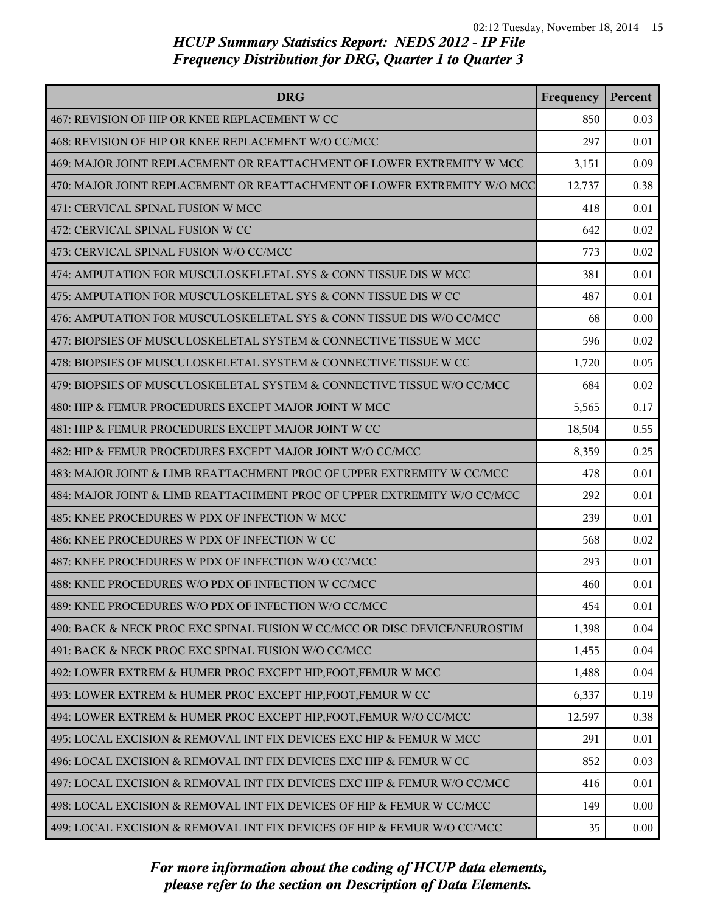# HCUP Summary Statistics Report: NEDS 2012 - IP File
## Frequency Distribution for DRG, Quarter 1 to Quarter 3

| DRG | Frequency | Percent |
| --- | --- | --- |
| 467: REVISION OF HIP OR KNEE REPLACEMENT W CC | 850 | 0.03 |
| 468: REVISION OF HIP OR KNEE REPLACEMENT W/O CC/MCC | 297 | 0.01 |
| 469: MAJOR JOINT REPLACEMENT OR REATTACHMENT OF LOWER EXTREMITY W MCC | 3,151 | 0.09 |
| 470: MAJOR JOINT REPLACEMENT OR REATTACHMENT OF LOWER EXTREMITY W/O MCC | 12,737 | 0.38 |
| 471: CERVICAL SPINAL FUSION W MCC | 418 | 0.01 |
| 472: CERVICAL SPINAL FUSION W CC | 642 | 0.02 |
| 473: CERVICAL SPINAL FUSION W/O CC/MCC | 773 | 0.02 |
| 474: AMPUTATION FOR MUSCULOSKELETAL SYS & CONN TISSUE DIS W MCC | 381 | 0.01 |
| 475: AMPUTATION FOR MUSCULOSKELETAL SYS & CONN TISSUE DIS W CC | 487 | 0.01 |
| 476: AMPUTATION FOR MUSCULOSKELETAL SYS & CONN TISSUE DIS W/O CC/MCC | 68 | 0.00 |
| 477: BIOPSIES OF MUSCULOSKELETAL SYSTEM & CONNECTIVE TISSUE W MCC | 596 | 0.02 |
| 478: BIOPSIES OF MUSCULOSKELETAL SYSTEM & CONNECTIVE TISSUE W CC | 1,720 | 0.05 |
| 479: BIOPSIES OF MUSCULOSKELETAL SYSTEM & CONNECTIVE TISSUE W/O CC/MCC | 684 | 0.02 |
| 480: HIP & FEMUR PROCEDURES EXCEPT MAJOR JOINT W MCC | 5,565 | 0.17 |
| 481: HIP & FEMUR PROCEDURES EXCEPT MAJOR JOINT W CC | 18,504 | 0.55 |
| 482: HIP & FEMUR PROCEDURES EXCEPT MAJOR JOINT W/O CC/MCC | 8,359 | 0.25 |
| 483: MAJOR JOINT & LIMB REATTACHMENT PROC OF UPPER EXTREMITY W CC/MCC | 478 | 0.01 |
| 484: MAJOR JOINT & LIMB REATTACHMENT PROC OF UPPER EXTREMITY W/O CC/MCC | 292 | 0.01 |
| 485: KNEE PROCEDURES W PDX OF INFECTION W MCC | 239 | 0.01 |
| 486: KNEE PROCEDURES W PDX OF INFECTION W CC | 568 | 0.02 |
| 487: KNEE PROCEDURES W PDX OF INFECTION W/O CC/MCC | 293 | 0.01 |
| 488: KNEE PROCEDURES W/O PDX OF INFECTION W CC/MCC | 460 | 0.01 |
| 489: KNEE PROCEDURES W/O PDX OF INFECTION W/O CC/MCC | 454 | 0.01 |
| 490: BACK & NECK PROC EXC SPINAL FUSION W CC/MCC OR DISC DEVICE/NEUROSTIM | 1,398 | 0.04 |
| 491: BACK & NECK PROC EXC SPINAL FUSION W/O CC/MCC | 1,455 | 0.04 |
| 492: LOWER EXTREM & HUMER PROC EXCEPT HIP,FOOT,FEMUR W MCC | 1,488 | 0.04 |
| 493: LOWER EXTREM & HUMER PROC EXCEPT HIP,FOOT,FEMUR W CC | 6,337 | 0.19 |
| 494: LOWER EXTREM & HUMER PROC EXCEPT HIP,FOOT,FEMUR W/O CC/MCC | 12,597 | 0.38 |
| 495: LOCAL EXCISION & REMOVAL INT FIX DEVICES EXC HIP & FEMUR W MCC | 291 | 0.01 |
| 496: LOCAL EXCISION & REMOVAL INT FIX DEVICES EXC HIP & FEMUR W CC | 852 | 0.03 |
| 497: LOCAL EXCISION & REMOVAL INT FIX DEVICES EXC HIP & FEMUR W/O CC/MCC | 416 | 0.01 |
| 498: LOCAL EXCISION & REMOVAL INT FIX DEVICES OF HIP & FEMUR W CC/MCC | 149 | 0.00 |
| 499: LOCAL EXCISION & REMOVAL INT FIX DEVICES OF HIP & FEMUR W/O CC/MCC | 35 | 0.00 |

*For more information about the coding of HCUP data elements, please refer to the section on Description of Data Elements.*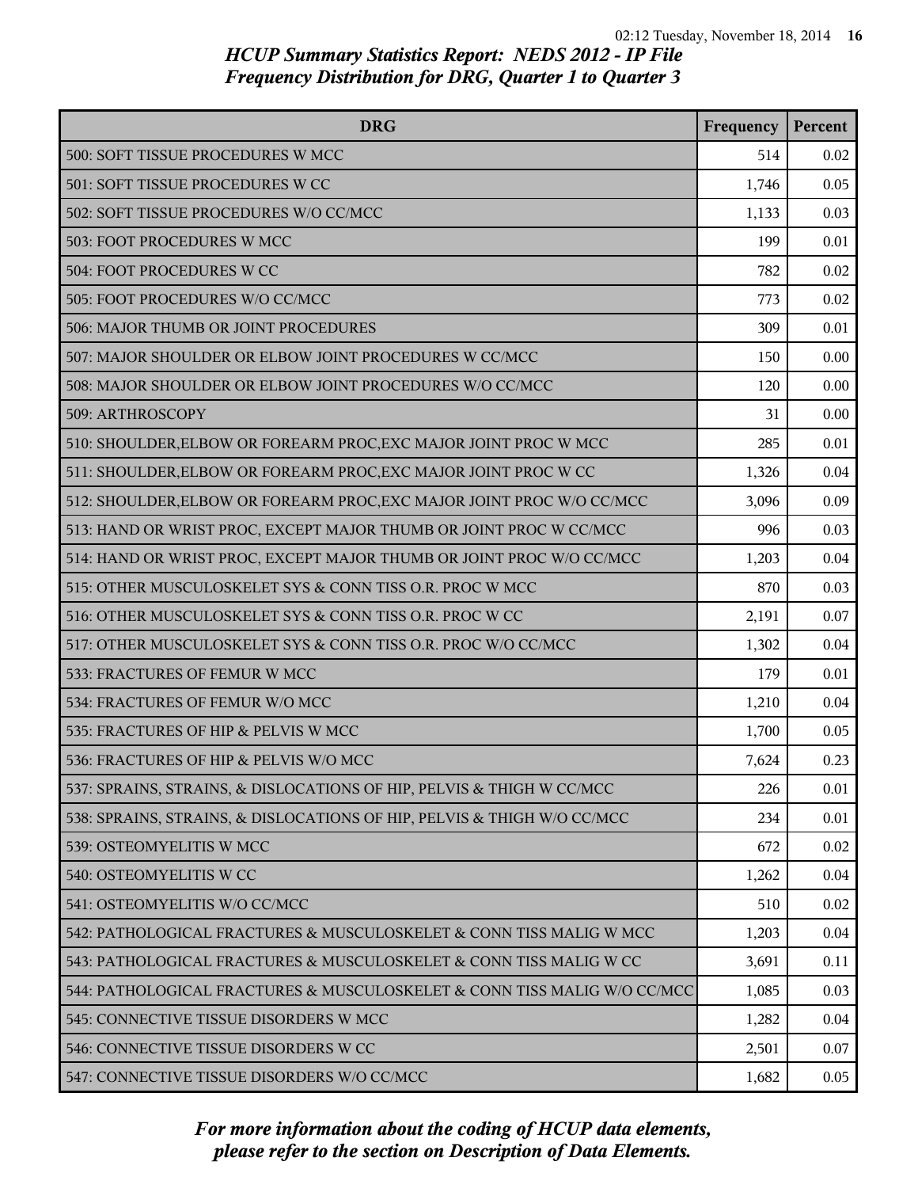# HCUP Summary Statistics Report: NEDS 2012 - IP File
## Frequency Distribution for DRG, Quarter 1 to Quarter 3

| DRG | Frequency | Percent |
|---|---|---|
| 500: SOFT TISSUE PROCEDURES W MCC | 514 | 0.02 |
| 501: SOFT TISSUE PROCEDURES W CC | 1,746 | 0.05 |
| 502: SOFT TISSUE PROCEDURES W/O CC/MCC | 1,133 | 0.03 |
| 503: FOOT PROCEDURES W MCC | 199 | 0.01 |
| 504: FOOT PROCEDURES W CC | 782 | 0.02 |
| 505: FOOT PROCEDURES W/O CC/MCC | 773 | 0.02 |
| 506: MAJOR THUMB OR JOINT PROCEDURES | 309 | 0.01 |
| 507: MAJOR SHOULDER OR ELBOW JOINT PROCEDURES W CC/MCC | 150 | 0.00 |
| 508: MAJOR SHOULDER OR ELBOW JOINT PROCEDURES W/O CC/MCC | 120 | 0.00 |
| 509: ARTHROSCOPY | 31 | 0.00 |
| 510: SHOULDER,ELBOW OR FOREARM PROC,EXC MAJOR JOINT PROC W MCC | 285 | 0.01 |
| 511: SHOULDER,ELBOW OR FOREARM PROC,EXC MAJOR JOINT PROC W CC | 1,326 | 0.04 |
| 512: SHOULDER,ELBOW OR FOREARM PROC,EXC MAJOR JOINT PROC W/O CC/MCC | 3,096 | 0.09 |
| 513: HAND OR WRIST PROC, EXCEPT MAJOR THUMB OR JOINT PROC W CC/MCC | 996 | 0.03 |
| 514: HAND OR WRIST PROC, EXCEPT MAJOR THUMB OR JOINT PROC W/O CC/MCC | 1,203 | 0.04 |
| 515: OTHER MUSCULOSKELET SYS & CONN TISS O.R. PROC W MCC | 870 | 0.03 |
| 516: OTHER MUSCULOSKELET SYS & CONN TISS O.R. PROC W CC | 2,191 | 0.07 |
| 517: OTHER MUSCULOSKELET SYS & CONN TISS O.R. PROC W/O CC/MCC | 1,302 | 0.04 |
| 533: FRACTURES OF FEMUR W MCC | 179 | 0.01 |
| 534: FRACTURES OF FEMUR W/O MCC | 1,210 | 0.04 |
| 535: FRACTURES OF HIP & PELVIS W MCC | 1,700 | 0.05 |
| 536: FRACTURES OF HIP & PELVIS W/O MCC | 7,624 | 0.23 |
| 537: SPRAINS, STRAINS, & DISLOCATIONS OF HIP, PELVIS & THIGH W CC/MCC | 226 | 0.01 |
| 538: SPRAINS, STRAINS, & DISLOCATIONS OF HIP, PELVIS & THIGH W/O CC/MCC | 234 | 0.01 |
| 539: OSTEOMYELITIS W MCC | 672 | 0.02 |
| 540: OSTEOMYELITIS W CC | 1,262 | 0.04 |
| 541: OSTEOMYELITIS W/O CC/MCC | 510 | 0.02 |
| 542: PATHOLOGICAL FRACTURES & MUSCULOSKELET & CONN TISS MALIG W MCC | 1,203 | 0.04 |
| 543: PATHOLOGICAL FRACTURES & MUSCULOSKELET & CONN TISS MALIG W CC | 3,691 | 0.11 |
| 544: PATHOLOGICAL FRACTURES & MUSCULOSKELET & CONN TISS MALIG W/O CC/MCC | 1,085 | 0.03 |
| 545: CONNECTIVE TISSUE DISORDERS W MCC | 1,282 | 0.04 |
| 546: CONNECTIVE TISSUE DISORDERS W CC | 2,501 | 0.07 |
| 547: CONNECTIVE TISSUE DISORDERS W/O CC/MCC | 1,682 | 0.05 |

*For more information about the coding of HCUP data elements, please refer to the section on Description of Data Elements.*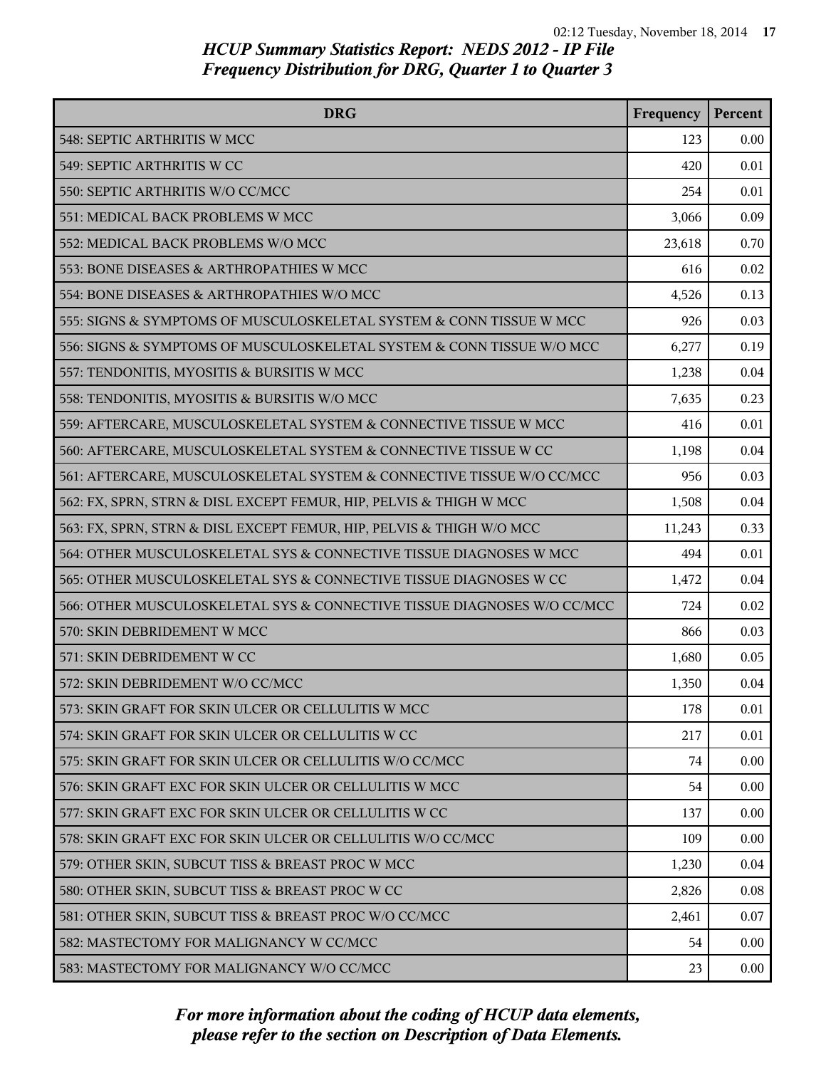# HCUP Summary Statistics Report: NEDS 2012 - IP File
## Frequency Distribution for DRG, Quarter 1 to Quarter 3

| DRG | Frequency | Percent |
|---|---|---|
| 548: SEPTIC ARTHRITIS W MCC | 123 | 0.00 |
| 549: SEPTIC ARTHRITIS W CC | 420 | 0.01 |
| 550: SEPTIC ARTHRITIS W/O CC/MCC | 254 | 0.01 |
| 551: MEDICAL BACK PROBLEMS W MCC | 3,066 | 0.09 |
| 552: MEDICAL BACK PROBLEMS W/O MCC | 23,618 | 0.70 |
| 553: BONE DISEASES & ARTHROPATHIES W MCC | 616 | 0.02 |
| 554: BONE DISEASES & ARTHROPATHIES W/O MCC | 4,526 | 0.13 |
| 555: SIGNS & SYMPTOMS OF MUSCULOSKELETAL SYSTEM & CONN TISSUE W MCC | 926 | 0.03 |
| 556: SIGNS & SYMPTOMS OF MUSCULOSKELETAL SYSTEM & CONN TISSUE W/O MCC | 6,277 | 0.19 |
| 557: TENDONITIS, MYOSITIS & BURSITIS W MCC | 1,238 | 0.04 |
| 558: TENDONITIS, MYOSITIS & BURSITIS W/O MCC | 7,635 | 0.23 |
| 559: AFTERCARE, MUSCULOSKELETAL SYSTEM & CONNECTIVE TISSUE W MCC | 416 | 0.01 |
| 560: AFTERCARE, MUSCULOSKELETAL SYSTEM & CONNECTIVE TISSUE W CC | 1,198 | 0.04 |
| 561: AFTERCARE, MUSCULOSKELETAL SYSTEM & CONNECTIVE TISSUE W/O CC/MCC | 956 | 0.03 |
| 562: FX, SPRN, STRN & DISL EXCEPT FEMUR, HIP, PELVIS & THIGH W MCC | 1,508 | 0.04 |
| 563: FX, SPRN, STRN & DISL EXCEPT FEMUR, HIP, PELVIS & THIGH W/O MCC | 11,243 | 0.33 |
| 564: OTHER MUSCULOSKELETAL SYS & CONNECTIVE TISSUE DIAGNOSES W MCC | 494 | 0.01 |
| 565: OTHER MUSCULOSKELETAL SYS & CONNECTIVE TISSUE DIAGNOSES W CC | 1,472 | 0.04 |
| 566: OTHER MUSCULOSKELETAL SYS & CONNECTIVE TISSUE DIAGNOSES W/O CC/MCC | 724 | 0.02 |
| 570: SKIN DEBRIDEMENT W MCC | 866 | 0.03 |
| 571: SKIN DEBRIDEMENT W CC | 1,680 | 0.05 |
| 572: SKIN DEBRIDEMENT W/O CC/MCC | 1,350 | 0.04 |
| 573: SKIN GRAFT FOR SKIN ULCER OR CELLULITIS W MCC | 178 | 0.01 |
| 574: SKIN GRAFT FOR SKIN ULCER OR CELLULITIS W CC | 217 | 0.01 |
| 575: SKIN GRAFT FOR SKIN ULCER OR CELLULITIS W/O CC/MCC | 74 | 0.00 |
| 576: SKIN GRAFT EXC FOR SKIN ULCER OR CELLULITIS W MCC | 54 | 0.00 |
| 577: SKIN GRAFT EXC FOR SKIN ULCER OR CELLULITIS W CC | 137 | 0.00 |
| 578: SKIN GRAFT EXC FOR SKIN ULCER OR CELLULITIS W/O CC/MCC | 109 | 0.00 |
| 579: OTHER SKIN, SUBCUT TISS & BREAST PROC W MCC | 1,230 | 0.04 |
| 580: OTHER SKIN, SUBCUT TISS & BREAST PROC W CC | 2,826 | 0.08 |
| 581: OTHER SKIN, SUBCUT TISS & BREAST PROC W/O CC/MCC | 2,461 | 0.07 |
| 582: MASTECTOMY FOR MALIGNANCY W CC/MCC | 54 | 0.00 |
| 583: MASTECTOMY FOR MALIGNANCY W/O CC/MCC | 23 | 0.00 |

*For more information about the coding of HCUP data elements, please refer to the section on Description of Data Elements.*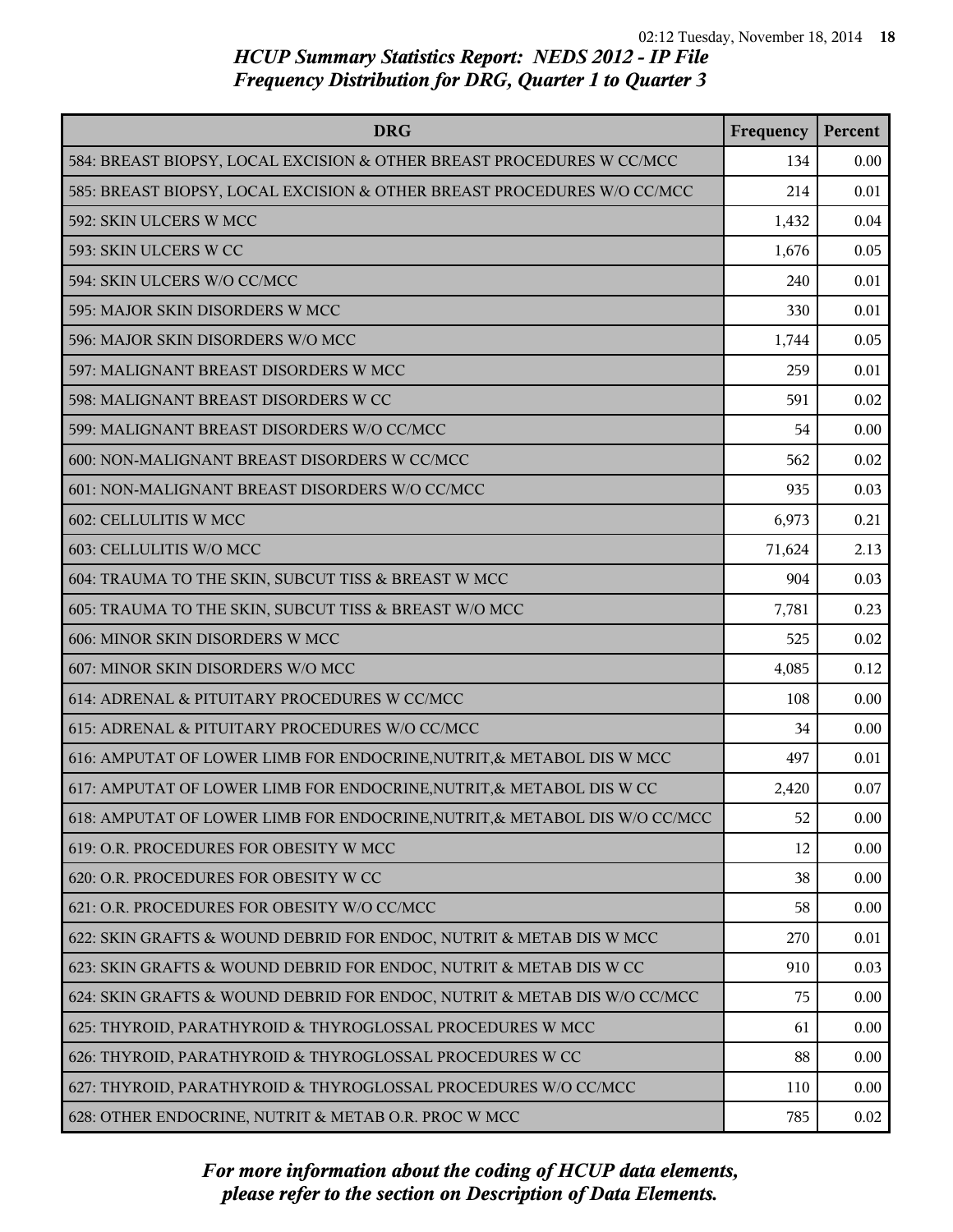# HCUP Summary Statistics Report: NEDS 2012 - IP File
## Frequency Distribution for DRG, Quarter 1 to Quarter 3

| DRG | Frequency | Percent |
|---|---|---|
| 584: BREAST BIOPSY, LOCAL EXCISION & OTHER BREAST PROCEDURES W CC/MCC | 134 | 0.00 |
| 585: BREAST BIOPSY, LOCAL EXCISION & OTHER BREAST PROCEDURES W/O CC/MCC | 214 | 0.01 |
| 592: SKIN ULCERS W MCC | 1,432 | 0.04 |
| 593: SKIN ULCERS W CC | 1,676 | 0.05 |
| 594: SKIN ULCERS W/O CC/MCC | 240 | 0.01 |
| 595: MAJOR SKIN DISORDERS W MCC | 330 | 0.01 |
| 596: MAJOR SKIN DISORDERS W/O MCC | 1,744 | 0.05 |
| 597: MALIGNANT BREAST DISORDERS W MCC | 259 | 0.01 |
| 598: MALIGNANT BREAST DISORDERS W CC | 591 | 0.02 |
| 599: MALIGNANT BREAST DISORDERS W/O CC/MCC | 54 | 0.00 |
| 600: NON-MALIGNANT BREAST DISORDERS W CC/MCC | 562 | 0.02 |
| 601: NON-MALIGNANT BREAST DISORDERS W/O CC/MCC | 935 | 0.03 |
| 602: CELLULITIS W MCC | 6,973 | 0.21 |
| 603: CELLULITIS W/O MCC | 71,624 | 2.13 |
| 604: TRAUMA TO THE SKIN, SUBCUT TISS & BREAST W MCC | 904 | 0.03 |
| 605: TRAUMA TO THE SKIN, SUBCUT TISS & BREAST W/O MCC | 7,781 | 0.23 |
| 606: MINOR SKIN DISORDERS W MCC | 525 | 0.02 |
| 607: MINOR SKIN DISORDERS W/O MCC | 4,085 | 0.12 |
| 614: ADRENAL & PITUITARY PROCEDURES W CC/MCC | 108 | 0.00 |
| 615: ADRENAL & PITUITARY PROCEDURES W/O CC/MCC | 34 | 0.00 |
| 616: AMPUTAT OF LOWER LIMB FOR ENDOCRINE,NUTRIT,& METABOL DIS W MCC | 497 | 0.01 |
| 617: AMPUTAT OF LOWER LIMB FOR ENDOCRINE,NUTRIT,& METABOL DIS W CC | 2,420 | 0.07 |
| 618: AMPUTAT OF LOWER LIMB FOR ENDOCRINE,NUTRIT,& METABOL DIS W/O CC/MCC | 52 | 0.00 |
| 619: O.R. PROCEDURES FOR OBESITY W MCC | 12 | 0.00 |
| 620: O.R. PROCEDURES FOR OBESITY W CC | 38 | 0.00 |
| 621: O.R. PROCEDURES FOR OBESITY W/O CC/MCC | 58 | 0.00 |
| 622: SKIN GRAFTS & WOUND DEBRID FOR ENDOC, NUTRIT & METAB DIS W MCC | 270 | 0.01 |
| 623: SKIN GRAFTS & WOUND DEBRID FOR ENDOC, NUTRIT & METAB DIS W CC | 910 | 0.03 |
| 624: SKIN GRAFTS & WOUND DEBRID FOR ENDOC, NUTRIT & METAB DIS W/O CC/MCC | 75 | 0.00 |
| 625: THYROID, PARATHYROID & THYROGLOSSAL PROCEDURES W MCC | 61 | 0.00 |
| 626: THYROID, PARATHYROID & THYROGLOSSAL PROCEDURES W CC | 88 | 0.00 |
| 627: THYROID, PARATHYROID & THYROGLOSSAL PROCEDURES W/O CC/MCC | 110 | 0.00 |
| 628: OTHER ENDOCRINE, NUTRIT & METAB O.R. PROC W MCC | 785 | 0.02 |

*For more information about the coding of HCUP data elements, please refer to the section on Description of Data Elements.*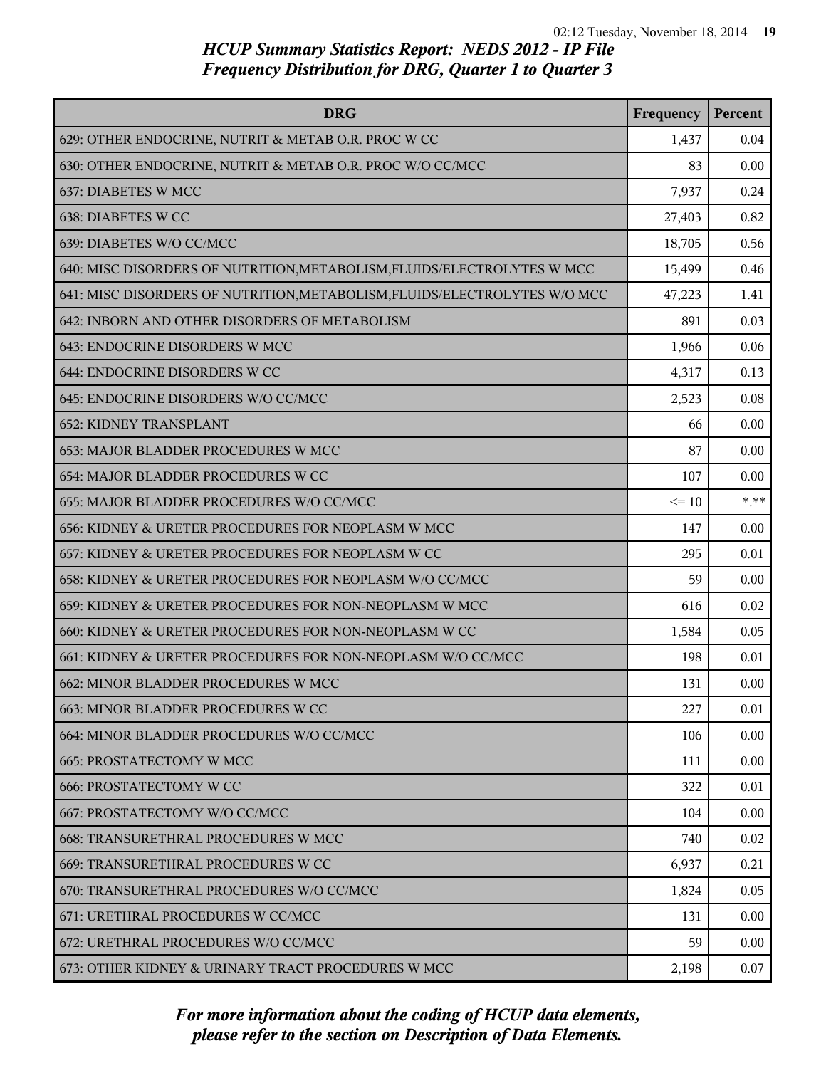# HCUP Summary Statistics Report: NEDS 2012 - IP File
## Frequency Distribution for DRG, Quarter 1 to Quarter 3

| DRG | Frequency | Percent |
|---|---|---|
| 629: OTHER ENDOCRINE, NUTRIT & METAB O.R. PROC W CC | 1,437 | 0.04 |
| 630: OTHER ENDOCRINE, NUTRIT & METAB O.R. PROC W/O CC/MCC | 83 | 0.00 |
| 637: DIABETES W MCC | 7,937 | 0.24 |
| 638: DIABETES W CC | 27,403 | 0.82 |
| 639: DIABETES W/O CC/MCC | 18,705 | 0.56 |
| 640: MISC DISORDERS OF NUTRITION,METABOLISM,FLUIDS/ELECTROLYTES W MCC | 15,499 | 0.46 |
| 641: MISC DISORDERS OF NUTRITION,METABOLISM,FLUIDS/ELECTROLYTES W/O MCC | 47,223 | 1.41 |
| 642: INBORN AND OTHER DISORDERS OF METABOLISM | 891 | 0.03 |
| 643: ENDOCRINE DISORDERS W MCC | 1,966 | 0.06 |
| 644: ENDOCRINE DISORDERS W CC | 4,317 | 0.13 |
| 645: ENDOCRINE DISORDERS W/O CC/MCC | 2,523 | 0.08 |
| 652: KIDNEY TRANSPLANT | 66 | 0.00 |
| 653: MAJOR BLADDER PROCEDURES W MCC | 87 | 0.00 |
| 654: MAJOR BLADDER PROCEDURES W CC | 107 | 0.00 |
| 655: MAJOR BLADDER PROCEDURES W/O CC/MCC | <= 10 | *.** |
| 656: KIDNEY & URETER PROCEDURES FOR NEOPLASM W MCC | 147 | 0.00 |
| 657: KIDNEY & URETER PROCEDURES FOR NEOPLASM W CC | 295 | 0.01 |
| 658: KIDNEY & URETER PROCEDURES FOR NEOPLASM W/O CC/MCC | 59 | 0.00 |
| 659: KIDNEY & URETER PROCEDURES FOR NON-NEOPLASM W MCC | 616 | 0.02 |
| 660: KIDNEY & URETER PROCEDURES FOR NON-NEOPLASM W CC | 1,584 | 0.05 |
| 661: KIDNEY & URETER PROCEDURES FOR NON-NEOPLASM W/O CC/MCC | 198 | 0.01 |
| 662: MINOR BLADDER PROCEDURES W MCC | 131 | 0.00 |
| 663: MINOR BLADDER PROCEDURES W CC | 227 | 0.01 |
| 664: MINOR BLADDER PROCEDURES W/O CC/MCC | 106 | 0.00 |
| 665: PROSTATECTOMY W MCC | 111 | 0.00 |
| 666: PROSTATECTOMY W CC | 322 | 0.01 |
| 667: PROSTATECTOMY W/O CC/MCC | 104 | 0.00 |
| 668: TRANSURETHRAL PROCEDURES W MCC | 740 | 0.02 |
| 669: TRANSURETHRAL PROCEDURES W CC | 6,937 | 0.21 |
| 670: TRANSURETHRAL PROCEDURES W/O CC/MCC | 1,824 | 0.05 |
| 671: URETHRAL PROCEDURES W CC/MCC | 131 | 0.00 |
| 672: URETHRAL PROCEDURES W/O CC/MCC | 59 | 0.00 |
| 673: OTHER KIDNEY & URINARY TRACT PROCEDURES W MCC | 2,198 | 0.07 |

*For more information about the coding of HCUP data elements, please refer to the section on Description of Data Elements.*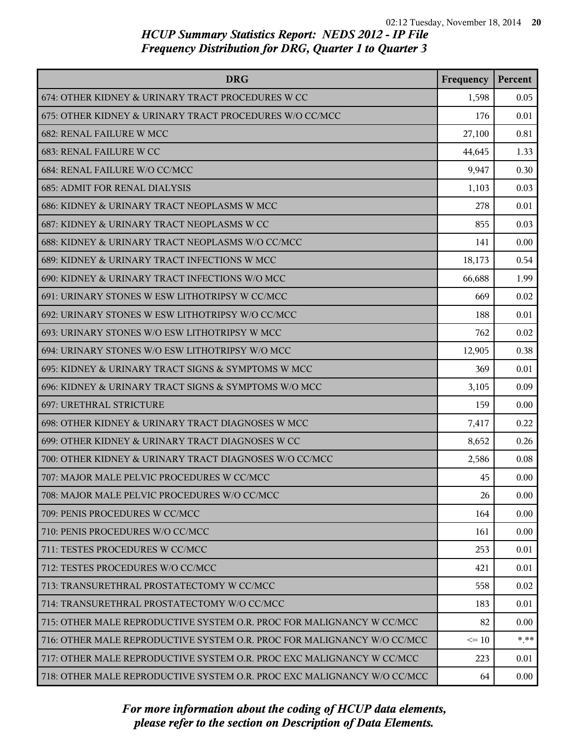## HCUP Summary Statistics Report: NEDS 2012 - IP File
## Frequency Distribution for DRG, Quarter 1 to Quarter 3

| DRG | Frequency | Percent |
|---|---|---|
| 674: OTHER KIDNEY & URINARY TRACT PROCEDURES W CC | 1,598 | 0.05 |
| 675: OTHER KIDNEY & URINARY TRACT PROCEDURES W/O CC/MCC | 176 | 0.01 |
| 682: RENAL FAILURE W MCC | 27,100 | 0.81 |
| 683: RENAL FAILURE W CC | 44,645 | 1.33 |
| 684: RENAL FAILURE W/O CC/MCC | 9,947 | 0.30 |
| 685: ADMIT FOR RENAL DIALYSIS | 1,103 | 0.03 |
| 686: KIDNEY & URINARY TRACT NEOPLASMS W MCC | 278 | 0.01 |
| 687: KIDNEY & URINARY TRACT NEOPLASMS W CC | 855 | 0.03 |
| 688: KIDNEY & URINARY TRACT NEOPLASMS W/O CC/MCC | 141 | 0.00 |
| 689: KIDNEY & URINARY TRACT INFECTIONS W MCC | 18,173 | 0.54 |
| 690: KIDNEY & URINARY TRACT INFECTIONS W/O MCC | 66,688 | 1.99 |
| 691: URINARY STONES W ESW LITHOTRIPSY W CC/MCC | 669 | 0.02 |
| 692: URINARY STONES W ESW LITHOTRIPSY W/O CC/MCC | 188 | 0.01 |
| 693: URINARY STONES W/O ESW LITHOTRIPSY W MCC | 762 | 0.02 |
| 694: URINARY STONES W/O ESW LITHOTRIPSY W/O MCC | 12,905 | 0.38 |
| 695: KIDNEY & URINARY TRACT SIGNS & SYMPTOMS W MCC | 369 | 0.01 |
| 696: KIDNEY & URINARY TRACT SIGNS & SYMPTOMS W/O MCC | 3,105 | 0.09 |
| 697: URETHRAL STRICTURE | 159 | 0.00 |
| 698: OTHER KIDNEY & URINARY TRACT DIAGNOSES W MCC | 7,417 | 0.22 |
| 699: OTHER KIDNEY & URINARY TRACT DIAGNOSES W CC | 8,652 | 0.26 |
| 700: OTHER KIDNEY & URINARY TRACT DIAGNOSES W/O CC/MCC | 2,586 | 0.08 |
| 707: MAJOR MALE PELVIC PROCEDURES W CC/MCC | 45 | 0.00 |
| 708: MAJOR MALE PELVIC PROCEDURES W/O CC/MCC | 26 | 0.00 |
| 709: PENIS PROCEDURES W CC/MCC | 164 | 0.00 |
| 710: PENIS PROCEDURES W/O CC/MCC | 161 | 0.00 |
| 711: TESTES PROCEDURES W CC/MCC | 253 | 0.01 |
| 712: TESTES PROCEDURES W/O CC/MCC | 421 | 0.01 |
| 713: TRANSURETHRAL PROSTATECTOMY W CC/MCC | 558 | 0.02 |
| 714: TRANSURETHRAL PROSTATECTOMY W/O CC/MCC | 183 | 0.01 |
| 715: OTHER MALE REPRODUCTIVE SYSTEM O.R. PROC FOR MALIGNANCY W CC/MCC | 82 | 0.00 |
| 716: OTHER MALE REPRODUCTIVE SYSTEM O.R. PROC FOR MALIGNANCY W/O CC/MCC | <= 10 | *.** |
| 717: OTHER MALE REPRODUCTIVE SYSTEM O.R. PROC EXC MALIGNANCY W CC/MCC | 223 | 0.01 |
| 718: OTHER MALE REPRODUCTIVE SYSTEM O.R. PROC EXC MALIGNANCY W/O CC/MCC | 64 | 0.00 |

*For more information about the coding of HCUP data elements, please refer to the section on Description of Data Elements.*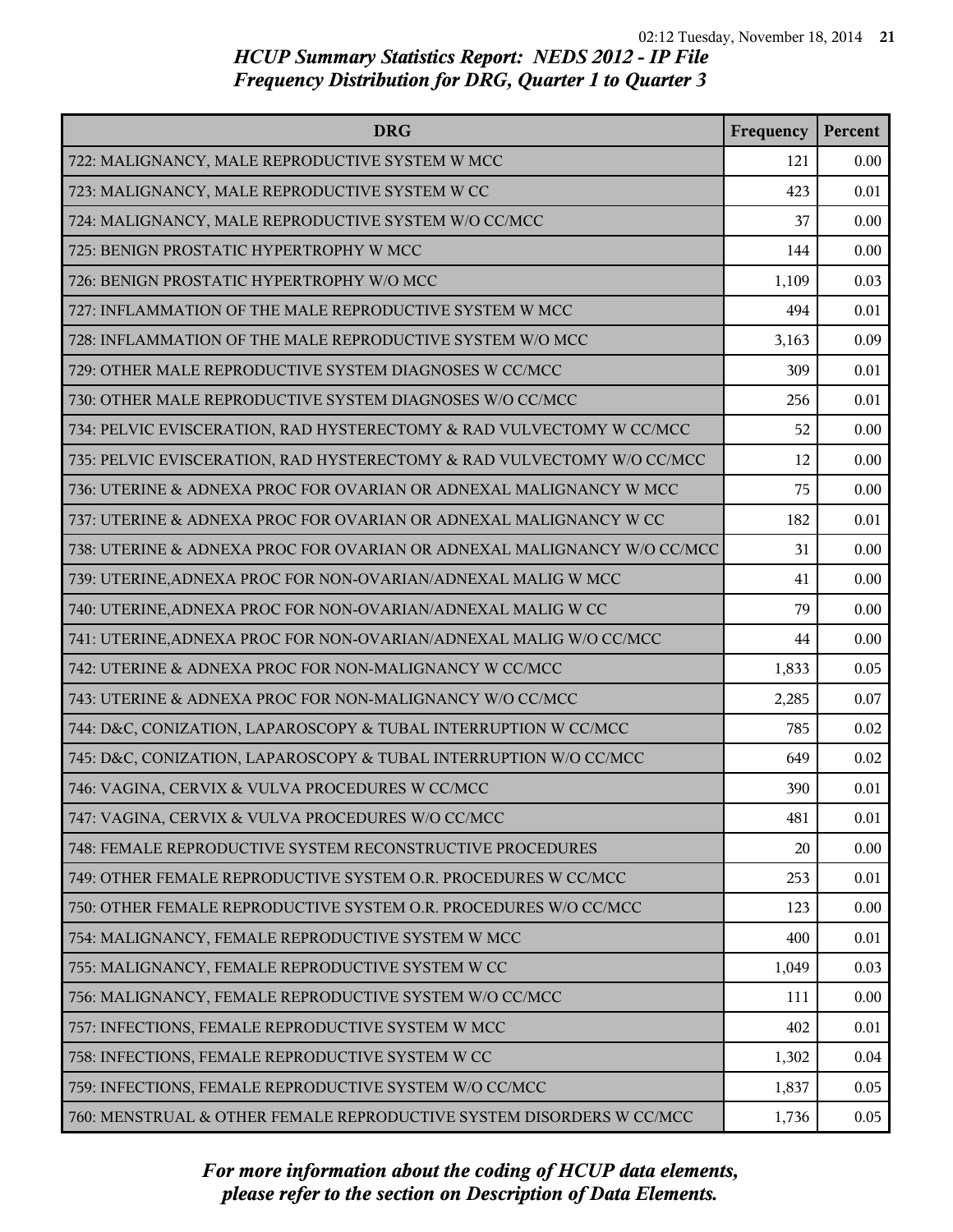*HCUP Summary Statistics Report: NEDS 2012 - IP File*
*Frequency Distribution for DRG, Quarter 1 to Quarter 3*

| DRG | Frequency | Percent |
|---|---|---|
| 722: MALIGNANCY, MALE REPRODUCTIVE SYSTEM W MCC | 121 | 0.00 |
| 723: MALIGNANCY, MALE REPRODUCTIVE SYSTEM W CC | 423 | 0.01 |
| 724: MALIGNANCY, MALE REPRODUCTIVE SYSTEM W/O CC/MCC | 37 | 0.00 |
| 725: BENIGN PROSTATIC HYPERTROPHY W MCC | 144 | 0.00 |
| 726: BENIGN PROSTATIC HYPERTROPHY W/O MCC | 1,109 | 0.03 |
| 727: INFLAMMATION OF THE MALE REPRODUCTIVE SYSTEM W MCC | 494 | 0.01 |
| 728: INFLAMMATION OF THE MALE REPRODUCTIVE SYSTEM W/O MCC | 3,163 | 0.09 |
| 729: OTHER MALE REPRODUCTIVE SYSTEM DIAGNOSES W CC/MCC | 309 | 0.01 |
| 730: OTHER MALE REPRODUCTIVE SYSTEM DIAGNOSES W/O CC/MCC | 256 | 0.01 |
| 734: PELVIC EVISCERATION, RAD HYSTERECTOMY & RAD VULVECTOMY W CC/MCC | 52 | 0.00 |
| 735: PELVIC EVISCERATION, RAD HYSTERECTOMY & RAD VULVECTOMY W/O CC/MCC | 12 | 0.00 |
| 736: UTERINE & ADNEXA PROC FOR OVARIAN OR ADNEXAL MALIGNANCY W MCC | 75 | 0.00 |
| 737: UTERINE & ADNEXA PROC FOR OVARIAN OR ADNEXAL MALIGNANCY W CC | 182 | 0.01 |
| 738: UTERINE & ADNEXA PROC FOR OVARIAN OR ADNEXAL MALIGNANCY W/O CC/MCC | 31 | 0.00 |
| 739: UTERINE,ADNEXA PROC FOR NON-OVARIAN/ADNEXAL MALIG W MCC | 41 | 0.00 |
| 740: UTERINE,ADNEXA PROC FOR NON-OVARIAN/ADNEXAL MALIG W CC | 79 | 0.00 |
| 741: UTERINE,ADNEXA PROC FOR NON-OVARIAN/ADNEXAL MALIG W/O CC/MCC | 44 | 0.00 |
| 742: UTERINE & ADNEXA PROC FOR NON-MALIGNANCY W CC/MCC | 1,833 | 0.05 |
| 743: UTERINE & ADNEXA PROC FOR NON-MALIGNANCY W/O CC/MCC | 2,285 | 0.07 |
| 744: D&C, CONIZATION, LAPAROSCOPY & TUBAL INTERRUPTION W CC/MCC | 785 | 0.02 |
| 745: D&C, CONIZATION, LAPAROSCOPY & TUBAL INTERRUPTION W/O CC/MCC | 649 | 0.02 |
| 746: VAGINA, CERVIX & VULVA PROCEDURES W CC/MCC | 390 | 0.01 |
| 747: VAGINA, CERVIX & VULVA PROCEDURES W/O CC/MCC | 481 | 0.01 |
| 748: FEMALE REPRODUCTIVE SYSTEM RECONSTRUCTIVE PROCEDURES | 20 | 0.00 |
| 749: OTHER FEMALE REPRODUCTIVE SYSTEM O.R. PROCEDURES W CC/MCC | 253 | 0.01 |
| 750: OTHER FEMALE REPRODUCTIVE SYSTEM O.R. PROCEDURES W/O CC/MCC | 123 | 0.00 |
| 754: MALIGNANCY, FEMALE REPRODUCTIVE SYSTEM W MCC | 400 | 0.01 |
| 755: MALIGNANCY, FEMALE REPRODUCTIVE SYSTEM W CC | 1,049 | 0.03 |
| 756: MALIGNANCY, FEMALE REPRODUCTIVE SYSTEM W/O CC/MCC | 111 | 0.00 |
| 757: INFECTIONS, FEMALE REPRODUCTIVE SYSTEM W MCC | 402 | 0.01 |
| 758: INFECTIONS, FEMALE REPRODUCTIVE SYSTEM W CC | 1,302 | 0.04 |
| 759: INFECTIONS, FEMALE REPRODUCTIVE SYSTEM W/O CC/MCC | 1,837 | 0.05 |
| 760: MENSTRUAL & OTHER FEMALE REPRODUCTIVE SYSTEM DISORDERS W CC/MCC | 1,736 | 0.05 |

*For more information about the coding of HCUP data elements, please refer to the section on Description of Data Elements.*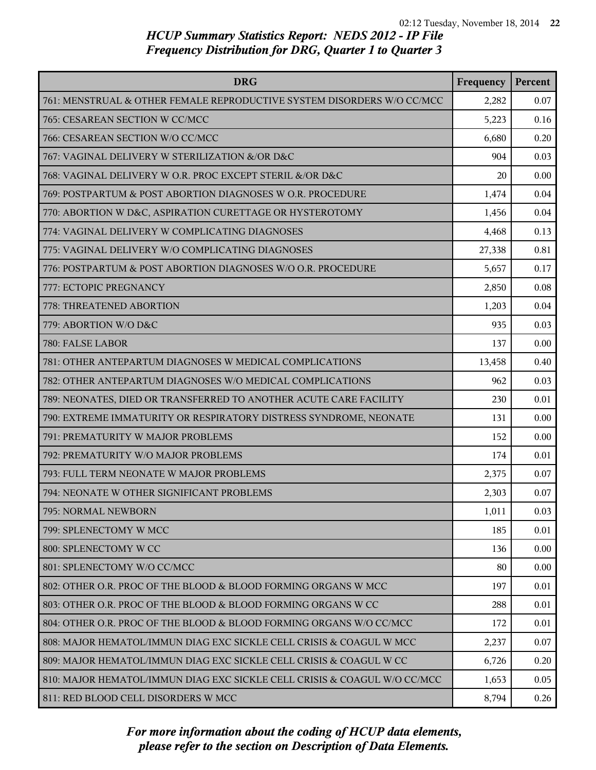## HCUP Summary Statistics Report: NEDS 2012 - IP File
## Frequency Distribution for DRG, Quarter 1 to Quarter 3

| DRG | Frequency | Percent |
|---|---|---|
| 761: MENSTRUAL & OTHER FEMALE REPRODUCTIVE SYSTEM DISORDERS W/O CC/MCC | 2,282 | 0.07 |
| 765: CESAREAN SECTION W CC/MCC | 5,223 | 0.16 |
| 766: CESAREAN SECTION W/O CC/MCC | 6,680 | 0.20 |
| 767: VAGINAL DELIVERY W STERILIZATION &/OR D&C | 904 | 0.03 |
| 768: VAGINAL DELIVERY W O.R. PROC EXCEPT STERIL &/OR D&C | 20 | 0.00 |
| 769: POSTPARTUM & POST ABORTION DIAGNOSES W O.R. PROCEDURE | 1,474 | 0.04 |
| 770: ABORTION W D&C, ASPIRATION CURETTAGE OR HYSTEROTOMY | 1,456 | 0.04 |
| 774: VAGINAL DELIVERY W COMPLICATING DIAGNOSES | 4,468 | 0.13 |
| 775: VAGINAL DELIVERY W/O COMPLICATING DIAGNOSES | 27,338 | 0.81 |
| 776: POSTPARTUM & POST ABORTION DIAGNOSES W/O O.R. PROCEDURE | 5,657 | 0.17 |
| 777: ECTOPIC PREGNANCY | 2,850 | 0.08 |
| 778: THREATENED ABORTION | 1,203 | 0.04 |
| 779: ABORTION W/O D&C | 935 | 0.03 |
| 780: FALSE LABOR | 137 | 0.00 |
| 781: OTHER ANTEPARTUM DIAGNOSES W MEDICAL COMPLICATIONS | 13,458 | 0.40 |
| 782: OTHER ANTEPARTUM DIAGNOSES W/O MEDICAL COMPLICATIONS | 962 | 0.03 |
| 789: NEONATES, DIED OR TRANSFERRED TO ANOTHER ACUTE CARE FACILITY | 230 | 0.01 |
| 790: EXTREME IMMATURITY OR RESPIRATORY DISTRESS SYNDROME, NEONATE | 131 | 0.00 |
| 791: PREMATURITY W MAJOR PROBLEMS | 152 | 0.00 |
| 792: PREMATURITY W/O MAJOR PROBLEMS | 174 | 0.01 |
| 793: FULL TERM NEONATE W MAJOR PROBLEMS | 2,375 | 0.07 |
| 794: NEONATE W OTHER SIGNIFICANT PROBLEMS | 2,303 | 0.07 |
| 795: NORMAL NEWBORN | 1,011 | 0.03 |
| 799: SPLENECTOMY W MCC | 185 | 0.01 |
| 800: SPLENECTOMY W CC | 136 | 0.00 |
| 801: SPLENECTOMY W/O CC/MCC | 80 | 0.00 |
| 802: OTHER O.R. PROC OF THE BLOOD & BLOOD FORMING ORGANS W MCC | 197 | 0.01 |
| 803: OTHER O.R. PROC OF THE BLOOD & BLOOD FORMING ORGANS W CC | 288 | 0.01 |
| 804: OTHER O.R. PROC OF THE BLOOD & BLOOD FORMING ORGANS W/O CC/MCC | 172 | 0.01 |
| 808: MAJOR HEMATOL/IMMUN DIAG EXC SICKLE CELL CRISIS & COAGUL W MCC | 2,237 | 0.07 |
| 809: MAJOR HEMATOL/IMMUN DIAG EXC SICKLE CELL CRISIS & COAGUL W CC | 6,726 | 0.20 |
| 810: MAJOR HEMATOL/IMMUN DIAG EXC SICKLE CELL CRISIS & COAGUL W/O CC/MCC | 1,653 | 0.05 |
| 811: RED BLOOD CELL DISORDERS W MCC | 8,794 | 0.26 |

*For more information about the coding of HCUP data elements, please refer to the section on Description of Data Elements.*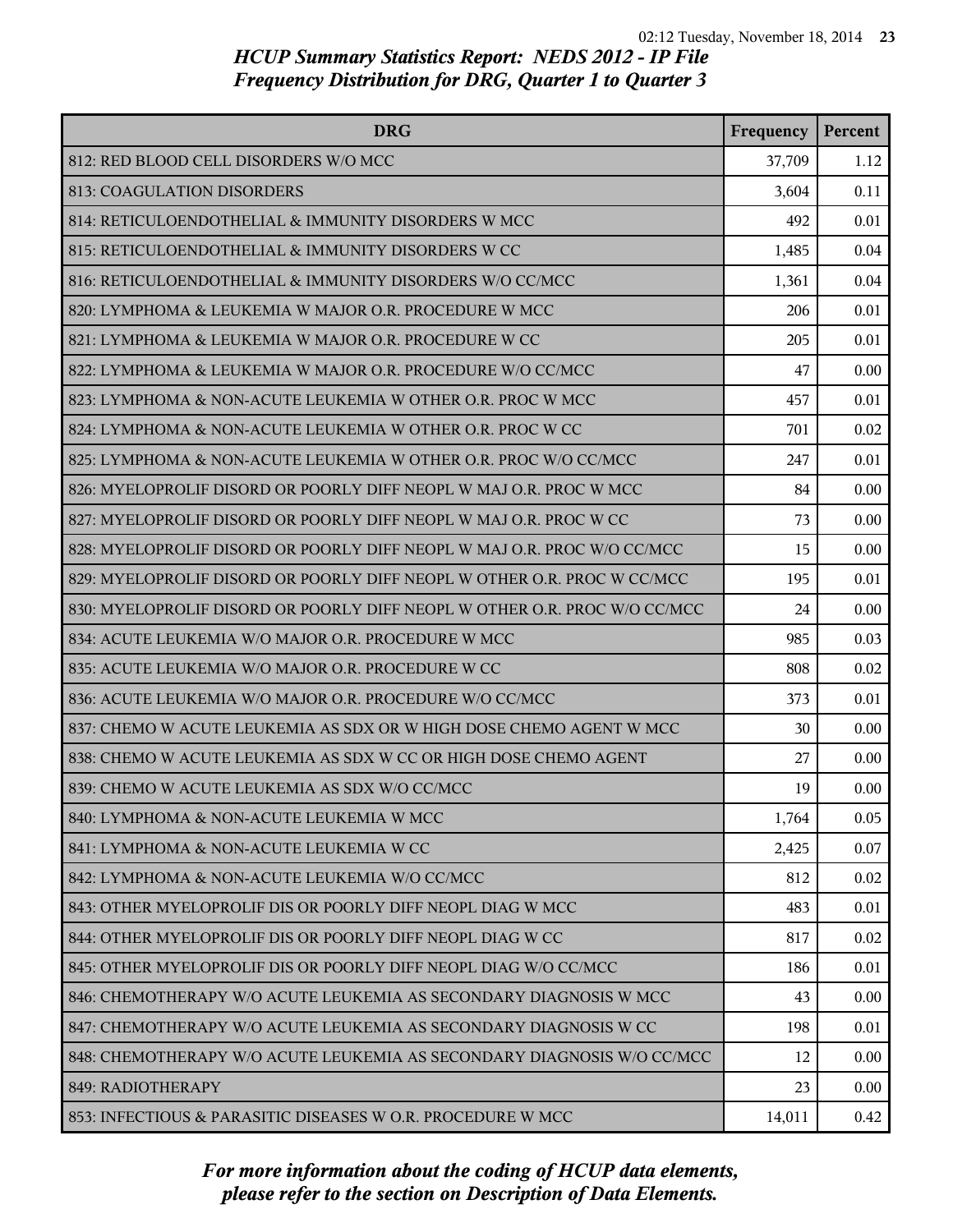## HCUP Summary Statistics Report: NEDS 2012 - IP File
## Frequency Distribution for DRG, Quarter 1 to Quarter 3

| DRG | Frequency | Percent |
|---|---|---|
| 812: RED BLOOD CELL DISORDERS W/O MCC | 37,709 | 1.12 |
| 813: COAGULATION DISORDERS | 3,604 | 0.11 |
| 814: RETICULOENDOTHELIAL & IMMUNITY DISORDERS W MCC | 492 | 0.01 |
| 815: RETICULOENDOTHELIAL & IMMUNITY DISORDERS W CC | 1,485 | 0.04 |
| 816: RETICULOENDOTHELIAL & IMMUNITY DISORDERS W/O CC/MCC | 1,361 | 0.04 |
| 820: LYMPHOMA & LEUKEMIA W MAJOR O.R. PROCEDURE W MCC | 206 | 0.01 |
| 821: LYMPHOMA & LEUKEMIA W MAJOR O.R. PROCEDURE W CC | 205 | 0.01 |
| 822: LYMPHOMA & LEUKEMIA W MAJOR O.R. PROCEDURE W/O CC/MCC | 47 | 0.00 |
| 823: LYMPHOMA & NON-ACUTE LEUKEMIA W OTHER O.R. PROC W MCC | 457 | 0.01 |
| 824: LYMPHOMA & NON-ACUTE LEUKEMIA W OTHER O.R. PROC W CC | 701 | 0.02 |
| 825: LYMPHOMA & NON-ACUTE LEUKEMIA W OTHER O.R. PROC W/O CC/MCC | 247 | 0.01 |
| 826: MYELOPROLIF DISORD OR POORLY DIFF NEOPL W MAJ O.R. PROC W MCC | 84 | 0.00 |
| 827: MYELOPROLIF DISORD OR POORLY DIFF NEOPL W MAJ O.R. PROC W CC | 73 | 0.00 |
| 828: MYELOPROLIF DISORD OR POORLY DIFF NEOPL W MAJ O.R. PROC W/O CC/MCC | 15 | 0.00 |
| 829: MYELOPROLIF DISORD OR POORLY DIFF NEOPL W OTHER O.R. PROC W CC/MCC | 195 | 0.01 |
| 830: MYELOPROLIF DISORD OR POORLY DIFF NEOPL W OTHER O.R. PROC W/O CC/MCC | 24 | 0.00 |
| 834: ACUTE LEUKEMIA W/O MAJOR O.R. PROCEDURE W MCC | 985 | 0.03 |
| 835: ACUTE LEUKEMIA W/O MAJOR O.R. PROCEDURE W CC | 808 | 0.02 |
| 836: ACUTE LEUKEMIA W/O MAJOR O.R. PROCEDURE W/O CC/MCC | 373 | 0.01 |
| 837: CHEMO W ACUTE LEUKEMIA AS SDX OR W HIGH DOSE CHEMO AGENT W MCC | 30 | 0.00 |
| 838: CHEMO W ACUTE LEUKEMIA AS SDX W CC OR HIGH DOSE CHEMO AGENT | 27 | 0.00 |
| 839: CHEMO W ACUTE LEUKEMIA AS SDX W/O CC/MCC | 19 | 0.00 |
| 840: LYMPHOMA & NON-ACUTE LEUKEMIA W MCC | 1,764 | 0.05 |
| 841: LYMPHOMA & NON-ACUTE LEUKEMIA W CC | 2,425 | 0.07 |
| 842: LYMPHOMA & NON-ACUTE LEUKEMIA W/O CC/MCC | 812 | 0.02 |
| 843: OTHER MYELOPROLIF DIS OR POORLY DIFF NEOPL DIAG W MCC | 483 | 0.01 |
| 844: OTHER MYELOPROLIF DIS OR POORLY DIFF NEOPL DIAG W CC | 817 | 0.02 |
| 845: OTHER MYELOPROLIF DIS OR POORLY DIFF NEOPL DIAG W/O CC/MCC | 186 | 0.01 |
| 846: CHEMOTHERAPY W/O ACUTE LEUKEMIA AS SECONDARY DIAGNOSIS W MCC | 43 | 0.00 |
| 847: CHEMOTHERAPY W/O ACUTE LEUKEMIA AS SECONDARY DIAGNOSIS W CC | 198 | 0.01 |
| 848: CHEMOTHERAPY W/O ACUTE LEUKEMIA AS SECONDARY DIAGNOSIS W/O CC/MCC | 12 | 0.00 |
| 849: RADIOTHERAPY | 23 | 0.00 |
| 853: INFECTIOUS & PARASITIC DISEASES W O.R. PROCEDURE W MCC | 14,011 | 0.42 |

*For more information about the coding of HCUP data elements, please refer to the section on Description of Data Elements.*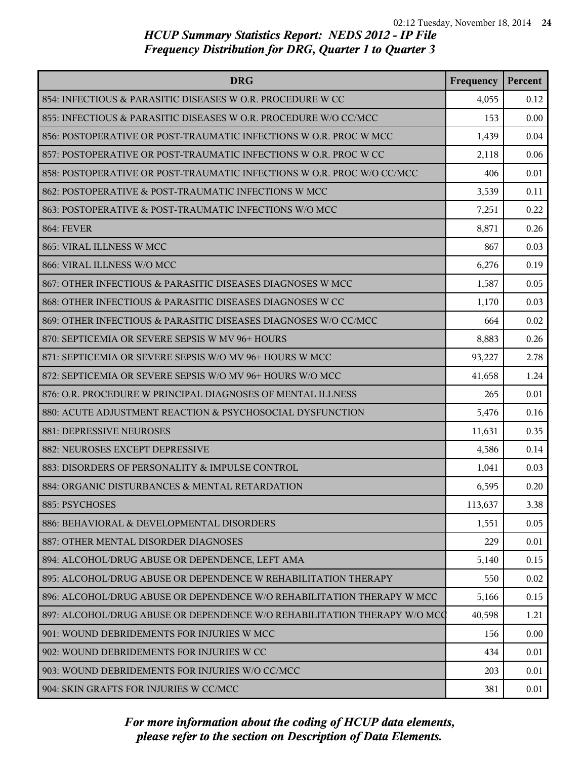# HCUP Summary Statistics Report: NEDS 2012 - IP File
## Frequency Distribution for DRG, Quarter 1 to Quarter 3

| DRG | Frequency | Percent |
|---|---|---|
| 854: INFECTIOUS & PARASITIC DISEASES W O.R. PROCEDURE W CC | 4,055 | 0.12 |
| 855: INFECTIOUS & PARASITIC DISEASES W O.R. PROCEDURE W/O CC/MCC | 153 | 0.00 |
| 856: POSTOPERATIVE OR POST-TRAUMATIC INFECTIONS W O.R. PROC W MCC | 1,439 | 0.04 |
| 857: POSTOPERATIVE OR POST-TRAUMATIC INFECTIONS W O.R. PROC W CC | 2,118 | 0.06 |
| 858: POSTOPERATIVE OR POST-TRAUMATIC INFECTIONS W O.R. PROC W/O CC/MCC | 406 | 0.01 |
| 862: POSTOPERATIVE & POST-TRAUMATIC INFECTIONS W MCC | 3,539 | 0.11 |
| 863: POSTOPERATIVE & POST-TRAUMATIC INFECTIONS W/O MCC | 7,251 | 0.22 |
| 864: FEVER | 8,871 | 0.26 |
| 865: VIRAL ILLNESS W MCC | 867 | 0.03 |
| 866: VIRAL ILLNESS W/O MCC | 6,276 | 0.19 |
| 867: OTHER INFECTIOUS & PARASITIC DISEASES DIAGNOSES W MCC | 1,587 | 0.05 |
| 868: OTHER INFECTIOUS & PARASITIC DISEASES DIAGNOSES W CC | 1,170 | 0.03 |
| 869: OTHER INFECTIOUS & PARASITIC DISEASES DIAGNOSES W/O CC/MCC | 664 | 0.02 |
| 870: SEPTICEMIA OR SEVERE SEPSIS W MV 96+ HOURS | 8,883 | 0.26 |
| 871: SEPTICEMIA OR SEVERE SEPSIS W/O MV 96+ HOURS W MCC | 93,227 | 2.78 |
| 872: SEPTICEMIA OR SEVERE SEPSIS W/O MV 96+ HOURS W/O MCC | 41,658 | 1.24 |
| 876: O.R. PROCEDURE W PRINCIPAL DIAGNOSES OF MENTAL ILLNESS | 265 | 0.01 |
| 880: ACUTE ADJUSTMENT REACTION & PSYCHOSOCIAL DYSFUNCTION | 5,476 | 0.16 |
| 881: DEPRESSIVE NEUROSES | 11,631 | 0.35 |
| 882: NEUROSES EXCEPT DEPRESSIVE | 4,586 | 0.14 |
| 883: DISORDERS OF PERSONALITY & IMPULSE CONTROL | 1,041 | 0.03 |
| 884: ORGANIC DISTURBANCES & MENTAL RETARDATION | 6,595 | 0.20 |
| 885: PSYCHOSES | 113,637 | 3.38 |
| 886: BEHAVIORAL & DEVELOPMENTAL DISORDERS | 1,551 | 0.05 |
| 887: OTHER MENTAL DISORDER DIAGNOSES | 229 | 0.01 |
| 894: ALCOHOL/DRUG ABUSE OR DEPENDENCE, LEFT AMA | 5,140 | 0.15 |
| 895: ALCOHOL/DRUG ABUSE OR DEPENDENCE W REHABILITATION THERAPY | 550 | 0.02 |
| 896: ALCOHOL/DRUG ABUSE OR DEPENDENCE W/O REHABILITATION THERAPY W MCC | 5,166 | 0.15 |
| 897: ALCOHOL/DRUG ABUSE OR DEPENDENCE W/O REHABILITATION THERAPY W/O MCC | 40,598 | 1.21 |
| 901: WOUND DEBRIDEMENTS FOR INJURIES W MCC | 156 | 0.00 |
| 902: WOUND DEBRIDEMENTS FOR INJURIES W CC | 434 | 0.01 |
| 903: WOUND DEBRIDEMENTS FOR INJURIES W/O CC/MCC | 203 | 0.01 |
| 904: SKIN GRAFTS FOR INJURIES W CC/MCC | 381 | 0.01 |

*For more information about the coding of HCUP data elements, please refer to the section on Description of Data Elements.*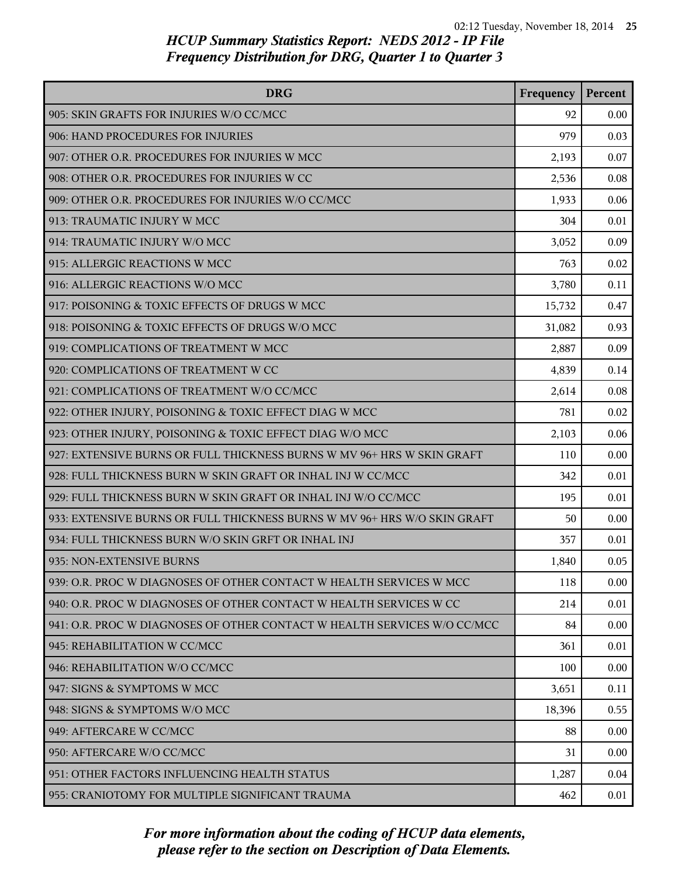## HCUP Summary Statistics Report: NEDS 2012 - IP File
## Frequency Distribution for DRG, Quarter 1 to Quarter 3

| DRG | Frequency | Percent |
|---|---|---|
| 905: SKIN GRAFTS FOR INJURIES W/O CC/MCC | 92 | 0.00 |
| 906: HAND PROCEDURES FOR INJURIES | 979 | 0.03 |
| 907: OTHER O.R. PROCEDURES FOR INJURIES W MCC | 2,193 | 0.07 |
| 908: OTHER O.R. PROCEDURES FOR INJURIES W CC | 2,536 | 0.08 |
| 909: OTHER O.R. PROCEDURES FOR INJURIES W/O CC/MCC | 1,933 | 0.06 |
| 913: TRAUMATIC INJURY W MCC | 304 | 0.01 |
| 914: TRAUMATIC INJURY W/O MCC | 3,052 | 0.09 |
| 915: ALLERGIC REACTIONS W MCC | 763 | 0.02 |
| 916: ALLERGIC REACTIONS W/O MCC | 3,780 | 0.11 |
| 917: POISONING & TOXIC EFFECTS OF DRUGS W MCC | 15,732 | 0.47 |
| 918: POISONING & TOXIC EFFECTS OF DRUGS W/O MCC | 31,082 | 0.93 |
| 919: COMPLICATIONS OF TREATMENT W MCC | 2,887 | 0.09 |
| 920: COMPLICATIONS OF TREATMENT W CC | 4,839 | 0.14 |
| 921: COMPLICATIONS OF TREATMENT W/O CC/MCC | 2,614 | 0.08 |
| 922: OTHER INJURY, POISONING & TOXIC EFFECT DIAG W MCC | 781 | 0.02 |
| 923: OTHER INJURY, POISONING & TOXIC EFFECT DIAG W/O MCC | 2,103 | 0.06 |
| 927: EXTENSIVE BURNS OR FULL THICKNESS BURNS W MV 96+ HRS W SKIN GRAFT | 110 | 0.00 |
| 928: FULL THICKNESS BURN W SKIN GRAFT OR INHAL INJ W CC/MCC | 342 | 0.01 |
| 929: FULL THICKNESS BURN W SKIN GRAFT OR INHAL INJ W/O CC/MCC | 195 | 0.01 |
| 933: EXTENSIVE BURNS OR FULL THICKNESS BURNS W MV 96+ HRS W/O SKIN GRAFT | 50 | 0.00 |
| 934: FULL THICKNESS BURN W/O SKIN GRFT OR INHAL INJ | 357 | 0.01 |
| 935: NON-EXTENSIVE BURNS | 1,840 | 0.05 |
| 939: O.R. PROC W DIAGNOSES OF OTHER CONTACT W HEALTH SERVICES W MCC | 118 | 0.00 |
| 940: O.R. PROC W DIAGNOSES OF OTHER CONTACT W HEALTH SERVICES W CC | 214 | 0.01 |
| 941: O.R. PROC W DIAGNOSES OF OTHER CONTACT W HEALTH SERVICES W/O CC/MCC | 84 | 0.00 |
| 945: REHABILITATION W CC/MCC | 361 | 0.01 |
| 946: REHABILITATION W/O CC/MCC | 100 | 0.00 |
| 947: SIGNS & SYMPTOMS W MCC | 3,651 | 0.11 |
| 948: SIGNS & SYMPTOMS W/O MCC | 18,396 | 0.55 |
| 949: AFTERCARE W CC/MCC | 88 | 0.00 |
| 950: AFTERCARE W/O CC/MCC | 31 | 0.00 |
| 951: OTHER FACTORS INFLUENCING HEALTH STATUS | 1,287 | 0.04 |
| 955: CRANIOTOMY FOR MULTIPLE SIGNIFICANT TRAUMA | 462 | 0.01 |

*For more information about the coding of HCUP data elements, please refer to the section on Description of Data Elements.*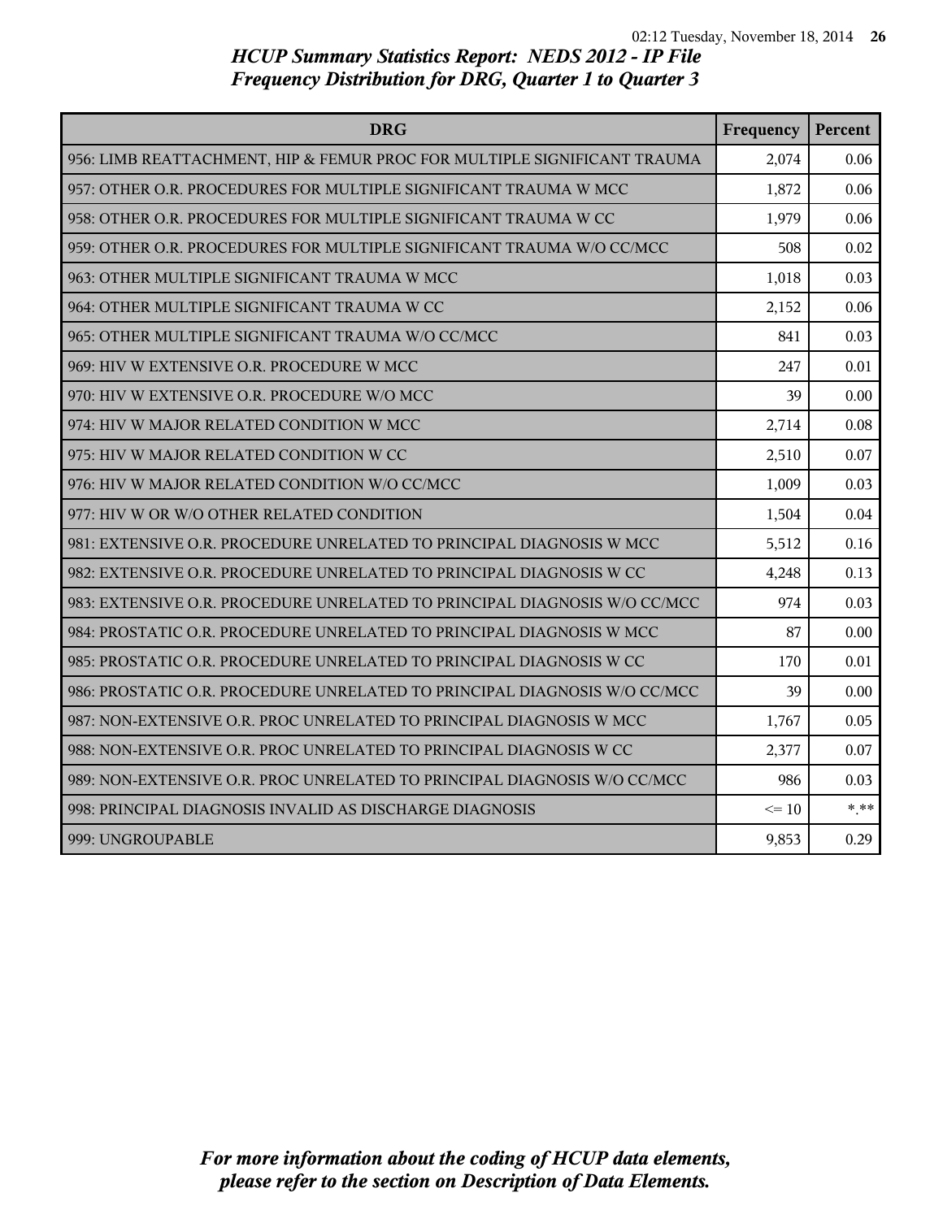# HCUP Summary Statistics Report: NEDS 2012 - IP File
## Frequency Distribution for DRG, Quarter 1 to Quarter 3

| DRG | Frequency | Percent |
|---|---|---|
| 956: LIMB REATTACHMENT, HIP & FEMUR PROC FOR MULTIPLE SIGNIFICANT TRAUMA | 2,074 | 0.06 |
| 957: OTHER O.R. PROCEDURES FOR MULTIPLE SIGNIFICANT TRAUMA W MCC | 1,872 | 0.06 |
| 958: OTHER O.R. PROCEDURES FOR MULTIPLE SIGNIFICANT TRAUMA W CC | 1,979 | 0.06 |
| 959: OTHER O.R. PROCEDURES FOR MULTIPLE SIGNIFICANT TRAUMA W/O CC/MCC | 508 | 0.02 |
| 963: OTHER MULTIPLE SIGNIFICANT TRAUMA W MCC | 1,018 | 0.03 |
| 964: OTHER MULTIPLE SIGNIFICANT TRAUMA W CC | 2,152 | 0.06 |
| 965: OTHER MULTIPLE SIGNIFICANT TRAUMA W/O CC/MCC | 841 | 0.03 |
| 969: HIV W EXTENSIVE O.R. PROCEDURE W MCC | 247 | 0.01 |
| 970: HIV W EXTENSIVE O.R. PROCEDURE W/O MCC | 39 | 0.00 |
| 974: HIV W MAJOR RELATED CONDITION W MCC | 2,714 | 0.08 |
| 975: HIV W MAJOR RELATED CONDITION W CC | 2,510 | 0.07 |
| 976: HIV W MAJOR RELATED CONDITION W/O CC/MCC | 1,009 | 0.03 |
| 977: HIV W OR W/O OTHER RELATED CONDITION | 1,504 | 0.04 |
| 981: EXTENSIVE O.R. PROCEDURE UNRELATED TO PRINCIPAL DIAGNOSIS W MCC | 5,512 | 0.16 |
| 982: EXTENSIVE O.R. PROCEDURE UNRELATED TO PRINCIPAL DIAGNOSIS W CC | 4,248 | 0.13 |
| 983: EXTENSIVE O.R. PROCEDURE UNRELATED TO PRINCIPAL DIAGNOSIS W/O CC/MCC | 974 | 0.03 |
| 984: PROSTATIC O.R. PROCEDURE UNRELATED TO PRINCIPAL DIAGNOSIS W MCC | 87 | 0.00 |
| 985: PROSTATIC O.R. PROCEDURE UNRELATED TO PRINCIPAL DIAGNOSIS W CC | 170 | 0.01 |
| 986: PROSTATIC O.R. PROCEDURE UNRELATED TO PRINCIPAL DIAGNOSIS W/O CC/MCC | 39 | 0.00 |
| 987: NON-EXTENSIVE O.R. PROC UNRELATED TO PRINCIPAL DIAGNOSIS W MCC | 1,767 | 0.05 |
| 988: NON-EXTENSIVE O.R. PROC UNRELATED TO PRINCIPAL DIAGNOSIS W CC | 2,377 | 0.07 |
| 989: NON-EXTENSIVE O.R. PROC UNRELATED TO PRINCIPAL DIAGNOSIS W/O CC/MCC | 986 | 0.03 |
| 998: PRINCIPAL DIAGNOSIS INVALID AS DISCHARGE DIAGNOSIS | <= 10 | *.** |
| 999: UNGROUPABLE | 9,853 | 0.29 |

*For more information about the coding of HCUP data elements, please refer to the section on Description of Data Elements.*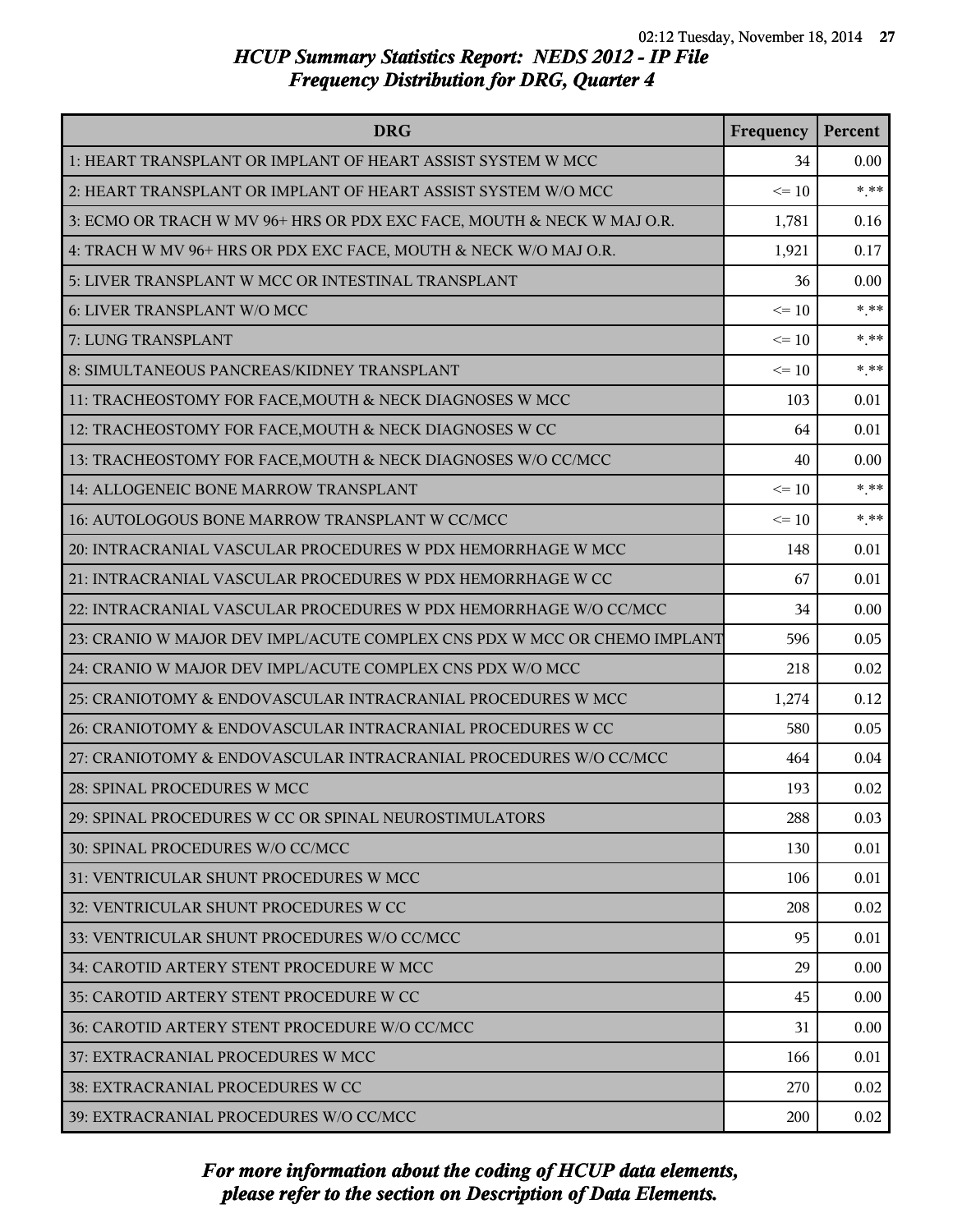# HCUP Summary Statistics Report: NEDS 2012 - IP File
## Frequency Distribution for DRG, Quarter 4

| DRG | Frequency | Percent |
|---|---|---|
| 1: HEART TRANSPLANT OR IMPLANT OF HEART ASSIST SYSTEM W MCC | 34 | 0.00 |
| 2: HEART TRANSPLANT OR IMPLANT OF HEART ASSIST SYSTEM W/O MCC | <= 10 | *.** |
| 3: ECMO OR TRACH W MV 96+ HRS OR PDX EXC FACE, MOUTH & NECK W MAJ O.R. | 1,781 | 0.16 |
| 4: TRACH W MV 96+ HRS OR PDX EXC FACE, MOUTH & NECK W/O MAJ O.R. | 1,921 | 0.17 |
| 5: LIVER TRANSPLANT W MCC OR INTESTINAL TRANSPLANT | 36 | 0.00 |
| 6: LIVER TRANSPLANT W/O MCC | <= 10 | *.** |
| 7: LUNG TRANSPLANT | <= 10 | *.** |
| 8: SIMULTANEOUS PANCREAS/KIDNEY TRANSPLANT | <= 10 | *.** |
| 11: TRACHEOSTOMY FOR FACE,MOUTH & NECK DIAGNOSES W MCC | 103 | 0.01 |
| 12: TRACHEOSTOMY FOR FACE,MOUTH & NECK DIAGNOSES W CC | 64 | 0.01 |
| 13: TRACHEOSTOMY FOR FACE,MOUTH & NECK DIAGNOSES W/O CC/MCC | 40 | 0.00 |
| 14: ALLOGENEIC BONE MARROW TRANSPLANT | <= 10 | *.** |
| 16: AUTOLOGOUS BONE MARROW TRANSPLANT W CC/MCC | <= 10 | *.** |
| 20: INTRACRANIAL VASCULAR PROCEDURES W PDX HEMORRHAGE W MCC | 148 | 0.01 |
| 21: INTRACRANIAL VASCULAR PROCEDURES W PDX HEMORRHAGE W CC | 67 | 0.01 |
| 22: INTRACRANIAL VASCULAR PROCEDURES W PDX HEMORRHAGE W/O CC/MCC | 34 | 0.00 |
| 23: CRANIO W MAJOR DEV IMPL/ACUTE COMPLEX CNS PDX W MCC OR CHEMO IMPLANT | 596 | 0.05 |
| 24: CRANIO W MAJOR DEV IMPL/ACUTE COMPLEX CNS PDX W/O MCC | 218 | 0.02 |
| 25: CRANIOTOMY & ENDOVASCULAR INTRACRANIAL PROCEDURES W MCC | 1,274 | 0.12 |
| 26: CRANIOTOMY & ENDOVASCULAR INTRACRANIAL PROCEDURES W CC | 580 | 0.05 |
| 27: CRANIOTOMY & ENDOVASCULAR INTRACRANIAL PROCEDURES W/O CC/MCC | 464 | 0.04 |
| 28: SPINAL PROCEDURES W MCC | 193 | 0.02 |
| 29: SPINAL PROCEDURES W CC OR SPINAL NEUROSTIMULATORS | 288 | 0.03 |
| 30: SPINAL PROCEDURES W/O CC/MCC | 130 | 0.01 |
| 31: VENTRICULAR SHUNT PROCEDURES W MCC | 106 | 0.01 |
| 32: VENTRICULAR SHUNT PROCEDURES W CC | 208 | 0.02 |
| 33: VENTRICULAR SHUNT PROCEDURES W/O CC/MCC | 95 | 0.01 |
| 34: CAROTID ARTERY STENT PROCEDURE W MCC | 29 | 0.00 |
| 35: CAROTID ARTERY STENT PROCEDURE W CC | 45 | 0.00 |
| 36: CAROTID ARTERY STENT PROCEDURE W/O CC/MCC | 31 | 0.00 |
| 37: EXTRACRANIAL PROCEDURES W MCC | 166 | 0.01 |
| 38: EXTRACRANIAL PROCEDURES W CC | 270 | 0.02 |
| 39: EXTRACRANIAL PROCEDURES W/O CC/MCC | 200 | 0.02 |

*For more information about the coding of HCUP data elements, please refer to the section on Description of Data Elements.*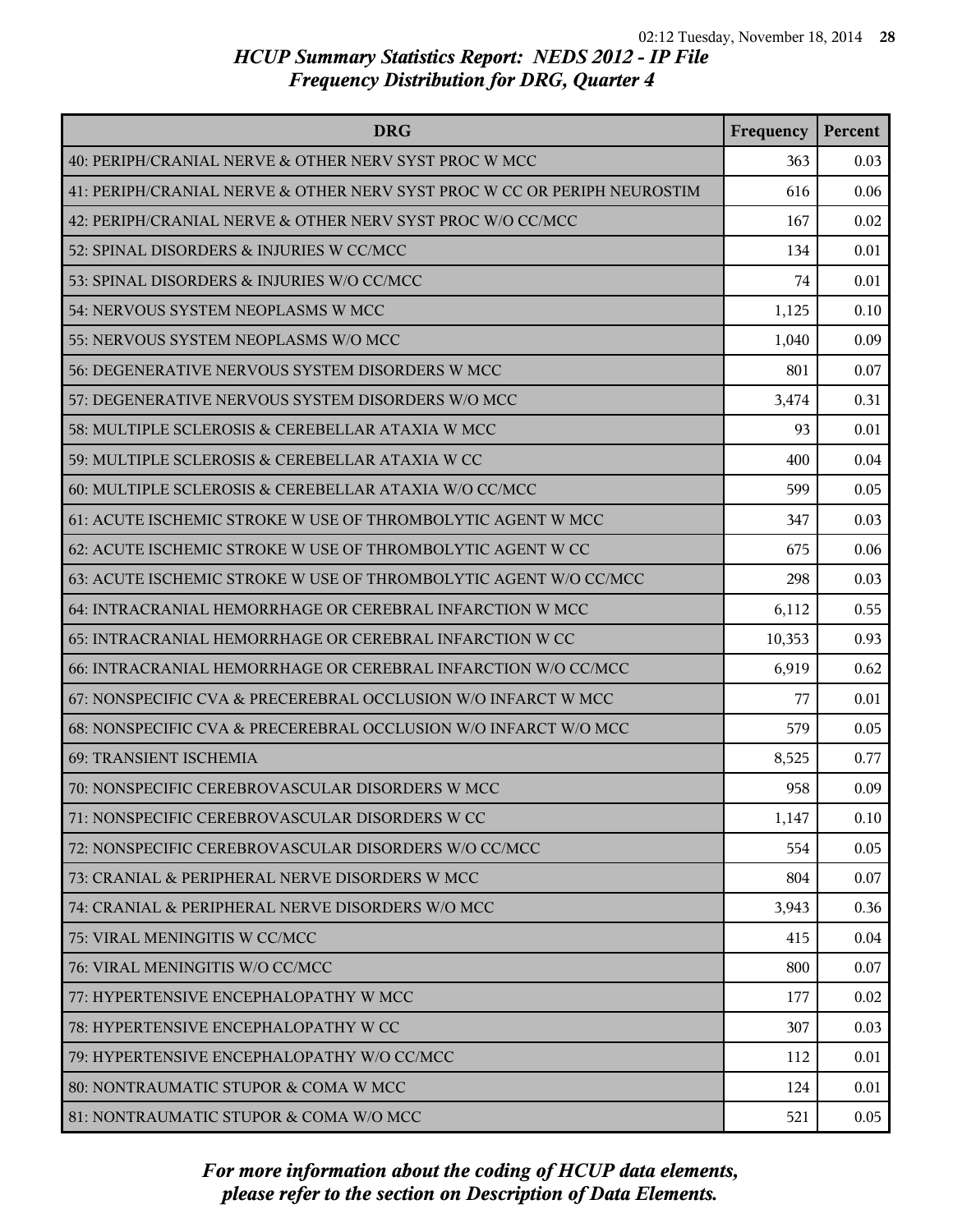## HCUP Summary Statistics Report: NEDS 2012 - IP File
## Frequency Distribution for DRG, Quarter 4

| DRG | Frequency | Percent |
|---|---|---|
| 40: PERIPH/CRANIAL NERVE & OTHER NERV SYST PROC W MCC | 363 | 0.03 |
| 41: PERIPH/CRANIAL NERVE & OTHER NERV SYST PROC W CC OR PERIPH NEUROSTIM | 616 | 0.06 |
| 42: PERIPH/CRANIAL NERVE & OTHER NERV SYST PROC W/O CC/MCC | 167 | 0.02 |
| 52: SPINAL DISORDERS & INJURIES W CC/MCC | 134 | 0.01 |
| 53: SPINAL DISORDERS & INJURIES W/O CC/MCC | 74 | 0.01 |
| 54: NERVOUS SYSTEM NEOPLASMS W MCC | 1,125 | 0.10 |
| 55: NERVOUS SYSTEM NEOPLASMS W/O MCC | 1,040 | 0.09 |
| 56: DEGENERATIVE NERVOUS SYSTEM DISORDERS W MCC | 801 | 0.07 |
| 57: DEGENERATIVE NERVOUS SYSTEM DISORDERS W/O MCC | 3,474 | 0.31 |
| 58: MULTIPLE SCLEROSIS & CEREBELLAR ATAXIA W MCC | 93 | 0.01 |
| 59: MULTIPLE SCLEROSIS & CEREBELLAR ATAXIA W CC | 400 | 0.04 |
| 60: MULTIPLE SCLEROSIS & CEREBELLAR ATAXIA W/O CC/MCC | 599 | 0.05 |
| 61: ACUTE ISCHEMIC STROKE W USE OF THROMBOLYTIC AGENT W MCC | 347 | 0.03 |
| 62: ACUTE ISCHEMIC STROKE W USE OF THROMBOLYTIC AGENT W CC | 675 | 0.06 |
| 63: ACUTE ISCHEMIC STROKE W USE OF THROMBOLYTIC AGENT W/O CC/MCC | 298 | 0.03 |
| 64: INTRACRANIAL HEMORRHAGE OR CEREBRAL INFARCTION W MCC | 6,112 | 0.55 |
| 65: INTRACRANIAL HEMORRHAGE OR CEREBRAL INFARCTION W CC | 10,353 | 0.93 |
| 66: INTRACRANIAL HEMORRHAGE OR CEREBRAL INFARCTION W/O CC/MCC | 6,919 | 0.62 |
| 67: NONSPECIFIC CVA & PRECEREBRAL OCCLUSION W/O INFARCT W MCC | 77 | 0.01 |
| 68: NONSPECIFIC CVA & PRECEREBRAL OCCLUSION W/O INFARCT W/O MCC | 579 | 0.05 |
| 69: TRANSIENT ISCHEMIA | 8,525 | 0.77 |
| 70: NONSPECIFIC CEREBROVASCULAR DISORDERS W MCC | 958 | 0.09 |
| 71: NONSPECIFIC CEREBROVASCULAR DISORDERS W CC | 1,147 | 0.10 |
| 72: NONSPECIFIC CEREBROVASCULAR DISORDERS W/O CC/MCC | 554 | 0.05 |
| 73: CRANIAL & PERIPHERAL NERVE DISORDERS W MCC | 804 | 0.07 |
| 74: CRANIAL & PERIPHERAL NERVE DISORDERS W/O MCC | 3,943 | 0.36 |
| 75: VIRAL MENINGITIS W CC/MCC | 415 | 0.04 |
| 76: VIRAL MENINGITIS W/O CC/MCC | 800 | 0.07 |
| 77: HYPERTENSIVE ENCEPHALOPATHY W MCC | 177 | 0.02 |
| 78: HYPERTENSIVE ENCEPHALOPATHY W CC | 307 | 0.03 |
| 79: HYPERTENSIVE ENCEPHALOPATHY W/O CC/MCC | 112 | 0.01 |
| 80: NONTRAUMATIC STUPOR & COMA W MCC | 124 | 0.01 |
| 81: NONTRAUMATIC STUPOR & COMA W/O MCC | 521 | 0.05 |

*For more information about the coding of HCUP data elements, please refer to the section on Description of Data Elements.*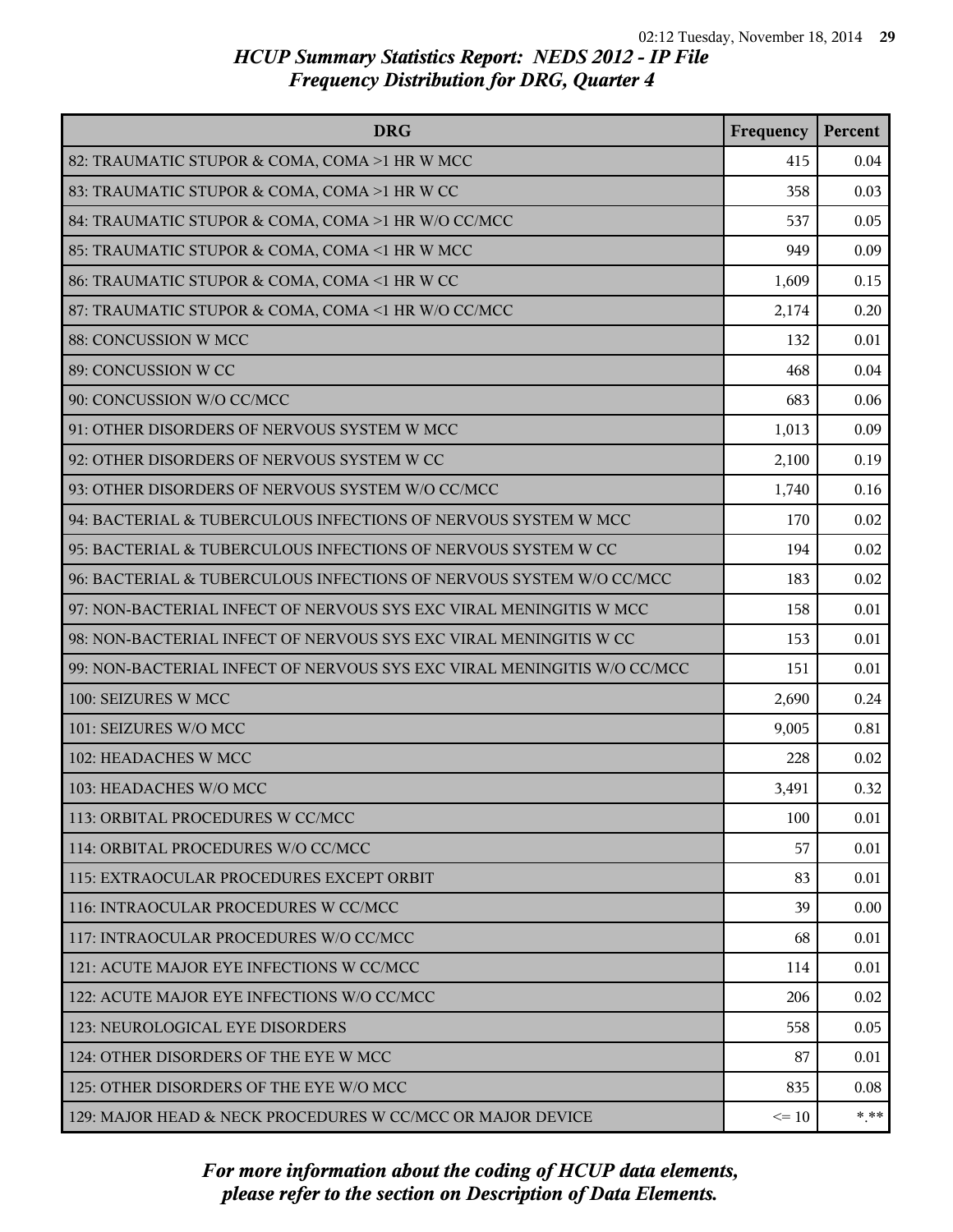## HCUP Summary Statistics Report: NEDS 2012 - IP File
## Frequency Distribution for DRG, Quarter 4

| DRG | Frequency | Percent |
|---|---|---|
| 82: TRAUMATIC STUPOR & COMA, COMA >1 HR W MCC | 415 | 0.04 |
| 83: TRAUMATIC STUPOR & COMA, COMA >1 HR W CC | 358 | 0.03 |
| 84: TRAUMATIC STUPOR & COMA, COMA >1 HR W/O CC/MCC | 537 | 0.05 |
| 85: TRAUMATIC STUPOR & COMA, COMA <1 HR W MCC | 949 | 0.09 |
| 86: TRAUMATIC STUPOR & COMA, COMA <1 HR W CC | 1,609 | 0.15 |
| 87: TRAUMATIC STUPOR & COMA, COMA <1 HR W/O CC/MCC | 2,174 | 0.20 |
| 88: CONCUSSION W MCC | 132 | 0.01 |
| 89: CONCUSSION W CC | 468 | 0.04 |
| 90: CONCUSSION W/O CC/MCC | 683 | 0.06 |
| 91: OTHER DISORDERS OF NERVOUS SYSTEM W MCC | 1,013 | 0.09 |
| 92: OTHER DISORDERS OF NERVOUS SYSTEM W CC | 2,100 | 0.19 |
| 93: OTHER DISORDERS OF NERVOUS SYSTEM W/O CC/MCC | 1,740 | 0.16 |
| 94: BACTERIAL & TUBERCULOUS INFECTIONS OF NERVOUS SYSTEM W MCC | 170 | 0.02 |
| 95: BACTERIAL & TUBERCULOUS INFECTIONS OF NERVOUS SYSTEM W CC | 194 | 0.02 |
| 96: BACTERIAL & TUBERCULOUS INFECTIONS OF NERVOUS SYSTEM W/O CC/MCC | 183 | 0.02 |
| 97: NON-BACTERIAL INFECT OF NERVOUS SYS EXC VIRAL MENINGITIS W MCC | 158 | 0.01 |
| 98: NON-BACTERIAL INFECT OF NERVOUS SYS EXC VIRAL MENINGITIS W CC | 153 | 0.01 |
| 99: NON-BACTERIAL INFECT OF NERVOUS SYS EXC VIRAL MENINGITIS W/O CC/MCC | 151 | 0.01 |
| 100: SEIZURES W MCC | 2,690 | 0.24 |
| 101: SEIZURES W/O MCC | 9,005 | 0.81 |
| 102: HEADACHES W MCC | 228 | 0.02 |
| 103: HEADACHES W/O MCC | 3,491 | 0.32 |
| 113: ORBITAL PROCEDURES W CC/MCC | 100 | 0.01 |
| 114: ORBITAL PROCEDURES W/O CC/MCC | 57 | 0.01 |
| 115: EXTRAOCULAR PROCEDURES EXCEPT ORBIT | 83 | 0.01 |
| 116: INTRAOCULAR PROCEDURES W CC/MCC | 39 | 0.00 |
| 117: INTRAOCULAR PROCEDURES W/O CC/MCC | 68 | 0.01 |
| 121: ACUTE MAJOR EYE INFECTIONS W CC/MCC | 114 | 0.01 |
| 122: ACUTE MAJOR EYE INFECTIONS W/O CC/MCC | 206 | 0.02 |
| 123: NEUROLOGICAL EYE DISORDERS | 558 | 0.05 |
| 124: OTHER DISORDERS OF THE EYE W MCC | 87 | 0.01 |
| 125: OTHER DISORDERS OF THE EYE W/O MCC | 835 | 0.08 |
| 129: MAJOR HEAD & NECK PROCEDURES W CC/MCC OR MAJOR DEVICE | <= 10 | *.** |

*For more information about the coding of HCUP data elements, please refer to the section on Description of Data Elements.*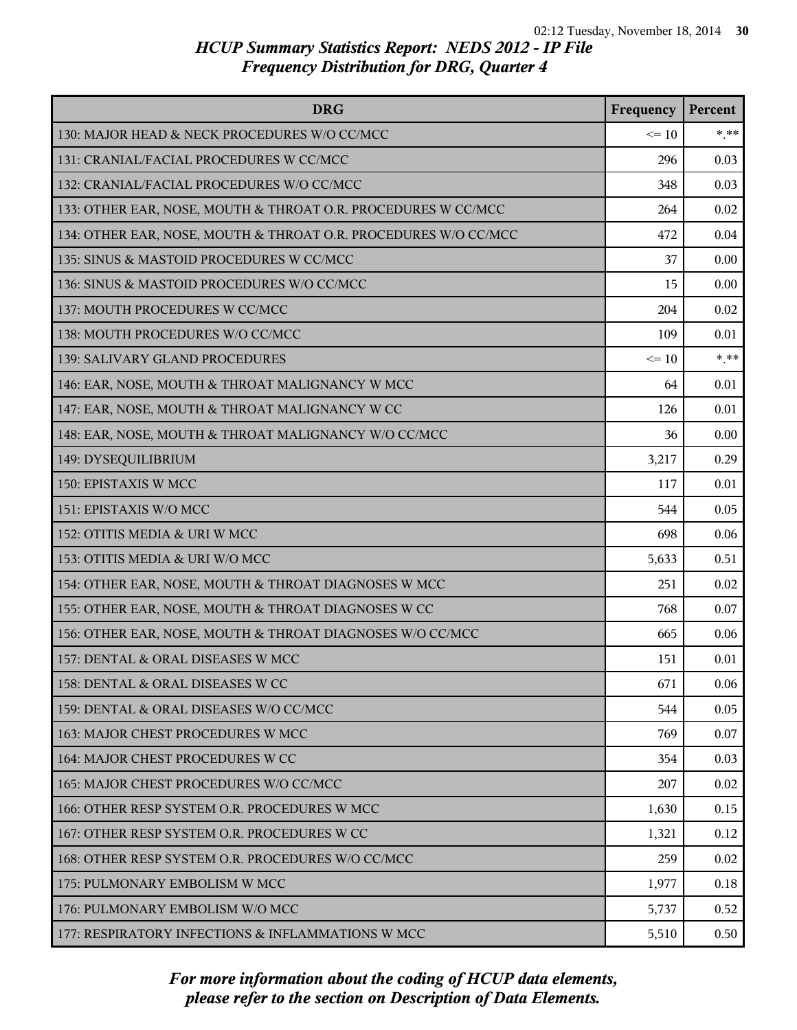# HCUP Summary Statistics Report: NEDS 2012 - IP File
## Frequency Distribution for DRG, Quarter 4

| DRG | Frequency | Percent |
|---|---|---|
| 130: MAJOR HEAD & NECK PROCEDURES W/O CC/MCC | <= 10 | *.** |
| 131: CRANIAL/FACIAL PROCEDURES W CC/MCC | 296 | 0.03 |
| 132: CRANIAL/FACIAL PROCEDURES W/O CC/MCC | 348 | 0.03 |
| 133: OTHER EAR, NOSE, MOUTH & THROAT O.R. PROCEDURES W CC/MCC | 264 | 0.02 |
| 134: OTHER EAR, NOSE, MOUTH & THROAT O.R. PROCEDURES W/O CC/MCC | 472 | 0.04 |
| 135: SINUS & MASTOID PROCEDURES W CC/MCC | 37 | 0.00 |
| 136: SINUS & MASTOID PROCEDURES W/O CC/MCC | 15 | 0.00 |
| 137: MOUTH PROCEDURES W CC/MCC | 204 | 0.02 |
| 138: MOUTH PROCEDURES W/O CC/MCC | 109 | 0.01 |
| 139: SALIVARY GLAND PROCEDURES | <= 10 | *.** |
| 146: EAR, NOSE, MOUTH & THROAT MALIGNANCY W MCC | 64 | 0.01 |
| 147: EAR, NOSE, MOUTH & THROAT MALIGNANCY W CC | 126 | 0.01 |
| 148: EAR, NOSE, MOUTH & THROAT MALIGNANCY W/O CC/MCC | 36 | 0.00 |
| 149: DYSEQUILIBRIUM | 3,217 | 0.29 |
| 150: EPISTAXIS W MCC | 117 | 0.01 |
| 151: EPISTAXIS W/O MCC | 544 | 0.05 |
| 152: OTITIS MEDIA & URI W MCC | 698 | 0.06 |
| 153: OTITIS MEDIA & URI W/O MCC | 5,633 | 0.51 |
| 154: OTHER EAR, NOSE, MOUTH & THROAT DIAGNOSES W MCC | 251 | 0.02 |
| 155: OTHER EAR, NOSE, MOUTH & THROAT DIAGNOSES W CC | 768 | 0.07 |
| 156: OTHER EAR, NOSE, MOUTH & THROAT DIAGNOSES W/O CC/MCC | 665 | 0.06 |
| 157: DENTAL & ORAL DISEASES W MCC | 151 | 0.01 |
| 158: DENTAL & ORAL DISEASES W CC | 671 | 0.06 |
| 159: DENTAL & ORAL DISEASES W/O CC/MCC | 544 | 0.05 |
| 163: MAJOR CHEST PROCEDURES W MCC | 769 | 0.07 |
| 164: MAJOR CHEST PROCEDURES W CC | 354 | 0.03 |
| 165: MAJOR CHEST PROCEDURES W/O CC/MCC | 207 | 0.02 |
| 166: OTHER RESP SYSTEM O.R. PROCEDURES W MCC | 1,630 | 0.15 |
| 167: OTHER RESP SYSTEM O.R. PROCEDURES W CC | 1,321 | 0.12 |
| 168: OTHER RESP SYSTEM O.R. PROCEDURES W/O CC/MCC | 259 | 0.02 |
| 175: PULMONARY EMBOLISM W MCC | 1,977 | 0.18 |
| 176: PULMONARY EMBOLISM W/O MCC | 5,737 | 0.52 |
| 177: RESPIRATORY INFECTIONS & INFLAMMATIONS W MCC | 5,510 | 0.50 |

*For more information about the coding of HCUP data elements, please refer to the section on Description of Data Elements.*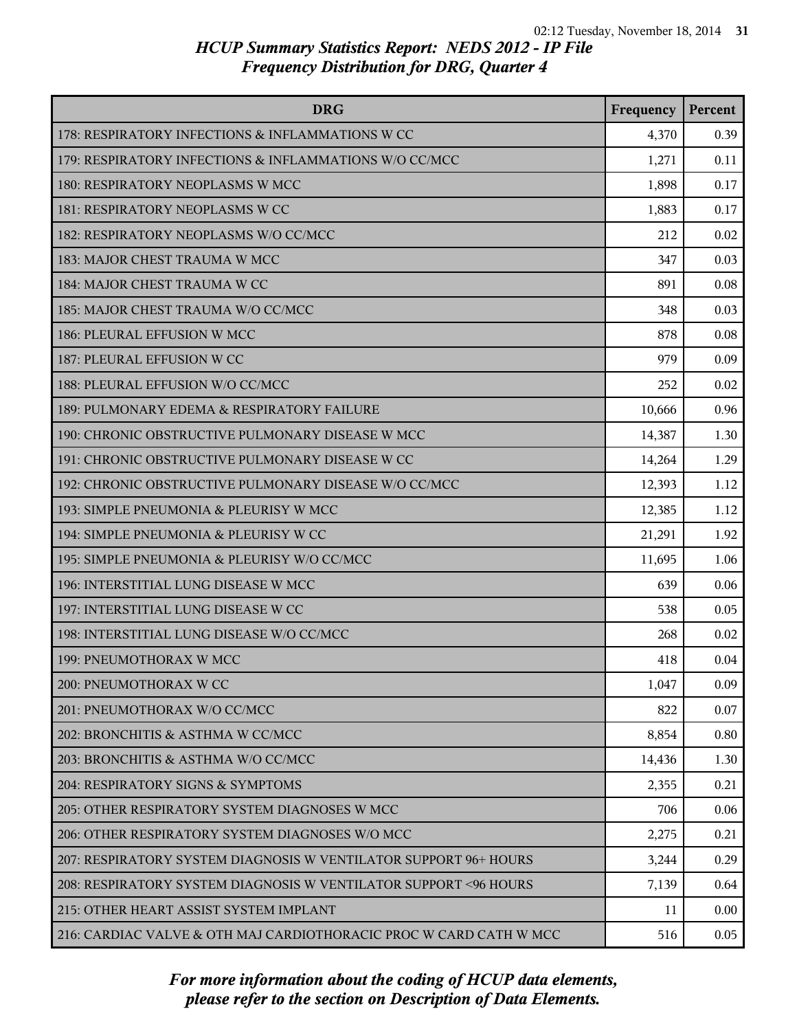# HCUP Summary Statistics Report: NEDS 2012 - IP File
## Frequency Distribution for DRG, Quarter 4

| DRG | Frequency | Percent |
|---|---|---|
| 178: RESPIRATORY INFECTIONS & INFLAMMATIONS W CC | 4,370 | 0.39 |
| 179: RESPIRATORY INFECTIONS & INFLAMMATIONS W/O CC/MCC | 1,271 | 0.11 |
| 180: RESPIRATORY NEOPLASMS W MCC | 1,898 | 0.17 |
| 181: RESPIRATORY NEOPLASMS W CC | 1,883 | 0.17 |
| 182: RESPIRATORY NEOPLASMS W/O CC/MCC | 212 | 0.02 |
| 183: MAJOR CHEST TRAUMA W MCC | 347 | 0.03 |
| 184: MAJOR CHEST TRAUMA W CC | 891 | 0.08 |
| 185: MAJOR CHEST TRAUMA W/O CC/MCC | 348 | 0.03 |
| 186: PLEURAL EFFUSION W MCC | 878 | 0.08 |
| 187: PLEURAL EFFUSION W CC | 979 | 0.09 |
| 188: PLEURAL EFFUSION W/O CC/MCC | 252 | 0.02 |
| 189: PULMONARY EDEMA & RESPIRATORY FAILURE | 10,666 | 0.96 |
| 190: CHRONIC OBSTRUCTIVE PULMONARY DISEASE W MCC | 14,387 | 1.30 |
| 191: CHRONIC OBSTRUCTIVE PULMONARY DISEASE W CC | 14,264 | 1.29 |
| 192: CHRONIC OBSTRUCTIVE PULMONARY DISEASE W/O CC/MCC | 12,393 | 1.12 |
| 193: SIMPLE PNEUMONIA & PLEURISY W MCC | 12,385 | 1.12 |
| 194: SIMPLE PNEUMONIA & PLEURISY W CC | 21,291 | 1.92 |
| 195: SIMPLE PNEUMONIA & PLEURISY W/O CC/MCC | 11,695 | 1.06 |
| 196: INTERSTITIAL LUNG DISEASE W MCC | 639 | 0.06 |
| 197: INTERSTITIAL LUNG DISEASE W CC | 538 | 0.05 |
| 198: INTERSTITIAL LUNG DISEASE W/O CC/MCC | 268 | 0.02 |
| 199: PNEUMOTHORAX W MCC | 418 | 0.04 |
| 200: PNEUMOTHORAX W CC | 1,047 | 0.09 |
| 201: PNEUMOTHORAX W/O CC/MCC | 822 | 0.07 |
| 202: BRONCHITIS & ASTHMA W CC/MCC | 8,854 | 0.80 |
| 203: BRONCHITIS & ASTHMA W/O CC/MCC | 14,436 | 1.30 |
| 204: RESPIRATORY SIGNS & SYMPTOMS | 2,355 | 0.21 |
| 205: OTHER RESPIRATORY SYSTEM DIAGNOSES W MCC | 706 | 0.06 |
| 206: OTHER RESPIRATORY SYSTEM DIAGNOSES W/O MCC | 2,275 | 0.21 |
| 207: RESPIRATORY SYSTEM DIAGNOSIS W VENTILATOR SUPPORT 96+ HOURS | 3,244 | 0.29 |
| 208: RESPIRATORY SYSTEM DIAGNOSIS W VENTILATOR SUPPORT <96 HOURS | 7,139 | 0.64 |
| 215: OTHER HEART ASSIST SYSTEM IMPLANT | 11 | 0.00 |
| 216: CARDIAC VALVE & OTH MAJ CARDIOTHORACIC PROC W CARD CATH W MCC | 516 | 0.05 |

*For more information about the coding of HCUP data elements, please refer to the section on Description of Data Elements.*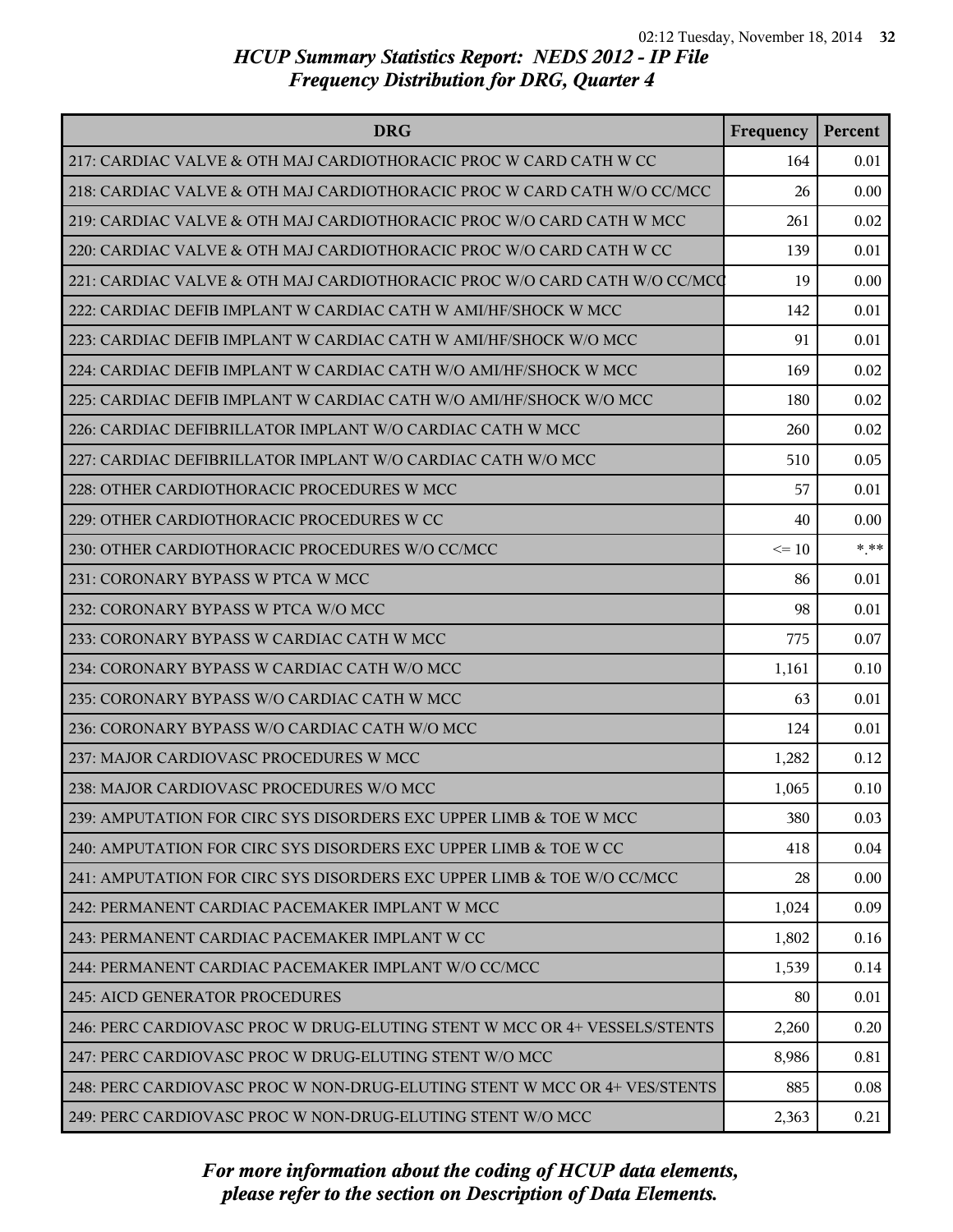## HCUP Summary Statistics Report: NEDS 2012 - IP File
## Frequency Distribution for DRG, Quarter 4

| DRG | Frequency | Percent |
|---|---|---|
| 217: CARDIAC VALVE & OTH MAJ CARDIOTHORACIC PROC W CARD CATH W CC | 164 | 0.01 |
| 218: CARDIAC VALVE & OTH MAJ CARDIOTHORACIC PROC W CARD CATH W/O CC/MCC | 26 | 0.00 |
| 219: CARDIAC VALVE & OTH MAJ CARDIOTHORACIC PROC W/O CARD CATH W MCC | 261 | 0.02 |
| 220: CARDIAC VALVE & OTH MAJ CARDIOTHORACIC PROC W/O CARD CATH W CC | 139 | 0.01 |
| 221: CARDIAC VALVE & OTH MAJ CARDIOTHORACIC PROC W/O CARD CATH W/O CC/MCC | 19 | 0.00 |
| 222: CARDIAC DEFIB IMPLANT W CARDIAC CATH W AMI/HF/SHOCK W MCC | 142 | 0.01 |
| 223: CARDIAC DEFIB IMPLANT W CARDIAC CATH W AMI/HF/SHOCK W/O MCC | 91 | 0.01 |
| 224: CARDIAC DEFIB IMPLANT W CARDIAC CATH W/O AMI/HF/SHOCK W MCC | 169 | 0.02 |
| 225: CARDIAC DEFIB IMPLANT W CARDIAC CATH W/O AMI/HF/SHOCK W/O MCC | 180 | 0.02 |
| 226: CARDIAC DEFIBRILLATOR IMPLANT W/O CARDIAC CATH W MCC | 260 | 0.02 |
| 227: CARDIAC DEFIBRILLATOR IMPLANT W/O CARDIAC CATH W/O MCC | 510 | 0.05 |
| 228: OTHER CARDIOTHORACIC PROCEDURES W MCC | 57 | 0.01 |
| 229: OTHER CARDIOTHORACIC PROCEDURES W CC | 40 | 0.00 |
| 230: OTHER CARDIOTHORACIC PROCEDURES W/O CC/MCC | <= 10 | *.** |
| 231: CORONARY BYPASS W PTCA W MCC | 86 | 0.01 |
| 232: CORONARY BYPASS W PTCA W/O MCC | 98 | 0.01 |
| 233: CORONARY BYPASS W CARDIAC CATH W MCC | 775 | 0.07 |
| 234: CORONARY BYPASS W CARDIAC CATH W/O MCC | 1,161 | 0.10 |
| 235: CORONARY BYPASS W/O CARDIAC CATH W MCC | 63 | 0.01 |
| 236: CORONARY BYPASS W/O CARDIAC CATH W/O MCC | 124 | 0.01 |
| 237: MAJOR CARDIOVASC PROCEDURES W MCC | 1,282 | 0.12 |
| 238: MAJOR CARDIOVASC PROCEDURES W/O MCC | 1,065 | 0.10 |
| 239: AMPUTATION FOR CIRC SYS DISORDERS EXC UPPER LIMB & TOE W MCC | 380 | 0.03 |
| 240: AMPUTATION FOR CIRC SYS DISORDERS EXC UPPER LIMB & TOE W CC | 418 | 0.04 |
| 241: AMPUTATION FOR CIRC SYS DISORDERS EXC UPPER LIMB & TOE W/O CC/MCC | 28 | 0.00 |
| 242: PERMANENT CARDIAC PACEMAKER IMPLANT W MCC | 1,024 | 0.09 |
| 243: PERMANENT CARDIAC PACEMAKER IMPLANT W CC | 1,802 | 0.16 |
| 244: PERMANENT CARDIAC PACEMAKER IMPLANT W/O CC/MCC | 1,539 | 0.14 |
| 245: AICD GENERATOR PROCEDURES | 80 | 0.01 |
| 246: PERC CARDIOVASC PROC W DRUG-ELUTING STENT W MCC OR 4+ VESSELS/STENTS | 2,260 | 0.20 |
| 247: PERC CARDIOVASC PROC W DRUG-ELUTING STENT W/O MCC | 8,986 | 0.81 |
| 248: PERC CARDIOVASC PROC W NON-DRUG-ELUTING STENT W MCC OR 4+ VES/STENTS | 885 | 0.08 |
| 249: PERC CARDIOVASC PROC W NON-DRUG-ELUTING STENT W/O MCC | 2,363 | 0.21 |

*For more information about the coding of HCUP data elements, please refer to the section on Description of Data Elements.*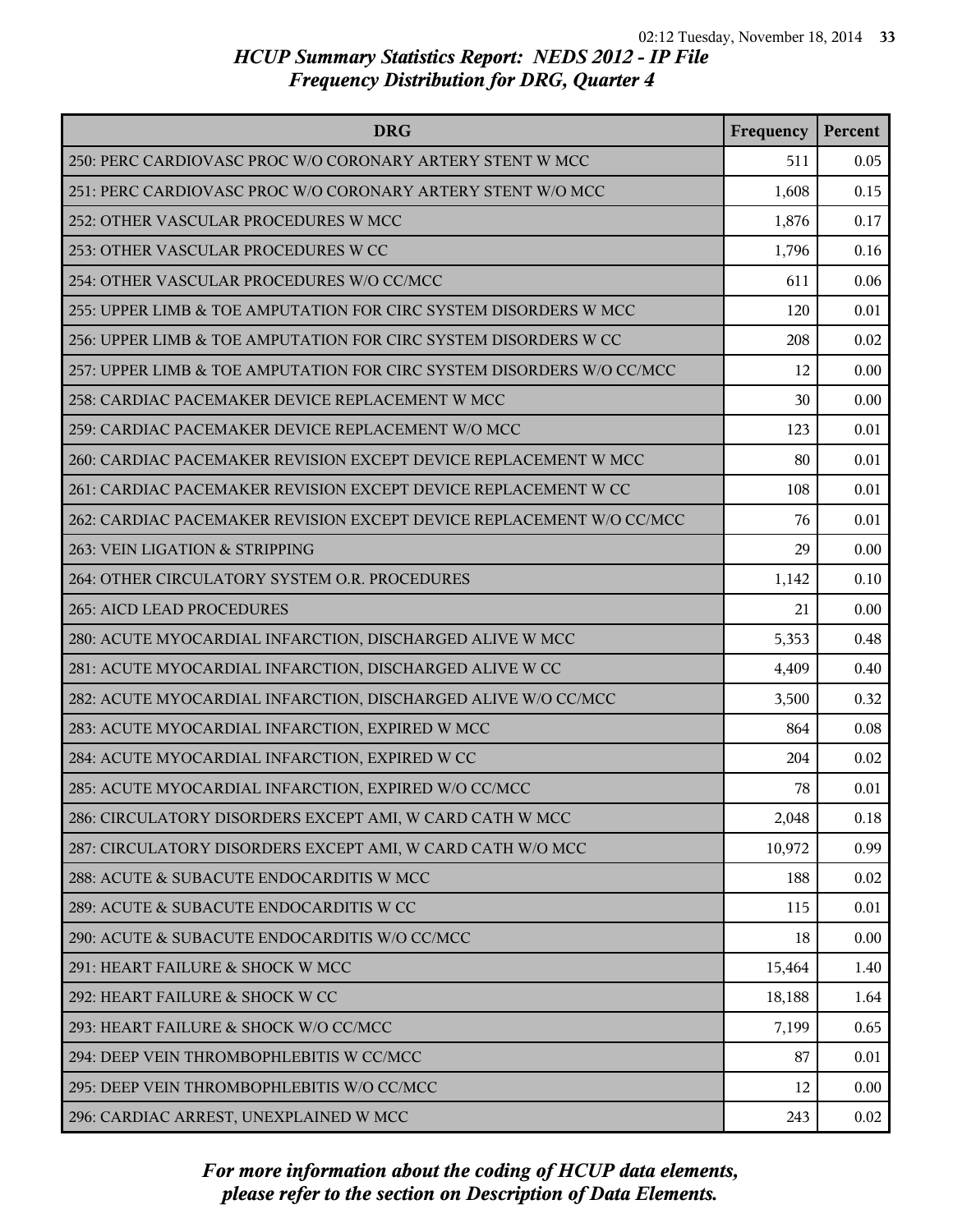# HCUP Summary Statistics Report: NEDS 2012 - IP File
## Frequency Distribution for DRG, Quarter 4

| DRG | Frequency | Percent |
|---|---|---|
| 250: PERC CARDIOVASC PROC W/O CORONARY ARTERY STENT W MCC | 511 | 0.05 |
| 251: PERC CARDIOVASC PROC W/O CORONARY ARTERY STENT W/O MCC | 1,608 | 0.15 |
| 252: OTHER VASCULAR PROCEDURES W MCC | 1,876 | 0.17 |
| 253: OTHER VASCULAR PROCEDURES W CC | 1,796 | 0.16 |
| 254: OTHER VASCULAR PROCEDURES W/O CC/MCC | 611 | 0.06 |
| 255: UPPER LIMB & TOE AMPUTATION FOR CIRC SYSTEM DISORDERS W MCC | 120 | 0.01 |
| 256: UPPER LIMB & TOE AMPUTATION FOR CIRC SYSTEM DISORDERS W CC | 208 | 0.02 |
| 257: UPPER LIMB & TOE AMPUTATION FOR CIRC SYSTEM DISORDERS W/O CC/MCC | 12 | 0.00 |
| 258: CARDIAC PACEMAKER DEVICE REPLACEMENT W MCC | 30 | 0.00 |
| 259: CARDIAC PACEMAKER DEVICE REPLACEMENT W/O MCC | 123 | 0.01 |
| 260: CARDIAC PACEMAKER REVISION EXCEPT DEVICE REPLACEMENT W MCC | 80 | 0.01 |
| 261: CARDIAC PACEMAKER REVISION EXCEPT DEVICE REPLACEMENT W CC | 108 | 0.01 |
| 262: CARDIAC PACEMAKER REVISION EXCEPT DEVICE REPLACEMENT W/O CC/MCC | 76 | 0.01 |
| 263: VEIN LIGATION & STRIPPING | 29 | 0.00 |
| 264: OTHER CIRCULATORY SYSTEM O.R. PROCEDURES | 1,142 | 0.10 |
| 265: AICD LEAD PROCEDURES | 21 | 0.00 |
| 280: ACUTE MYOCARDIAL INFARCTION, DISCHARGED ALIVE W MCC | 5,353 | 0.48 |
| 281: ACUTE MYOCARDIAL INFARCTION, DISCHARGED ALIVE W CC | 4,409 | 0.40 |
| 282: ACUTE MYOCARDIAL INFARCTION, DISCHARGED ALIVE W/O CC/MCC | 3,500 | 0.32 |
| 283: ACUTE MYOCARDIAL INFARCTION, EXPIRED W MCC | 864 | 0.08 |
| 284: ACUTE MYOCARDIAL INFARCTION, EXPIRED W CC | 204 | 0.02 |
| 285: ACUTE MYOCARDIAL INFARCTION, EXPIRED W/O CC/MCC | 78 | 0.01 |
| 286: CIRCULATORY DISORDERS EXCEPT AMI, W CARD CATH W MCC | 2,048 | 0.18 |
| 287: CIRCULATORY DISORDERS EXCEPT AMI, W CARD CATH W/O MCC | 10,972 | 0.99 |
| 288: ACUTE & SUBACUTE ENDOCARDITIS W MCC | 188 | 0.02 |
| 289: ACUTE & SUBACUTE ENDOCARDITIS W CC | 115 | 0.01 |
| 290: ACUTE & SUBACUTE ENDOCARDITIS W/O CC/MCC | 18 | 0.00 |
| 291: HEART FAILURE & SHOCK W MCC | 15,464 | 1.40 |
| 292: HEART FAILURE & SHOCK W CC | 18,188 | 1.64 |
| 293: HEART FAILURE & SHOCK W/O CC/MCC | 7,199 | 0.65 |
| 294: DEEP VEIN THROMBOPHLEBITIS W CC/MCC | 87 | 0.01 |
| 295: DEEP VEIN THROMBOPHLEBITIS W/O CC/MCC | 12 | 0.00 |
| 296: CARDIAC ARREST, UNEXPLAINED W MCC | 243 | 0.02 |

*For more information about the coding of HCUP data elements, please refer to the section on Description of Data Elements.*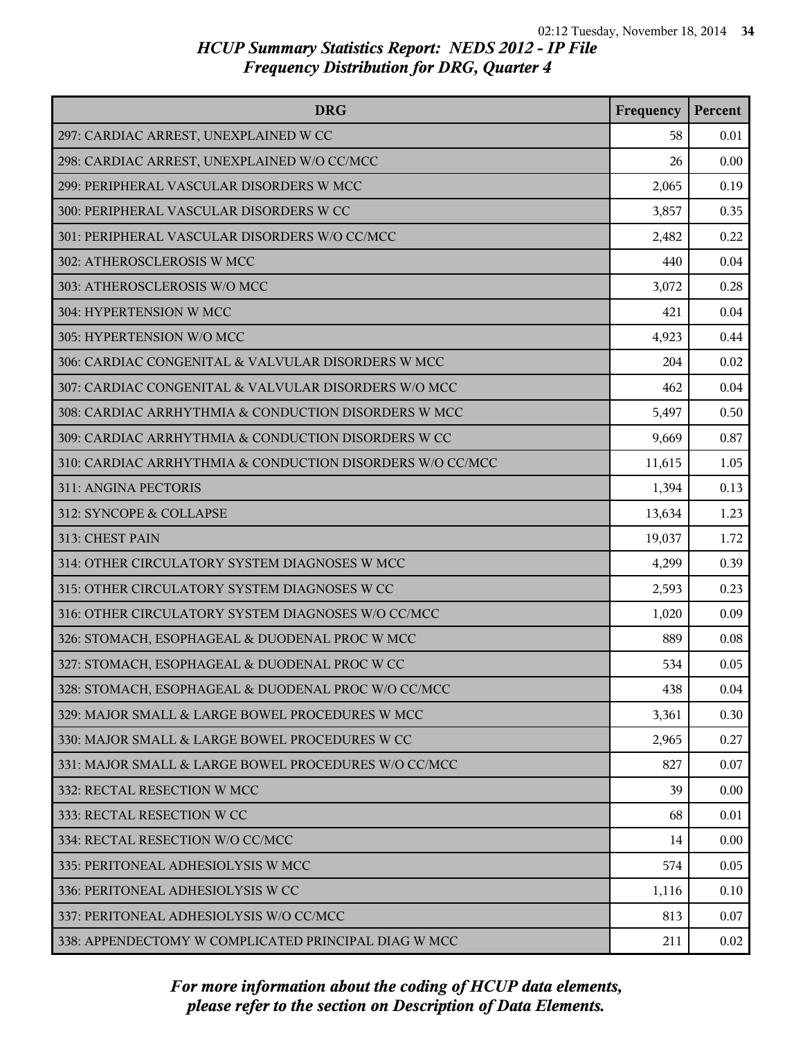# HCUP Summary Statistics Report: NEDS 2012 - IP File
## Frequency Distribution for DRG, Quarter 4

| DRG | Frequency | Percent |
|---|---|---|
| 297: CARDIAC ARREST, UNEXPLAINED W CC | 58 | 0.01 |
| 298: CARDIAC ARREST, UNEXPLAINED W/O CC/MCC | 26 | 0.00 |
| 299: PERIPHERAL VASCULAR DISORDERS W MCC | 2,065 | 0.19 |
| 300: PERIPHERAL VASCULAR DISORDERS W CC | 3,857 | 0.35 |
| 301: PERIPHERAL VASCULAR DISORDERS W/O CC/MCC | 2,482 | 0.22 |
| 302: ATHEROSCLEROSIS W MCC | 440 | 0.04 |
| 303: ATHEROSCLEROSIS W/O MCC | 3,072 | 0.28 |
| 304: HYPERTENSION W MCC | 421 | 0.04 |
| 305: HYPERTENSION W/O MCC | 4,923 | 0.44 |
| 306: CARDIAC CONGENITAL & VALVULAR DISORDERS W MCC | 204 | 0.02 |
| 307: CARDIAC CONGENITAL & VALVULAR DISORDERS W/O MCC | 462 | 0.04 |
| 308: CARDIAC ARRHYTHMIA & CONDUCTION DISORDERS W MCC | 5,497 | 0.50 |
| 309: CARDIAC ARRHYTHMIA & CONDUCTION DISORDERS W CC | 9,669 | 0.87 |
| 310: CARDIAC ARRHYTHMIA & CONDUCTION DISORDERS W/O CC/MCC | 11,615 | 1.05 |
| 311: ANGINA PECTORIS | 1,394 | 0.13 |
| 312: SYNCOPE & COLLAPSE | 13,634 | 1.23 |
| 313: CHEST PAIN | 19,037 | 1.72 |
| 314: OTHER CIRCULATORY SYSTEM DIAGNOSES W MCC | 4,299 | 0.39 |
| 315: OTHER CIRCULATORY SYSTEM DIAGNOSES W CC | 2,593 | 0.23 |
| 316: OTHER CIRCULATORY SYSTEM DIAGNOSES W/O CC/MCC | 1,020 | 0.09 |
| 326: STOMACH, ESOPHAGEAL & DUODENAL PROC W MCC | 889 | 0.08 |
| 327: STOMACH, ESOPHAGEAL & DUODENAL PROC W CC | 534 | 0.05 |
| 328: STOMACH, ESOPHAGEAL & DUODENAL PROC W/O CC/MCC | 438 | 0.04 |
| 329: MAJOR SMALL & LARGE BOWEL PROCEDURES W MCC | 3,361 | 0.30 |
| 330: MAJOR SMALL & LARGE BOWEL PROCEDURES W CC | 2,965 | 0.27 |
| 331: MAJOR SMALL & LARGE BOWEL PROCEDURES W/O CC/MCC | 827 | 0.07 |
| 332: RECTAL RESECTION W MCC | 39 | 0.00 |
| 333: RECTAL RESECTION W CC | 68 | 0.01 |
| 334: RECTAL RESECTION W/O CC/MCC | 14 | 0.00 |
| 335: PERITONEAL ADHESIOLYSIS W MCC | 574 | 0.05 |
| 336: PERITONEAL ADHESIOLYSIS W CC | 1,116 | 0.10 |
| 337: PERITONEAL ADHESIOLYSIS W/O CC/MCC | 813 | 0.07 |
| 338: APPENDECTOMY W COMPLICATED PRINCIPAL DIAG W MCC | 211 | 0.02 |

*For more information about the coding of HCUP data elements, please refer to the section on Description of Data Elements.*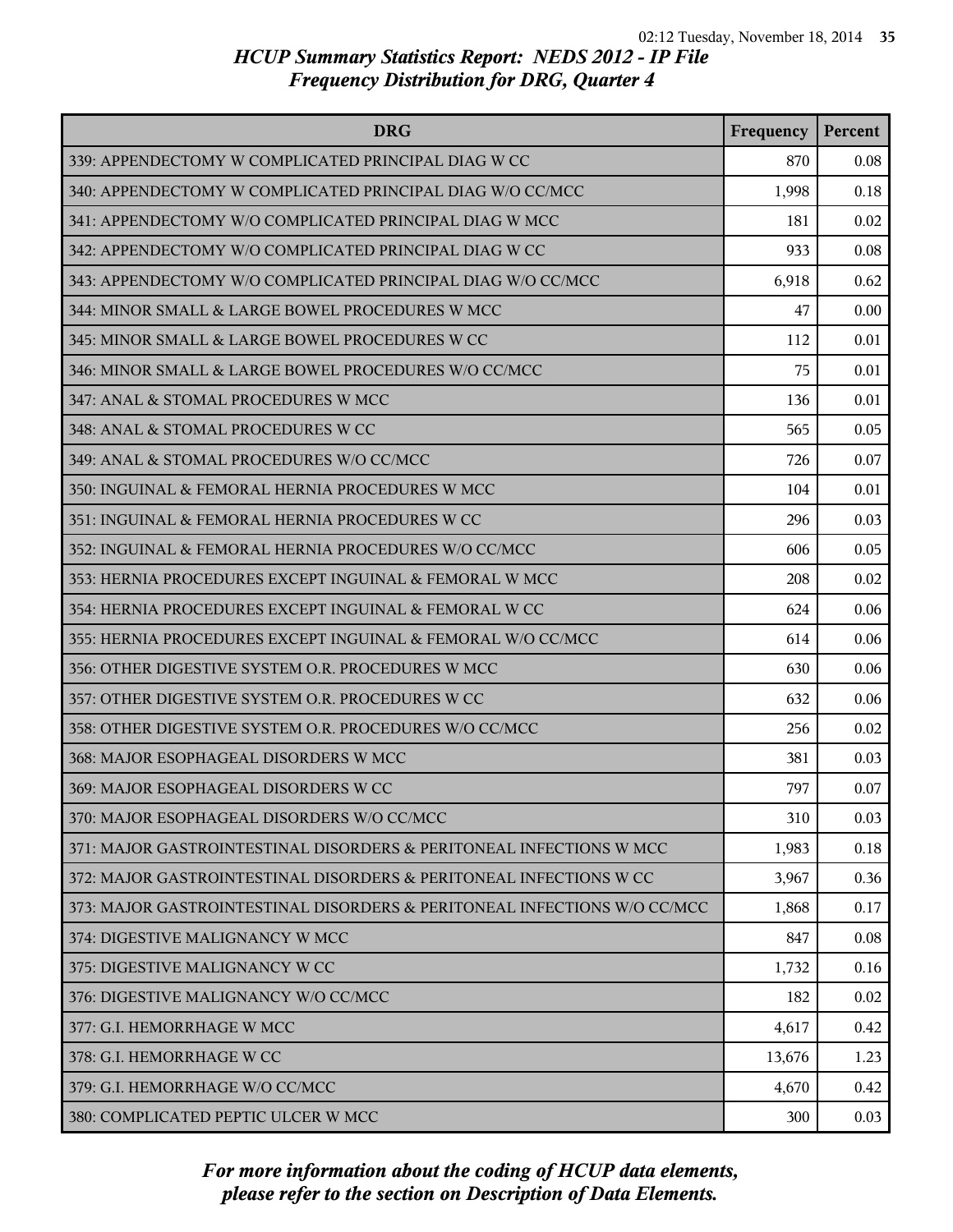# HCUP Summary Statistics Report: NEDS 2012 - IP File
## Frequency Distribution for DRG, Quarter 4

| DRG | Frequency | Percent |
|---|---|---|
| 339: APPENDECTOMY W COMPLICATED PRINCIPAL DIAG W CC | 870 | 0.08 |
| 340: APPENDECTOMY W COMPLICATED PRINCIPAL DIAG W/O CC/MCC | 1,998 | 0.18 |
| 341: APPENDECTOMY W/O COMPLICATED PRINCIPAL DIAG W MCC | 181 | 0.02 |
| 342: APPENDECTOMY W/O COMPLICATED PRINCIPAL DIAG W CC | 933 | 0.08 |
| 343: APPENDECTOMY W/O COMPLICATED PRINCIPAL DIAG W/O CC/MCC | 6,918 | 0.62 |
| 344: MINOR SMALL & LARGE BOWEL PROCEDURES W MCC | 47 | 0.00 |
| 345: MINOR SMALL & LARGE BOWEL PROCEDURES W CC | 112 | 0.01 |
| 346: MINOR SMALL & LARGE BOWEL PROCEDURES W/O CC/MCC | 75 | 0.01 |
| 347: ANAL & STOMAL PROCEDURES W MCC | 136 | 0.01 |
| 348: ANAL & STOMAL PROCEDURES W CC | 565 | 0.05 |
| 349: ANAL & STOMAL PROCEDURES W/O CC/MCC | 726 | 0.07 |
| 350: INGUINAL & FEMORAL HERNIA PROCEDURES W MCC | 104 | 0.01 |
| 351: INGUINAL & FEMORAL HERNIA PROCEDURES W CC | 296 | 0.03 |
| 352: INGUINAL & FEMORAL HERNIA PROCEDURES W/O CC/MCC | 606 | 0.05 |
| 353: HERNIA PROCEDURES EXCEPT INGUINAL & FEMORAL W MCC | 208 | 0.02 |
| 354: HERNIA PROCEDURES EXCEPT INGUINAL & FEMORAL W CC | 624 | 0.06 |
| 355: HERNIA PROCEDURES EXCEPT INGUINAL & FEMORAL W/O CC/MCC | 614 | 0.06 |
| 356: OTHER DIGESTIVE SYSTEM O.R. PROCEDURES W MCC | 630 | 0.06 |
| 357: OTHER DIGESTIVE SYSTEM O.R. PROCEDURES W CC | 632 | 0.06 |
| 358: OTHER DIGESTIVE SYSTEM O.R. PROCEDURES W/O CC/MCC | 256 | 0.02 |
| 368: MAJOR ESOPHAGEAL DISORDERS W MCC | 381 | 0.03 |
| 369: MAJOR ESOPHAGEAL DISORDERS W CC | 797 | 0.07 |
| 370: MAJOR ESOPHAGEAL DISORDERS W/O CC/MCC | 310 | 0.03 |
| 371: MAJOR GASTROINTESTINAL DISORDERS & PERITONEAL INFECTIONS W MCC | 1,983 | 0.18 |
| 372: MAJOR GASTROINTESTINAL DISORDERS & PERITONEAL INFECTIONS W CC | 3,967 | 0.36 |
| 373: MAJOR GASTROINTESTINAL DISORDERS & PERITONEAL INFECTIONS W/O CC/MCC | 1,868 | 0.17 |
| 374: DIGESTIVE MALIGNANCY W MCC | 847 | 0.08 |
| 375: DIGESTIVE MALIGNANCY W CC | 1,732 | 0.16 |
| 376: DIGESTIVE MALIGNANCY W/O CC/MCC | 182 | 0.02 |
| 377: G.I. HEMORRHAGE W MCC | 4,617 | 0.42 |
| 378: G.I. HEMORRHAGE W CC | 13,676 | 1.23 |
| 379: G.I. HEMORRHAGE W/O CC/MCC | 4,670 | 0.42 |
| 380: COMPLICATED PEPTIC ULCER W MCC | 300 | 0.03 |

*For more information about the coding of HCUP data elements, please refer to the section on Description of Data Elements.*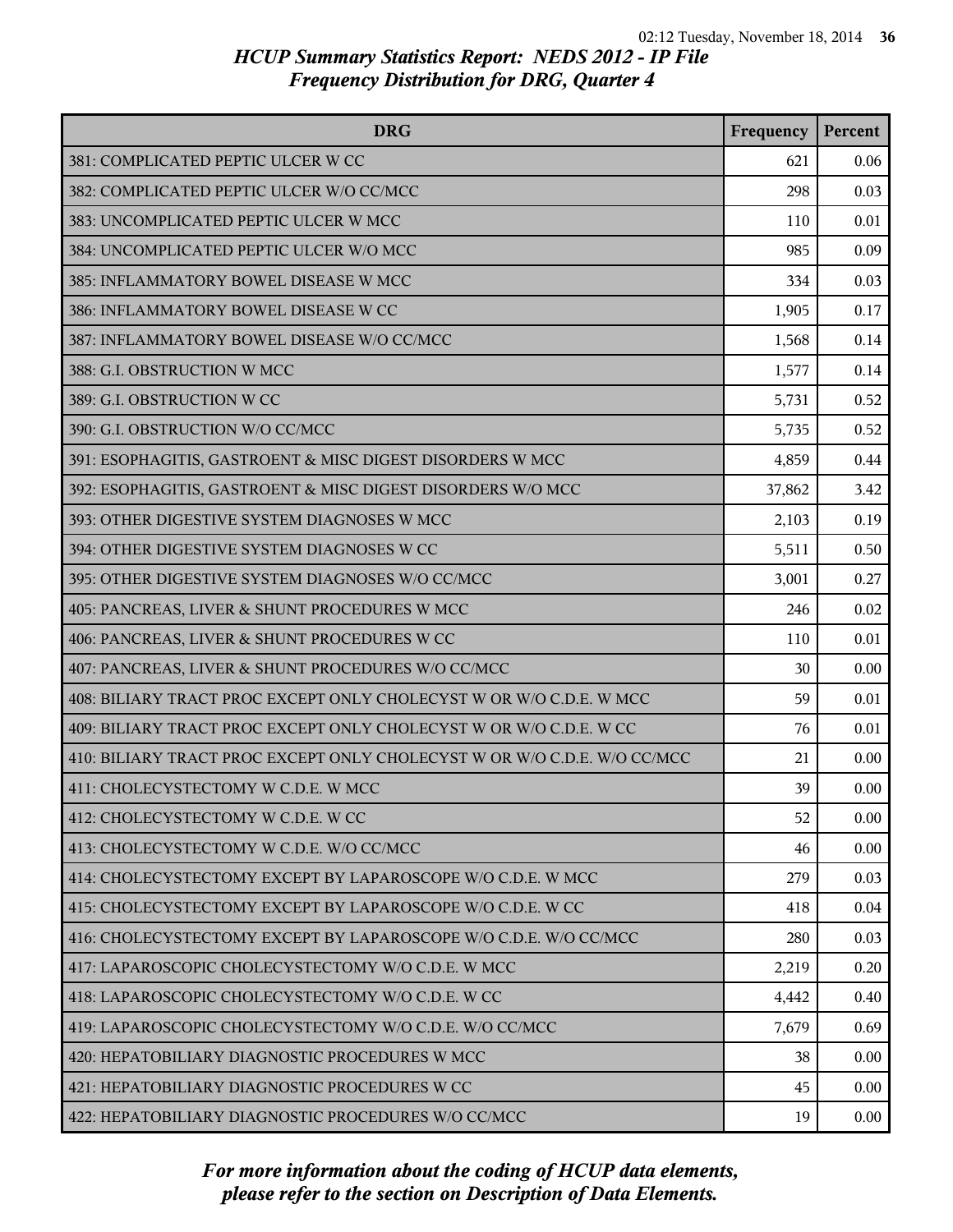# HCUP Summary Statistics Report: NEDS 2012 - IP File
## Frequency Distribution for DRG, Quarter 4

| DRG | Frequency | Percent |
|---|---|---|
| 381: COMPLICATED PEPTIC ULCER W CC | 621 | 0.06 |
| 382: COMPLICATED PEPTIC ULCER W/O CC/MCC | 298 | 0.03 |
| 383: UNCOMPLICATED PEPTIC ULCER W MCC | 110 | 0.01 |
| 384: UNCOMPLICATED PEPTIC ULCER W/O MCC | 985 | 0.09 |
| 385: INFLAMMATORY BOWEL DISEASE W MCC | 334 | 0.03 |
| 386: INFLAMMATORY BOWEL DISEASE W CC | 1,905 | 0.17 |
| 387: INFLAMMATORY BOWEL DISEASE W/O CC/MCC | 1,568 | 0.14 |
| 388: G.I. OBSTRUCTION W MCC | 1,577 | 0.14 |
| 389: G.I. OBSTRUCTION W CC | 5,731 | 0.52 |
| 390: G.I. OBSTRUCTION W/O CC/MCC | 5,735 | 0.52 |
| 391: ESOPHAGITIS, GASTROENT & MISC DIGEST DISORDERS W MCC | 4,859 | 0.44 |
| 392: ESOPHAGITIS, GASTROENT & MISC DIGEST DISORDERS W/O MCC | 37,862 | 3.42 |
| 393: OTHER DIGESTIVE SYSTEM DIAGNOSES W MCC | 2,103 | 0.19 |
| 394: OTHER DIGESTIVE SYSTEM DIAGNOSES W CC | 5,511 | 0.50 |
| 395: OTHER DIGESTIVE SYSTEM DIAGNOSES W/O CC/MCC | 3,001 | 0.27 |
| 405: PANCREAS, LIVER & SHUNT PROCEDURES W MCC | 246 | 0.02 |
| 406: PANCREAS, LIVER & SHUNT PROCEDURES W CC | 110 | 0.01 |
| 407: PANCREAS, LIVER & SHUNT PROCEDURES W/O CC/MCC | 30 | 0.00 |
| 408: BILIARY TRACT PROC EXCEPT ONLY CHOLECYST W OR W/O C.D.E. W MCC | 59 | 0.01 |
| 409: BILIARY TRACT PROC EXCEPT ONLY CHOLECYST W OR W/O C.D.E. W CC | 76 | 0.01 |
| 410: BILIARY TRACT PROC EXCEPT ONLY CHOLECYST W OR W/O C.D.E. W/O CC/MCC | 21 | 0.00 |
| 411: CHOLECYSTECTOMY W C.D.E. W MCC | 39 | 0.00 |
| 412: CHOLECYSTECTOMY W C.D.E. W CC | 52 | 0.00 |
| 413: CHOLECYSTECTOMY W C.D.E. W/O CC/MCC | 46 | 0.00 |
| 414: CHOLECYSTECTOMY EXCEPT BY LAPAROSCOPE W/O C.D.E. W MCC | 279 | 0.03 |
| 415: CHOLECYSTECTOMY EXCEPT BY LAPAROSCOPE W/O C.D.E. W CC | 418 | 0.04 |
| 416: CHOLECYSTECTOMY EXCEPT BY LAPAROSCOPE W/O C.D.E. W/O CC/MCC | 280 | 0.03 |
| 417: LAPAROSCOPIC CHOLECYSTECTOMY W/O C.D.E. W MCC | 2,219 | 0.20 |
| 418: LAPAROSCOPIC CHOLECYSTECTOMY W/O C.D.E. W CC | 4,442 | 0.40 |
| 419: LAPAROSCOPIC CHOLECYSTECTOMY W/O C.D.E. W/O CC/MCC | 7,679 | 0.69 |
| 420: HEPATOBILIARY DIAGNOSTIC PROCEDURES W MCC | 38 | 0.00 |
| 421: HEPATOBILIARY DIAGNOSTIC PROCEDURES W CC | 45 | 0.00 |
| 422: HEPATOBILIARY DIAGNOSTIC PROCEDURES W/O CC/MCC | 19 | 0.00 |

*For more information about the coding of HCUP data elements, please refer to the section on Description of Data Elements.*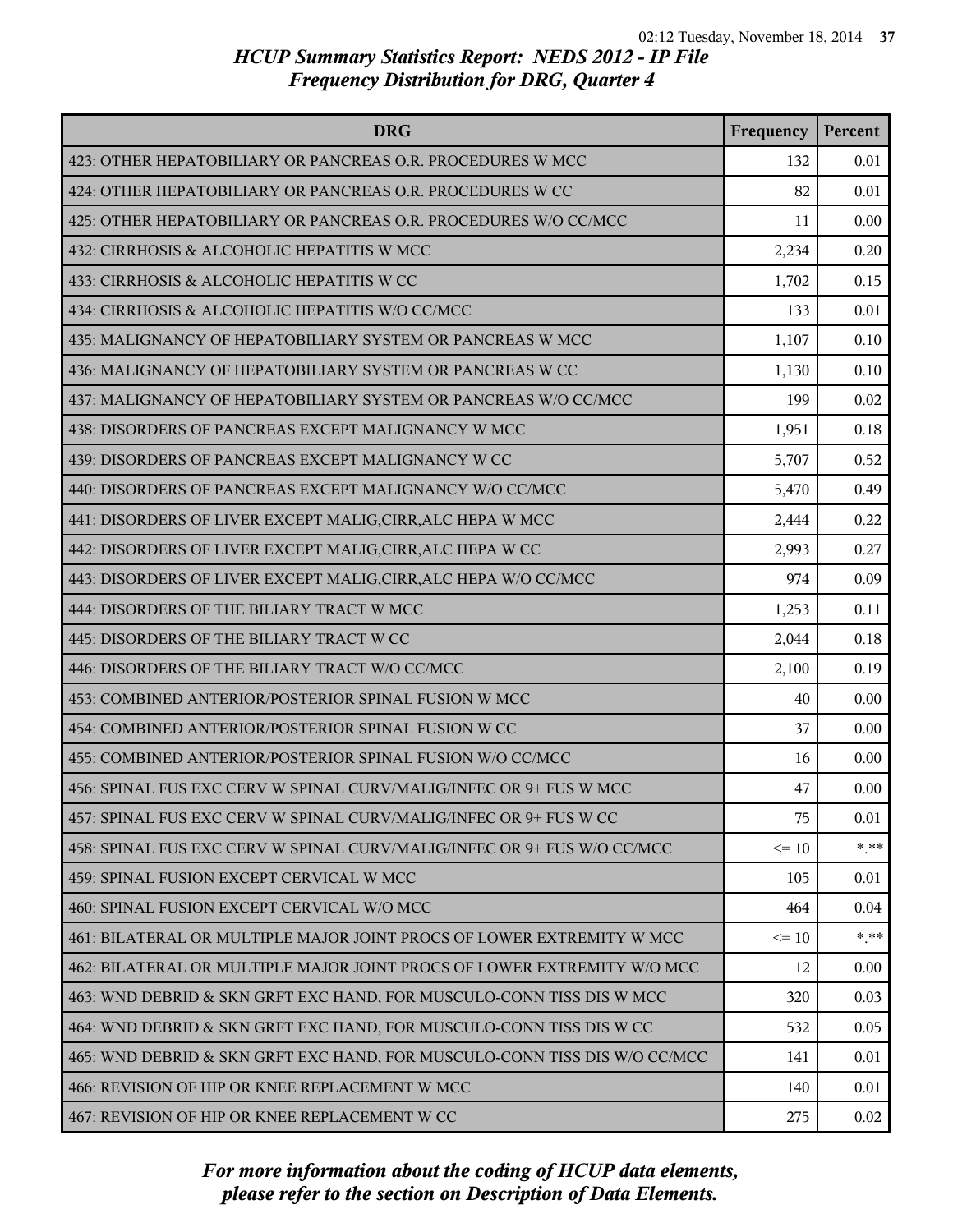# HCUP Summary Statistics Report: NEDS 2012 - IP File
## Frequency Distribution for DRG, Quarter 4

| DRG | Frequency | Percent |
|---|---|---|
| 423: OTHER HEPATOBILIARY OR PANCREAS O.R. PROCEDURES W MCC | 132 | 0.01 |
| 424: OTHER HEPATOBILIARY OR PANCREAS O.R. PROCEDURES W CC | 82 | 0.01 |
| 425: OTHER HEPATOBILIARY OR PANCREAS O.R. PROCEDURES W/O CC/MCC | 11 | 0.00 |
| 432: CIRRHOSIS & ALCOHOLIC HEPATITIS W MCC | 2,234 | 0.20 |
| 433: CIRRHOSIS & ALCOHOLIC HEPATITIS W CC | 1,702 | 0.15 |
| 434: CIRRHOSIS & ALCOHOLIC HEPATITIS W/O CC/MCC | 133 | 0.01 |
| 435: MALIGNANCY OF HEPATOBILIARY SYSTEM OR PANCREAS W MCC | 1,107 | 0.10 |
| 436: MALIGNANCY OF HEPATOBILIARY SYSTEM OR PANCREAS W CC | 1,130 | 0.10 |
| 437: MALIGNANCY OF HEPATOBILIARY SYSTEM OR PANCREAS W/O CC/MCC | 199 | 0.02 |
| 438: DISORDERS OF PANCREAS EXCEPT MALIGNANCY W MCC | 1,951 | 0.18 |
| 439: DISORDERS OF PANCREAS EXCEPT MALIGNANCY W CC | 5,707 | 0.52 |
| 440: DISORDERS OF PANCREAS EXCEPT MALIGNANCY W/O CC/MCC | 5,470 | 0.49 |
| 441: DISORDERS OF LIVER EXCEPT MALIG,CIRR,ALC HEPA W MCC | 2,444 | 0.22 |
| 442: DISORDERS OF LIVER EXCEPT MALIG,CIRR,ALC HEPA W CC | 2,993 | 0.27 |
| 443: DISORDERS OF LIVER EXCEPT MALIG,CIRR,ALC HEPA W/O CC/MCC | 974 | 0.09 |
| 444: DISORDERS OF THE BILIARY TRACT W MCC | 1,253 | 0.11 |
| 445: DISORDERS OF THE BILIARY TRACT W CC | 2,044 | 0.18 |
| 446: DISORDERS OF THE BILIARY TRACT W/O CC/MCC | 2,100 | 0.19 |
| 453: COMBINED ANTERIOR/POSTERIOR SPINAL FUSION W MCC | 40 | 0.00 |
| 454: COMBINED ANTERIOR/POSTERIOR SPINAL FUSION W CC | 37 | 0.00 |
| 455: COMBINED ANTERIOR/POSTERIOR SPINAL FUSION W/O CC/MCC | 16 | 0.00 |
| 456: SPINAL FUS EXC CERV W SPINAL CURV/MALIG/INFEC OR 9+ FUS W MCC | 47 | 0.00 |
| 457: SPINAL FUS EXC CERV W SPINAL CURV/MALIG/INFEC OR 9+ FUS W CC | 75 | 0.01 |
| 458: SPINAL FUS EXC CERV W SPINAL CURV/MALIG/INFEC OR 9+ FUS W/O CC/MCC | <= 10 | *.** |
| 459: SPINAL FUSION EXCEPT CERVICAL W MCC | 105 | 0.01 |
| 460: SPINAL FUSION EXCEPT CERVICAL W/O MCC | 464 | 0.04 |
| 461: BILATERAL OR MULTIPLE MAJOR JOINT PROCS OF LOWER EXTREMITY W MCC | <= 10 | *.** |
| 462: BILATERAL OR MULTIPLE MAJOR JOINT PROCS OF LOWER EXTREMITY W/O MCC | 12 | 0.00 |
| 463: WND DEBRID & SKN GRFT EXC HAND, FOR MUSCULO-CONN TISS DIS W MCC | 320 | 0.03 |
| 464: WND DEBRID & SKN GRFT EXC HAND, FOR MUSCULO-CONN TISS DIS W CC | 532 | 0.05 |
| 465: WND DEBRID & SKN GRFT EXC HAND, FOR MUSCULO-CONN TISS DIS W/O CC/MCC | 141 | 0.01 |
| 466: REVISION OF HIP OR KNEE REPLACEMENT W MCC | 140 | 0.01 |
| 467: REVISION OF HIP OR KNEE REPLACEMENT W CC | 275 | 0.02 |

*For more information about the coding of HCUP data elements, please refer to the section on Description of Data Elements.*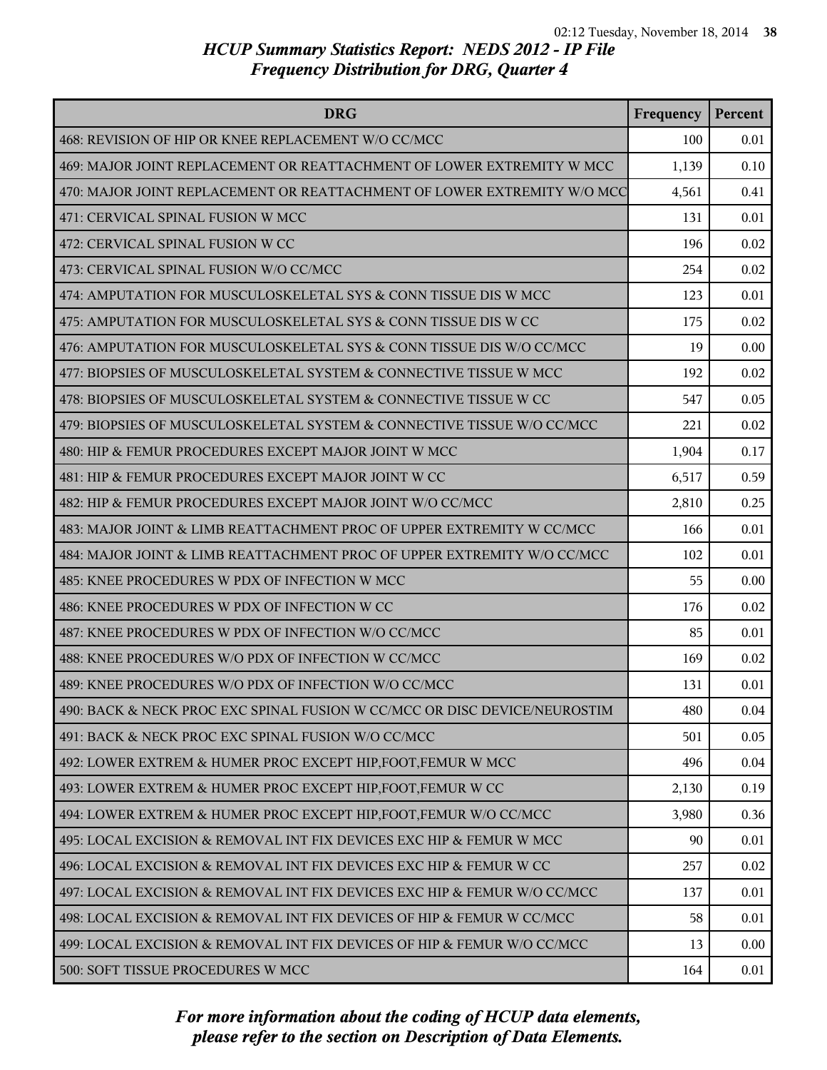# HCUP Summary Statistics Report: NEDS 2012 - IP File
## Frequency Distribution for DRG, Quarter 4

| DRG | Frequency | Percent |
|---|---|---|
| 468: REVISION OF HIP OR KNEE REPLACEMENT W/O CC/MCC | 100 | 0.01 |
| 469: MAJOR JOINT REPLACEMENT OR REATTACHMENT OF LOWER EXTREMITY W MCC | 1,139 | 0.10 |
| 470: MAJOR JOINT REPLACEMENT OR REATTACHMENT OF LOWER EXTREMITY W/O MCC | 4,561 | 0.41 |
| 471: CERVICAL SPINAL FUSION W MCC | 131 | 0.01 |
| 472: CERVICAL SPINAL FUSION W CC | 196 | 0.02 |
| 473: CERVICAL SPINAL FUSION W/O CC/MCC | 254 | 0.02 |
| 474: AMPUTATION FOR MUSCULOSKELETAL SYS & CONN TISSUE DIS W MCC | 123 | 0.01 |
| 475: AMPUTATION FOR MUSCULOSKELETAL SYS & CONN TISSUE DIS W CC | 175 | 0.02 |
| 476: AMPUTATION FOR MUSCULOSKELETAL SYS & CONN TISSUE DIS W/O CC/MCC | 19 | 0.00 |
| 477: BIOPSIES OF MUSCULOSKELETAL SYSTEM & CONNECTIVE TISSUE W MCC | 192 | 0.02 |
| 478: BIOPSIES OF MUSCULOSKELETAL SYSTEM & CONNECTIVE TISSUE W CC | 547 | 0.05 |
| 479: BIOPSIES OF MUSCULOSKELETAL SYSTEM & CONNECTIVE TISSUE W/O CC/MCC | 221 | 0.02 |
| 480: HIP & FEMUR PROCEDURES EXCEPT MAJOR JOINT W MCC | 1,904 | 0.17 |
| 481: HIP & FEMUR PROCEDURES EXCEPT MAJOR JOINT W CC | 6,517 | 0.59 |
| 482: HIP & FEMUR PROCEDURES EXCEPT MAJOR JOINT W/O CC/MCC | 2,810 | 0.25 |
| 483: MAJOR JOINT & LIMB REATTACHMENT PROC OF UPPER EXTREMITY W CC/MCC | 166 | 0.01 |
| 484: MAJOR JOINT & LIMB REATTACHMENT PROC OF UPPER EXTREMITY W/O CC/MCC | 102 | 0.01 |
| 485: KNEE PROCEDURES W PDX OF INFECTION W MCC | 55 | 0.00 |
| 486: KNEE PROCEDURES W PDX OF INFECTION W CC | 176 | 0.02 |
| 487: KNEE PROCEDURES W PDX OF INFECTION W/O CC/MCC | 85 | 0.01 |
| 488: KNEE PROCEDURES W/O PDX OF INFECTION W CC/MCC | 169 | 0.02 |
| 489: KNEE PROCEDURES W/O PDX OF INFECTION W/O CC/MCC | 131 | 0.01 |
| 490: BACK & NECK PROC EXC SPINAL FUSION W CC/MCC OR DISC DEVICE/NEUROSTIM | 480 | 0.04 |
| 491: BACK & NECK PROC EXC SPINAL FUSION W/O CC/MCC | 501 | 0.05 |
| 492: LOWER EXTREM & HUMER PROC EXCEPT HIP,FOOT,FEMUR W MCC | 496 | 0.04 |
| 493: LOWER EXTREM & HUMER PROC EXCEPT HIP,FOOT,FEMUR W CC | 2,130 | 0.19 |
| 494: LOWER EXTREM & HUMER PROC EXCEPT HIP,FOOT,FEMUR W/O CC/MCC | 3,980 | 0.36 |
| 495: LOCAL EXCISION & REMOVAL INT FIX DEVICES EXC HIP & FEMUR W MCC | 90 | 0.01 |
| 496: LOCAL EXCISION & REMOVAL INT FIX DEVICES EXC HIP & FEMUR W CC | 257 | 0.02 |
| 497: LOCAL EXCISION & REMOVAL INT FIX DEVICES EXC HIP & FEMUR W/O CC/MCC | 137 | 0.01 |
| 498: LOCAL EXCISION & REMOVAL INT FIX DEVICES OF HIP & FEMUR W CC/MCC | 58 | 0.01 |
| 499: LOCAL EXCISION & REMOVAL INT FIX DEVICES OF HIP & FEMUR W/O CC/MCC | 13 | 0.00 |
| 500: SOFT TISSUE PROCEDURES W MCC | 164 | 0.01 |

*For more information about the coding of HCUP data elements, please refer to the section on Description of Data Elements.*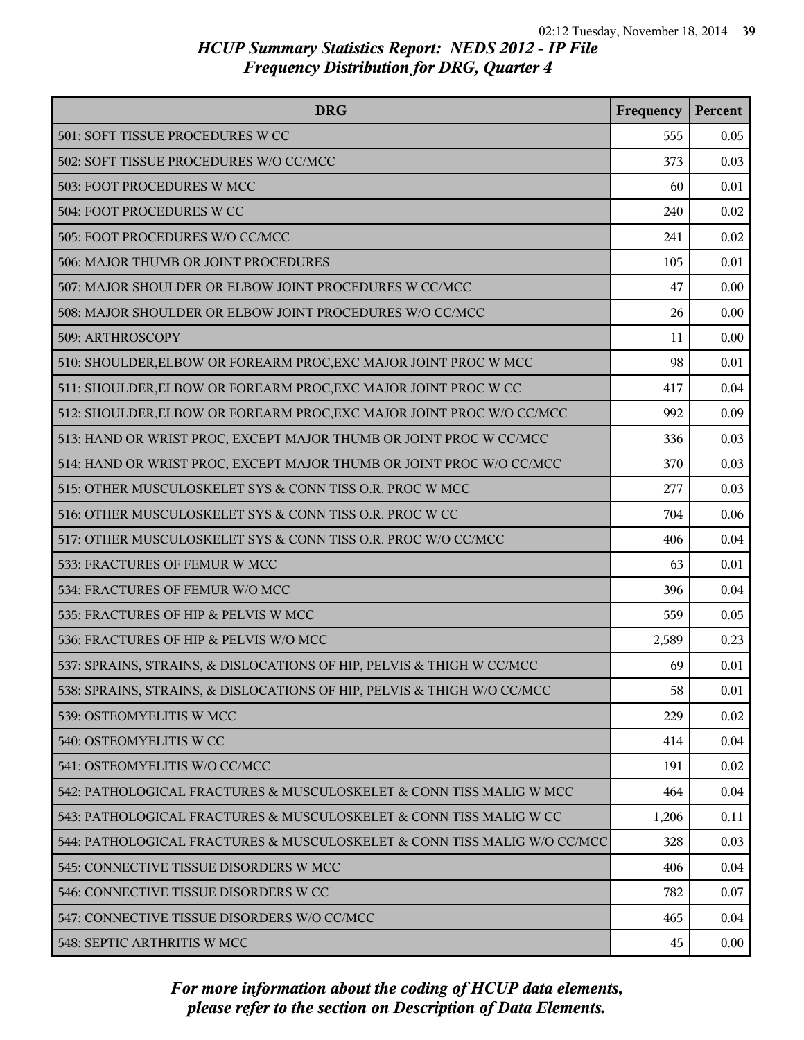# HCUP Summary Statistics Report: NEDS 2012 - IP File
## Frequency Distribution for DRG, Quarter 4

| DRG | Frequency | Percent |
|---|---|---|
| 501: SOFT TISSUE PROCEDURES W CC | 555 | 0.05 |
| 502: SOFT TISSUE PROCEDURES W/O CC/MCC | 373 | 0.03 |
| 503: FOOT PROCEDURES W MCC | 60 | 0.01 |
| 504: FOOT PROCEDURES W CC | 240 | 0.02 |
| 505: FOOT PROCEDURES W/O CC/MCC | 241 | 0.02 |
| 506: MAJOR THUMB OR JOINT PROCEDURES | 105 | 0.01 |
| 507: MAJOR SHOULDER OR ELBOW JOINT PROCEDURES W CC/MCC | 47 | 0.00 |
| 508: MAJOR SHOULDER OR ELBOW JOINT PROCEDURES W/O CC/MCC | 26 | 0.00 |
| 509: ARTHROSCOPY | 11 | 0.00 |
| 510: SHOULDER,ELBOW OR FOREARM PROC,EXC MAJOR JOINT PROC W MCC | 98 | 0.01 |
| 511: SHOULDER,ELBOW OR FOREARM PROC,EXC MAJOR JOINT PROC W CC | 417 | 0.04 |
| 512: SHOULDER,ELBOW OR FOREARM PROC,EXC MAJOR JOINT PROC W/O CC/MCC | 992 | 0.09 |
| 513: HAND OR WRIST PROC, EXCEPT MAJOR THUMB OR JOINT PROC W CC/MCC | 336 | 0.03 |
| 514: HAND OR WRIST PROC, EXCEPT MAJOR THUMB OR JOINT PROC W/O CC/MCC | 370 | 0.03 |
| 515: OTHER MUSCULOSKELET SYS & CONN TISS O.R. PROC W MCC | 277 | 0.03 |
| 516: OTHER MUSCULOSKELET SYS & CONN TISS O.R. PROC W CC | 704 | 0.06 |
| 517: OTHER MUSCULOSKELET SYS & CONN TISS O.R. PROC W/O CC/MCC | 406 | 0.04 |
| 533: FRACTURES OF FEMUR W MCC | 63 | 0.01 |
| 534: FRACTURES OF FEMUR W/O MCC | 396 | 0.04 |
| 535: FRACTURES OF HIP & PELVIS W MCC | 559 | 0.05 |
| 536: FRACTURES OF HIP & PELVIS W/O MCC | 2,589 | 0.23 |
| 537: SPRAINS, STRAINS, & DISLOCATIONS OF HIP, PELVIS & THIGH W CC/MCC | 69 | 0.01 |
| 538: SPRAINS, STRAINS, & DISLOCATIONS OF HIP, PELVIS & THIGH W/O CC/MCC | 58 | 0.01 |
| 539: OSTEOMYELITIS W MCC | 229 | 0.02 |
| 540: OSTEOMYELITIS W CC | 414 | 0.04 |
| 541: OSTEOMYELITIS W/O CC/MCC | 191 | 0.02 |
| 542: PATHOLOGICAL FRACTURES & MUSCULOSKELET & CONN TISS MALIG W MCC | 464 | 0.04 |
| 543: PATHOLOGICAL FRACTURES & MUSCULOSKELET & CONN TISS MALIG W CC | 1,206 | 0.11 |
| 544: PATHOLOGICAL FRACTURES & MUSCULOSKELET & CONN TISS MALIG W/O CC/MCC | 328 | 0.03 |
| 545: CONNECTIVE TISSUE DISORDERS W MCC | 406 | 0.04 |
| 546: CONNECTIVE TISSUE DISORDERS W CC | 782 | 0.07 |
| 547: CONNECTIVE TISSUE DISORDERS W/O CC/MCC | 465 | 0.04 |
| 548: SEPTIC ARTHRITIS W MCC | 45 | 0.00 |

*For more information about the coding of HCUP data elements, please refer to the section on Description of Data Elements.*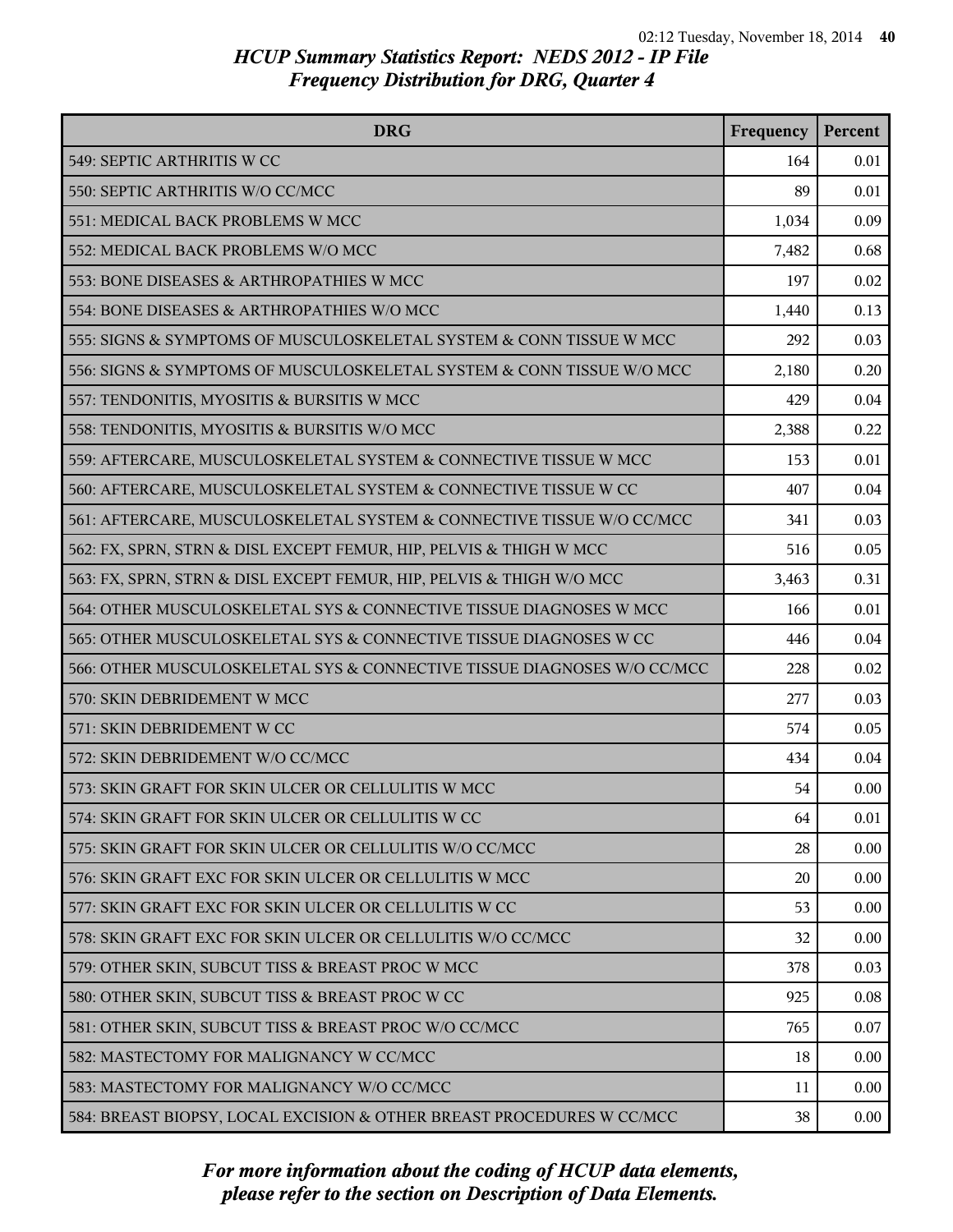# HCUP Summary Statistics Report: NEDS 2012 - IP File
## Frequency Distribution for DRG, Quarter 4

| DRG | Frequency | Percent |
|---|---|---|
| 549: SEPTIC ARTHRITIS W CC | 164 | 0.01 |
| 550: SEPTIC ARTHRITIS W/O CC/MCC | 89 | 0.01 |
| 551: MEDICAL BACK PROBLEMS W MCC | 1,034 | 0.09 |
| 552: MEDICAL BACK PROBLEMS W/O MCC | 7,482 | 0.68 |
| 553: BONE DISEASES & ARTHROPATHIES W MCC | 197 | 0.02 |
| 554: BONE DISEASES & ARTHROPATHIES W/O MCC | 1,440 | 0.13 |
| 555: SIGNS & SYMPTOMS OF MUSCULOSKELETAL SYSTEM & CONN TISSUE W MCC | 292 | 0.03 |
| 556: SIGNS & SYMPTOMS OF MUSCULOSKELETAL SYSTEM & CONN TISSUE W/O MCC | 2,180 | 0.20 |
| 557: TENDONITIS, MYOSITIS & BURSITIS W MCC | 429 | 0.04 |
| 558: TENDONITIS, MYOSITIS & BURSITIS W/O MCC | 2,388 | 0.22 |
| 559: AFTERCARE, MUSCULOSKELETAL SYSTEM & CONNECTIVE TISSUE W MCC | 153 | 0.01 |
| 560: AFTERCARE, MUSCULOSKELETAL SYSTEM & CONNECTIVE TISSUE W CC | 407 | 0.04 |
| 561: AFTERCARE, MUSCULOSKELETAL SYSTEM & CONNECTIVE TISSUE W/O CC/MCC | 341 | 0.03 |
| 562: FX, SPRN, STRN & DISL EXCEPT FEMUR, HIP, PELVIS & THIGH W MCC | 516 | 0.05 |
| 563: FX, SPRN, STRN & DISL EXCEPT FEMUR, HIP, PELVIS & THIGH W/O MCC | 3,463 | 0.31 |
| 564: OTHER MUSCULOSKELETAL SYS & CONNECTIVE TISSUE DIAGNOSES W MCC | 166 | 0.01 |
| 565: OTHER MUSCULOSKELETAL SYS & CONNECTIVE TISSUE DIAGNOSES W CC | 446 | 0.04 |
| 566: OTHER MUSCULOSKELETAL SYS & CONNECTIVE TISSUE DIAGNOSES W/O CC/MCC | 228 | 0.02 |
| 570: SKIN DEBRIDEMENT W MCC | 277 | 0.03 |
| 571: SKIN DEBRIDEMENT W CC | 574 | 0.05 |
| 572: SKIN DEBRIDEMENT W/O CC/MCC | 434 | 0.04 |
| 573: SKIN GRAFT FOR SKIN ULCER OR CELLULITIS W MCC | 54 | 0.00 |
| 574: SKIN GRAFT FOR SKIN ULCER OR CELLULITIS W CC | 64 | 0.01 |
| 575: SKIN GRAFT FOR SKIN ULCER OR CELLULITIS W/O CC/MCC | 28 | 0.00 |
| 576: SKIN GRAFT EXC FOR SKIN ULCER OR CELLULITIS W MCC | 20 | 0.00 |
| 577: SKIN GRAFT EXC FOR SKIN ULCER OR CELLULITIS W CC | 53 | 0.00 |
| 578: SKIN GRAFT EXC FOR SKIN ULCER OR CELLULITIS W/O CC/MCC | 32 | 0.00 |
| 579: OTHER SKIN, SUBCUT TISS & BREAST PROC W MCC | 378 | 0.03 |
| 580: OTHER SKIN, SUBCUT TISS & BREAST PROC W CC | 925 | 0.08 |
| 581: OTHER SKIN, SUBCUT TISS & BREAST PROC W/O CC/MCC | 765 | 0.07 |
| 582: MASTECTOMY FOR MALIGNANCY W CC/MCC | 18 | 0.00 |
| 583: MASTECTOMY FOR MALIGNANCY W/O CC/MCC | 11 | 0.00 |
| 584: BREAST BIOPSY, LOCAL EXCISION & OTHER BREAST PROCEDURES W CC/MCC | 38 | 0.00 |

*For more information about the coding of HCUP data elements, please refer to the section on Description of Data Elements.*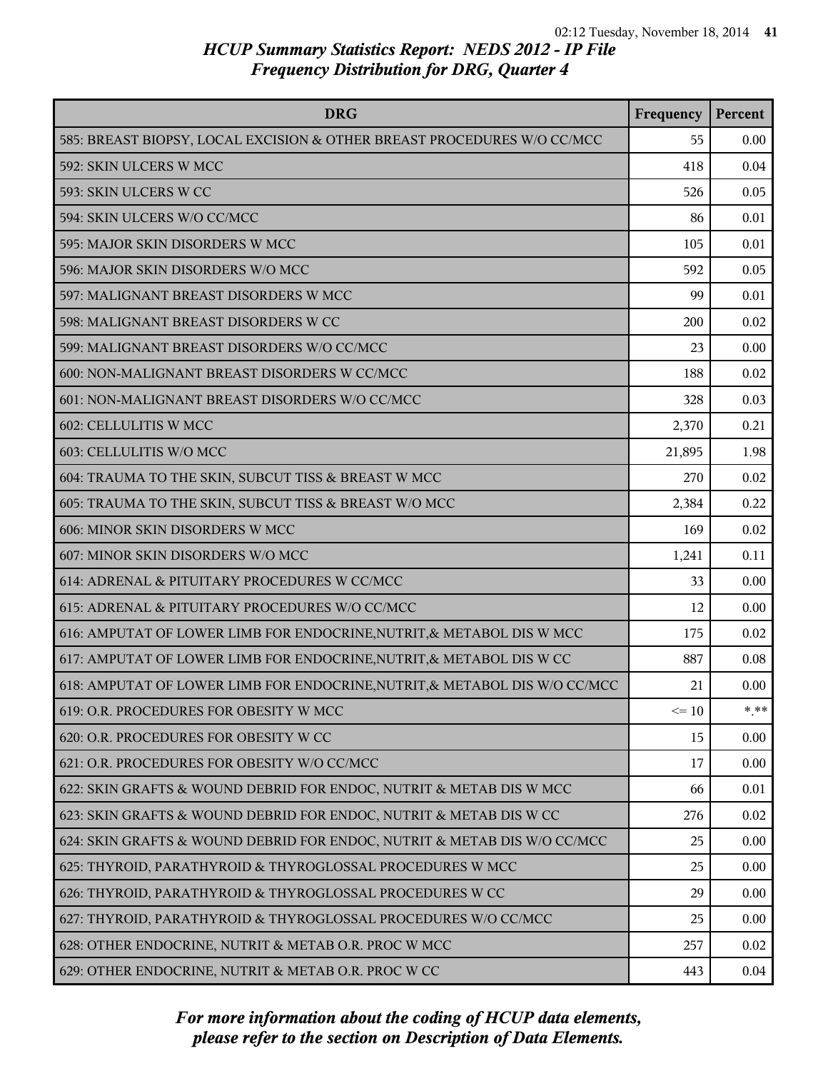## HCUP Summary Statistics Report: NEDS 2012 - IP File
### Frequency Distribution for DRG, Quarter 4

| DRG | Frequency | Percent |
|---|---|---|
| 585: BREAST BIOPSY, LOCAL EXCISION & OTHER BREAST PROCEDURES W/O CC/MCC | 55 | 0.00 |
| 592: SKIN ULCERS W MCC | 418 | 0.04 |
| 593: SKIN ULCERS W CC | 526 | 0.05 |
| 594: SKIN ULCERS W/O CC/MCC | 86 | 0.01 |
| 595: MAJOR SKIN DISORDERS W MCC | 105 | 0.01 |
| 596: MAJOR SKIN DISORDERS W/O MCC | 592 | 0.05 |
| 597: MALIGNANT BREAST DISORDERS W MCC | 99 | 0.01 |
| 598: MALIGNANT BREAST DISORDERS W CC | 200 | 0.02 |
| 599: MALIGNANT BREAST DISORDERS W/O CC/MCC | 23 | 0.00 |
| 600: NON-MALIGNANT BREAST DISORDERS W CC/MCC | 188 | 0.02 |
| 601: NON-MALIGNANT BREAST DISORDERS W/O CC/MCC | 328 | 0.03 |
| 602: CELLULITIS W MCC | 2,370 | 0.21 |
| 603: CELLULITIS W/O MCC | 21,895 | 1.98 |
| 604: TRAUMA TO THE SKIN, SUBCUT TISS & BREAST W MCC | 270 | 0.02 |
| 605: TRAUMA TO THE SKIN, SUBCUT TISS & BREAST W/O MCC | 2,384 | 0.22 |
| 606: MINOR SKIN DISORDERS W MCC | 169 | 0.02 |
| 607: MINOR SKIN DISORDERS W/O MCC | 1,241 | 0.11 |
| 614: ADRENAL & PITUITARY PROCEDURES W CC/MCC | 33 | 0.00 |
| 615: ADRENAL & PITUITARY PROCEDURES W/O CC/MCC | 12 | 0.00 |
| 616: AMPUTAT OF LOWER LIMB FOR ENDOCRINE,NUTRIT,& METABOL DIS W MCC | 175 | 0.02 |
| 617: AMPUTAT OF LOWER LIMB FOR ENDOCRINE,NUTRIT,& METABOL DIS W CC | 887 | 0.08 |
| 618: AMPUTAT OF LOWER LIMB FOR ENDOCRINE,NUTRIT,& METABOL DIS W/O CC/MCC | 21 | 0.00 |
| 619: O.R. PROCEDURES FOR OBESITY W MCC | <= 10 | *.** |
| 620: O.R. PROCEDURES FOR OBESITY W CC | 15 | 0.00 |
| 621: O.R. PROCEDURES FOR OBESITY W/O CC/MCC | 17 | 0.00 |
| 622: SKIN GRAFTS & WOUND DEBRID FOR ENDOC, NUTRIT & METAB DIS W MCC | 66 | 0.01 |
| 623: SKIN GRAFTS & WOUND DEBRID FOR ENDOC, NUTRIT & METAB DIS W CC | 276 | 0.02 |
| 624: SKIN GRAFTS & WOUND DEBRID FOR ENDOC, NUTRIT & METAB DIS W/O CC/MCC | 25 | 0.00 |
| 625: THYROID, PARATHYROID & THYROGLOSSAL PROCEDURES W MCC | 25 | 0.00 |
| 626: THYROID, PARATHYROID & THYROGLOSSAL PROCEDURES W CC | 29 | 0.00 |
| 627: THYROID, PARATHYROID & THYROGLOSSAL PROCEDURES W/O CC/MCC | 25 | 0.00 |
| 628: OTHER ENDOCRINE, NUTRIT & METAB O.R. PROC W MCC | 257 | 0.02 |
| 629: OTHER ENDOCRINE, NUTRIT & METAB O.R. PROC W CC | 443 | 0.04 |

*For more information about the coding of HCUP data elements, please refer to the section on Description of Data Elements.*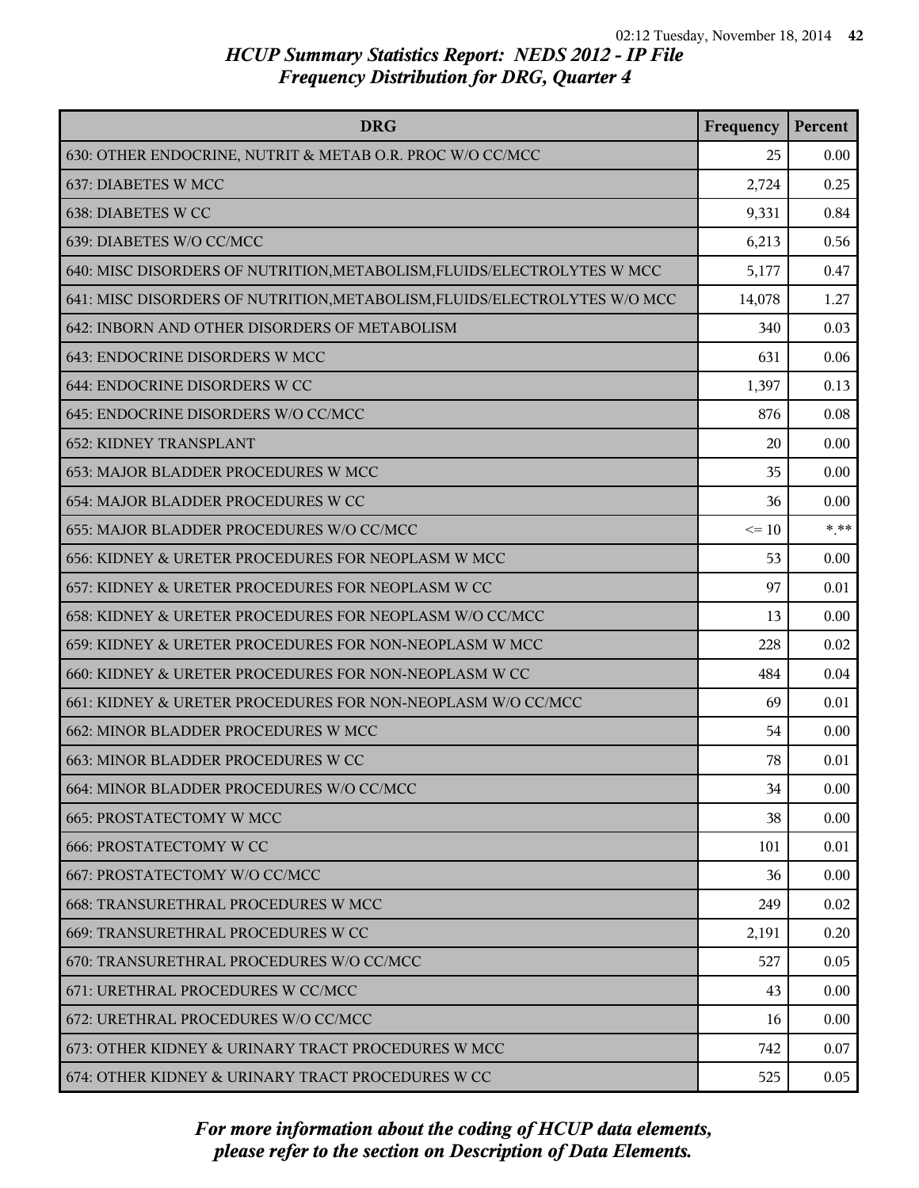## HCUP Summary Statistics Report: NEDS 2012 - IP File
## Frequency Distribution for DRG, Quarter 4

| DRG | Frequency | Percent |
|---|---|---|
| 630: OTHER ENDOCRINE, NUTRIT & METAB O.R. PROC W/O CC/MCC | 25 | 0.00 |
| 637: DIABETES W MCC | 2,724 | 0.25 |
| 638: DIABETES W CC | 9,331 | 0.84 |
| 639: DIABETES W/O CC/MCC | 6,213 | 0.56 |
| 640: MISC DISORDERS OF NUTRITION,METABOLISM,FLUIDS/ELECTROLYTES W MCC | 5,177 | 0.47 |
| 641: MISC DISORDERS OF NUTRITION,METABOLISM,FLUIDS/ELECTROLYTES W/O MCC | 14,078 | 1.27 |
| 642: INBORN AND OTHER DISORDERS OF METABOLISM | 340 | 0.03 |
| 643: ENDOCRINE DISORDERS W MCC | 631 | 0.06 |
| 644: ENDOCRINE DISORDERS W CC | 1,397 | 0.13 |
| 645: ENDOCRINE DISORDERS W/O CC/MCC | 876 | 0.08 |
| 652: KIDNEY TRANSPLANT | 20 | 0.00 |
| 653: MAJOR BLADDER PROCEDURES W MCC | 35 | 0.00 |
| 654: MAJOR BLADDER PROCEDURES W CC | 36 | 0.00 |
| 655: MAJOR BLADDER PROCEDURES W/O CC/MCC | <= 10 | *.** |
| 656: KIDNEY & URETER PROCEDURES FOR NEOPLASM W MCC | 53 | 0.00 |
| 657: KIDNEY & URETER PROCEDURES FOR NEOPLASM W CC | 97 | 0.01 |
| 658: KIDNEY & URETER PROCEDURES FOR NEOPLASM W/O CC/MCC | 13 | 0.00 |
| 659: KIDNEY & URETER PROCEDURES FOR NON-NEOPLASM W MCC | 228 | 0.02 |
| 660: KIDNEY & URETER PROCEDURES FOR NON-NEOPLASM W CC | 484 | 0.04 |
| 661: KIDNEY & URETER PROCEDURES FOR NON-NEOPLASM W/O CC/MCC | 69 | 0.01 |
| 662: MINOR BLADDER PROCEDURES W MCC | 54 | 0.00 |
| 663: MINOR BLADDER PROCEDURES W CC | 78 | 0.01 |
| 664: MINOR BLADDER PROCEDURES W/O CC/MCC | 34 | 0.00 |
| 665: PROSTATECTOMY W MCC | 38 | 0.00 |
| 666: PROSTATECTOMY W CC | 101 | 0.01 |
| 667: PROSTATECTOMY W/O CC/MCC | 36 | 0.00 |
| 668: TRANSURETHRAL PROCEDURES W MCC | 249 | 0.02 |
| 669: TRANSURETHRAL PROCEDURES W CC | 2,191 | 0.20 |
| 670: TRANSURETHRAL PROCEDURES W/O CC/MCC | 527 | 0.05 |
| 671: URETHRAL PROCEDURES W CC/MCC | 43 | 0.00 |
| 672: URETHRAL PROCEDURES W/O CC/MCC | 16 | 0.00 |
| 673: OTHER KIDNEY & URINARY TRACT PROCEDURES W MCC | 742 | 0.07 |
| 674: OTHER KIDNEY & URINARY TRACT PROCEDURES W CC | 525 | 0.05 |

*For more information about the coding of HCUP data elements, please refer to the section on Description of Data Elements.*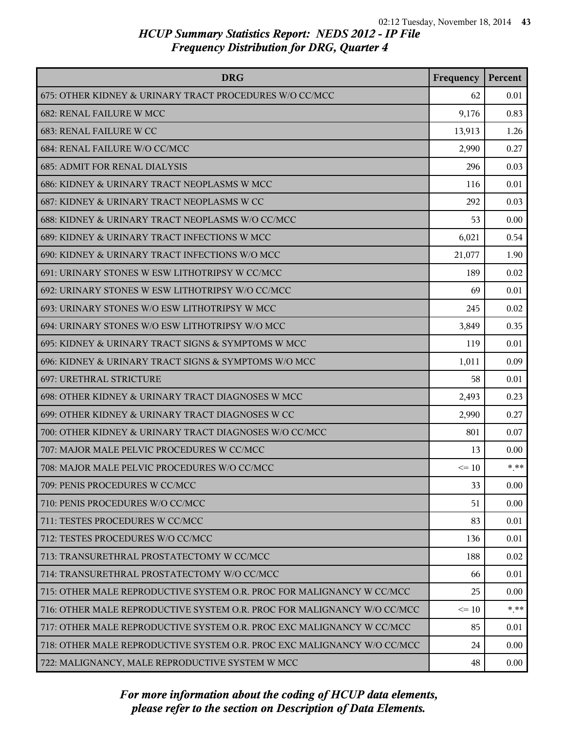# HCUP Summary Statistics Report: NEDS 2012 - IP File
## Frequency Distribution for DRG, Quarter 4

| DRG | Frequency | Percent |
|---|---|---|
| 675: OTHER KIDNEY & URINARY TRACT PROCEDURES W/O CC/MCC | 62 | 0.01 |
| 682: RENAL FAILURE W MCC | 9,176 | 0.83 |
| 683: RENAL FAILURE W CC | 13,913 | 1.26 |
| 684: RENAL FAILURE W/O CC/MCC | 2,990 | 0.27 |
| 685: ADMIT FOR RENAL DIALYSIS | 296 | 0.03 |
| 686: KIDNEY & URINARY TRACT NEOPLASMS W MCC | 116 | 0.01 |
| 687: KIDNEY & URINARY TRACT NEOPLASMS W CC | 292 | 0.03 |
| 688: KIDNEY & URINARY TRACT NEOPLASMS W/O CC/MCC | 53 | 0.00 |
| 689: KIDNEY & URINARY TRACT INFECTIONS W MCC | 6,021 | 0.54 |
| 690: KIDNEY & URINARY TRACT INFECTIONS W/O MCC | 21,077 | 1.90 |
| 691: URINARY STONES W ESW LITHOTRIPSY W CC/MCC | 189 | 0.02 |
| 692: URINARY STONES W ESW LITHOTRIPSY W/O CC/MCC | 69 | 0.01 |
| 693: URINARY STONES W/O ESW LITHOTRIPSY W MCC | 245 | 0.02 |
| 694: URINARY STONES W/O ESW LITHOTRIPSY W/O MCC | 3,849 | 0.35 |
| 695: KIDNEY & URINARY TRACT SIGNS & SYMPTOMS W MCC | 119 | 0.01 |
| 696: KIDNEY & URINARY TRACT SIGNS & SYMPTOMS W/O MCC | 1,011 | 0.09 |
| 697: URETHRAL STRICTURE | 58 | 0.01 |
| 698: OTHER KIDNEY & URINARY TRACT DIAGNOSES W MCC | 2,493 | 0.23 |
| 699: OTHER KIDNEY & URINARY TRACT DIAGNOSES W CC | 2,990 | 0.27 |
| 700: OTHER KIDNEY & URINARY TRACT DIAGNOSES W/O CC/MCC | 801 | 0.07 |
| 707: MAJOR MALE PELVIC PROCEDURES W CC/MCC | 13 | 0.00 |
| 708: MAJOR MALE PELVIC PROCEDURES W/O CC/MCC | <= 10 | *.** |
| 709: PENIS PROCEDURES W CC/MCC | 33 | 0.00 |
| 710: PENIS PROCEDURES W/O CC/MCC | 51 | 0.00 |
| 711: TESTES PROCEDURES W CC/MCC | 83 | 0.01 |
| 712: TESTES PROCEDURES W/O CC/MCC | 136 | 0.01 |
| 713: TRANSURETHRAL PROSTATECTOMY W CC/MCC | 188 | 0.02 |
| 714: TRANSURETHRAL PROSTATECTOMY W/O CC/MCC | 66 | 0.01 |
| 715: OTHER MALE REPRODUCTIVE SYSTEM O.R. PROC FOR MALIGNANCY W CC/MCC | 25 | 0.00 |
| 716: OTHER MALE REPRODUCTIVE SYSTEM O.R. PROC FOR MALIGNANCY W/O CC/MCC | <= 10 | *.** |
| 717: OTHER MALE REPRODUCTIVE SYSTEM O.R. PROC EXC MALIGNANCY W CC/MCC | 85 | 0.01 |
| 718: OTHER MALE REPRODUCTIVE SYSTEM O.R. PROC EXC MALIGNANCY W/O CC/MCC | 24 | 0.00 |
| 722: MALIGNANCY, MALE REPRODUCTIVE SYSTEM W MCC | 48 | 0.00 |

*For more information about the coding of HCUP data elements, please refer to the section on Description of Data Elements.*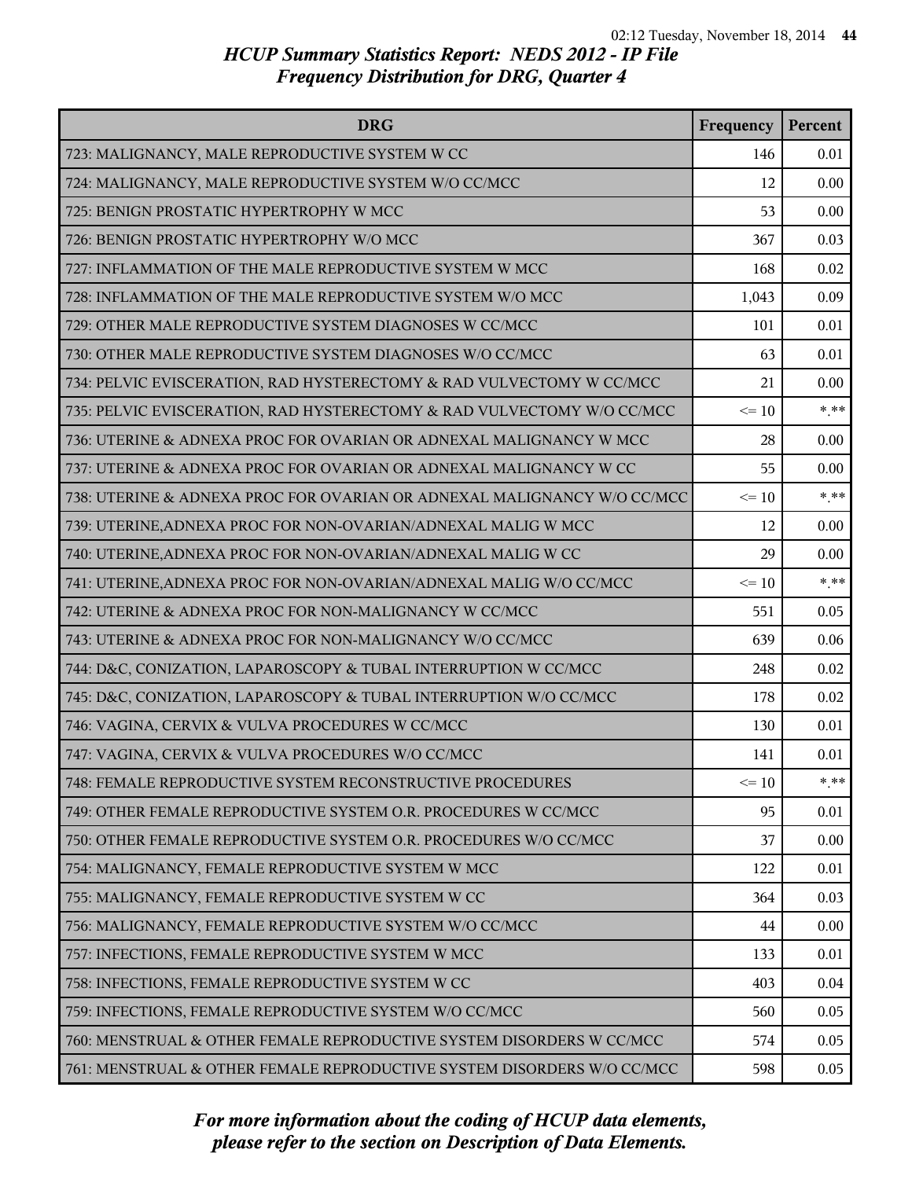# HCUP Summary Statistics Report: NEDS 2012 - IP File
## Frequency Distribution for DRG, Quarter 4

| DRG | Frequency | Percent |
|---|---|---|
| 723: MALIGNANCY, MALE REPRODUCTIVE SYSTEM W CC | 146 | 0.01 |
| 724: MALIGNANCY, MALE REPRODUCTIVE SYSTEM W/O CC/MCC | 12 | 0.00 |
| 725: BENIGN PROSTATIC HYPERTROPHY W MCC | 53 | 0.00 |
| 726: BENIGN PROSTATIC HYPERTROPHY W/O MCC | 367 | 0.03 |
| 727: INFLAMMATION OF THE MALE REPRODUCTIVE SYSTEM W MCC | 168 | 0.02 |
| 728: INFLAMMATION OF THE MALE REPRODUCTIVE SYSTEM W/O MCC | 1,043 | 0.09 |
| 729: OTHER MALE REPRODUCTIVE SYSTEM DIAGNOSES W CC/MCC | 101 | 0.01 |
| 730: OTHER MALE REPRODUCTIVE SYSTEM DIAGNOSES W/O CC/MCC | 63 | 0.01 |
| 734: PELVIC EVISCERATION, RAD HYSTERECTOMY & RAD VULVECTOMY W CC/MCC | 21 | 0.00 |
| 735: PELVIC EVISCERATION, RAD HYSTERECTOMY & RAD VULVECTOMY W/O CC/MCC | <= 10 | *.** |
| 736: UTERINE & ADNEXA PROC FOR OVARIAN OR ADNEXAL MALIGNANCY W MCC | 28 | 0.00 |
| 737: UTERINE & ADNEXA PROC FOR OVARIAN OR ADNEXAL MALIGNANCY W CC | 55 | 0.00 |
| 738: UTERINE & ADNEXA PROC FOR OVARIAN OR ADNEXAL MALIGNANCY W/O CC/MCC | <= 10 | *.** |
| 739: UTERINE,ADNEXA PROC FOR NON-OVARIAN/ADNEXAL MALIG W MCC | 12 | 0.00 |
| 740: UTERINE,ADNEXA PROC FOR NON-OVARIAN/ADNEXAL MALIG W CC | 29 | 0.00 |
| 741: UTERINE,ADNEXA PROC FOR NON-OVARIAN/ADNEXAL MALIG W/O CC/MCC | <= 10 | *.** |
| 742: UTERINE & ADNEXA PROC FOR NON-MALIGNANCY W CC/MCC | 551 | 0.05 |
| 743: UTERINE & ADNEXA PROC FOR NON-MALIGNANCY W/O CC/MCC | 639 | 0.06 |
| 744: D&C, CONIZATION, LAPAROSCOPY & TUBAL INTERRUPTION W CC/MCC | 248 | 0.02 |
| 745: D&C, CONIZATION, LAPAROSCOPY & TUBAL INTERRUPTION W/O CC/MCC | 178 | 0.02 |
| 746: VAGINA, CERVIX & VULVA PROCEDURES W CC/MCC | 130 | 0.01 |
| 747: VAGINA, CERVIX & VULVA PROCEDURES W/O CC/MCC | 141 | 0.01 |
| 748: FEMALE REPRODUCTIVE SYSTEM RECONSTRUCTIVE PROCEDURES | <= 10 | *.** |
| 749: OTHER FEMALE REPRODUCTIVE SYSTEM O.R. PROCEDURES W CC/MCC | 95 | 0.01 |
| 750: OTHER FEMALE REPRODUCTIVE SYSTEM O.R. PROCEDURES W/O CC/MCC | 37 | 0.00 |
| 754: MALIGNANCY, FEMALE REPRODUCTIVE SYSTEM W MCC | 122 | 0.01 |
| 755: MALIGNANCY, FEMALE REPRODUCTIVE SYSTEM W CC | 364 | 0.03 |
| 756: MALIGNANCY, FEMALE REPRODUCTIVE SYSTEM W/O CC/MCC | 44 | 0.00 |
| 757: INFECTIONS, FEMALE REPRODUCTIVE SYSTEM W MCC | 133 | 0.01 |
| 758: INFECTIONS, FEMALE REPRODUCTIVE SYSTEM W CC | 403 | 0.04 |
| 759: INFECTIONS, FEMALE REPRODUCTIVE SYSTEM W/O CC/MCC | 560 | 0.05 |
| 760: MENSTRUAL & OTHER FEMALE REPRODUCTIVE SYSTEM DISORDERS W CC/MCC | 574 | 0.05 |
| 761: MENSTRUAL & OTHER FEMALE REPRODUCTIVE SYSTEM DISORDERS W/O CC/MCC | 598 | 0.05 |

*For more information about the coding of HCUP data elements, please refer to the section on Description of Data Elements.*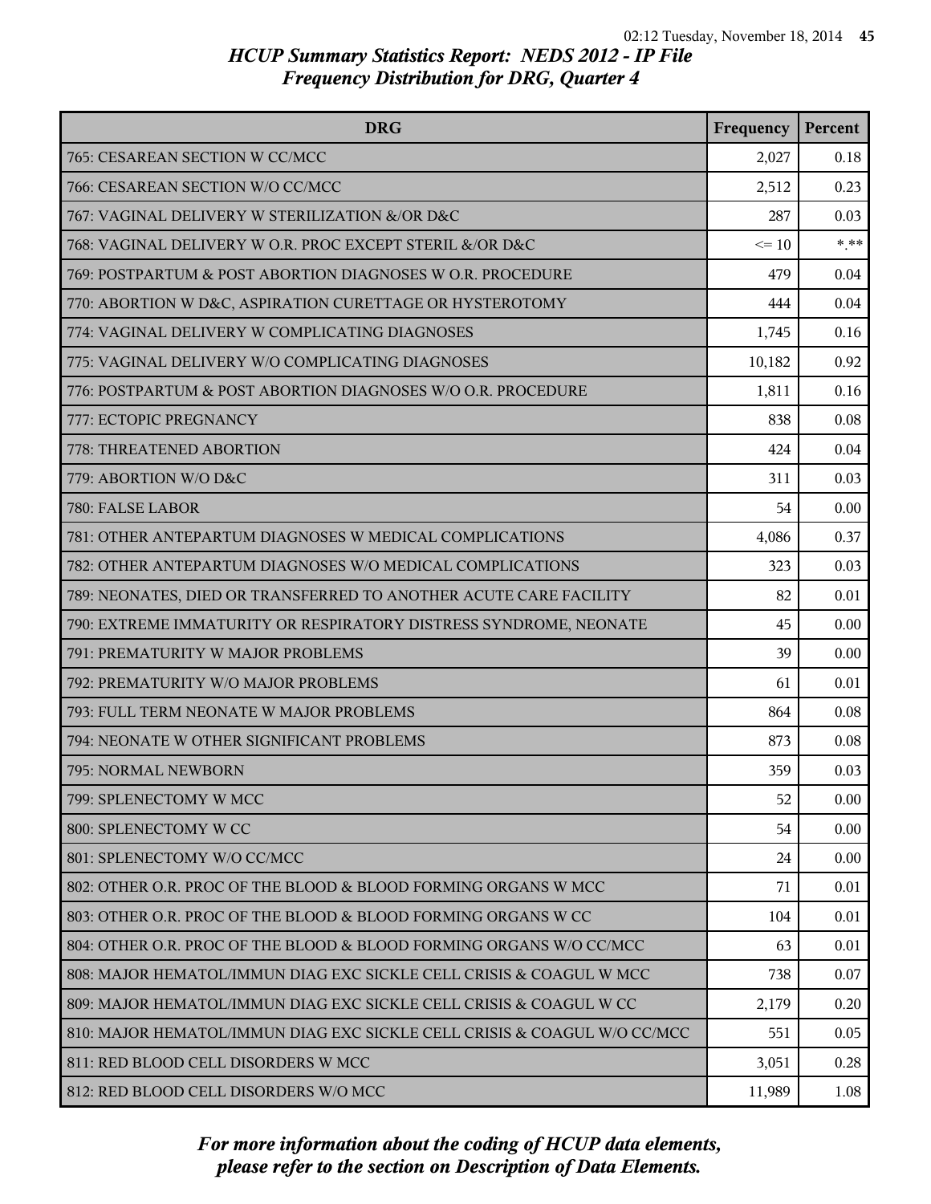# HCUP Summary Statistics Report: NEDS 2012 - IP File
## Frequency Distribution for DRG, Quarter 4

| DRG | Frequency | Percent |
|---|---|---|
| 765: CESAREAN SECTION W CC/MCC | 2,027 | 0.18 |
| 766: CESAREAN SECTION W/O CC/MCC | 2,512 | 0.23 |
| 767: VAGINAL DELIVERY W STERILIZATION &/OR D&C | 287 | 0.03 |
| 768: VAGINAL DELIVERY W O.R. PROC EXCEPT STERIL &/OR D&C | <= 10 | *.** |
| 769: POSTPARTUM & POST ABORTION DIAGNOSES W O.R. PROCEDURE | 479 | 0.04 |
| 770: ABORTION W D&C, ASPIRATION CURETTAGE OR HYSTEROTOMY | 444 | 0.04 |
| 774: VAGINAL DELIVERY W COMPLICATING DIAGNOSES | 1,745 | 0.16 |
| 775: VAGINAL DELIVERY W/O COMPLICATING DIAGNOSES | 10,182 | 0.92 |
| 776: POSTPARTUM & POST ABORTION DIAGNOSES W/O O.R. PROCEDURE | 1,811 | 0.16 |
| 777: ECTOPIC PREGNANCY | 838 | 0.08 |
| 778: THREATENED ABORTION | 424 | 0.04 |
| 779: ABORTION W/O D&C | 311 | 0.03 |
| 780: FALSE LABOR | 54 | 0.00 |
| 781: OTHER ANTEPARTUM DIAGNOSES W MEDICAL COMPLICATIONS | 4,086 | 0.37 |
| 782: OTHER ANTEPARTUM DIAGNOSES W/O MEDICAL COMPLICATIONS | 323 | 0.03 |
| 789: NEONATES, DIED OR TRANSFERRED TO ANOTHER ACUTE CARE FACILITY | 82 | 0.01 |
| 790: EXTREME IMMATURITY OR RESPIRATORY DISTRESS SYNDROME, NEONATE | 45 | 0.00 |
| 791: PREMATURITY W MAJOR PROBLEMS | 39 | 0.00 |
| 792: PREMATURITY W/O MAJOR PROBLEMS | 61 | 0.01 |
| 793: FULL TERM NEONATE W MAJOR PROBLEMS | 864 | 0.08 |
| 794: NEONATE W OTHER SIGNIFICANT PROBLEMS | 873 | 0.08 |
| 795: NORMAL NEWBORN | 359 | 0.03 |
| 799: SPLENECTOMY W MCC | 52 | 0.00 |
| 800: SPLENECTOMY W CC | 54 | 0.00 |
| 801: SPLENECTOMY W/O CC/MCC | 24 | 0.00 |
| 802: OTHER O.R. PROC OF THE BLOOD & BLOOD FORMING ORGANS W MCC | 71 | 0.01 |
| 803: OTHER O.R. PROC OF THE BLOOD & BLOOD FORMING ORGANS W CC | 104 | 0.01 |
| 804: OTHER O.R. PROC OF THE BLOOD & BLOOD FORMING ORGANS W/O CC/MCC | 63 | 0.01 |
| 808: MAJOR HEMATOL/IMMUN DIAG EXC SICKLE CELL CRISIS & COAGUL W MCC | 738 | 0.07 |
| 809: MAJOR HEMATOL/IMMUN DIAG EXC SICKLE CELL CRISIS & COAGUL W CC | 2,179 | 0.20 |
| 810: MAJOR HEMATOL/IMMUN DIAG EXC SICKLE CELL CRISIS & COAGUL W/O CC/MCC | 551 | 0.05 |
| 811: RED BLOOD CELL DISORDERS W MCC | 3,051 | 0.28 |
| 812: RED BLOOD CELL DISORDERS W/O MCC | 11,989 | 1.08 |

*For more information about the coding of HCUP data elements, please refer to the section on Description of Data Elements.*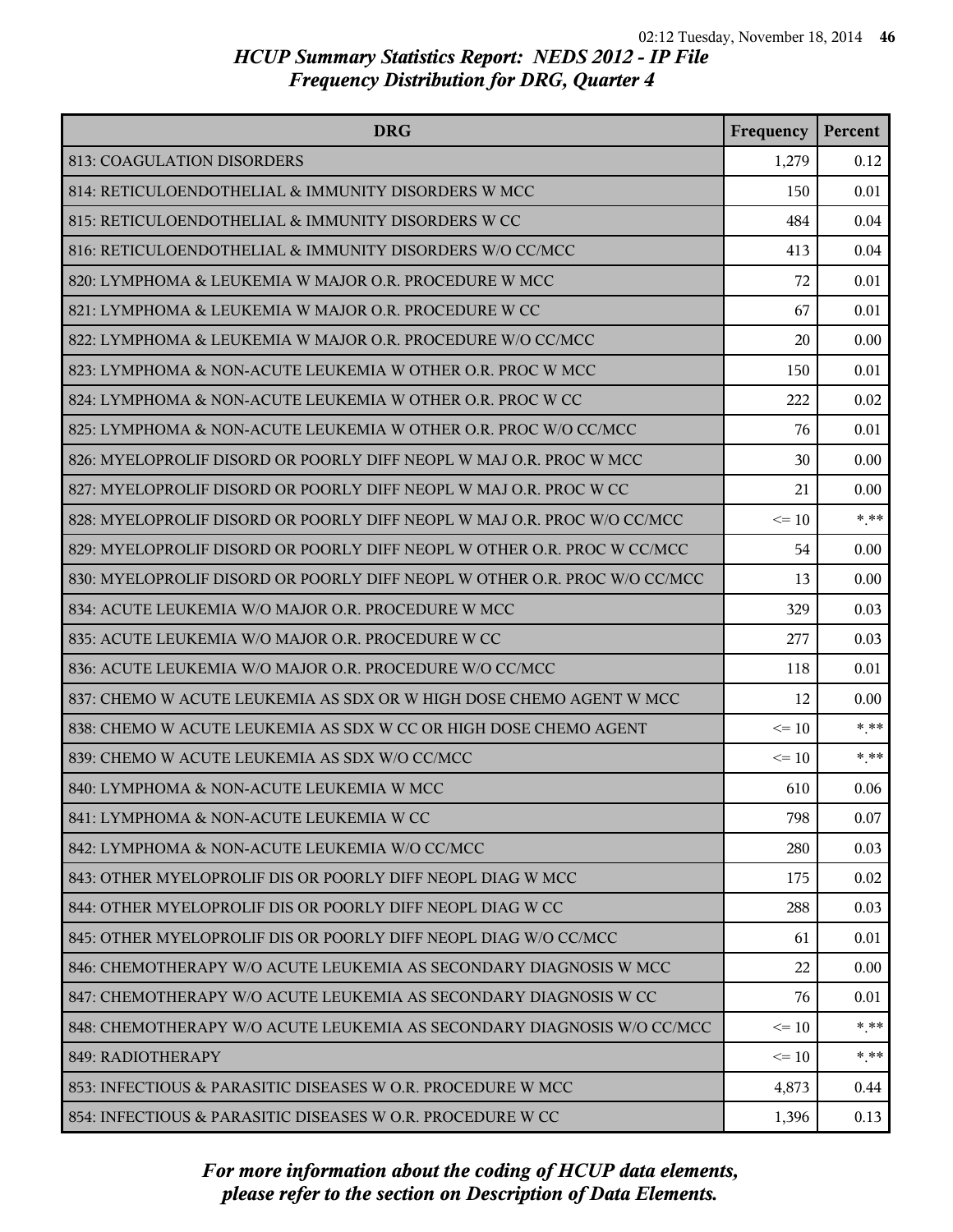# HCUP Summary Statistics Report: NEDS 2012 - IP File
## Frequency Distribution for DRG, Quarter 4

| DRG | Frequency | Percent |
|---|---|---|
| 813: COAGULATION DISORDERS | 1,279 | 0.12 |
| 814: RETICULOENDOTHELIAL & IMMUNITY DISORDERS W MCC | 150 | 0.01 |
| 815: RETICULOENDOTHELIAL & IMMUNITY DISORDERS W CC | 484 | 0.04 |
| 816: RETICULOENDOTHELIAL & IMMUNITY DISORDERS W/O CC/MCC | 413 | 0.04 |
| 820: LYMPHOMA & LEUKEMIA W MAJOR O.R. PROCEDURE W MCC | 72 | 0.01 |
| 821: LYMPHOMA & LEUKEMIA W MAJOR O.R. PROCEDURE W CC | 67 | 0.01 |
| 822: LYMPHOMA & LEUKEMIA W MAJOR O.R. PROCEDURE W/O CC/MCC | 20 | 0.00 |
| 823: LYMPHOMA & NON-ACUTE LEUKEMIA W OTHER O.R. PROC W MCC | 150 | 0.01 |
| 824: LYMPHOMA & NON-ACUTE LEUKEMIA W OTHER O.R. PROC W CC | 222 | 0.02 |
| 825: LYMPHOMA & NON-ACUTE LEUKEMIA W OTHER O.R. PROC W/O CC/MCC | 76 | 0.01 |
| 826: MYELOPROLIF DISORD OR POORLY DIFF NEOPL W MAJ O.R. PROC W MCC | 30 | 0.00 |
| 827: MYELOPROLIF DISORD OR POORLY DIFF NEOPL W MAJ O.R. PROC W CC | 21 | 0.00 |
| 828: MYELOPROLIF DISORD OR POORLY DIFF NEOPL W MAJ O.R. PROC W/O CC/MCC | <= 10 | *.** |
| 829: MYELOPROLIF DISORD OR POORLY DIFF NEOPL W OTHER O.R. PROC W CC/MCC | 54 | 0.00 |
| 830: MYELOPROLIF DISORD OR POORLY DIFF NEOPL W OTHER O.R. PROC W/O CC/MCC | 13 | 0.00 |
| 834: ACUTE LEUKEMIA W/O MAJOR O.R. PROCEDURE W MCC | 329 | 0.03 |
| 835: ACUTE LEUKEMIA W/O MAJOR O.R. PROCEDURE W CC | 277 | 0.03 |
| 836: ACUTE LEUKEMIA W/O MAJOR O.R. PROCEDURE W/O CC/MCC | 118 | 0.01 |
| 837: CHEMO W ACUTE LEUKEMIA AS SDX OR W HIGH DOSE CHEMO AGENT W MCC | 12 | 0.00 |
| 838: CHEMO W ACUTE LEUKEMIA AS SDX W CC OR HIGH DOSE CHEMO AGENT | <= 10 | *.** |
| 839: CHEMO W ACUTE LEUKEMIA AS SDX W/O CC/MCC | <= 10 | *.** |
| 840: LYMPHOMA & NON-ACUTE LEUKEMIA W MCC | 610 | 0.06 |
| 841: LYMPHOMA & NON-ACUTE LEUKEMIA W CC | 798 | 0.07 |
| 842: LYMPHOMA & NON-ACUTE LEUKEMIA W/O CC/MCC | 280 | 0.03 |
| 843: OTHER MYELOPROLIF DIS OR POORLY DIFF NEOPL DIAG W MCC | 175 | 0.02 |
| 844: OTHER MYELOPROLIF DIS OR POORLY DIFF NEOPL DIAG W CC | 288 | 0.03 |
| 845: OTHER MYELOPROLIF DIS OR POORLY DIFF NEOPL DIAG W/O CC/MCC | 61 | 0.01 |
| 846: CHEMOTHERAPY W/O ACUTE LEUKEMIA AS SECONDARY DIAGNOSIS W MCC | 22 | 0.00 |
| 847: CHEMOTHERAPY W/O ACUTE LEUKEMIA AS SECONDARY DIAGNOSIS W CC | 76 | 0.01 |
| 848: CHEMOTHERAPY W/O ACUTE LEUKEMIA AS SECONDARY DIAGNOSIS W/O CC/MCC | <= 10 | *.** |
| 849: RADIOTHERAPY | <= 10 | *.** |
| 853: INFECTIOUS & PARASITIC DISEASES W O.R. PROCEDURE W MCC | 4,873 | 0.44 |
| 854: INFECTIOUS & PARASITIC DISEASES W O.R. PROCEDURE W CC | 1,396 | 0.13 |

*For more information about the coding of HCUP data elements, please refer to the section on Description of Data Elements.*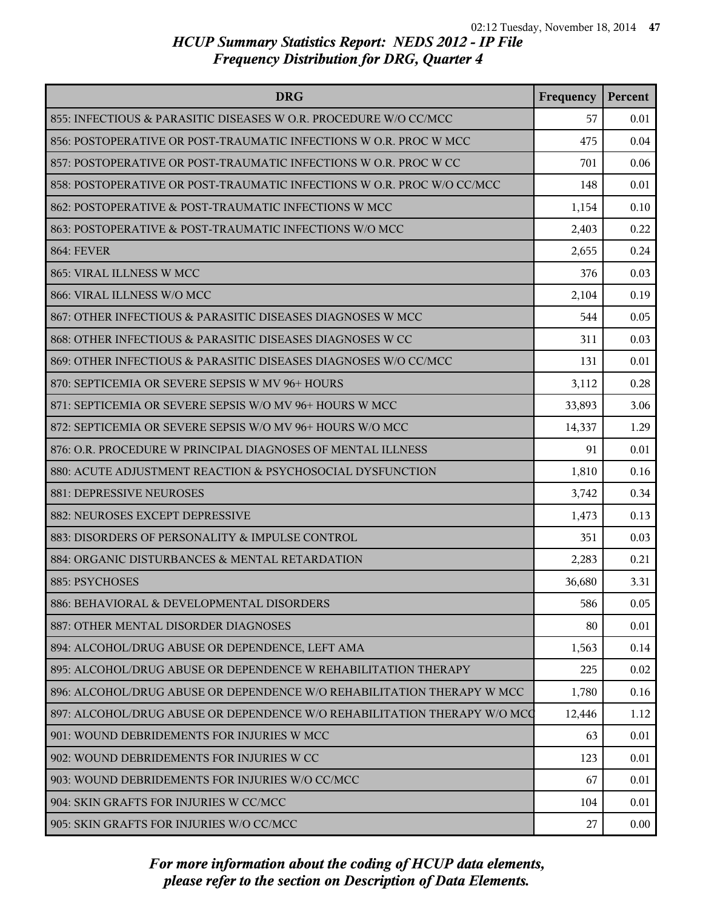# HCUP Summary Statistics Report: NEDS 2012 - IP File
## Frequency Distribution for DRG, Quarter 4

| DRG | Frequency | Percent |
|---|---|---|
| 855: INFECTIOUS & PARASITIC DISEASES W O.R. PROCEDURE W/O CC/MCC | 57 | 0.01 |
| 856: POSTOPERATIVE OR POST-TRAUMATIC INFECTIONS W O.R. PROC W MCC | 475 | 0.04 |
| 857: POSTOPERATIVE OR POST-TRAUMATIC INFECTIONS W O.R. PROC W CC | 701 | 0.06 |
| 858: POSTOPERATIVE OR POST-TRAUMATIC INFECTIONS W O.R. PROC W/O CC/MCC | 148 | 0.01 |
| 862: POSTOPERATIVE & POST-TRAUMATIC INFECTIONS W MCC | 1,154 | 0.10 |
| 863: POSTOPERATIVE & POST-TRAUMATIC INFECTIONS W/O MCC | 2,403 | 0.22 |
| 864: FEVER | 2,655 | 0.24 |
| 865: VIRAL ILLNESS W MCC | 376 | 0.03 |
| 866: VIRAL ILLNESS W/O MCC | 2,104 | 0.19 |
| 867: OTHER INFECTIOUS & PARASITIC DISEASES DIAGNOSES W MCC | 544 | 0.05 |
| 868: OTHER INFECTIOUS & PARASITIC DISEASES DIAGNOSES W CC | 311 | 0.03 |
| 869: OTHER INFECTIOUS & PARASITIC DISEASES DIAGNOSES W/O CC/MCC | 131 | 0.01 |
| 870: SEPTICEMIA OR SEVERE SEPSIS W MV 96+ HOURS | 3,112 | 0.28 |
| 871: SEPTICEMIA OR SEVERE SEPSIS W/O MV 96+ HOURS W MCC | 33,893 | 3.06 |
| 872: SEPTICEMIA OR SEVERE SEPSIS W/O MV 96+ HOURS W/O MCC | 14,337 | 1.29 |
| 876: O.R. PROCEDURE W PRINCIPAL DIAGNOSES OF MENTAL ILLNESS | 91 | 0.01 |
| 880: ACUTE ADJUSTMENT REACTION & PSYCHOSOCIAL DYSFUNCTION | 1,810 | 0.16 |
| 881: DEPRESSIVE NEUROSES | 3,742 | 0.34 |
| 882: NEUROSES EXCEPT DEPRESSIVE | 1,473 | 0.13 |
| 883: DISORDERS OF PERSONALITY & IMPULSE CONTROL | 351 | 0.03 |
| 884: ORGANIC DISTURBANCES & MENTAL RETARDATION | 2,283 | 0.21 |
| 885: PSYCHOSES | 36,680 | 3.31 |
| 886: BEHAVIORAL & DEVELOPMENTAL DISORDERS | 586 | 0.05 |
| 887: OTHER MENTAL DISORDER DIAGNOSES | 80 | 0.01 |
| 894: ALCOHOL/DRUG ABUSE OR DEPENDENCE, LEFT AMA | 1,563 | 0.14 |
| 895: ALCOHOL/DRUG ABUSE OR DEPENDENCE W REHABILITATION THERAPY | 225 | 0.02 |
| 896: ALCOHOL/DRUG ABUSE OR DEPENDENCE W/O REHABILITATION THERAPY W MCC | 1,780 | 0.16 |
| 897: ALCOHOL/DRUG ABUSE OR DEPENDENCE W/O REHABILITATION THERAPY W/O MCC | 12,446 | 1.12 |
| 901: WOUND DEBRIDEMENTS FOR INJURIES W MCC | 63 | 0.01 |
| 902: WOUND DEBRIDEMENTS FOR INJURIES W CC | 123 | 0.01 |
| 903: WOUND DEBRIDEMENTS FOR INJURIES W/O CC/MCC | 67 | 0.01 |
| 904: SKIN GRAFTS FOR INJURIES W CC/MCC | 104 | 0.01 |
| 905: SKIN GRAFTS FOR INJURIES W/O CC/MCC | 27 | 0.00 |

*For more information about the coding of HCUP data elements, please refer to the section on Description of Data Elements.*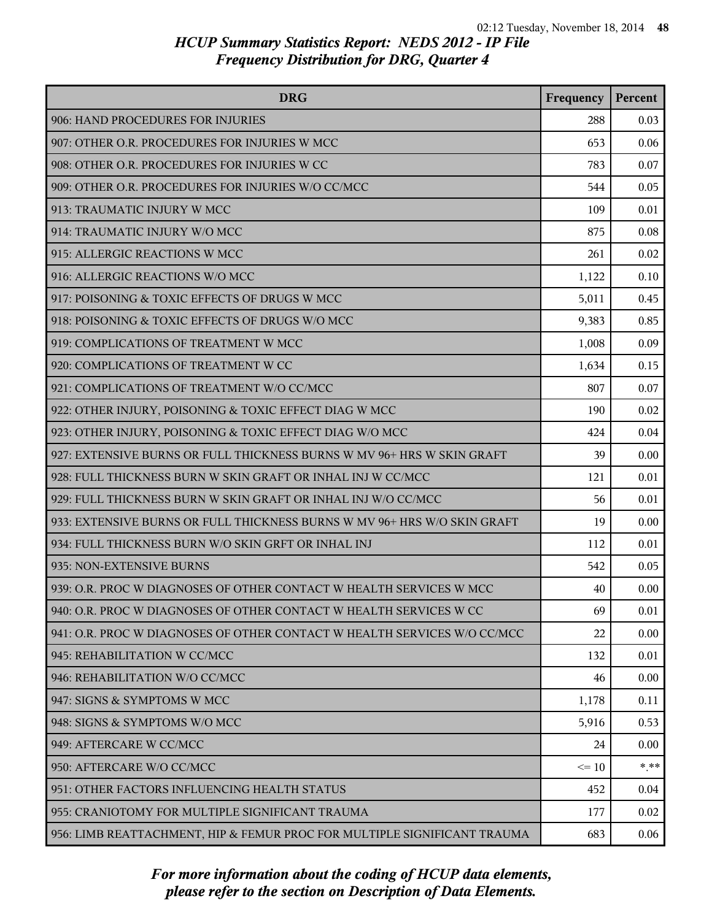## HCUP Summary Statistics Report: NEDS 2012 - IP File
## Frequency Distribution for DRG, Quarter 4

| DRG | Frequency | Percent |
|---|---|---|
| 906: HAND PROCEDURES FOR INJURIES | 288 | 0.03 |
| 907: OTHER O.R. PROCEDURES FOR INJURIES W MCC | 653 | 0.06 |
| 908: OTHER O.R. PROCEDURES FOR INJURIES W CC | 783 | 0.07 |
| 909: OTHER O.R. PROCEDURES FOR INJURIES W/O CC/MCC | 544 | 0.05 |
| 913: TRAUMATIC INJURY W MCC | 109 | 0.01 |
| 914: TRAUMATIC INJURY W/O MCC | 875 | 0.08 |
| 915: ALLERGIC REACTIONS W MCC | 261 | 0.02 |
| 916: ALLERGIC REACTIONS W/O MCC | 1,122 | 0.10 |
| 917: POISONING & TOXIC EFFECTS OF DRUGS W MCC | 5,011 | 0.45 |
| 918: POISONING & TOXIC EFFECTS OF DRUGS W/O MCC | 9,383 | 0.85 |
| 919: COMPLICATIONS OF TREATMENT W MCC | 1,008 | 0.09 |
| 920: COMPLICATIONS OF TREATMENT W CC | 1,634 | 0.15 |
| 921: COMPLICATIONS OF TREATMENT W/O CC/MCC | 807 | 0.07 |
| 922: OTHER INJURY, POISONING & TOXIC EFFECT DIAG W MCC | 190 | 0.02 |
| 923: OTHER INJURY, POISONING & TOXIC EFFECT DIAG W/O MCC | 424 | 0.04 |
| 927: EXTENSIVE BURNS OR FULL THICKNESS BURNS W MV 96+ HRS W SKIN GRAFT | 39 | 0.00 |
| 928: FULL THICKNESS BURN W SKIN GRAFT OR INHAL INJ W CC/MCC | 121 | 0.01 |
| 929: FULL THICKNESS BURN W SKIN GRAFT OR INHAL INJ W/O CC/MCC | 56 | 0.01 |
| 933: EXTENSIVE BURNS OR FULL THICKNESS BURNS W MV 96+ HRS W/O SKIN GRAFT | 19 | 0.00 |
| 934: FULL THICKNESS BURN W/O SKIN GRFT OR INHAL INJ | 112 | 0.01 |
| 935: NON-EXTENSIVE BURNS | 542 | 0.05 |
| 939: O.R. PROC W DIAGNOSES OF OTHER CONTACT W HEALTH SERVICES W MCC | 40 | 0.00 |
| 940: O.R. PROC W DIAGNOSES OF OTHER CONTACT W HEALTH SERVICES W CC | 69 | 0.01 |
| 941: O.R. PROC W DIAGNOSES OF OTHER CONTACT W HEALTH SERVICES W/O CC/MCC | 22 | 0.00 |
| 945: REHABILITATION W CC/MCC | 132 | 0.01 |
| 946: REHABILITATION W/O CC/MCC | 46 | 0.00 |
| 947: SIGNS & SYMPTOMS W MCC | 1,178 | 0.11 |
| 948: SIGNS & SYMPTOMS W/O MCC | 5,916 | 0.53 |
| 949: AFTERCARE W CC/MCC | 24 | 0.00 |
| 950: AFTERCARE W/O CC/MCC | <= 10 | *.** |
| 951: OTHER FACTORS INFLUENCING HEALTH STATUS | 452 | 0.04 |
| 955: CRANIOTOMY FOR MULTIPLE SIGNIFICANT TRAUMA | 177 | 0.02 |
| 956: LIMB REATTACHMENT, HIP & FEMUR PROC FOR MULTIPLE SIGNIFICANT TRAUMA | 683 | 0.06 |

*For more information about the coding of HCUP data elements, please refer to the section on Description of Data Elements.*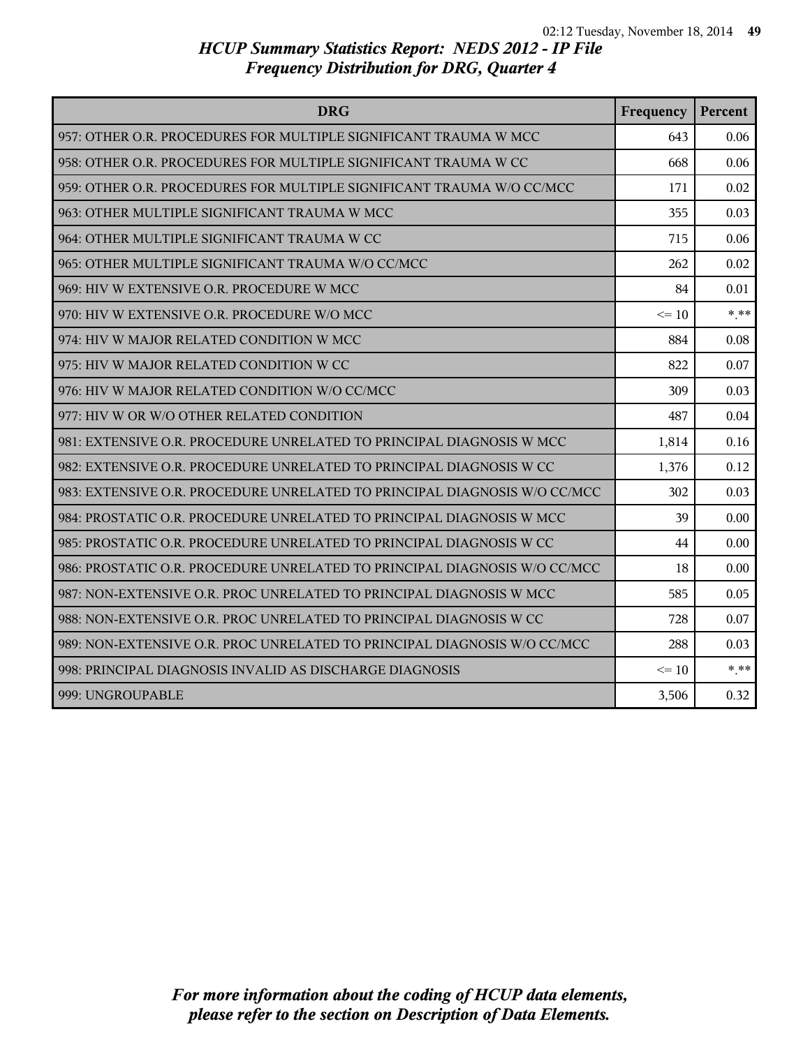# HCUP Summary Statistics Report: NEDS 2012 - IP File
## Frequency Distribution for DRG, Quarter 4

| DRG | Frequency | Percent |
|---|---|---|
| 957: OTHER O.R. PROCEDURES FOR MULTIPLE SIGNIFICANT TRAUMA W MCC | 643 | 0.06 |
| 958: OTHER O.R. PROCEDURES FOR MULTIPLE SIGNIFICANT TRAUMA W CC | 668 | 0.06 |
| 959: OTHER O.R. PROCEDURES FOR MULTIPLE SIGNIFICANT TRAUMA W/O CC/MCC | 171 | 0.02 |
| 963: OTHER MULTIPLE SIGNIFICANT TRAUMA W MCC | 355 | 0.03 |
| 964: OTHER MULTIPLE SIGNIFICANT TRAUMA W CC | 715 | 0.06 |
| 965: OTHER MULTIPLE SIGNIFICANT TRAUMA W/O CC/MCC | 262 | 0.02 |
| 969: HIV W EXTENSIVE O.R. PROCEDURE W MCC | 84 | 0.01 |
| 970: HIV W EXTENSIVE O.R. PROCEDURE W/O MCC | <= 10 | *.** |
| 974: HIV W MAJOR RELATED CONDITION W MCC | 884 | 0.08 |
| 975: HIV W MAJOR RELATED CONDITION W CC | 822 | 0.07 |
| 976: HIV W MAJOR RELATED CONDITION W/O CC/MCC | 309 | 0.03 |
| 977: HIV W OR W/O OTHER RELATED CONDITION | 487 | 0.04 |
| 981: EXTENSIVE O.R. PROCEDURE UNRELATED TO PRINCIPAL DIAGNOSIS W MCC | 1,814 | 0.16 |
| 982: EXTENSIVE O.R. PROCEDURE UNRELATED TO PRINCIPAL DIAGNOSIS W CC | 1,376 | 0.12 |
| 983: EXTENSIVE O.R. PROCEDURE UNRELATED TO PRINCIPAL DIAGNOSIS W/O CC/MCC | 302 | 0.03 |
| 984: PROSTATIC O.R. PROCEDURE UNRELATED TO PRINCIPAL DIAGNOSIS W MCC | 39 | 0.00 |
| 985: PROSTATIC O.R. PROCEDURE UNRELATED TO PRINCIPAL DIAGNOSIS W CC | 44 | 0.00 |
| 986: PROSTATIC O.R. PROCEDURE UNRELATED TO PRINCIPAL DIAGNOSIS W/O CC/MCC | 18 | 0.00 |
| 987: NON-EXTENSIVE O.R. PROC UNRELATED TO PRINCIPAL DIAGNOSIS W MCC | 585 | 0.05 |
| 988: NON-EXTENSIVE O.R. PROC UNRELATED TO PRINCIPAL DIAGNOSIS W CC | 728 | 0.07 |
| 989: NON-EXTENSIVE O.R. PROC UNRELATED TO PRINCIPAL DIAGNOSIS W/O CC/MCC | 288 | 0.03 |
| 998: PRINCIPAL DIAGNOSIS INVALID AS DISCHARGE DIAGNOSIS | <= 10 | *.** |
| 999: UNGROUPABLE | 3,506 | 0.32 |

*For more information about the coding of HCUP data elements, please refer to the section on Description of Data Elements.*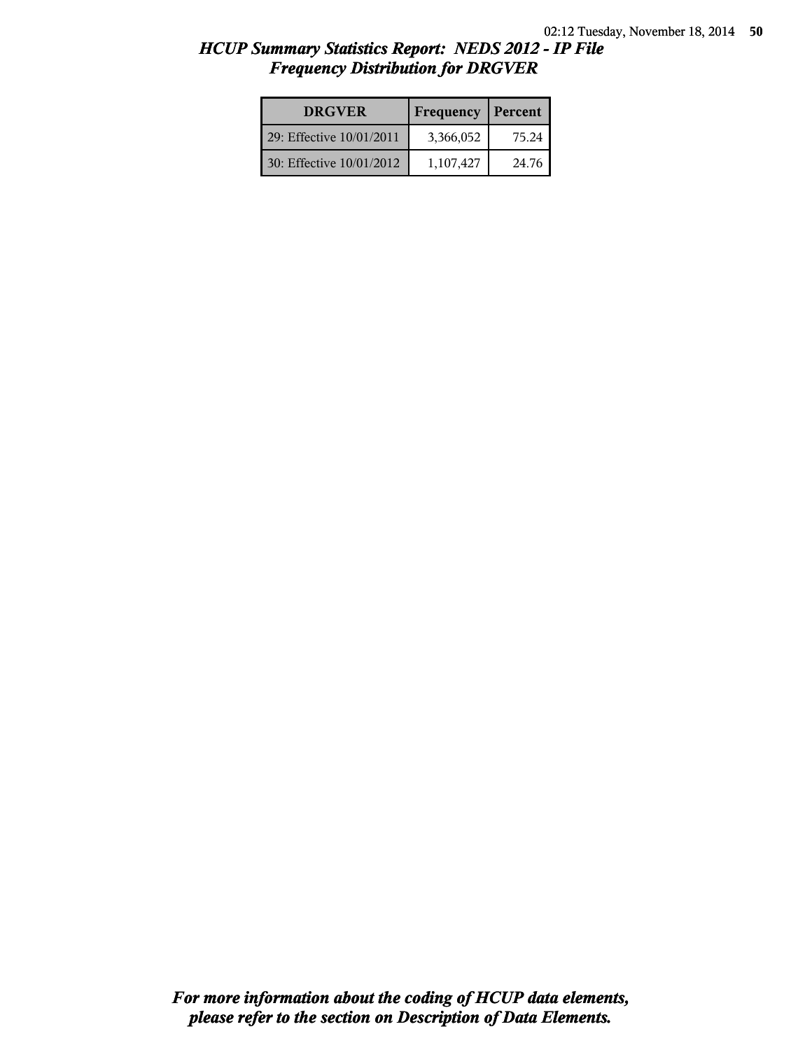## *HCUP Summary Statistics Report: NEDS 2012 - IP File*
## *Frequency Distribution for DRGVER*

| DRGVER | Frequency | Percent |
|---|---|---|
| 29: Effective 10/01/2011 | 3,366,052 | 75.24 |
| 30: Effective 10/01/2012 | 1,107,427 | 24.76 |

***For more information about the coding of HCUP data elements, please refer to the section on Description of Data Elements.***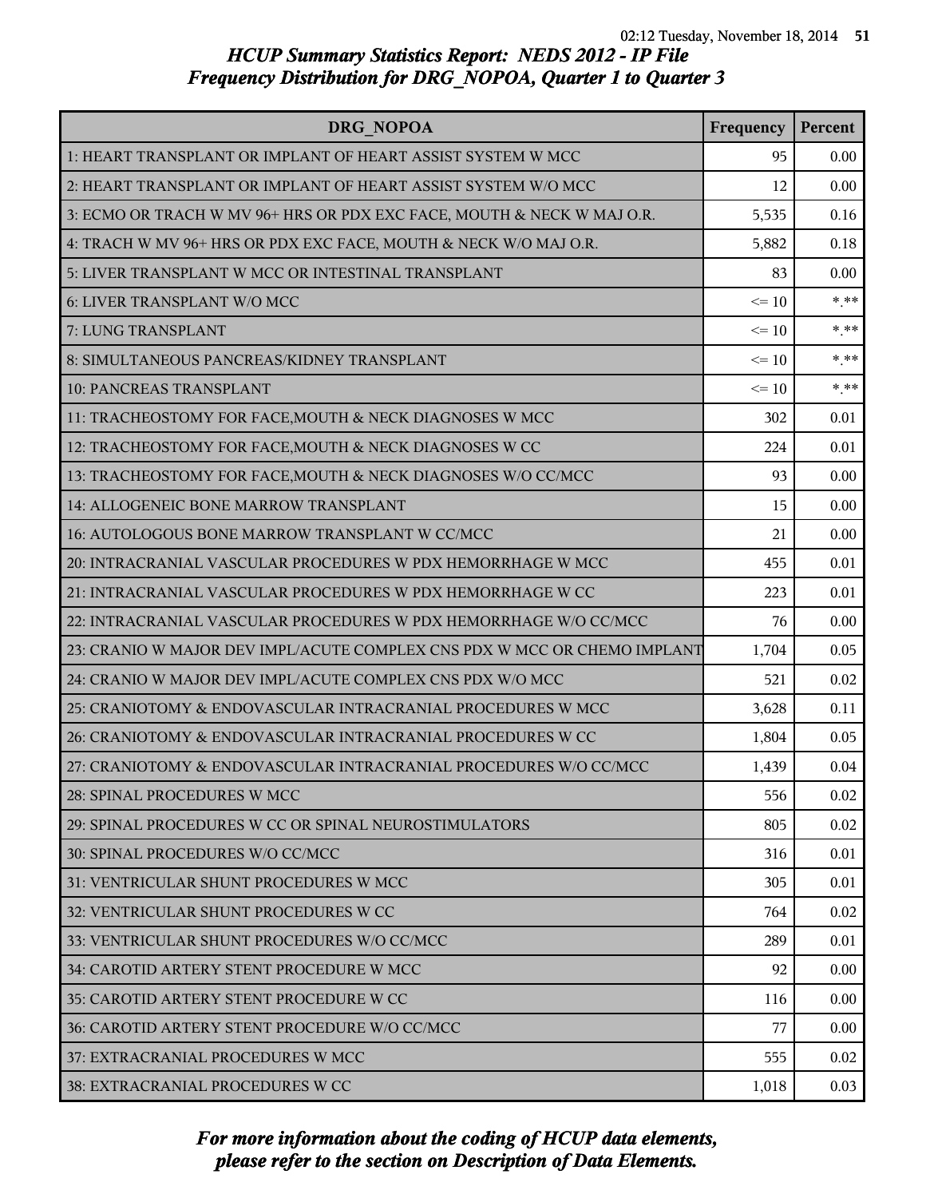*HCUP Summary Statistics Report: NEDS 2012 - IP File*
*Frequency Distribution for DRG_NOPOA, Quarter 1 to Quarter 3*

| DRG_NOPOA | Frequency | Percent |
|---|---|---|
| 1: HEART TRANSPLANT OR IMPLANT OF HEART ASSIST SYSTEM W MCC | 95 | 0.00 |
| 2: HEART TRANSPLANT OR IMPLANT OF HEART ASSIST SYSTEM W/O MCC | 12 | 0.00 |
| 3: ECMO OR TRACH W MV 96+ HRS OR PDX EXC FACE, MOUTH & NECK W MAJ O.R. | 5,535 | 0.16 |
| 4: TRACH W MV 96+ HRS OR PDX EXC FACE, MOUTH & NECK W/O MAJ O.R. | 5,882 | 0.18 |
| 5: LIVER TRANSPLANT W MCC OR INTESTINAL TRANSPLANT | 83 | 0.00 |
| 6: LIVER TRANSPLANT W/O MCC | <= 10 | *.** |
| 7: LUNG TRANSPLANT | <= 10 | *.** |
| 8: SIMULTANEOUS PANCREAS/KIDNEY TRANSPLANT | <= 10 | *.** |
| 10: PANCREAS TRANSPLANT | <= 10 | *.** |
| 11: TRACHEOSTOMY FOR FACE,MOUTH & NECK DIAGNOSES W MCC | 302 | 0.01 |
| 12: TRACHEOSTOMY FOR FACE,MOUTH & NECK DIAGNOSES W CC | 224 | 0.01 |
| 13: TRACHEOSTOMY FOR FACE,MOUTH & NECK DIAGNOSES W/O CC/MCC | 93 | 0.00 |
| 14: ALLOGENEIC BONE MARROW TRANSPLANT | 15 | 0.00 |
| 16: AUTOLOGOUS BONE MARROW TRANSPLANT W CC/MCC | 21 | 0.00 |
| 20: INTRACRANIAL VASCULAR PROCEDURES W PDX HEMORRHAGE W MCC | 455 | 0.01 |
| 21: INTRACRANIAL VASCULAR PROCEDURES W PDX HEMORRHAGE W CC | 223 | 0.01 |
| 22: INTRACRANIAL VASCULAR PROCEDURES W PDX HEMORRHAGE W/O CC/MCC | 76 | 0.00 |
| 23: CRANIO W MAJOR DEV IMPL/ACUTE COMPLEX CNS PDX W MCC OR CHEMO IMPLANT | 1,704 | 0.05 |
| 24: CRANIO W MAJOR DEV IMPL/ACUTE COMPLEX CNS PDX W/O MCC | 521 | 0.02 |
| 25: CRANIOTOMY & ENDOVASCULAR INTRACRANIAL PROCEDURES W MCC | 3,628 | 0.11 |
| 26: CRANIOTOMY & ENDOVASCULAR INTRACRANIAL PROCEDURES W CC | 1,804 | 0.05 |
| 27: CRANIOTOMY & ENDOVASCULAR INTRACRANIAL PROCEDURES W/O CC/MCC | 1,439 | 0.04 |
| 28: SPINAL PROCEDURES W MCC | 556 | 0.02 |
| 29: SPINAL PROCEDURES W CC OR SPINAL NEUROSTIMULATORS | 805 | 0.02 |
| 30: SPINAL PROCEDURES W/O CC/MCC | 316 | 0.01 |
| 31: VENTRICULAR SHUNT PROCEDURES W MCC | 305 | 0.01 |
| 32: VENTRICULAR SHUNT PROCEDURES W CC | 764 | 0.02 |
| 33: VENTRICULAR SHUNT PROCEDURES W/O CC/MCC | 289 | 0.01 |
| 34: CAROTID ARTERY STENT PROCEDURE W MCC | 92 | 0.00 |
| 35: CAROTID ARTERY STENT PROCEDURE W CC | 116 | 0.00 |
| 36: CAROTID ARTERY STENT PROCEDURE W/O CC/MCC | 77 | 0.00 |
| 37: EXTRACRANIAL PROCEDURES W MCC | 555 | 0.02 |
| 38: EXTRACRANIAL PROCEDURES W CC | 1,018 | 0.03 |

*For more information about the coding of HCUP data elements, please refer to the section on Description of Data Elements.*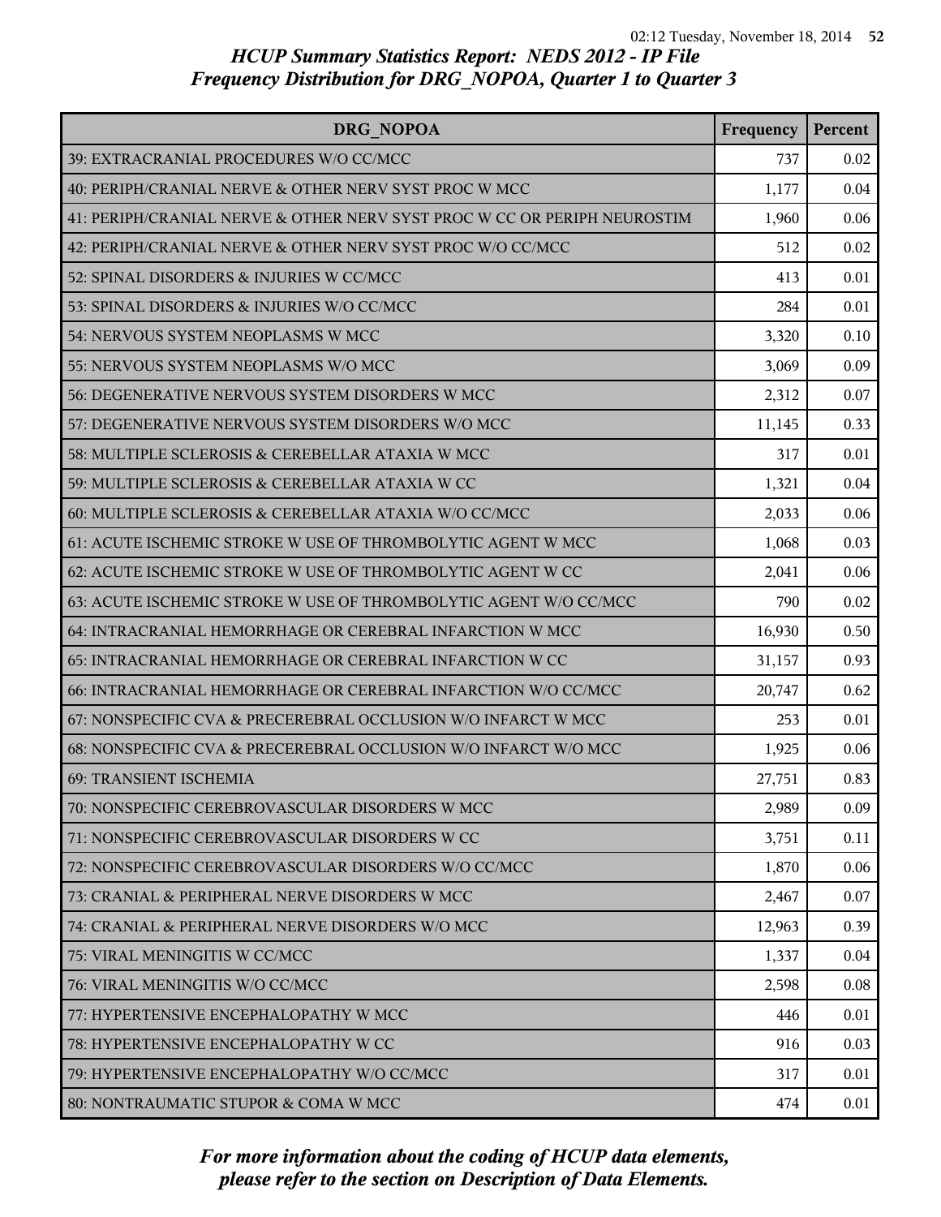## HCUP Summary Statistics Report: NEDS 2012 - IP File
## Frequency Distribution for DRG_NOPOA, Quarter 1 to Quarter 3

| DRG_NOPOA | Frequency | Percent |
|---|---|---|
| 39: EXTRACRANIAL PROCEDURES W/O CC/MCC | 737 | 0.02 |
| 40: PERIPH/CRANIAL NERVE & OTHER NERV SYST PROC W MCC | 1,177 | 0.04 |
| 41: PERIPH/CRANIAL NERVE & OTHER NERV SYST PROC W CC OR PERIPH NEUROSTIM | 1,960 | 0.06 |
| 42: PERIPH/CRANIAL NERVE & OTHER NERV SYST PROC W/O CC/MCC | 512 | 0.02 |
| 52: SPINAL DISORDERS & INJURIES W CC/MCC | 413 | 0.01 |
| 53: SPINAL DISORDERS & INJURIES W/O CC/MCC | 284 | 0.01 |
| 54: NERVOUS SYSTEM NEOPLASMS W MCC | 3,320 | 0.10 |
| 55: NERVOUS SYSTEM NEOPLASMS W/O MCC | 3,069 | 0.09 |
| 56: DEGENERATIVE NERVOUS SYSTEM DISORDERS W MCC | 2,312 | 0.07 |
| 57: DEGENERATIVE NERVOUS SYSTEM DISORDERS W/O MCC | 11,145 | 0.33 |
| 58: MULTIPLE SCLEROSIS & CEREBELLAR ATAXIA W MCC | 317 | 0.01 |
| 59: MULTIPLE SCLEROSIS & CEREBELLAR ATAXIA W CC | 1,321 | 0.04 |
| 60: MULTIPLE SCLEROSIS & CEREBELLAR ATAXIA W/O CC/MCC | 2,033 | 0.06 |
| 61: ACUTE ISCHEMIC STROKE W USE OF THROMBOLYTIC AGENT W MCC | 1,068 | 0.03 |
| 62: ACUTE ISCHEMIC STROKE W USE OF THROMBOLYTIC AGENT W CC | 2,041 | 0.06 |
| 63: ACUTE ISCHEMIC STROKE W USE OF THROMBOLYTIC AGENT W/O CC/MCC | 790 | 0.02 |
| 64: INTRACRANIAL HEMORRHAGE OR CEREBRAL INFARCTION W MCC | 16,930 | 0.50 |
| 65: INTRACRANIAL HEMORRHAGE OR CEREBRAL INFARCTION W CC | 31,157 | 0.93 |
| 66: INTRACRANIAL HEMORRHAGE OR CEREBRAL INFARCTION W/O CC/MCC | 20,747 | 0.62 |
| 67: NONSPECIFIC CVA & PRECEREBRAL OCCLUSION W/O INFARCT W MCC | 253 | 0.01 |
| 68: NONSPECIFIC CVA & PRECEREBRAL OCCLUSION W/O INFARCT W/O MCC | 1,925 | 0.06 |
| 69: TRANSIENT ISCHEMIA | 27,751 | 0.83 |
| 70: NONSPECIFIC CEREBROVASCULAR DISORDERS W MCC | 2,989 | 0.09 |
| 71: NONSPECIFIC CEREBROVASCULAR DISORDERS W CC | 3,751 | 0.11 |
| 72: NONSPECIFIC CEREBROVASCULAR DISORDERS W/O CC/MCC | 1,870 | 0.06 |
| 73: CRANIAL & PERIPHERAL NERVE DISORDERS W MCC | 2,467 | 0.07 |
| 74: CRANIAL & PERIPHERAL NERVE DISORDERS W/O MCC | 12,963 | 0.39 |
| 75: VIRAL MENINGITIS W CC/MCC | 1,337 | 0.04 |
| 76: VIRAL MENINGITIS W/O CC/MCC | 2,598 | 0.08 |
| 77: HYPERTENSIVE ENCEPHALOPATHY W MCC | 446 | 0.01 |
| 78: HYPERTENSIVE ENCEPHALOPATHY W CC | 916 | 0.03 |
| 79: HYPERTENSIVE ENCEPHALOPATHY W/O CC/MCC | 317 | 0.01 |
| 80: NONTRAUMATIC STUPOR & COMA W MCC | 474 | 0.01 |

*For more information about the coding of HCUP data elements, please refer to the section on Description of Data Elements.*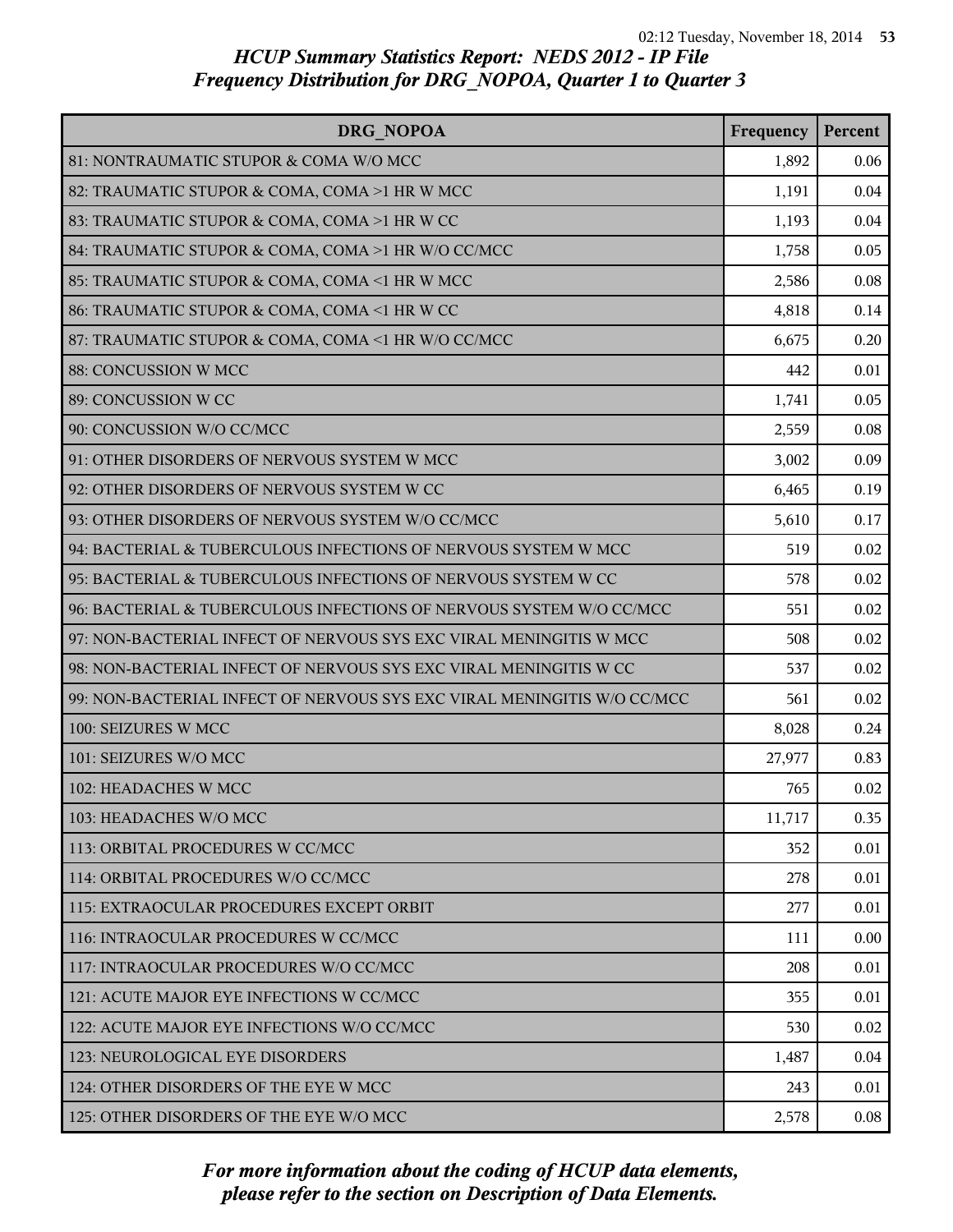# HCUP Summary Statistics Report: NEDS 2012 - IP File
## Frequency Distribution for DRG_NOPOA, Quarter 1 to Quarter 3

| DRG_NOPOA | Frequency | Percent |
|---|---|---|
| 81: NONTRAUMATIC STUPOR & COMA W/O MCC | 1,892 | 0.06 |
| 82: TRAUMATIC STUPOR & COMA, COMA >1 HR W MCC | 1,191 | 0.04 |
| 83: TRAUMATIC STUPOR & COMA, COMA >1 HR W CC | 1,193 | 0.04 |
| 84: TRAUMATIC STUPOR & COMA, COMA >1 HR W/O CC/MCC | 1,758 | 0.05 |
| 85: TRAUMATIC STUPOR & COMA, COMA <1 HR W MCC | 2,586 | 0.08 |
| 86: TRAUMATIC STUPOR & COMA, COMA <1 HR W CC | 4,818 | 0.14 |
| 87: TRAUMATIC STUPOR & COMA, COMA <1 HR W/O CC/MCC | 6,675 | 0.20 |
| 88: CONCUSSION W MCC | 442 | 0.01 |
| 89: CONCUSSION W CC | 1,741 | 0.05 |
| 90: CONCUSSION W/O CC/MCC | 2,559 | 0.08 |
| 91: OTHER DISORDERS OF NERVOUS SYSTEM W MCC | 3,002 | 0.09 |
| 92: OTHER DISORDERS OF NERVOUS SYSTEM W CC | 6,465 | 0.19 |
| 93: OTHER DISORDERS OF NERVOUS SYSTEM W/O CC/MCC | 5,610 | 0.17 |
| 94: BACTERIAL & TUBERCULOUS INFECTIONS OF NERVOUS SYSTEM W MCC | 519 | 0.02 |
| 95: BACTERIAL & TUBERCULOUS INFECTIONS OF NERVOUS SYSTEM W CC | 578 | 0.02 |
| 96: BACTERIAL & TUBERCULOUS INFECTIONS OF NERVOUS SYSTEM W/O CC/MCC | 551 | 0.02 |
| 97: NON-BACTERIAL INFECT OF NERVOUS SYS EXC VIRAL MENINGITIS W MCC | 508 | 0.02 |
| 98: NON-BACTERIAL INFECT OF NERVOUS SYS EXC VIRAL MENINGITIS W CC | 537 | 0.02 |
| 99: NON-BACTERIAL INFECT OF NERVOUS SYS EXC VIRAL MENINGITIS W/O CC/MCC | 561 | 0.02 |
| 100: SEIZURES W MCC | 8,028 | 0.24 |
| 101: SEIZURES W/O MCC | 27,977 | 0.83 |
| 102: HEADACHES W MCC | 765 | 0.02 |
| 103: HEADACHES W/O MCC | 11,717 | 0.35 |
| 113: ORBITAL PROCEDURES W CC/MCC | 352 | 0.01 |
| 114: ORBITAL PROCEDURES W/O CC/MCC | 278 | 0.01 |
| 115: EXTRAOCULAR PROCEDURES EXCEPT ORBIT | 277 | 0.01 |
| 116: INTRAOCULAR PROCEDURES W CC/MCC | 111 | 0.00 |
| 117: INTRAOCULAR PROCEDURES W/O CC/MCC | 208 | 0.01 |
| 121: ACUTE MAJOR EYE INFECTIONS W CC/MCC | 355 | 0.01 |
| 122: ACUTE MAJOR EYE INFECTIONS W/O CC/MCC | 530 | 0.02 |
| 123: NEUROLOGICAL EYE DISORDERS | 1,487 | 0.04 |
| 124: OTHER DISORDERS OF THE EYE W MCC | 243 | 0.01 |
| 125: OTHER DISORDERS OF THE EYE W/O MCC | 2,578 | 0.08 |

*For more information about the coding of HCUP data elements, please refer to the section on Description of Data Elements.*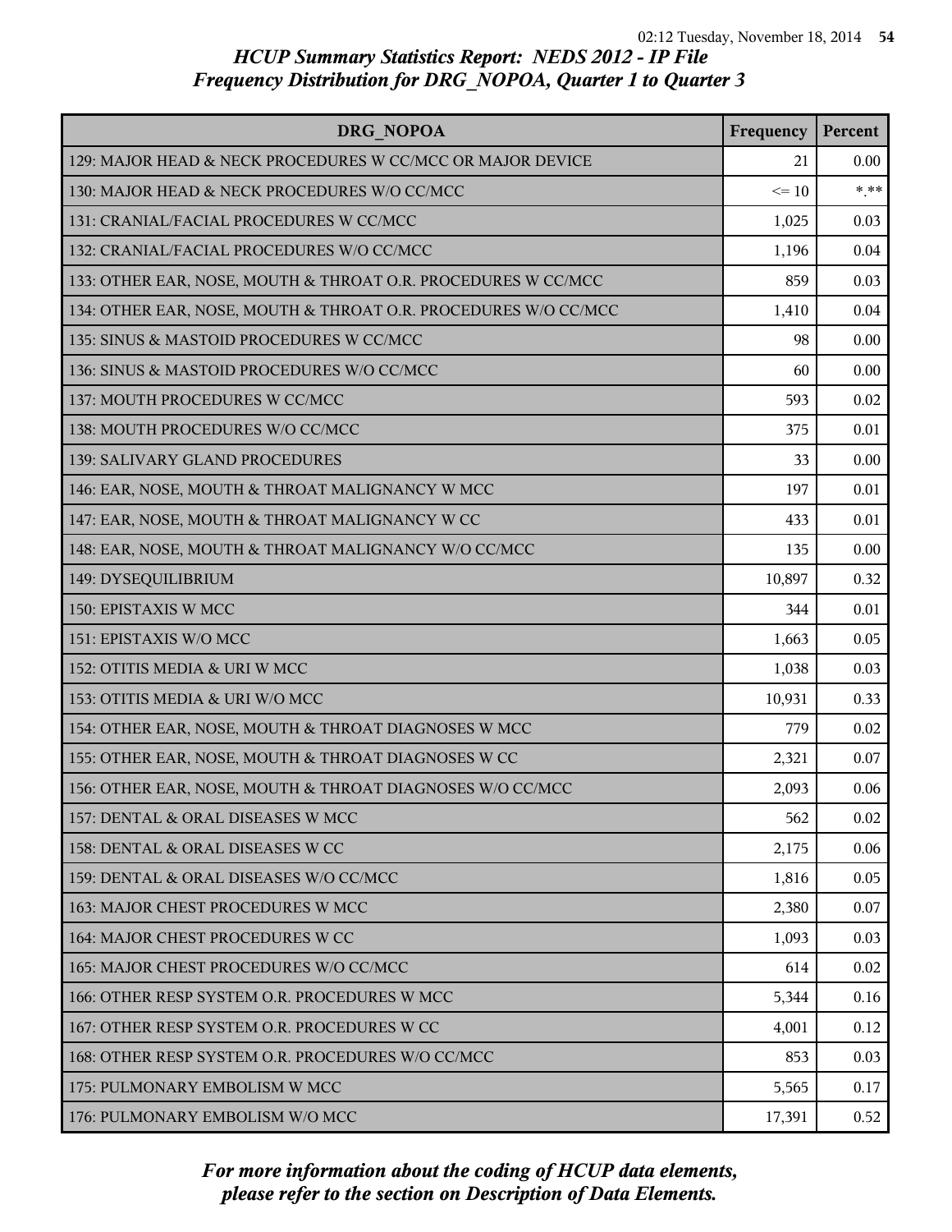## HCUP Summary Statistics Report: NEDS 2012 - IP File
## Frequency Distribution for DRG_NOPOA, Quarter 1 to Quarter 3

| DRG_NOPOA | Frequency | Percent |
|---|---|---|
| 129: MAJOR HEAD & NECK PROCEDURES W CC/MCC OR MAJOR DEVICE | 21 | 0.00 |
| 130: MAJOR HEAD & NECK PROCEDURES W/O CC/MCC | <= 10 | *.** |
| 131: CRANIAL/FACIAL PROCEDURES W CC/MCC | 1,025 | 0.03 |
| 132: CRANIAL/FACIAL PROCEDURES W/O CC/MCC | 1,196 | 0.04 |
| 133: OTHER EAR, NOSE, MOUTH & THROAT O.R. PROCEDURES W CC/MCC | 859 | 0.03 |
| 134: OTHER EAR, NOSE, MOUTH & THROAT O.R. PROCEDURES W/O CC/MCC | 1,410 | 0.04 |
| 135: SINUS & MASTOID PROCEDURES W CC/MCC | 98 | 0.00 |
| 136: SINUS & MASTOID PROCEDURES W/O CC/MCC | 60 | 0.00 |
| 137: MOUTH PROCEDURES W CC/MCC | 593 | 0.02 |
| 138: MOUTH PROCEDURES W/O CC/MCC | 375 | 0.01 |
| 139: SALIVARY GLAND PROCEDURES | 33 | 0.00 |
| 146: EAR, NOSE, MOUTH & THROAT MALIGNANCY W MCC | 197 | 0.01 |
| 147: EAR, NOSE, MOUTH & THROAT MALIGNANCY W CC | 433 | 0.01 |
| 148: EAR, NOSE, MOUTH & THROAT MALIGNANCY W/O CC/MCC | 135 | 0.00 |
| 149: DYSEQUILIBRIUM | 10,897 | 0.32 |
| 150: EPISTAXIS W MCC | 344 | 0.01 |
| 151: EPISTAXIS W/O MCC | 1,663 | 0.05 |
| 152: OTITIS MEDIA & URI W MCC | 1,038 | 0.03 |
| 153: OTITIS MEDIA & URI W/O MCC | 10,931 | 0.33 |
| 154: OTHER EAR, NOSE, MOUTH & THROAT DIAGNOSES W MCC | 779 | 0.02 |
| 155: OTHER EAR, NOSE, MOUTH & THROAT DIAGNOSES W CC | 2,321 | 0.07 |
| 156: OTHER EAR, NOSE, MOUTH & THROAT DIAGNOSES W/O CC/MCC | 2,093 | 0.06 |
| 157: DENTAL & ORAL DISEASES W MCC | 562 | 0.02 |
| 158: DENTAL & ORAL DISEASES W CC | 2,175 | 0.06 |
| 159: DENTAL & ORAL DISEASES W/O CC/MCC | 1,816 | 0.05 |
| 163: MAJOR CHEST PROCEDURES W MCC | 2,380 | 0.07 |
| 164: MAJOR CHEST PROCEDURES W CC | 1,093 | 0.03 |
| 165: MAJOR CHEST PROCEDURES W/O CC/MCC | 614 | 0.02 |
| 166: OTHER RESP SYSTEM O.R. PROCEDURES W MCC | 5,344 | 0.16 |
| 167: OTHER RESP SYSTEM O.R. PROCEDURES W CC | 4,001 | 0.12 |
| 168: OTHER RESP SYSTEM O.R. PROCEDURES W/O CC/MCC | 853 | 0.03 |
| 175: PULMONARY EMBOLISM W MCC | 5,565 | 0.17 |
| 176: PULMONARY EMBOLISM W/O MCC | 17,391 | 0.52 |

*For more information about the coding of HCUP data elements, please refer to the section on Description of Data Elements.*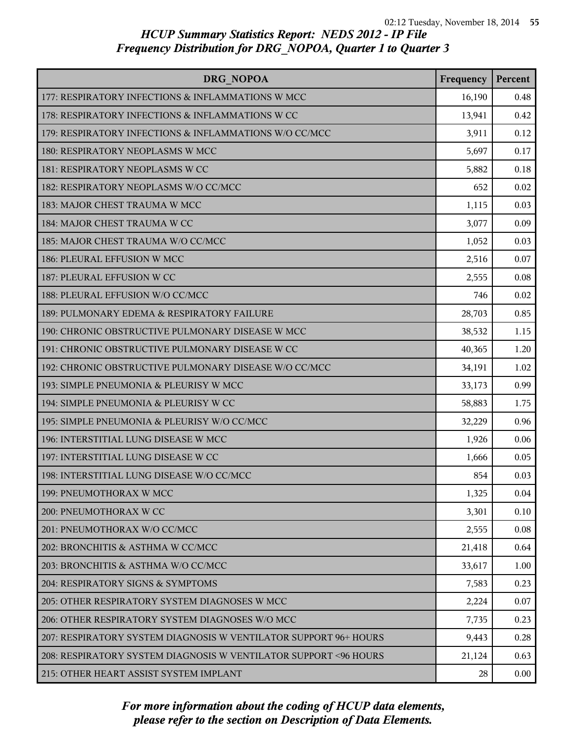# HCUP Summary Statistics Report: NEDS 2012 - IP File

## Frequency Distribution for DRG_NOPOA, Quarter 1 to Quarter 3

| DRG_NOPOA | Frequency | Percent |
|---|---|---|
| 177: RESPIRATORY INFECTIONS & INFLAMMATIONS W MCC | 16,190 | 0.48 |
| 178: RESPIRATORY INFECTIONS & INFLAMMATIONS W CC | 13,941 | 0.42 |
| 179: RESPIRATORY INFECTIONS & INFLAMMATIONS W/O CC/MCC | 3,911 | 0.12 |
| 180: RESPIRATORY NEOPLASMS W MCC | 5,697 | 0.17 |
| 181: RESPIRATORY NEOPLASMS W CC | 5,882 | 0.18 |
| 182: RESPIRATORY NEOPLASMS W/O CC/MCC | 652 | 0.02 |
| 183: MAJOR CHEST TRAUMA W MCC | 1,115 | 0.03 |
| 184: MAJOR CHEST TRAUMA W CC | 3,077 | 0.09 |
| 185: MAJOR CHEST TRAUMA W/O CC/MCC | 1,052 | 0.03 |
| 186: PLEURAL EFFUSION W MCC | 2,516 | 0.07 |
| 187: PLEURAL EFFUSION W CC | 2,555 | 0.08 |
| 188: PLEURAL EFFUSION W/O CC/MCC | 746 | 0.02 |
| 189: PULMONARY EDEMA & RESPIRATORY FAILURE | 28,703 | 0.85 |
| 190: CHRONIC OBSTRUCTIVE PULMONARY DISEASE W MCC | 38,532 | 1.15 |
| 191: CHRONIC OBSTRUCTIVE PULMONARY DISEASE W CC | 40,365 | 1.20 |
| 192: CHRONIC OBSTRUCTIVE PULMONARY DISEASE W/O CC/MCC | 34,191 | 1.02 |
| 193: SIMPLE PNEUMONIA & PLEURISY W MCC | 33,173 | 0.99 |
| 194: SIMPLE PNEUMONIA & PLEURISY W CC | 58,883 | 1.75 |
| 195: SIMPLE PNEUMONIA & PLEURISY W/O CC/MCC | 32,229 | 0.96 |
| 196: INTERSTITIAL LUNG DISEASE W MCC | 1,926 | 0.06 |
| 197: INTERSTITIAL LUNG DISEASE W CC | 1,666 | 0.05 |
| 198: INTERSTITIAL LUNG DISEASE W/O CC/MCC | 854 | 0.03 |
| 199: PNEUMOTHORAX W MCC | 1,325 | 0.04 |
| 200: PNEUMOTHORAX W CC | 3,301 | 0.10 |
| 201: PNEUMOTHORAX W/O CC/MCC | 2,555 | 0.08 |
| 202: BRONCHITIS & ASTHMA W CC/MCC | 21,418 | 0.64 |
| 203: BRONCHITIS & ASTHMA W/O CC/MCC | 33,617 | 1.00 |
| 204: RESPIRATORY SIGNS & SYMPTOMS | 7,583 | 0.23 |
| 205: OTHER RESPIRATORY SYSTEM DIAGNOSES W MCC | 2,224 | 0.07 |
| 206: OTHER RESPIRATORY SYSTEM DIAGNOSES W/O MCC | 7,735 | 0.23 |
| 207: RESPIRATORY SYSTEM DIAGNOSIS W VENTILATOR SUPPORT 96+ HOURS | 9,443 | 0.28 |
| 208: RESPIRATORY SYSTEM DIAGNOSIS W VENTILATOR SUPPORT <96 HOURS | 21,124 | 0.63 |
| 215: OTHER HEART ASSIST SYSTEM IMPLANT | 28 | 0.00 |

*For more information about the coding of HCUP data elements, please refer to the section on Description of Data Elements.*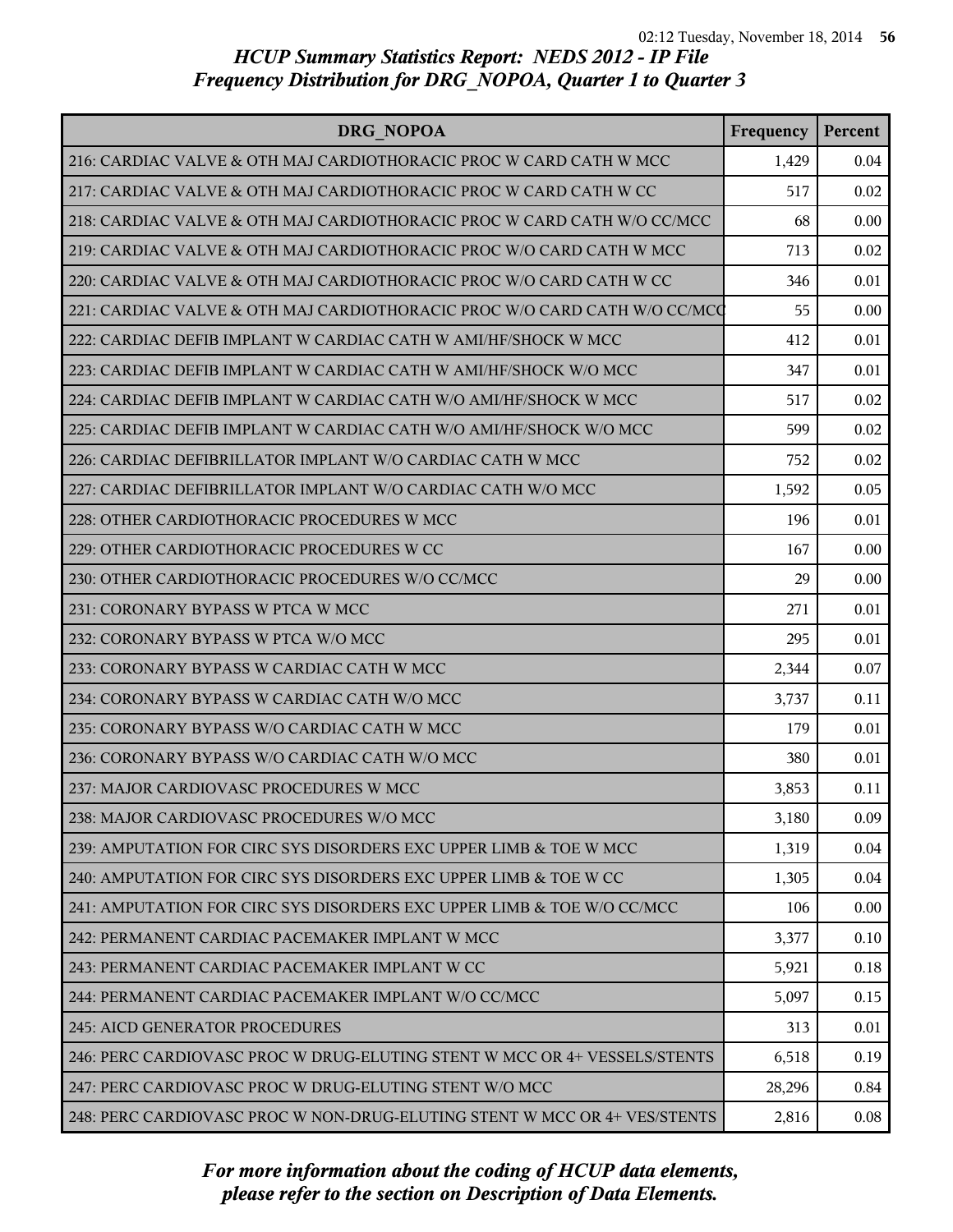*HCUP Summary Statistics Report: NEDS 2012 - IP File*
*Frequency Distribution for DRG_NOPOA, Quarter 1 to Quarter 3*

| DRG_NOPOA | Frequency | Percent |
|---|---|---|
| 216: CARDIAC VALVE & OTH MAJ CARDIOTHORACIC PROC W CARD CATH W MCC | 1,429 | 0.04 |
| 217: CARDIAC VALVE & OTH MAJ CARDIOTHORACIC PROC W CARD CATH W CC | 517 | 0.02 |
| 218: CARDIAC VALVE & OTH MAJ CARDIOTHORACIC PROC W CARD CATH W/O CC/MCC | 68 | 0.00 |
| 219: CARDIAC VALVE & OTH MAJ CARDIOTHORACIC PROC W/O CARD CATH W MCC | 713 | 0.02 |
| 220: CARDIAC VALVE & OTH MAJ CARDIOTHORACIC PROC W/O CARD CATH W CC | 346 | 0.01 |
| 221: CARDIAC VALVE & OTH MAJ CARDIOTHORACIC PROC W/O CARD CATH W/O CC/MCC | 55 | 0.00 |
| 222: CARDIAC DEFIB IMPLANT W CARDIAC CATH W AMI/HF/SHOCK W MCC | 412 | 0.01 |
| 223: CARDIAC DEFIB IMPLANT W CARDIAC CATH W AMI/HF/SHOCK W/O MCC | 347 | 0.01 |
| 224: CARDIAC DEFIB IMPLANT W CARDIAC CATH W/O AMI/HF/SHOCK W MCC | 517 | 0.02 |
| 225: CARDIAC DEFIB IMPLANT W CARDIAC CATH W/O AMI/HF/SHOCK W/O MCC | 599 | 0.02 |
| 226: CARDIAC DEFIBRILLATOR IMPLANT W/O CARDIAC CATH W MCC | 752 | 0.02 |
| 227: CARDIAC DEFIBRILLATOR IMPLANT W/O CARDIAC CATH W/O MCC | 1,592 | 0.05 |
| 228: OTHER CARDIOTHORACIC PROCEDURES W MCC | 196 | 0.01 |
| 229: OTHER CARDIOTHORACIC PROCEDURES W CC | 167 | 0.00 |
| 230: OTHER CARDIOTHORACIC PROCEDURES W/O CC/MCC | 29 | 0.00 |
| 231: CORONARY BYPASS W PTCA W MCC | 271 | 0.01 |
| 232: CORONARY BYPASS W PTCA W/O MCC | 295 | 0.01 |
| 233: CORONARY BYPASS W CARDIAC CATH W MCC | 2,344 | 0.07 |
| 234: CORONARY BYPASS W CARDIAC CATH W/O MCC | 3,737 | 0.11 |
| 235: CORONARY BYPASS W/O CARDIAC CATH W MCC | 179 | 0.01 |
| 236: CORONARY BYPASS W/O CARDIAC CATH W/O MCC | 380 | 0.01 |
| 237: MAJOR CARDIOVASC PROCEDURES W MCC | 3,853 | 0.11 |
| 238: MAJOR CARDIOVASC PROCEDURES W/O MCC | 3,180 | 0.09 |
| 239: AMPUTATION FOR CIRC SYS DISORDERS EXC UPPER LIMB & TOE W MCC | 1,319 | 0.04 |
| 240: AMPUTATION FOR CIRC SYS DISORDERS EXC UPPER LIMB & TOE W CC | 1,305 | 0.04 |
| 241: AMPUTATION FOR CIRC SYS DISORDERS EXC UPPER LIMB & TOE W/O CC/MCC | 106 | 0.00 |
| 242: PERMANENT CARDIAC PACEMAKER IMPLANT W MCC | 3,377 | 0.10 |
| 243: PERMANENT CARDIAC PACEMAKER IMPLANT W CC | 5,921 | 0.18 |
| 244: PERMANENT CARDIAC PACEMAKER IMPLANT W/O CC/MCC | 5,097 | 0.15 |
| 245: AICD GENERATOR PROCEDURES | 313 | 0.01 |
| 246: PERC CARDIOVASC PROC W DRUG-ELUTING STENT W MCC OR 4+ VESSELS/STENTS | 6,518 | 0.19 |
| 247: PERC CARDIOVASC PROC W DRUG-ELUTING STENT W/O MCC | 28,296 | 0.84 |
| 248: PERC CARDIOVASC PROC W NON-DRUG-ELUTING STENT W MCC OR 4+ VES/STENTS | 2,816 | 0.08 |

*For more information about the coding of HCUP data elements, please refer to the section on Description of Data Elements.*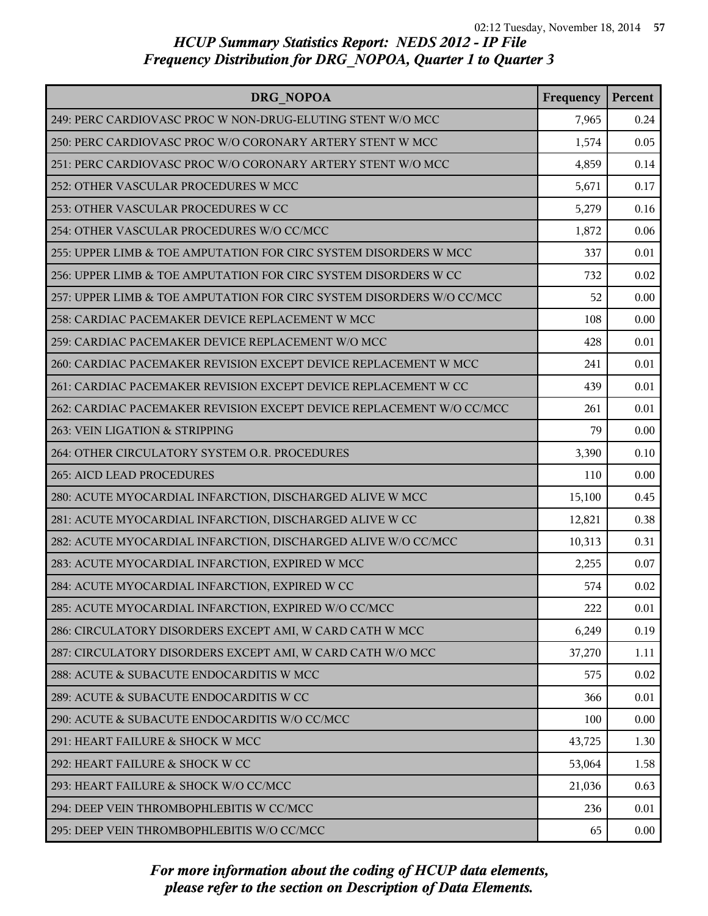*HCUP Summary Statistics Report: NEDS 2012 - IP File*
*Frequency Distribution for DRG_NOPOA, Quarter 1 to Quarter 3*

| DRG_NOPOA | Frequency | Percent |
|---|---|---|
| 249: PERC CARDIOVASC PROC W NON-DRUG-ELUTING STENT W/O MCC | 7,965 | 0.24 |
| 250: PERC CARDIOVASC PROC W/O CORONARY ARTERY STENT W MCC | 1,574 | 0.05 |
| 251: PERC CARDIOVASC PROC W/O CORONARY ARTERY STENT W/O MCC | 4,859 | 0.14 |
| 252: OTHER VASCULAR PROCEDURES W MCC | 5,671 | 0.17 |
| 253: OTHER VASCULAR PROCEDURES W CC | 5,279 | 0.16 |
| 254: OTHER VASCULAR PROCEDURES W/O CC/MCC | 1,872 | 0.06 |
| 255: UPPER LIMB & TOE AMPUTATION FOR CIRC SYSTEM DISORDERS W MCC | 337 | 0.01 |
| 256: UPPER LIMB & TOE AMPUTATION FOR CIRC SYSTEM DISORDERS W CC | 732 | 0.02 |
| 257: UPPER LIMB & TOE AMPUTATION FOR CIRC SYSTEM DISORDERS W/O CC/MCC | 52 | 0.00 |
| 258: CARDIAC PACEMAKER DEVICE REPLACEMENT W MCC | 108 | 0.00 |
| 259: CARDIAC PACEMAKER DEVICE REPLACEMENT W/O MCC | 428 | 0.01 |
| 260: CARDIAC PACEMAKER REVISION EXCEPT DEVICE REPLACEMENT W MCC | 241 | 0.01 |
| 261: CARDIAC PACEMAKER REVISION EXCEPT DEVICE REPLACEMENT W CC | 439 | 0.01 |
| 262: CARDIAC PACEMAKER REVISION EXCEPT DEVICE REPLACEMENT W/O CC/MCC | 261 | 0.01 |
| 263: VEIN LIGATION & STRIPPING | 79 | 0.00 |
| 264: OTHER CIRCULATORY SYSTEM O.R. PROCEDURES | 3,390 | 0.10 |
| 265: AICD LEAD PROCEDURES | 110 | 0.00 |
| 280: ACUTE MYOCARDIAL INFARCTION, DISCHARGED ALIVE W MCC | 15,100 | 0.45 |
| 281: ACUTE MYOCARDIAL INFARCTION, DISCHARGED ALIVE W CC | 12,821 | 0.38 |
| 282: ACUTE MYOCARDIAL INFARCTION, DISCHARGED ALIVE W/O CC/MCC | 10,313 | 0.31 |
| 283: ACUTE MYOCARDIAL INFARCTION, EXPIRED W MCC | 2,255 | 0.07 |
| 284: ACUTE MYOCARDIAL INFARCTION, EXPIRED W CC | 574 | 0.02 |
| 285: ACUTE MYOCARDIAL INFARCTION, EXPIRED W/O CC/MCC | 222 | 0.01 |
| 286: CIRCULATORY DISORDERS EXCEPT AMI, W CARD CATH W MCC | 6,249 | 0.19 |
| 287: CIRCULATORY DISORDERS EXCEPT AMI, W CARD CATH W/O MCC | 37,270 | 1.11 |
| 288: ACUTE & SUBACUTE ENDOCARDITIS W MCC | 575 | 0.02 |
| 289: ACUTE & SUBACUTE ENDOCARDITIS W CC | 366 | 0.01 |
| 290: ACUTE & SUBACUTE ENDOCARDITIS W/O CC/MCC | 100 | 0.00 |
| 291: HEART FAILURE & SHOCK W MCC | 43,725 | 1.30 |
| 292: HEART FAILURE & SHOCK W CC | 53,064 | 1.58 |
| 293: HEART FAILURE & SHOCK W/O CC/MCC | 21,036 | 0.63 |
| 294: DEEP VEIN THROMBOPHLEBITIS W CC/MCC | 236 | 0.01 |
| 295: DEEP VEIN THROMBOPHLEBITIS W/O CC/MCC | 65 | 0.00 |

*For more information about the coding of HCUP data elements, please refer to the section on Description of Data Elements.*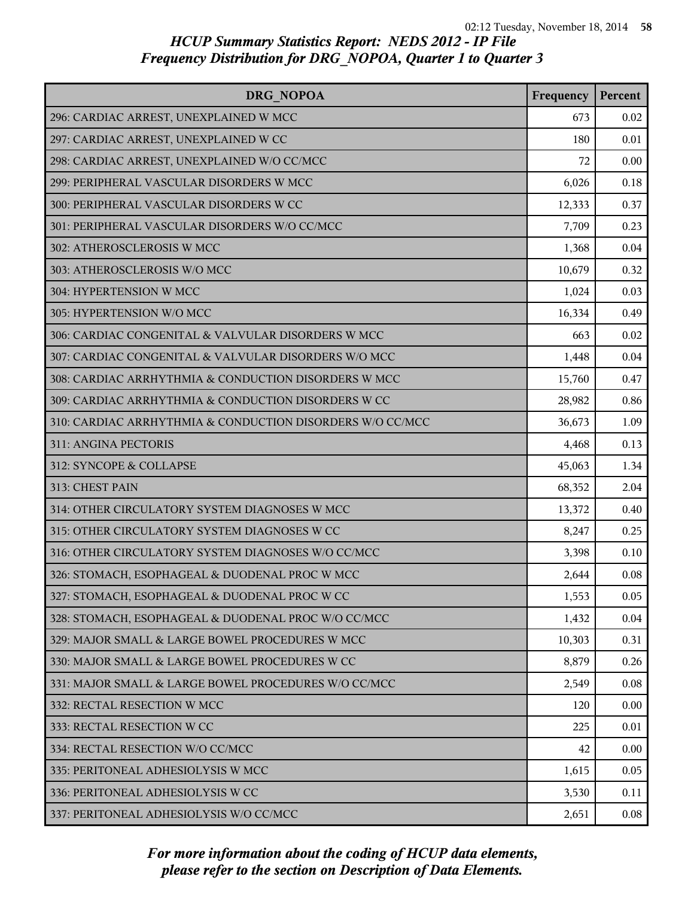# HCUP Summary Statistics Report: NEDS 2012 - IP File
## Frequency Distribution for DRG_NOPOA, Quarter 1 to Quarter 3

| DRG_NOPOA | Frequency | Percent |
|---|---|---|
| 296: CARDIAC ARREST, UNEXPLAINED W MCC | 673 | 0.02 |
| 297: CARDIAC ARREST, UNEXPLAINED W CC | 180 | 0.01 |
| 298: CARDIAC ARREST, UNEXPLAINED W/O CC/MCC | 72 | 0.00 |
| 299: PERIPHERAL VASCULAR DISORDERS W MCC | 6,026 | 0.18 |
| 300: PERIPHERAL VASCULAR DISORDERS W CC | 12,333 | 0.37 |
| 301: PERIPHERAL VASCULAR DISORDERS W/O CC/MCC | 7,709 | 0.23 |
| 302: ATHEROSCLEROSIS W MCC | 1,368 | 0.04 |
| 303: ATHEROSCLEROSIS W/O MCC | 10,679 | 0.32 |
| 304: HYPERTENSION W MCC | 1,024 | 0.03 |
| 305: HYPERTENSION W/O MCC | 16,334 | 0.49 |
| 306: CARDIAC CONGENITAL & VALVULAR DISORDERS W MCC | 663 | 0.02 |
| 307: CARDIAC CONGENITAL & VALVULAR DISORDERS W/O MCC | 1,448 | 0.04 |
| 308: CARDIAC ARRHYTHMIA & CONDUCTION DISORDERS W MCC | 15,760 | 0.47 |
| 309: CARDIAC ARRHYTHMIA & CONDUCTION DISORDERS W CC | 28,982 | 0.86 |
| 310: CARDIAC ARRHYTHMIA & CONDUCTION DISORDERS W/O CC/MCC | 36,673 | 1.09 |
| 311: ANGINA PECTORIS | 4,468 | 0.13 |
| 312: SYNCOPE & COLLAPSE | 45,063 | 1.34 |
| 313: CHEST PAIN | 68,352 | 2.04 |
| 314: OTHER CIRCULATORY SYSTEM DIAGNOSES W MCC | 13,372 | 0.40 |
| 315: OTHER CIRCULATORY SYSTEM DIAGNOSES W CC | 8,247 | 0.25 |
| 316: OTHER CIRCULATORY SYSTEM DIAGNOSES W/O CC/MCC | 3,398 | 0.10 |
| 326: STOMACH, ESOPHAGEAL & DUODENAL PROC W MCC | 2,644 | 0.08 |
| 327: STOMACH, ESOPHAGEAL & DUODENAL PROC W CC | 1,553 | 0.05 |
| 328: STOMACH, ESOPHAGEAL & DUODENAL PROC W/O CC/MCC | 1,432 | 0.04 |
| 329: MAJOR SMALL & LARGE BOWEL PROCEDURES W MCC | 10,303 | 0.31 |
| 330: MAJOR SMALL & LARGE BOWEL PROCEDURES W CC | 8,879 | 0.26 |
| 331: MAJOR SMALL & LARGE BOWEL PROCEDURES W/O CC/MCC | 2,549 | 0.08 |
| 332: RECTAL RESECTION W MCC | 120 | 0.00 |
| 333: RECTAL RESECTION W CC | 225 | 0.01 |
| 334: RECTAL RESECTION W/O CC/MCC | 42 | 0.00 |
| 335: PERITONEAL ADHESIOLYSIS W MCC | 1,615 | 0.05 |
| 336: PERITONEAL ADHESIOLYSIS W CC | 3,530 | 0.11 |
| 337: PERITONEAL ADHESIOLYSIS W/O CC/MCC | 2,651 | 0.08 |

*For more information about the coding of HCUP data elements, please refer to the section on Description of Data Elements.*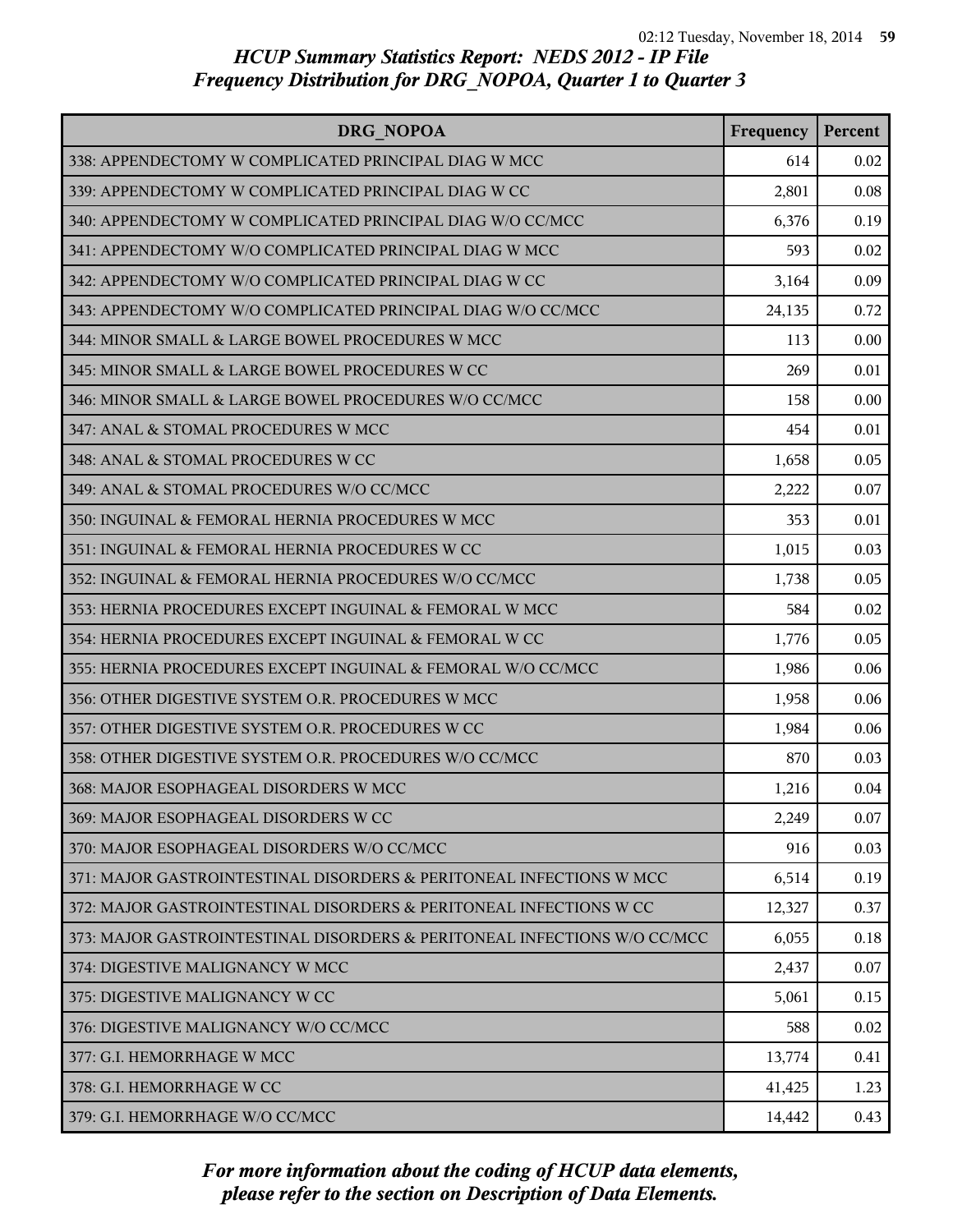## HCUP Summary Statistics Report: NEDS 2012 - IP File

### Frequency Distribution for DRG_NOPOA, Quarter 1 to Quarter 3

| DRG_NOPOA | Frequency | Percent |
|---|---|---|
| 338: APPENDECTOMY W COMPLICATED PRINCIPAL DIAG W MCC | 614 | 0.02 |
| 339: APPENDECTOMY W COMPLICATED PRINCIPAL DIAG W CC | 2,801 | 0.08 |
| 340: APPENDECTOMY W COMPLICATED PRINCIPAL DIAG W/O CC/MCC | 6,376 | 0.19 |
| 341: APPENDECTOMY W/O COMPLICATED PRINCIPAL DIAG W MCC | 593 | 0.02 |
| 342: APPENDECTOMY W/O COMPLICATED PRINCIPAL DIAG W CC | 3,164 | 0.09 |
| 343: APPENDECTOMY W/O COMPLICATED PRINCIPAL DIAG W/O CC/MCC | 24,135 | 0.72 |
| 344: MINOR SMALL & LARGE BOWEL PROCEDURES W MCC | 113 | 0.00 |
| 345: MINOR SMALL & LARGE BOWEL PROCEDURES W CC | 269 | 0.01 |
| 346: MINOR SMALL & LARGE BOWEL PROCEDURES W/O CC/MCC | 158 | 0.00 |
| 347: ANAL & STOMAL PROCEDURES W MCC | 454 | 0.01 |
| 348: ANAL & STOMAL PROCEDURES W CC | 1,658 | 0.05 |
| 349: ANAL & STOMAL PROCEDURES W/O CC/MCC | 2,222 | 0.07 |
| 350: INGUINAL & FEMORAL HERNIA PROCEDURES W MCC | 353 | 0.01 |
| 351: INGUINAL & FEMORAL HERNIA PROCEDURES W CC | 1,015 | 0.03 |
| 352: INGUINAL & FEMORAL HERNIA PROCEDURES W/O CC/MCC | 1,738 | 0.05 |
| 353: HERNIA PROCEDURES EXCEPT INGUINAL & FEMORAL W MCC | 584 | 0.02 |
| 354: HERNIA PROCEDURES EXCEPT INGUINAL & FEMORAL W CC | 1,776 | 0.05 |
| 355: HERNIA PROCEDURES EXCEPT INGUINAL & FEMORAL W/O CC/MCC | 1,986 | 0.06 |
| 356: OTHER DIGESTIVE SYSTEM O.R. PROCEDURES W MCC | 1,958 | 0.06 |
| 357: OTHER DIGESTIVE SYSTEM O.R. PROCEDURES W CC | 1,984 | 0.06 |
| 358: OTHER DIGESTIVE SYSTEM O.R. PROCEDURES W/O CC/MCC | 870 | 0.03 |
| 368: MAJOR ESOPHAGEAL DISORDERS W MCC | 1,216 | 0.04 |
| 369: MAJOR ESOPHAGEAL DISORDERS W CC | 2,249 | 0.07 |
| 370: MAJOR ESOPHAGEAL DISORDERS W/O CC/MCC | 916 | 0.03 |
| 371: MAJOR GASTROINTESTINAL DISORDERS & PERITONEAL INFECTIONS W MCC | 6,514 | 0.19 |
| 372: MAJOR GASTROINTESTINAL DISORDERS & PERITONEAL INFECTIONS W CC | 12,327 | 0.37 |
| 373: MAJOR GASTROINTESTINAL DISORDERS & PERITONEAL INFECTIONS W/O CC/MCC | 6,055 | 0.18 |
| 374: DIGESTIVE MALIGNANCY W MCC | 2,437 | 0.07 |
| 375: DIGESTIVE MALIGNANCY W CC | 5,061 | 0.15 |
| 376: DIGESTIVE MALIGNANCY W/O CC/MCC | 588 | 0.02 |
| 377: G.I. HEMORRHAGE W MCC | 13,774 | 0.41 |
| 378: G.I. HEMORRHAGE W CC | 41,425 | 1.23 |
| 379: G.I. HEMORRHAGE W/O CC/MCC | 14,442 | 0.43 |

*For more information about the coding of HCUP data elements, please refer to the section on Description of Data Elements.*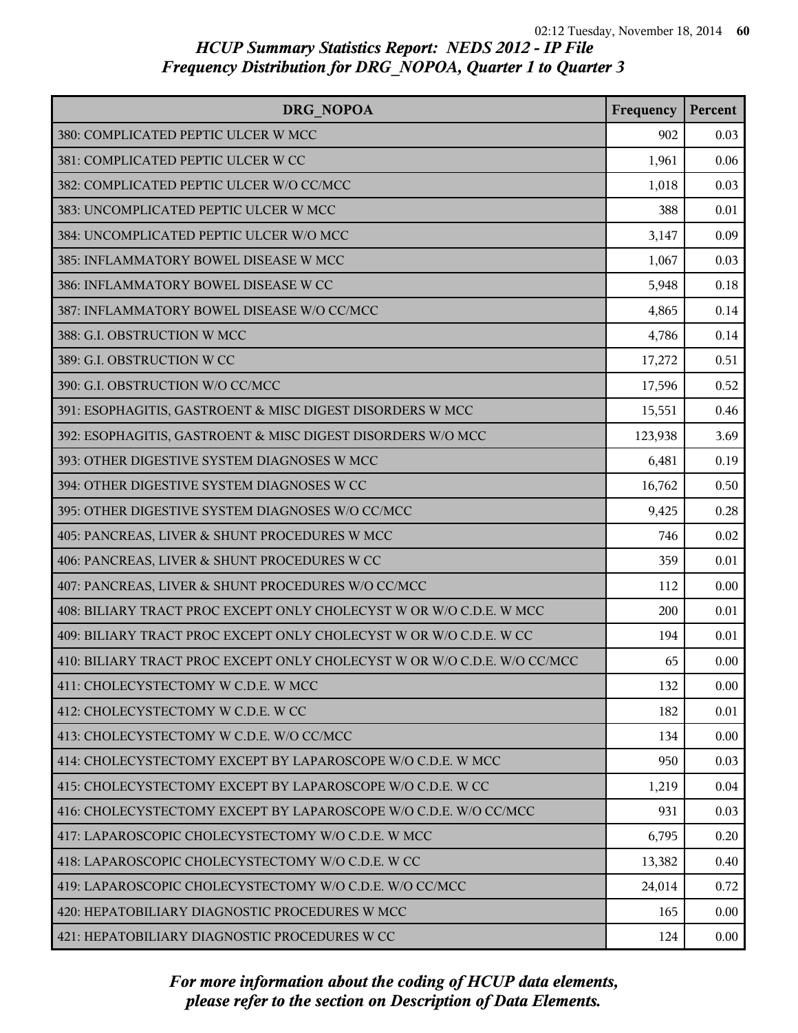## HCUP Summary Statistics Report: NEDS 2012 - IP File
## Frequency Distribution for DRG_NOPOA, Quarter 1 to Quarter 3

| DRG_NOPOA | Frequency | Percent |
|---|---|---|
| 380: COMPLICATED PEPTIC ULCER W MCC | 902 | 0.03 |
| 381: COMPLICATED PEPTIC ULCER W CC | 1,961 | 0.06 |
| 382: COMPLICATED PEPTIC ULCER W/O CC/MCC | 1,018 | 0.03 |
| 383: UNCOMPLICATED PEPTIC ULCER W MCC | 388 | 0.01 |
| 384: UNCOMPLICATED PEPTIC ULCER W/O MCC | 3,147 | 0.09 |
| 385: INFLAMMATORY BOWEL DISEASE W MCC | 1,067 | 0.03 |
| 386: INFLAMMATORY BOWEL DISEASE W CC | 5,948 | 0.18 |
| 387: INFLAMMATORY BOWEL DISEASE W/O CC/MCC | 4,865 | 0.14 |
| 388: G.I. OBSTRUCTION W MCC | 4,786 | 0.14 |
| 389: G.I. OBSTRUCTION W CC | 17,272 | 0.51 |
| 390: G.I. OBSTRUCTION W/O CC/MCC | 17,596 | 0.52 |
| 391: ESOPHAGITIS, GASTROENT & MISC DIGEST DISORDERS W MCC | 15,551 | 0.46 |
| 392: ESOPHAGITIS, GASTROENT & MISC DIGEST DISORDERS W/O MCC | 123,938 | 3.69 |
| 393: OTHER DIGESTIVE SYSTEM DIAGNOSES W MCC | 6,481 | 0.19 |
| 394: OTHER DIGESTIVE SYSTEM DIAGNOSES W CC | 16,762 | 0.50 |
| 395: OTHER DIGESTIVE SYSTEM DIAGNOSES W/O CC/MCC | 9,425 | 0.28 |
| 405: PANCREAS, LIVER & SHUNT PROCEDURES W MCC | 746 | 0.02 |
| 406: PANCREAS, LIVER & SHUNT PROCEDURES W CC | 359 | 0.01 |
| 407: PANCREAS, LIVER & SHUNT PROCEDURES W/O CC/MCC | 112 | 0.00 |
| 408: BILIARY TRACT PROC EXCEPT ONLY CHOLECYST W OR W/O C.D.E. W MCC | 200 | 0.01 |
| 409: BILIARY TRACT PROC EXCEPT ONLY CHOLECYST W OR W/O C.D.E. W CC | 194 | 0.01 |
| 410: BILIARY TRACT PROC EXCEPT ONLY CHOLECYST W OR W/O C.D.E. W/O CC/MCC | 65 | 0.00 |
| 411: CHOLECYSTECTOMY W C.D.E. W MCC | 132 | 0.00 |
| 412: CHOLECYSTECTOMY W C.D.E. W CC | 182 | 0.01 |
| 413: CHOLECYSTECTOMY W C.D.E. W/O CC/MCC | 134 | 0.00 |
| 414: CHOLECYSTECTOMY EXCEPT BY LAPAROSCOPE W/O C.D.E. W MCC | 950 | 0.03 |
| 415: CHOLECYSTECTOMY EXCEPT BY LAPAROSCOPE W/O C.D.E. W CC | 1,219 | 0.04 |
| 416: CHOLECYSTECTOMY EXCEPT BY LAPAROSCOPE W/O C.D.E. W/O CC/MCC | 931 | 0.03 |
| 417: LAPAROSCOPIC CHOLECYSTECTOMY W/O C.D.E. W MCC | 6,795 | 0.20 |
| 418: LAPAROSCOPIC CHOLECYSTECTOMY W/O C.D.E. W CC | 13,382 | 0.40 |
| 419: LAPAROSCOPIC CHOLECYSTECTOMY W/O C.D.E. W/O CC/MCC | 24,014 | 0.72 |
| 420: HEPATOBILIARY DIAGNOSTIC PROCEDURES W MCC | 165 | 0.00 |
| 421: HEPATOBILIARY DIAGNOSTIC PROCEDURES W CC | 124 | 0.00 |

*For more information about the coding of HCUP data elements, please refer to the section on Description of Data Elements.*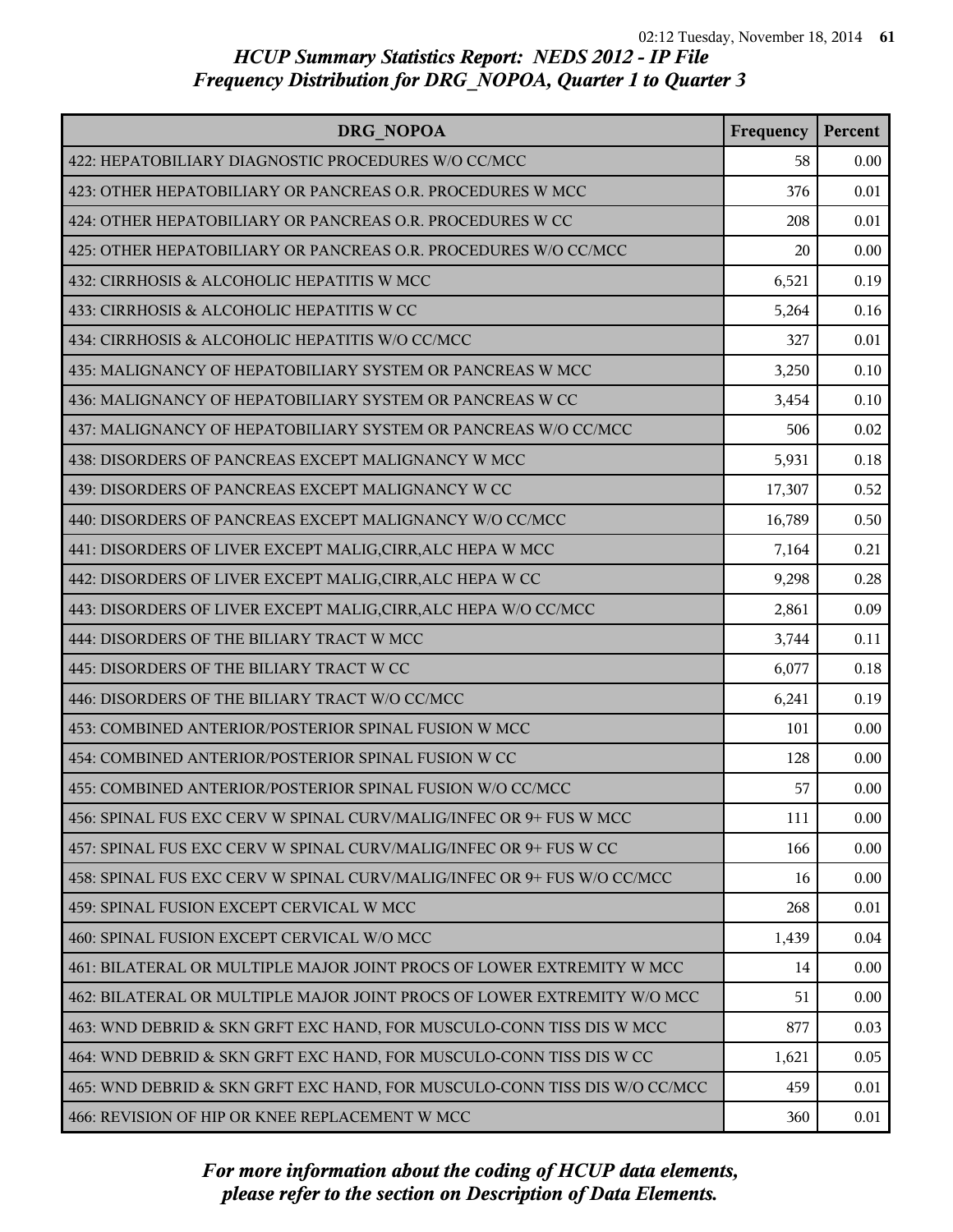## HCUP Summary Statistics Report: NEDS 2012 - IP File
## Frequency Distribution for DRG_NOPOA, Quarter 1 to Quarter 3

| DRG_NOPOA | Frequency | Percent |
|---|---|---|
| 422: HEPATOBILIARY DIAGNOSTIC PROCEDURES W/O CC/MCC | 58 | 0.00 |
| 423: OTHER HEPATOBILIARY OR PANCREAS O.R. PROCEDURES W MCC | 376 | 0.01 |
| 424: OTHER HEPATOBILIARY OR PANCREAS O.R. PROCEDURES W CC | 208 | 0.01 |
| 425: OTHER HEPATOBILIARY OR PANCREAS O.R. PROCEDURES W/O CC/MCC | 20 | 0.00 |
| 432: CIRRHOSIS & ALCOHOLIC HEPATITIS W MCC | 6,521 | 0.19 |
| 433: CIRRHOSIS & ALCOHOLIC HEPATITIS W CC | 5,264 | 0.16 |
| 434: CIRRHOSIS & ALCOHOLIC HEPATITIS W/O CC/MCC | 327 | 0.01 |
| 435: MALIGNANCY OF HEPATOBILIARY SYSTEM OR PANCREAS W MCC | 3,250 | 0.10 |
| 436: MALIGNANCY OF HEPATOBILIARY SYSTEM OR PANCREAS W CC | 3,454 | 0.10 |
| 437: MALIGNANCY OF HEPATOBILIARY SYSTEM OR PANCREAS W/O CC/MCC | 506 | 0.02 |
| 438: DISORDERS OF PANCREAS EXCEPT MALIGNANCY W MCC | 5,931 | 0.18 |
| 439: DISORDERS OF PANCREAS EXCEPT MALIGNANCY W CC | 17,307 | 0.52 |
| 440: DISORDERS OF PANCREAS EXCEPT MALIGNANCY W/O CC/MCC | 16,789 | 0.50 |
| 441: DISORDERS OF LIVER EXCEPT MALIG,CIRR,ALC HEPA W MCC | 7,164 | 0.21 |
| 442: DISORDERS OF LIVER EXCEPT MALIG,CIRR,ALC HEPA W CC | 9,298 | 0.28 |
| 443: DISORDERS OF LIVER EXCEPT MALIG,CIRR,ALC HEPA W/O CC/MCC | 2,861 | 0.09 |
| 444: DISORDERS OF THE BILIARY TRACT W MCC | 3,744 | 0.11 |
| 445: DISORDERS OF THE BILIARY TRACT W CC | 6,077 | 0.18 |
| 446: DISORDERS OF THE BILIARY TRACT W/O CC/MCC | 6,241 | 0.19 |
| 453: COMBINED ANTERIOR/POSTERIOR SPINAL FUSION W MCC | 101 | 0.00 |
| 454: COMBINED ANTERIOR/POSTERIOR SPINAL FUSION W CC | 128 | 0.00 |
| 455: COMBINED ANTERIOR/POSTERIOR SPINAL FUSION W/O CC/MCC | 57 | 0.00 |
| 456: SPINAL FUS EXC CERV W SPINAL CURV/MALIG/INFEC OR 9+ FUS W MCC | 111 | 0.00 |
| 457: SPINAL FUS EXC CERV W SPINAL CURV/MALIG/INFEC OR 9+ FUS W CC | 166 | 0.00 |
| 458: SPINAL FUS EXC CERV W SPINAL CURV/MALIG/INFEC OR 9+ FUS W/O CC/MCC | 16 | 0.00 |
| 459: SPINAL FUSION EXCEPT CERVICAL W MCC | 268 | 0.01 |
| 460: SPINAL FUSION EXCEPT CERVICAL W/O MCC | 1,439 | 0.04 |
| 461: BILATERAL OR MULTIPLE MAJOR JOINT PROCS OF LOWER EXTREMITY W MCC | 14 | 0.00 |
| 462: BILATERAL OR MULTIPLE MAJOR JOINT PROCS OF LOWER EXTREMITY W/O MCC | 51 | 0.00 |
| 463: WND DEBRID & SKN GRFT EXC HAND, FOR MUSCULO-CONN TISS DIS W MCC | 877 | 0.03 |
| 464: WND DEBRID & SKN GRFT EXC HAND, FOR MUSCULO-CONN TISS DIS W CC | 1,621 | 0.05 |
| 465: WND DEBRID & SKN GRFT EXC HAND, FOR MUSCULO-CONN TISS DIS W/O CC/MCC | 459 | 0.01 |
| 466: REVISION OF HIP OR KNEE REPLACEMENT W MCC | 360 | 0.01 |

*For more information about the coding of HCUP data elements, please refer to the section on Description of Data Elements.*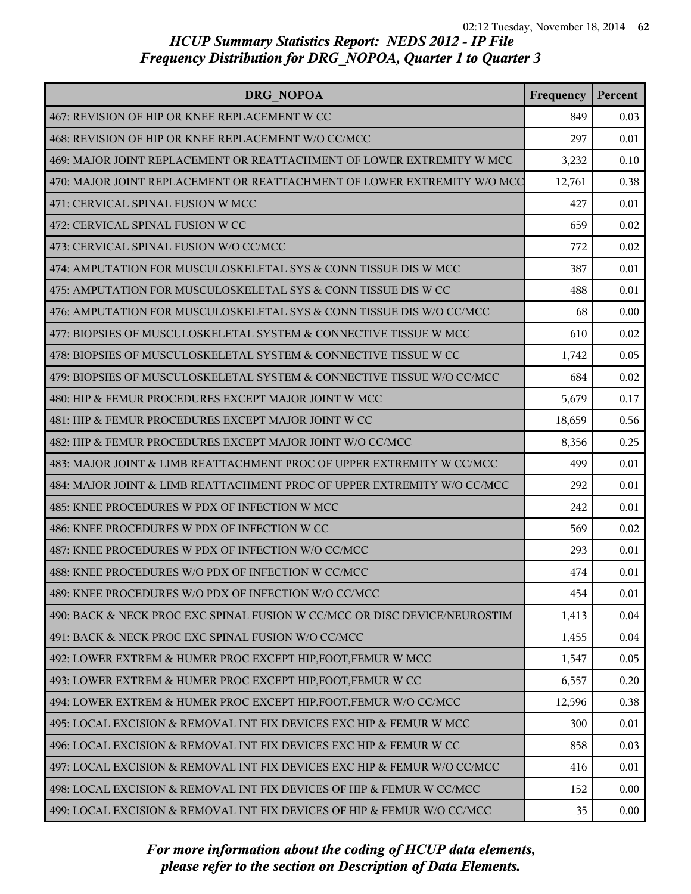# HCUP Summary Statistics Report: NEDS 2012 - IP File
## Frequency Distribution for DRG_NOPOA, Quarter 1 to Quarter 3

| DRG_NOPOA | Frequency | Percent |
|---|---|---|
| 467: REVISION OF HIP OR KNEE REPLACEMENT W CC | 849 | 0.03 |
| 468: REVISION OF HIP OR KNEE REPLACEMENT W/O CC/MCC | 297 | 0.01 |
| 469: MAJOR JOINT REPLACEMENT OR REATTACHMENT OF LOWER EXTREMITY W MCC | 3,232 | 0.10 |
| 470: MAJOR JOINT REPLACEMENT OR REATTACHMENT OF LOWER EXTREMITY W/O MCC | 12,761 | 0.38 |
| 471: CERVICAL SPINAL FUSION W MCC | 427 | 0.01 |
| 472: CERVICAL SPINAL FUSION W CC | 659 | 0.02 |
| 473: CERVICAL SPINAL FUSION W/O CC/MCC | 772 | 0.02 |
| 474: AMPUTATION FOR MUSCULOSKELETAL SYS & CONN TISSUE DIS W MCC | 387 | 0.01 |
| 475: AMPUTATION FOR MUSCULOSKELETAL SYS & CONN TISSUE DIS W CC | 488 | 0.01 |
| 476: AMPUTATION FOR MUSCULOSKELETAL SYS & CONN TISSUE DIS W/O CC/MCC | 68 | 0.00 |
| 477: BIOPSIES OF MUSCULOSKELETAL SYSTEM & CONNECTIVE TISSUE W MCC | 610 | 0.02 |
| 478: BIOPSIES OF MUSCULOSKELETAL SYSTEM & CONNECTIVE TISSUE W CC | 1,742 | 0.05 |
| 479: BIOPSIES OF MUSCULOSKELETAL SYSTEM & CONNECTIVE TISSUE W/O CC/MCC | 684 | 0.02 |
| 480: HIP & FEMUR PROCEDURES EXCEPT MAJOR JOINT W MCC | 5,679 | 0.17 |
| 481: HIP & FEMUR PROCEDURES EXCEPT MAJOR JOINT W CC | 18,659 | 0.56 |
| 482: HIP & FEMUR PROCEDURES EXCEPT MAJOR JOINT W/O CC/MCC | 8,356 | 0.25 |
| 483: MAJOR JOINT & LIMB REATTACHMENT PROC OF UPPER EXTREMITY W CC/MCC | 499 | 0.01 |
| 484: MAJOR JOINT & LIMB REATTACHMENT PROC OF UPPER EXTREMITY W/O CC/MCC | 292 | 0.01 |
| 485: KNEE PROCEDURES W PDX OF INFECTION W MCC | 242 | 0.01 |
| 486: KNEE PROCEDURES W PDX OF INFECTION W CC | 569 | 0.02 |
| 487: KNEE PROCEDURES W PDX OF INFECTION W/O CC/MCC | 293 | 0.01 |
| 488: KNEE PROCEDURES W/O PDX OF INFECTION W CC/MCC | 474 | 0.01 |
| 489: KNEE PROCEDURES W/O PDX OF INFECTION W/O CC/MCC | 454 | 0.01 |
| 490: BACK & NECK PROC EXC SPINAL FUSION W CC/MCC OR DISC DEVICE/NEUROSTIM | 1,413 | 0.04 |
| 491: BACK & NECK PROC EXC SPINAL FUSION W/O CC/MCC | 1,455 | 0.04 |
| 492: LOWER EXTREM & HUMER PROC EXCEPT HIP,FOOT,FEMUR W MCC | 1,547 | 0.05 |
| 493: LOWER EXTREM & HUMER PROC EXCEPT HIP,FOOT,FEMUR W CC | 6,557 | 0.20 |
| 494: LOWER EXTREM & HUMER PROC EXCEPT HIP,FOOT,FEMUR W/O CC/MCC | 12,596 | 0.38 |
| 495: LOCAL EXCISION & REMOVAL INT FIX DEVICES EXC HIP & FEMUR W MCC | 300 | 0.01 |
| 496: LOCAL EXCISION & REMOVAL INT FIX DEVICES EXC HIP & FEMUR W CC | 858 | 0.03 |
| 497: LOCAL EXCISION & REMOVAL INT FIX DEVICES EXC HIP & FEMUR W/O CC/MCC | 416 | 0.01 |
| 498: LOCAL EXCISION & REMOVAL INT FIX DEVICES OF HIP & FEMUR W CC/MCC | 152 | 0.00 |
| 499: LOCAL EXCISION & REMOVAL INT FIX DEVICES OF HIP & FEMUR W/O CC/MCC | 35 | 0.00 |

*For more information about the coding of HCUP data elements, please refer to the section on Description of Data Elements.*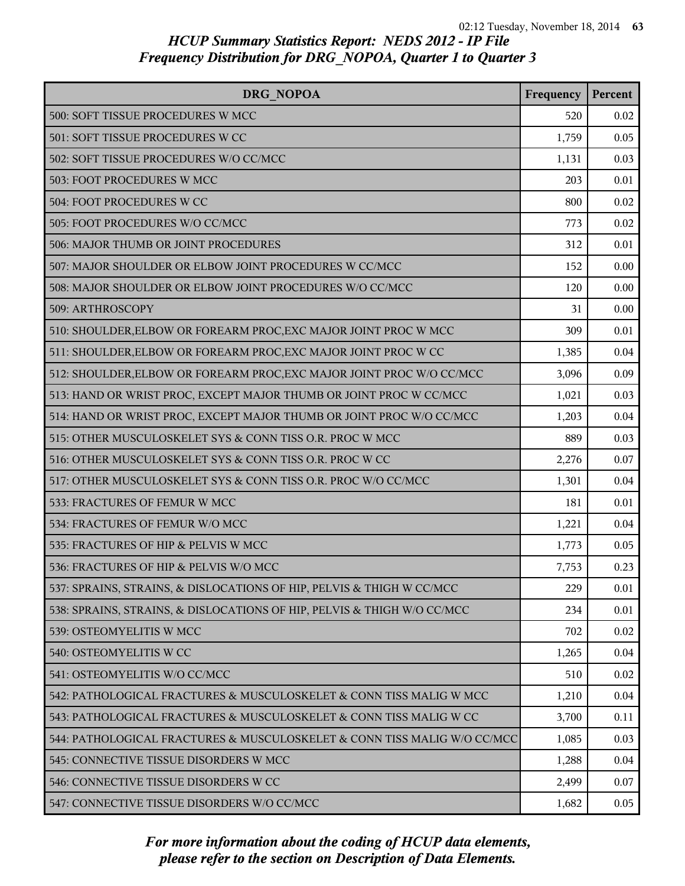# HCUP Summary Statistics Report: NEDS 2012 - IP File
## Frequency Distribution for DRG_NOPOA, Quarter 1 to Quarter 3

| DRG_NOPOA | Frequency | Percent |
| --- | --- | --- |
| 500: SOFT TISSUE PROCEDURES W MCC | 520 | 0.02 |
| 501: SOFT TISSUE PROCEDURES W CC | 1,759 | 0.05 |
| 502: SOFT TISSUE PROCEDURES W/O CC/MCC | 1,131 | 0.03 |
| 503: FOOT PROCEDURES W MCC | 203 | 0.01 |
| 504: FOOT PROCEDURES W CC | 800 | 0.02 |
| 505: FOOT PROCEDURES W/O CC/MCC | 773 | 0.02 |
| 506: MAJOR THUMB OR JOINT PROCEDURES | 312 | 0.01 |
| 507: MAJOR SHOULDER OR ELBOW JOINT PROCEDURES W CC/MCC | 152 | 0.00 |
| 508: MAJOR SHOULDER OR ELBOW JOINT PROCEDURES W/O CC/MCC | 120 | 0.00 |
| 509: ARTHROSCOPY | 31 | 0.00 |
| 510: SHOULDER,ELBOW OR FOREARM PROC,EXC MAJOR JOINT PROC W MCC | 309 | 0.01 |
| 511: SHOULDER,ELBOW OR FOREARM PROC,EXC MAJOR JOINT PROC W CC | 1,385 | 0.04 |
| 512: SHOULDER,ELBOW OR FOREARM PROC,EXC MAJOR JOINT PROC W/O CC/MCC | 3,096 | 0.09 |
| 513: HAND OR WRIST PROC, EXCEPT MAJOR THUMB OR JOINT PROC W CC/MCC | 1,021 | 0.03 |
| 514: HAND OR WRIST PROC, EXCEPT MAJOR THUMB OR JOINT PROC W/O CC/MCC | 1,203 | 0.04 |
| 515: OTHER MUSCULOSKELET SYS & CONN TISS O.R. PROC W MCC | 889 | 0.03 |
| 516: OTHER MUSCULOSKELET SYS & CONN TISS O.R. PROC W CC | 2,276 | 0.07 |
| 517: OTHER MUSCULOSKELET SYS & CONN TISS O.R. PROC W/O CC/MCC | 1,301 | 0.04 |
| 533: FRACTURES OF FEMUR W MCC | 181 | 0.01 |
| 534: FRACTURES OF FEMUR W/O MCC | 1,221 | 0.04 |
| 535: FRACTURES OF HIP & PELVIS W MCC | 1,773 | 0.05 |
| 536: FRACTURES OF HIP & PELVIS W/O MCC | 7,753 | 0.23 |
| 537: SPRAINS, STRAINS, & DISLOCATIONS OF HIP, PELVIS & THIGH W CC/MCC | 229 | 0.01 |
| 538: SPRAINS, STRAINS, & DISLOCATIONS OF HIP, PELVIS & THIGH W/O CC/MCC | 234 | 0.01 |
| 539: OSTEOMYELITIS W MCC | 702 | 0.02 |
| 540: OSTEOMYELITIS W CC | 1,265 | 0.04 |
| 541: OSTEOMYELITIS W/O CC/MCC | 510 | 0.02 |
| 542: PATHOLOGICAL FRACTURES & MUSCULOSKELET & CONN TISS MALIG W MCC | 1,210 | 0.04 |
| 543: PATHOLOGICAL FRACTURES & MUSCULOSKELET & CONN TISS MALIG W CC | 3,700 | 0.11 |
| 544: PATHOLOGICAL FRACTURES & MUSCULOSKELET & CONN TISS MALIG W/O CC/MCC | 1,085 | 0.03 |
| 545: CONNECTIVE TISSUE DISORDERS W MCC | 1,288 | 0.04 |
| 546: CONNECTIVE TISSUE DISORDERS W CC | 2,499 | 0.07 |
| 547: CONNECTIVE TISSUE DISORDERS W/O CC/MCC | 1,682 | 0.05 |

*For more information about the coding of HCUP data elements, please refer to the section on Description of Data Elements.*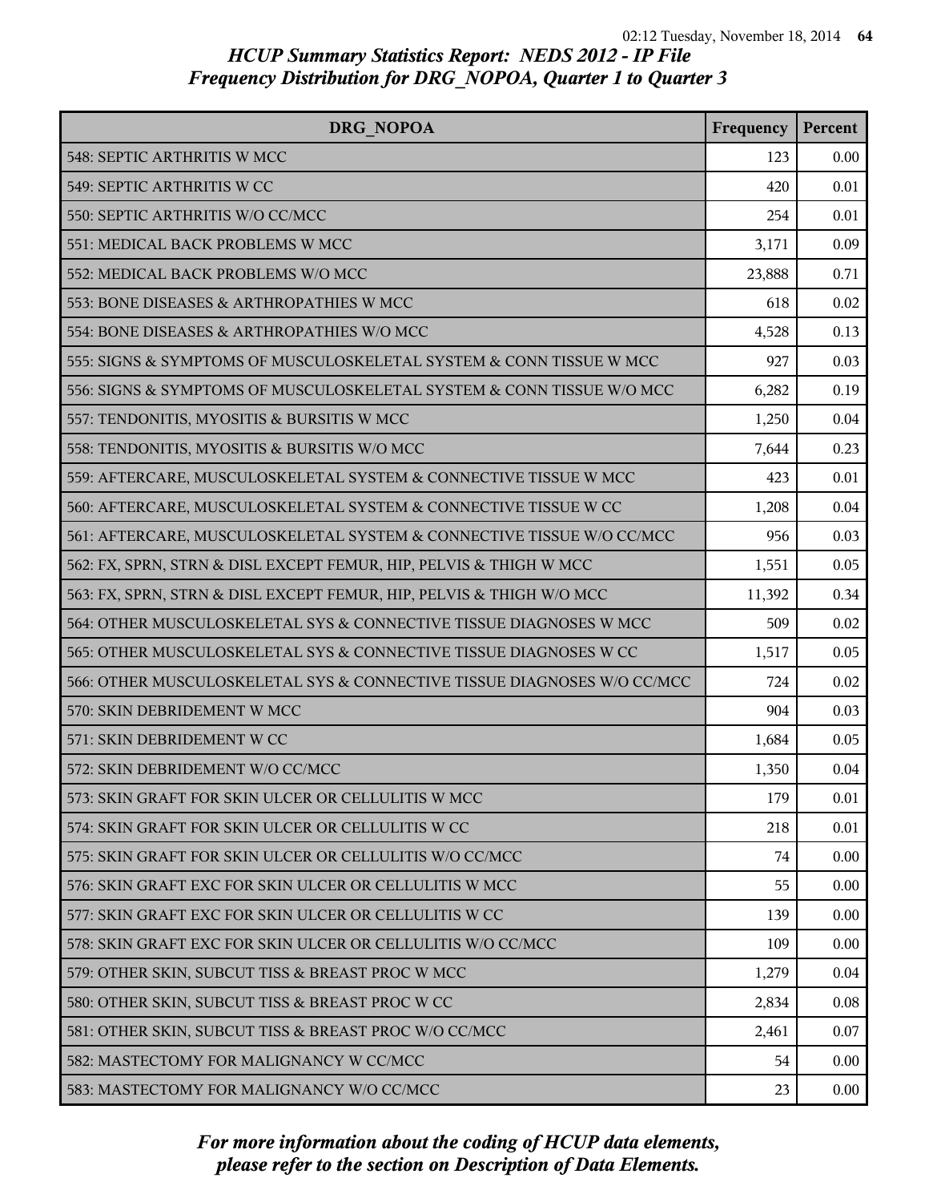# HCUP Summary Statistics Report: NEDS 2012 - IP File
## Frequency Distribution for DRG_NOPOA, Quarter 1 to Quarter 3

| DRG_NOPOA | Frequency | Percent |
|---|---|---|
| 548: SEPTIC ARTHRITIS W MCC | 123 | 0.00 |
| 549: SEPTIC ARTHRITIS W CC | 420 | 0.01 |
| 550: SEPTIC ARTHRITIS W/O CC/MCC | 254 | 0.01 |
| 551: MEDICAL BACK PROBLEMS W MCC | 3,171 | 0.09 |
| 552: MEDICAL BACK PROBLEMS W/O MCC | 23,888 | 0.71 |
| 553: BONE DISEASES & ARTHROPATHIES W MCC | 618 | 0.02 |
| 554: BONE DISEASES & ARTHROPATHIES W/O MCC | 4,528 | 0.13 |
| 555: SIGNS & SYMPTOMS OF MUSCULOSKELETAL SYSTEM & CONN TISSUE W MCC | 927 | 0.03 |
| 556: SIGNS & SYMPTOMS OF MUSCULOSKELETAL SYSTEM & CONN TISSUE W/O MCC | 6,282 | 0.19 |
| 557: TENDONITIS, MYOSITIS & BURSITIS W MCC | 1,250 | 0.04 |
| 558: TENDONITIS, MYOSITIS & BURSITIS W/O MCC | 7,644 | 0.23 |
| 559: AFTERCARE, MUSCULOSKELETAL SYSTEM & CONNECTIVE TISSUE W MCC | 423 | 0.01 |
| 560: AFTERCARE, MUSCULOSKELETAL SYSTEM & CONNECTIVE TISSUE W CC | 1,208 | 0.04 |
| 561: AFTERCARE, MUSCULOSKELETAL SYSTEM & CONNECTIVE TISSUE W/O CC/MCC | 956 | 0.03 |
| 562: FX, SPRN, STRN & DISL EXCEPT FEMUR, HIP, PELVIS & THIGH W MCC | 1,551 | 0.05 |
| 563: FX, SPRN, STRN & DISL EXCEPT FEMUR, HIP, PELVIS & THIGH W/O MCC | 11,392 | 0.34 |
| 564: OTHER MUSCULOSKELETAL SYS & CONNECTIVE TISSUE DIAGNOSES W MCC | 509 | 0.02 |
| 565: OTHER MUSCULOSKELETAL SYS & CONNECTIVE TISSUE DIAGNOSES W CC | 1,517 | 0.05 |
| 566: OTHER MUSCULOSKELETAL SYS & CONNECTIVE TISSUE DIAGNOSES W/O CC/MCC | 724 | 0.02 |
| 570: SKIN DEBRIDEMENT W MCC | 904 | 0.03 |
| 571: SKIN DEBRIDEMENT W CC | 1,684 | 0.05 |
| 572: SKIN DEBRIDEMENT W/O CC/MCC | 1,350 | 0.04 |
| 573: SKIN GRAFT FOR SKIN ULCER OR CELLULITIS W MCC | 179 | 0.01 |
| 574: SKIN GRAFT FOR SKIN ULCER OR CELLULITIS W CC | 218 | 0.01 |
| 575: SKIN GRAFT FOR SKIN ULCER OR CELLULITIS W/O CC/MCC | 74 | 0.00 |
| 576: SKIN GRAFT EXC FOR SKIN ULCER OR CELLULITIS W MCC | 55 | 0.00 |
| 577: SKIN GRAFT EXC FOR SKIN ULCER OR CELLULITIS W CC | 139 | 0.00 |
| 578: SKIN GRAFT EXC FOR SKIN ULCER OR CELLULITIS W/O CC/MCC | 109 | 0.00 |
| 579: OTHER SKIN, SUBCUT TISS & BREAST PROC W MCC | 1,279 | 0.04 |
| 580: OTHER SKIN, SUBCUT TISS & BREAST PROC W CC | 2,834 | 0.08 |
| 581: OTHER SKIN, SUBCUT TISS & BREAST PROC W/O CC/MCC | 2,461 | 0.07 |
| 582: MASTECTOMY FOR MALIGNANCY W CC/MCC | 54 | 0.00 |
| 583: MASTECTOMY FOR MALIGNANCY W/O CC/MCC | 23 | 0.00 |

*For more information about the coding of HCUP data elements, please refer to the section on Description of Data Elements.*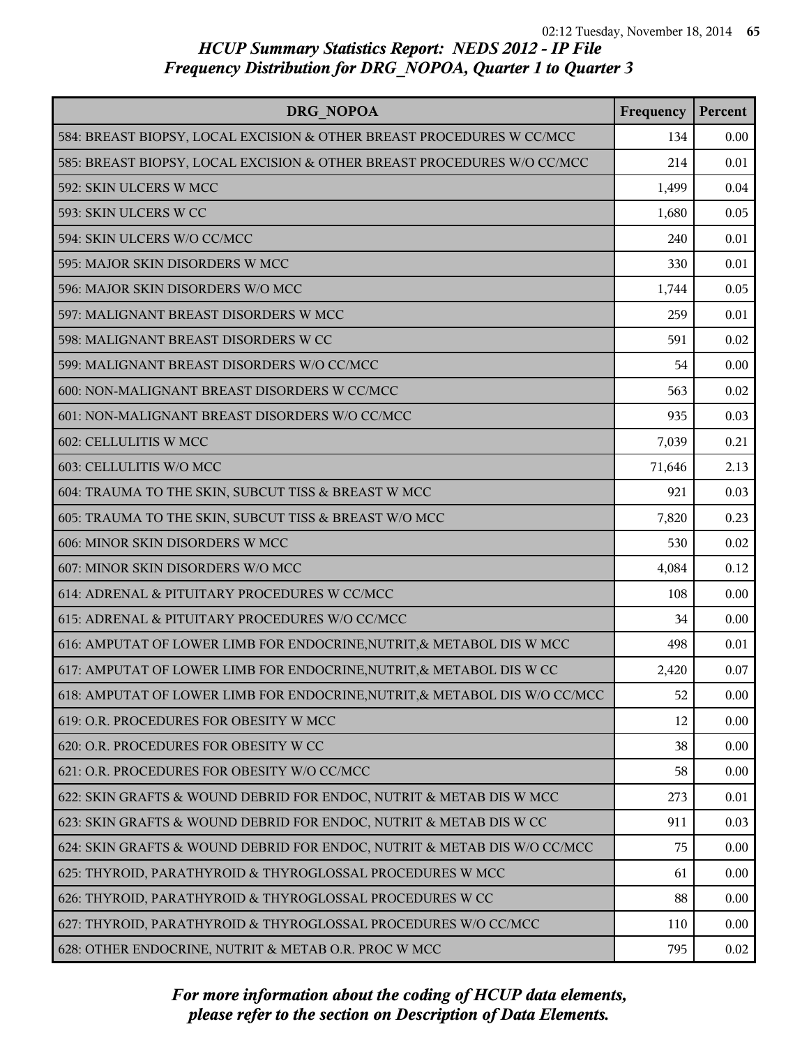## HCUP Summary Statistics Report: NEDS 2012 - IP File
## Frequency Distribution for DRG_NOPOA, Quarter 1 to Quarter 3

| DRG_NOPOA | Frequency | Percent |
|---|---|---|
| 584: BREAST BIOPSY, LOCAL EXCISION & OTHER BREAST PROCEDURES W CC/MCC | 134 | 0.00 |
| 585: BREAST BIOPSY, LOCAL EXCISION & OTHER BREAST PROCEDURES W/O CC/MCC | 214 | 0.01 |
| 592: SKIN ULCERS W MCC | 1,499 | 0.04 |
| 593: SKIN ULCERS W CC | 1,680 | 0.05 |
| 594: SKIN ULCERS W/O CC/MCC | 240 | 0.01 |
| 595: MAJOR SKIN DISORDERS W MCC | 330 | 0.01 |
| 596: MAJOR SKIN DISORDERS W/O MCC | 1,744 | 0.05 |
| 597: MALIGNANT BREAST DISORDERS W MCC | 259 | 0.01 |
| 598: MALIGNANT BREAST DISORDERS W CC | 591 | 0.02 |
| 599: MALIGNANT BREAST DISORDERS W/O CC/MCC | 54 | 0.00 |
| 600: NON-MALIGNANT BREAST DISORDERS W CC/MCC | 563 | 0.02 |
| 601: NON-MALIGNANT BREAST DISORDERS W/O CC/MCC | 935 | 0.03 |
| 602: CELLULITIS W MCC | 7,039 | 0.21 |
| 603: CELLULITIS W/O MCC | 71,646 | 2.13 |
| 604: TRAUMA TO THE SKIN, SUBCUT TISS & BREAST W MCC | 921 | 0.03 |
| 605: TRAUMA TO THE SKIN, SUBCUT TISS & BREAST W/O MCC | 7,820 | 0.23 |
| 606: MINOR SKIN DISORDERS W MCC | 530 | 0.02 |
| 607: MINOR SKIN DISORDERS W/O MCC | 4,084 | 0.12 |
| 614: ADRENAL & PITUITARY PROCEDURES W CC/MCC | 108 | 0.00 |
| 615: ADRENAL & PITUITARY PROCEDURES W/O CC/MCC | 34 | 0.00 |
| 616: AMPUTAT OF LOWER LIMB FOR ENDOCRINE,NUTRIT,& METABOL DIS W MCC | 498 | 0.01 |
| 617: AMPUTAT OF LOWER LIMB FOR ENDOCRINE,NUTRIT,& METABOL DIS W CC | 2,420 | 0.07 |
| 618: AMPUTAT OF LOWER LIMB FOR ENDOCRINE,NUTRIT,& METABOL DIS W/O CC/MCC | 52 | 0.00 |
| 619: O.R. PROCEDURES FOR OBESITY W MCC | 12 | 0.00 |
| 620: O.R. PROCEDURES FOR OBESITY W CC | 38 | 0.00 |
| 621: O.R. PROCEDURES FOR OBESITY W/O CC/MCC | 58 | 0.00 |
| 622: SKIN GRAFTS & WOUND DEBRID FOR ENDOC, NUTRIT & METAB DIS W MCC | 273 | 0.01 |
| 623: SKIN GRAFTS & WOUND DEBRID FOR ENDOC, NUTRIT & METAB DIS W CC | 911 | 0.03 |
| 624: SKIN GRAFTS & WOUND DEBRID FOR ENDOC, NUTRIT & METAB DIS W/O CC/MCC | 75 | 0.00 |
| 625: THYROID, PARATHYROID & THYROGLOSSAL PROCEDURES W MCC | 61 | 0.00 |
| 626: THYROID, PARATHYROID & THYROGLOSSAL PROCEDURES W CC | 88 | 0.00 |
| 627: THYROID, PARATHYROID & THYROGLOSSAL PROCEDURES W/O CC/MCC | 110 | 0.00 |
| 628: OTHER ENDOCRINE, NUTRIT & METAB O.R. PROC W MCC | 795 | 0.02 |

*For more information about the coding of HCUP data elements, please refer to the section on Description of Data Elements.*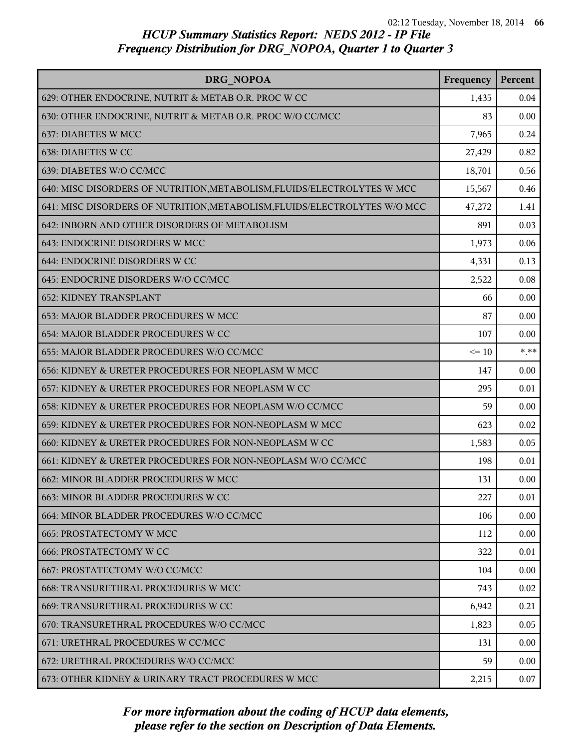# HCUP Summary Statistics Report: NEDS 2012 - IP File
## Frequency Distribution for DRG_NOPOA, Quarter 1 to Quarter 3

| DRG_NOPOA | Frequency | Percent |
|---|---|---|
| 629: OTHER ENDOCRINE, NUTRIT & METAB O.R. PROC W CC | 1,435 | 0.04 |
| 630: OTHER ENDOCRINE, NUTRIT & METAB O.R. PROC W/O CC/MCC | 83 | 0.00 |
| 637: DIABETES W MCC | 7,965 | 0.24 |
| 638: DIABETES W CC | 27,429 | 0.82 |
| 639: DIABETES W/O CC/MCC | 18,701 | 0.56 |
| 640: MISC DISORDERS OF NUTRITION,METABOLISM,FLUIDS/ELECTROLYTES W MCC | 15,567 | 0.46 |
| 641: MISC DISORDERS OF NUTRITION,METABOLISM,FLUIDS/ELECTROLYTES W/O MCC | 47,272 | 1.41 |
| 642: INBORN AND OTHER DISORDERS OF METABOLISM | 891 | 0.03 |
| 643: ENDOCRINE DISORDERS W MCC | 1,973 | 0.06 |
| 644: ENDOCRINE DISORDERS W CC | 4,331 | 0.13 |
| 645: ENDOCRINE DISORDERS W/O CC/MCC | 2,522 | 0.08 |
| 652: KIDNEY TRANSPLANT | 66 | 0.00 |
| 653: MAJOR BLADDER PROCEDURES W MCC | 87 | 0.00 |
| 654: MAJOR BLADDER PROCEDURES W CC | 107 | 0.00 |
| 655: MAJOR BLADDER PROCEDURES W/O CC/MCC | <= 10 | *.** |
| 656: KIDNEY & URETER PROCEDURES FOR NEOPLASM W MCC | 147 | 0.00 |
| 657: KIDNEY & URETER PROCEDURES FOR NEOPLASM W CC | 295 | 0.01 |
| 658: KIDNEY & URETER PROCEDURES FOR NEOPLASM W/O CC/MCC | 59 | 0.00 |
| 659: KIDNEY & URETER PROCEDURES FOR NON-NEOPLASM W MCC | 623 | 0.02 |
| 660: KIDNEY & URETER PROCEDURES FOR NON-NEOPLASM W CC | 1,583 | 0.05 |
| 661: KIDNEY & URETER PROCEDURES FOR NON-NEOPLASM W/O CC/MCC | 198 | 0.01 |
| 662: MINOR BLADDER PROCEDURES W MCC | 131 | 0.00 |
| 663: MINOR BLADDER PROCEDURES W CC | 227 | 0.01 |
| 664: MINOR BLADDER PROCEDURES W/O CC/MCC | 106 | 0.00 |
| 665: PROSTATECTOMY W MCC | 112 | 0.00 |
| 666: PROSTATECTOMY W CC | 322 | 0.01 |
| 667: PROSTATECTOMY W/O CC/MCC | 104 | 0.00 |
| 668: TRANSURETHRAL PROCEDURES W MCC | 743 | 0.02 |
| 669: TRANSURETHRAL PROCEDURES W CC | 6,942 | 0.21 |
| 670: TRANSURETHRAL PROCEDURES W/O CC/MCC | 1,823 | 0.05 |
| 671: URETHRAL PROCEDURES W CC/MCC | 131 | 0.00 |
| 672: URETHRAL PROCEDURES W/O CC/MCC | 59 | 0.00 |
| 673: OTHER KIDNEY & URINARY TRACT PROCEDURES W MCC | 2,215 | 0.07 |

*For more information about the coding of HCUP data elements, please refer to the section on Description of Data Elements.*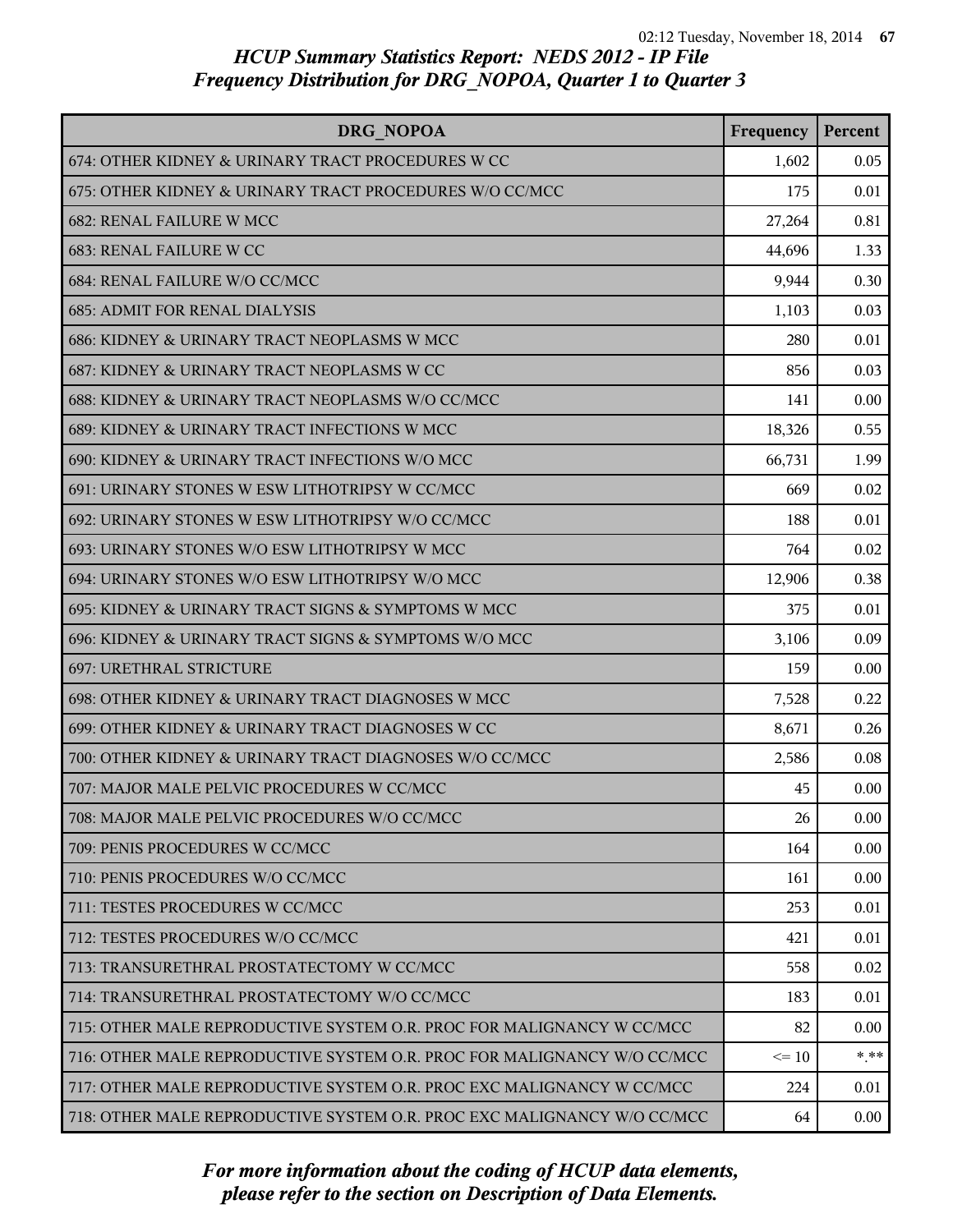# HCUP Summary Statistics Report: NEDS 2012 - IP File
## Frequency Distribution for DRG_NOPOA, Quarter 1 to Quarter 3

| DRG_NOPOA | Frequency | Percent |
|---|---|---|
| 674: OTHER KIDNEY & URINARY TRACT PROCEDURES W CC | 1,602 | 0.05 |
| 675: OTHER KIDNEY & URINARY TRACT PROCEDURES W/O CC/MCC | 175 | 0.01 |
| 682: RENAL FAILURE W MCC | 27,264 | 0.81 |
| 683: RENAL FAILURE W CC | 44,696 | 1.33 |
| 684: RENAL FAILURE W/O CC/MCC | 9,944 | 0.30 |
| 685: ADMIT FOR RENAL DIALYSIS | 1,103 | 0.03 |
| 686: KIDNEY & URINARY TRACT NEOPLASMS W MCC | 280 | 0.01 |
| 687: KIDNEY & URINARY TRACT NEOPLASMS W CC | 856 | 0.03 |
| 688: KIDNEY & URINARY TRACT NEOPLASMS W/O CC/MCC | 141 | 0.00 |
| 689: KIDNEY & URINARY TRACT INFECTIONS W MCC | 18,326 | 0.55 |
| 690: KIDNEY & URINARY TRACT INFECTIONS W/O MCC | 66,731 | 1.99 |
| 691: URINARY STONES W ESW LITHOTRIPSY W CC/MCC | 669 | 0.02 |
| 692: URINARY STONES W ESW LITHOTRIPSY W/O CC/MCC | 188 | 0.01 |
| 693: URINARY STONES W/O ESW LITHOTRIPSY W MCC | 764 | 0.02 |
| 694: URINARY STONES W/O ESW LITHOTRIPSY W/O MCC | 12,906 | 0.38 |
| 695: KIDNEY & URINARY TRACT SIGNS & SYMPTOMS W MCC | 375 | 0.01 |
| 696: KIDNEY & URINARY TRACT SIGNS & SYMPTOMS W/O MCC | 3,106 | 0.09 |
| 697: URETHRAL STRICTURE | 159 | 0.00 |
| 698: OTHER KIDNEY & URINARY TRACT DIAGNOSES W MCC | 7,528 | 0.22 |
| 699: OTHER KIDNEY & URINARY TRACT DIAGNOSES W CC | 8,671 | 0.26 |
| 700: OTHER KIDNEY & URINARY TRACT DIAGNOSES W/O CC/MCC | 2,586 | 0.08 |
| 707: MAJOR MALE PELVIC PROCEDURES W CC/MCC | 45 | 0.00 |
| 708: MAJOR MALE PELVIC PROCEDURES W/O CC/MCC | 26 | 0.00 |
| 709: PENIS PROCEDURES W CC/MCC | 164 | 0.00 |
| 710: PENIS PROCEDURES W/O CC/MCC | 161 | 0.00 |
| 711: TESTES PROCEDURES W CC/MCC | 253 | 0.01 |
| 712: TESTES PROCEDURES W/O CC/MCC | 421 | 0.01 |
| 713: TRANSURETHRAL PROSTATECTOMY W CC/MCC | 558 | 0.02 |
| 714: TRANSURETHRAL PROSTATECTOMY W/O CC/MCC | 183 | 0.01 |
| 715: OTHER MALE REPRODUCTIVE SYSTEM O.R. PROC FOR MALIGNANCY W CC/MCC | 82 | 0.00 |
| 716: OTHER MALE REPRODUCTIVE SYSTEM O.R. PROC FOR MALIGNANCY W/O CC/MCC | <= 10 | *.** |
| 717: OTHER MALE REPRODUCTIVE SYSTEM O.R. PROC EXC MALIGNANCY W CC/MCC | 224 | 0.01 |
| 718: OTHER MALE REPRODUCTIVE SYSTEM O.R. PROC EXC MALIGNANCY W/O CC/MCC | 64 | 0.00 |

*For more information about the coding of HCUP data elements, please refer to the section on Description of Data Elements.*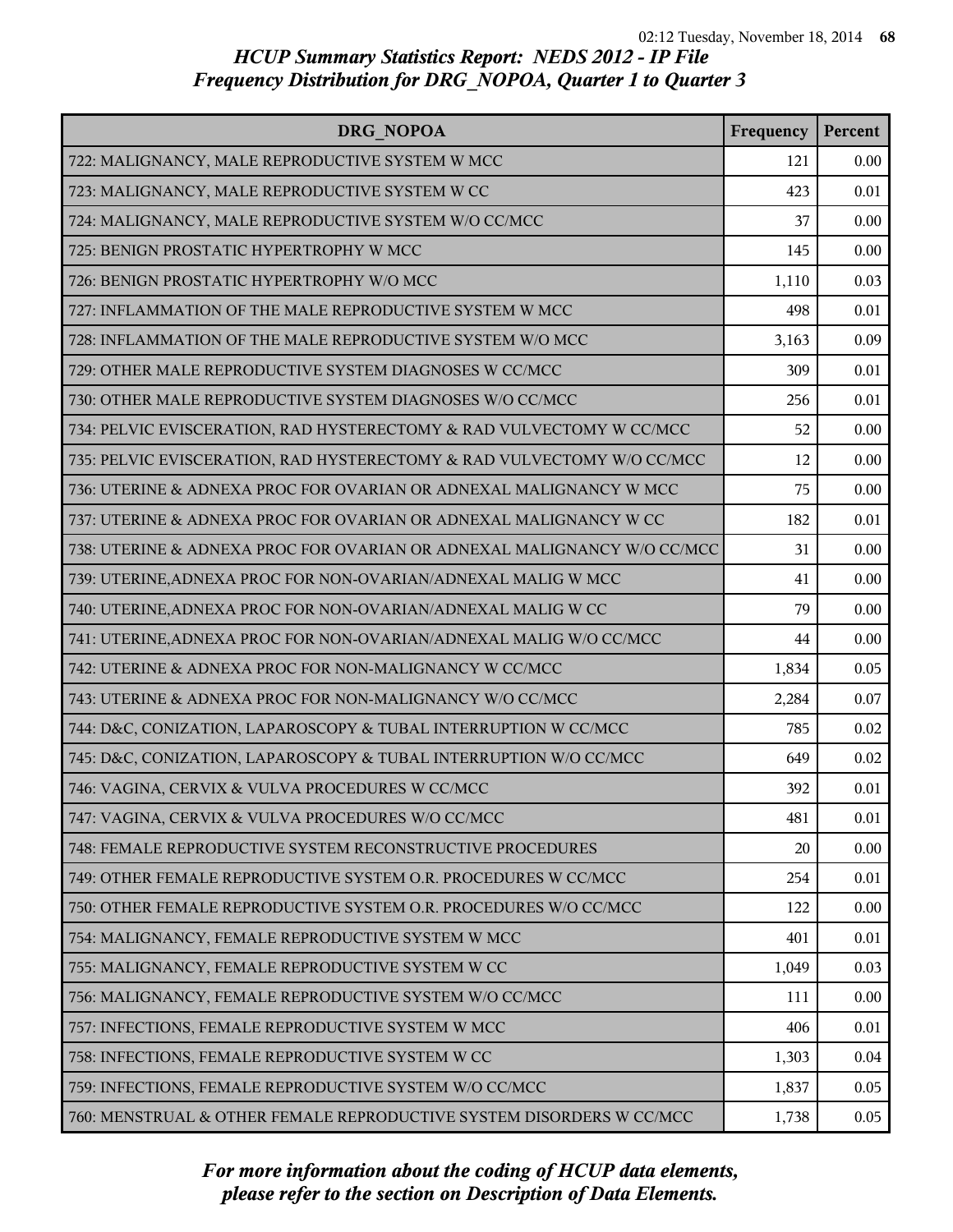*HCUP Summary Statistics Report: NEDS 2012 - IP File*
*Frequency Distribution for DRG_NOPOA, Quarter 1 to Quarter 3*

| DRG_NOPOA | Frequency | Percent |
|---|---|---|
| 722: MALIGNANCY, MALE REPRODUCTIVE SYSTEM W MCC | 121 | 0.00 |
| 723: MALIGNANCY, MALE REPRODUCTIVE SYSTEM W CC | 423 | 0.01 |
| 724: MALIGNANCY, MALE REPRODUCTIVE SYSTEM W/O CC/MCC | 37 | 0.00 |
| 725: BENIGN PROSTATIC HYPERTROPHY W MCC | 145 | 0.00 |
| 726: BENIGN PROSTATIC HYPERTROPHY W/O MCC | 1,110 | 0.03 |
| 727: INFLAMMATION OF THE MALE REPRODUCTIVE SYSTEM W MCC | 498 | 0.01 |
| 728: INFLAMMATION OF THE MALE REPRODUCTIVE SYSTEM W/O MCC | 3,163 | 0.09 |
| 729: OTHER MALE REPRODUCTIVE SYSTEM DIAGNOSES W CC/MCC | 309 | 0.01 |
| 730: OTHER MALE REPRODUCTIVE SYSTEM DIAGNOSES W/O CC/MCC | 256 | 0.01 |
| 734: PELVIC EVISCERATION, RAD HYSTERECTOMY & RAD VULVECTOMY W CC/MCC | 52 | 0.00 |
| 735: PELVIC EVISCERATION, RAD HYSTERECTOMY & RAD VULVECTOMY W/O CC/MCC | 12 | 0.00 |
| 736: UTERINE & ADNEXA PROC FOR OVARIAN OR ADNEXAL MALIGNANCY W MCC | 75 | 0.00 |
| 737: UTERINE & ADNEXA PROC FOR OVARIAN OR ADNEXAL MALIGNANCY W CC | 182 | 0.01 |
| 738: UTERINE & ADNEXA PROC FOR OVARIAN OR ADNEXAL MALIGNANCY W/O CC/MCC | 31 | 0.00 |
| 739: UTERINE,ADNEXA PROC FOR NON-OVARIAN/ADNEXAL MALIG W MCC | 41 | 0.00 |
| 740: UTERINE,ADNEXA PROC FOR NON-OVARIAN/ADNEXAL MALIG W CC | 79 | 0.00 |
| 741: UTERINE,ADNEXA PROC FOR NON-OVARIAN/ADNEXAL MALIG W/O CC/MCC | 44 | 0.00 |
| 742: UTERINE & ADNEXA PROC FOR NON-MALIGNANCY W CC/MCC | 1,834 | 0.05 |
| 743: UTERINE & ADNEXA PROC FOR NON-MALIGNANCY W/O CC/MCC | 2,284 | 0.07 |
| 744: D&C, CONIZATION, LAPAROSCOPY & TUBAL INTERRUPTION W CC/MCC | 785 | 0.02 |
| 745: D&C, CONIZATION, LAPAROSCOPY & TUBAL INTERRUPTION W/O CC/MCC | 649 | 0.02 |
| 746: VAGINA, CERVIX & VULVA PROCEDURES W CC/MCC | 392 | 0.01 |
| 747: VAGINA, CERVIX & VULVA PROCEDURES W/O CC/MCC | 481 | 0.01 |
| 748: FEMALE REPRODUCTIVE SYSTEM RECONSTRUCTIVE PROCEDURES | 20 | 0.00 |
| 749: OTHER FEMALE REPRODUCTIVE SYSTEM O.R. PROCEDURES W CC/MCC | 254 | 0.01 |
| 750: OTHER FEMALE REPRODUCTIVE SYSTEM O.R. PROCEDURES W/O CC/MCC | 122 | 0.00 |
| 754: MALIGNANCY, FEMALE REPRODUCTIVE SYSTEM W MCC | 401 | 0.01 |
| 755: MALIGNANCY, FEMALE REPRODUCTIVE SYSTEM W CC | 1,049 | 0.03 |
| 756: MALIGNANCY, FEMALE REPRODUCTIVE SYSTEM W/O CC/MCC | 111 | 0.00 |
| 757: INFECTIONS, FEMALE REPRODUCTIVE SYSTEM W MCC | 406 | 0.01 |
| 758: INFECTIONS, FEMALE REPRODUCTIVE SYSTEM W CC | 1,303 | 0.04 |
| 759: INFECTIONS, FEMALE REPRODUCTIVE SYSTEM W/O CC/MCC | 1,837 | 0.05 |
| 760: MENSTRUAL & OTHER FEMALE REPRODUCTIVE SYSTEM DISORDERS W CC/MCC | 1,738 | 0.05 |

*For more information about the coding of HCUP data elements, please refer to the section on Description of Data Elements.*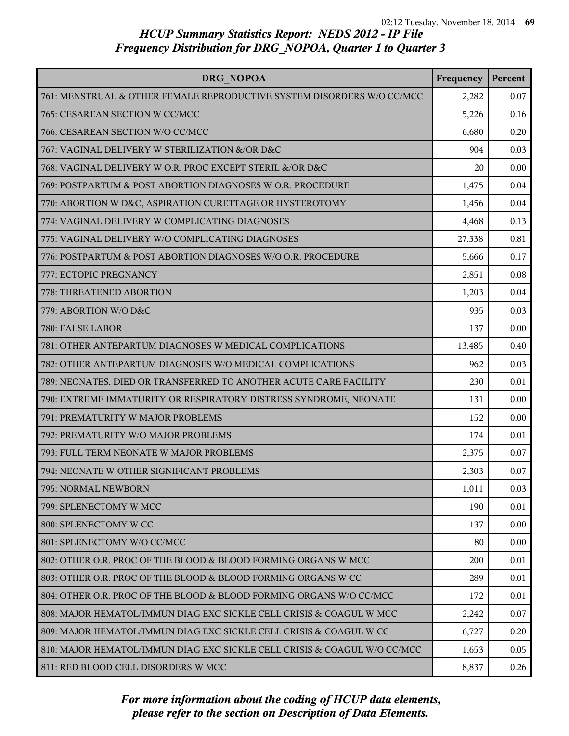## HCUP Summary Statistics Report: NEDS 2012 - IP File
## Frequency Distribution for DRG_NOPOA, Quarter 1 to Quarter 3

| DRG_NOPOA | Frequency | Percent |
|---|---|---|
| 761: MENSTRUAL & OTHER FEMALE REPRODUCTIVE SYSTEM DISORDERS W/O CC/MCC | 2,282 | 0.07 |
| 765: CESAREAN SECTION W CC/MCC | 5,226 | 0.16 |
| 766: CESAREAN SECTION W/O CC/MCC | 6,680 | 0.20 |
| 767: VAGINAL DELIVERY W STERILIZATION &/OR D&C | 904 | 0.03 |
| 768: VAGINAL DELIVERY W O.R. PROC EXCEPT STERIL &/OR D&C | 20 | 0.00 |
| 769: POSTPARTUM & POST ABORTION DIAGNOSES W O.R. PROCEDURE | 1,475 | 0.04 |
| 770: ABORTION W D&C, ASPIRATION CURETTAGE OR HYSTEROTOMY | 1,456 | 0.04 |
| 774: VAGINAL DELIVERY W COMPLICATING DIAGNOSES | 4,468 | 0.13 |
| 775: VAGINAL DELIVERY W/O COMPLICATING DIAGNOSES | 27,338 | 0.81 |
| 776: POSTPARTUM & POST ABORTION DIAGNOSES W/O O.R. PROCEDURE | 5,666 | 0.17 |
| 777: ECTOPIC PREGNANCY | 2,851 | 0.08 |
| 778: THREATENED ABORTION | 1,203 | 0.04 |
| 779: ABORTION W/O D&C | 935 | 0.03 |
| 780: FALSE LABOR | 137 | 0.00 |
| 781: OTHER ANTEPARTUM DIAGNOSES W MEDICAL COMPLICATIONS | 13,485 | 0.40 |
| 782: OTHER ANTEPARTUM DIAGNOSES W/O MEDICAL COMPLICATIONS | 962 | 0.03 |
| 789: NEONATES, DIED OR TRANSFERRED TO ANOTHER ACUTE CARE FACILITY | 230 | 0.01 |
| 790: EXTREME IMMATURITY OR RESPIRATORY DISTRESS SYNDROME, NEONATE | 131 | 0.00 |
| 791: PREMATURITY W MAJOR PROBLEMS | 152 | 0.00 |
| 792: PREMATURITY W/O MAJOR PROBLEMS | 174 | 0.01 |
| 793: FULL TERM NEONATE W MAJOR PROBLEMS | 2,375 | 0.07 |
| 794: NEONATE W OTHER SIGNIFICANT PROBLEMS | 2,303 | 0.07 |
| 795: NORMAL NEWBORN | 1,011 | 0.03 |
| 799: SPLENECTOMY W MCC | 190 | 0.01 |
| 800: SPLENECTOMY W CC | 137 | 0.00 |
| 801: SPLENECTOMY W/O CC/MCC | 80 | 0.00 |
| 802: OTHER O.R. PROC OF THE BLOOD & BLOOD FORMING ORGANS W MCC | 200 | 0.01 |
| 803: OTHER O.R. PROC OF THE BLOOD & BLOOD FORMING ORGANS W CC | 289 | 0.01 |
| 804: OTHER O.R. PROC OF THE BLOOD & BLOOD FORMING ORGANS W/O CC/MCC | 172 | 0.01 |
| 808: MAJOR HEMATOL/IMMUN DIAG EXC SICKLE CELL CRISIS & COAGUL W MCC | 2,242 | 0.07 |
| 809: MAJOR HEMATOL/IMMUN DIAG EXC SICKLE CELL CRISIS & COAGUL W CC | 6,727 | 0.20 |
| 810: MAJOR HEMATOL/IMMUN DIAG EXC SICKLE CELL CRISIS & COAGUL W/O CC/MCC | 1,653 | 0.05 |
| 811: RED BLOOD CELL DISORDERS W MCC | 8,837 | 0.26 |

*For more information about the coding of HCUP data elements, please refer to the section on Description of Data Elements.*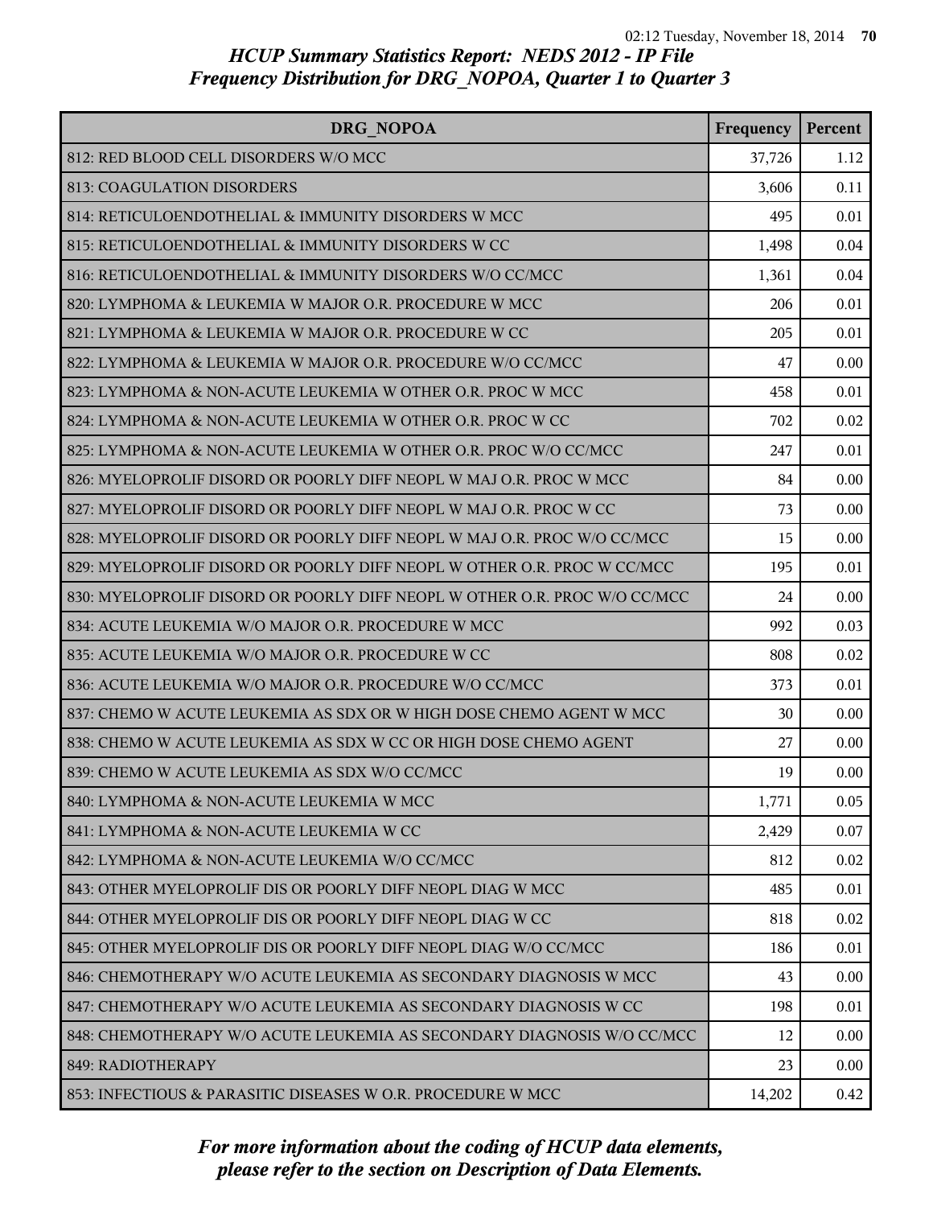## HCUP Summary Statistics Report: NEDS 2012 - IP File
## Frequency Distribution for DRG_NOPOA, Quarter 1 to Quarter 3

| DRG_NOPOA | Frequency | Percent |
|---|---|---|
| 812: RED BLOOD CELL DISORDERS W/O MCC | 37,726 | 1.12 |
| 813: COAGULATION DISORDERS | 3,606 | 0.11 |
| 814: RETICULOENDOTHELIAL & IMMUNITY DISORDERS W MCC | 495 | 0.01 |
| 815: RETICULOENDOTHELIAL & IMMUNITY DISORDERS W CC | 1,498 | 0.04 |
| 816: RETICULOENDOTHELIAL & IMMUNITY DISORDERS W/O CC/MCC | 1,361 | 0.04 |
| 820: LYMPHOMA & LEUKEMIA W MAJOR O.R. PROCEDURE W MCC | 206 | 0.01 |
| 821: LYMPHOMA & LEUKEMIA W MAJOR O.R. PROCEDURE W CC | 205 | 0.01 |
| 822: LYMPHOMA & LEUKEMIA W MAJOR O.R. PROCEDURE W/O CC/MCC | 47 | 0.00 |
| 823: LYMPHOMA & NON-ACUTE LEUKEMIA W OTHER O.R. PROC W MCC | 458 | 0.01 |
| 824: LYMPHOMA & NON-ACUTE LEUKEMIA W OTHER O.R. PROC W CC | 702 | 0.02 |
| 825: LYMPHOMA & NON-ACUTE LEUKEMIA W OTHER O.R. PROC W/O CC/MCC | 247 | 0.01 |
| 826: MYELOPROLIF DISORD OR POORLY DIFF NEOPL W MAJ O.R. PROC W MCC | 84 | 0.00 |
| 827: MYELOPROLIF DISORD OR POORLY DIFF NEOPL W MAJ O.R. PROC W CC | 73 | 0.00 |
| 828: MYELOPROLIF DISORD OR POORLY DIFF NEOPL W MAJ O.R. PROC W/O CC/MCC | 15 | 0.00 |
| 829: MYELOPROLIF DISORD OR POORLY DIFF NEOPL W OTHER O.R. PROC W CC/MCC | 195 | 0.01 |
| 830: MYELOPROLIF DISORD OR POORLY DIFF NEOPL W OTHER O.R. PROC W/O CC/MCC | 24 | 0.00 |
| 834: ACUTE LEUKEMIA W/O MAJOR O.R. PROCEDURE W MCC | 992 | 0.03 |
| 835: ACUTE LEUKEMIA W/O MAJOR O.R. PROCEDURE W CC | 808 | 0.02 |
| 836: ACUTE LEUKEMIA W/O MAJOR O.R. PROCEDURE W/O CC/MCC | 373 | 0.01 |
| 837: CHEMO W ACUTE LEUKEMIA AS SDX OR W HIGH DOSE CHEMO AGENT W MCC | 30 | 0.00 |
| 838: CHEMO W ACUTE LEUKEMIA AS SDX W CC OR HIGH DOSE CHEMO AGENT | 27 | 0.00 |
| 839: CHEMO W ACUTE LEUKEMIA AS SDX W/O CC/MCC | 19 | 0.00 |
| 840: LYMPHOMA & NON-ACUTE LEUKEMIA W MCC | 1,771 | 0.05 |
| 841: LYMPHOMA & NON-ACUTE LEUKEMIA W CC | 2,429 | 0.07 |
| 842: LYMPHOMA & NON-ACUTE LEUKEMIA W/O CC/MCC | 812 | 0.02 |
| 843: OTHER MYELOPROLIF DIS OR POORLY DIFF NEOPL DIAG W MCC | 485 | 0.01 |
| 844: OTHER MYELOPROLIF DIS OR POORLY DIFF NEOPL DIAG W CC | 818 | 0.02 |
| 845: OTHER MYELOPROLIF DIS OR POORLY DIFF NEOPL DIAG W/O CC/MCC | 186 | 0.01 |
| 846: CHEMOTHERAPY W/O ACUTE LEUKEMIA AS SECONDARY DIAGNOSIS W MCC | 43 | 0.00 |
| 847: CHEMOTHERAPY W/O ACUTE LEUKEMIA AS SECONDARY DIAGNOSIS W CC | 198 | 0.01 |
| 848: CHEMOTHERAPY W/O ACUTE LEUKEMIA AS SECONDARY DIAGNOSIS W/O CC/MCC | 12 | 0.00 |
| 849: RADIOTHERAPY | 23 | 0.00 |
| 853: INFECTIOUS & PARASITIC DISEASES W O.R. PROCEDURE W MCC | 14,202 | 0.42 |

*For more information about the coding of HCUP data elements, please refer to the section on Description of Data Elements.*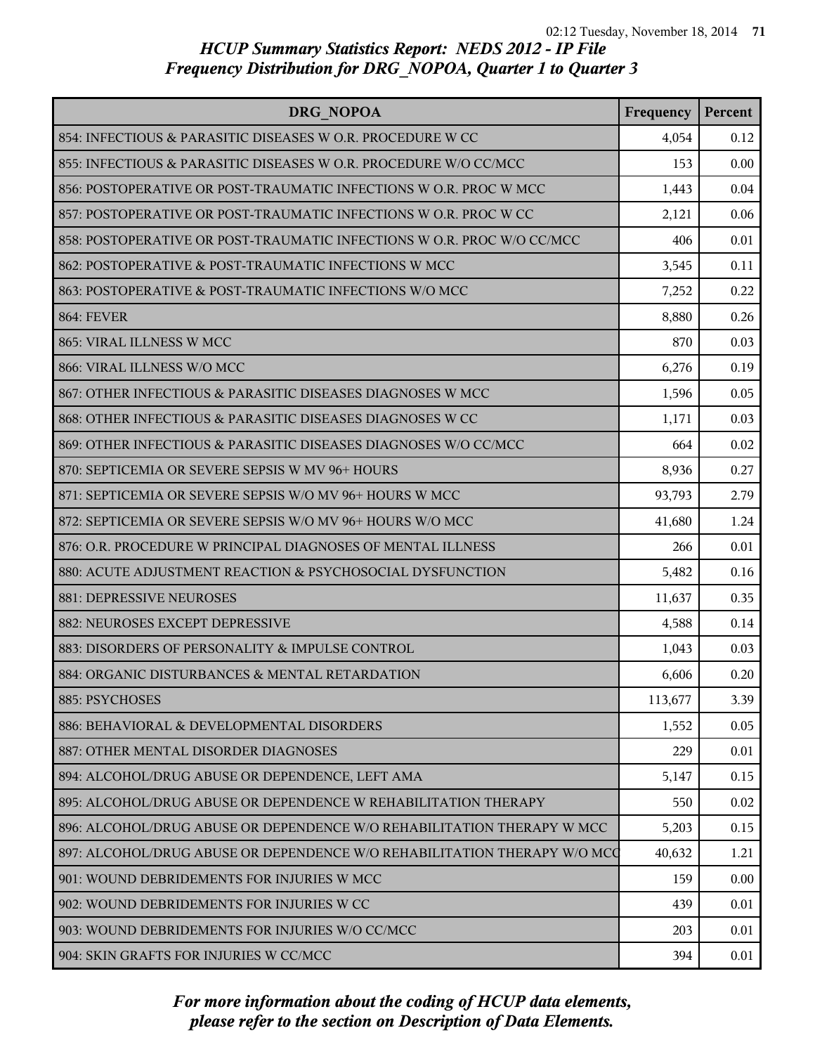# HCUP Summary Statistics Report: NEDS 2012 - IP File

## Frequency Distribution for DRG_NOPOA, Quarter 1 to Quarter 3

| DRG_NOPOA | Frequency | Percent |
|---|---|---|
| 854: INFECTIOUS & PARASITIC DISEASES W O.R. PROCEDURE W CC | 4,054 | 0.12 |
| 855: INFECTIOUS & PARASITIC DISEASES W O.R. PROCEDURE W/O CC/MCC | 153 | 0.00 |
| 856: POSTOPERATIVE OR POST-TRAUMATIC INFECTIONS W O.R. PROC W MCC | 1,443 | 0.04 |
| 857: POSTOPERATIVE OR POST-TRAUMATIC INFECTIONS W O.R. PROC W CC | 2,121 | 0.06 |
| 858: POSTOPERATIVE OR POST-TRAUMATIC INFECTIONS W O.R. PROC W/O CC/MCC | 406 | 0.01 |
| 862: POSTOPERATIVE & POST-TRAUMATIC INFECTIONS W MCC | 3,545 | 0.11 |
| 863: POSTOPERATIVE & POST-TRAUMATIC INFECTIONS W/O MCC | 7,252 | 0.22 |
| 864: FEVER | 8,880 | 0.26 |
| 865: VIRAL ILLNESS W MCC | 870 | 0.03 |
| 866: VIRAL ILLNESS W/O MCC | 6,276 | 0.19 |
| 867: OTHER INFECTIOUS & PARASITIC DISEASES DIAGNOSES W MCC | 1,596 | 0.05 |
| 868: OTHER INFECTIOUS & PARASITIC DISEASES DIAGNOSES W CC | 1,171 | 0.03 |
| 869: OTHER INFECTIOUS & PARASITIC DISEASES DIAGNOSES W/O CC/MCC | 664 | 0.02 |
| 870: SEPTICEMIA OR SEVERE SEPSIS W MV 96+ HOURS | 8,936 | 0.27 |
| 871: SEPTICEMIA OR SEVERE SEPSIS W/O MV 96+ HOURS W MCC | 93,793 | 2.79 |
| 872: SEPTICEMIA OR SEVERE SEPSIS W/O MV 96+ HOURS W/O MCC | 41,680 | 1.24 |
| 876: O.R. PROCEDURE W PRINCIPAL DIAGNOSES OF MENTAL ILLNESS | 266 | 0.01 |
| 880: ACUTE ADJUSTMENT REACTION & PSYCHOSOCIAL DYSFUNCTION | 5,482 | 0.16 |
| 881: DEPRESSIVE NEUROSES | 11,637 | 0.35 |
| 882: NEUROSES EXCEPT DEPRESSIVE | 4,588 | 0.14 |
| 883: DISORDERS OF PERSONALITY & IMPULSE CONTROL | 1,043 | 0.03 |
| 884: ORGANIC DISTURBANCES & MENTAL RETARDATION | 6,606 | 0.20 |
| 885: PSYCHOSES | 113,677 | 3.39 |
| 886: BEHAVIORAL & DEVELOPMENTAL DISORDERS | 1,552 | 0.05 |
| 887: OTHER MENTAL DISORDER DIAGNOSES | 229 | 0.01 |
| 894: ALCOHOL/DRUG ABUSE OR DEPENDENCE, LEFT AMA | 5,147 | 0.15 |
| 895: ALCOHOL/DRUG ABUSE OR DEPENDENCE W REHABILITATION THERAPY | 550 | 0.02 |
| 896: ALCOHOL/DRUG ABUSE OR DEPENDENCE W/O REHABILITATION THERAPY W MCC | 5,203 | 0.15 |
| 897: ALCOHOL/DRUG ABUSE OR DEPENDENCE W/O REHABILITATION THERAPY W/O MCC | 40,632 | 1.21 |
| 901: WOUND DEBRIDEMENTS FOR INJURIES W MCC | 159 | 0.00 |
| 902: WOUND DEBRIDEMENTS FOR INJURIES W CC | 439 | 0.01 |
| 903: WOUND DEBRIDEMENTS FOR INJURIES W/O CC/MCC | 203 | 0.01 |
| 904: SKIN GRAFTS FOR INJURIES W CC/MCC | 394 | 0.01 |

*For more information about the coding of HCUP data elements, please refer to the section on Description of Data Elements.*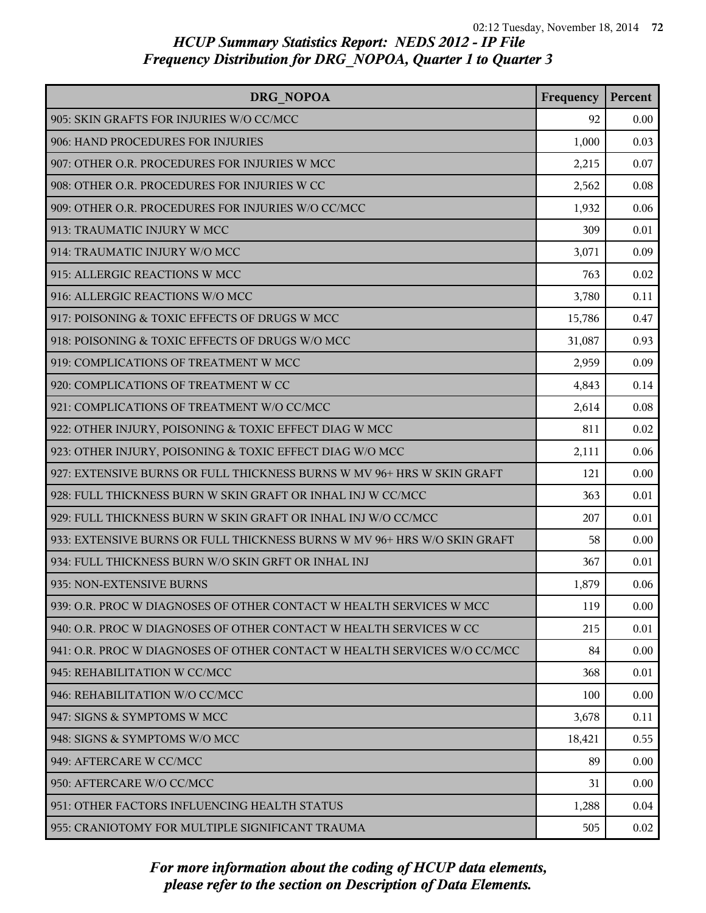# HCUP Summary Statistics Report: NEDS 2012 - IP File
## Frequency Distribution for DRG_NOPOA, Quarter 1 to Quarter 3

| DRG_NOPOA | Frequency | Percent |
|---|---|---|
| 905: SKIN GRAFTS FOR INJURIES W/O CC/MCC | 92 | 0.00 |
| 906: HAND PROCEDURES FOR INJURIES | 1,000 | 0.03 |
| 907: OTHER O.R. PROCEDURES FOR INJURIES W MCC | 2,215 | 0.07 |
| 908: OTHER O.R. PROCEDURES FOR INJURIES W CC | 2,562 | 0.08 |
| 909: OTHER O.R. PROCEDURES FOR INJURIES W/O CC/MCC | 1,932 | 0.06 |
| 913: TRAUMATIC INJURY W MCC | 309 | 0.01 |
| 914: TRAUMATIC INJURY W/O MCC | 3,071 | 0.09 |
| 915: ALLERGIC REACTIONS W MCC | 763 | 0.02 |
| 916: ALLERGIC REACTIONS W/O MCC | 3,780 | 0.11 |
| 917: POISONING & TOXIC EFFECTS OF DRUGS W MCC | 15,786 | 0.47 |
| 918: POISONING & TOXIC EFFECTS OF DRUGS W/O MCC | 31,087 | 0.93 |
| 919: COMPLICATIONS OF TREATMENT W MCC | 2,959 | 0.09 |
| 920: COMPLICATIONS OF TREATMENT W CC | 4,843 | 0.14 |
| 921: COMPLICATIONS OF TREATMENT W/O CC/MCC | 2,614 | 0.08 |
| 922: OTHER INJURY, POISONING & TOXIC EFFECT DIAG W MCC | 811 | 0.02 |
| 923: OTHER INJURY, POISONING & TOXIC EFFECT DIAG W/O MCC | 2,111 | 0.06 |
| 927: EXTENSIVE BURNS OR FULL THICKNESS BURNS W MV 96+ HRS W SKIN GRAFT | 121 | 0.00 |
| 928: FULL THICKNESS BURN W SKIN GRAFT OR INHAL INJ W CC/MCC | 363 | 0.01 |
| 929: FULL THICKNESS BURN W SKIN GRAFT OR INHAL INJ W/O CC/MCC | 207 | 0.01 |
| 933: EXTENSIVE BURNS OR FULL THICKNESS BURNS W MV 96+ HRS W/O SKIN GRAFT | 58 | 0.00 |
| 934: FULL THICKNESS BURN W/O SKIN GRFT OR INHAL INJ | 367 | 0.01 |
| 935: NON-EXTENSIVE BURNS | 1,879 | 0.06 |
| 939: O.R. PROC W DIAGNOSES OF OTHER CONTACT W HEALTH SERVICES W MCC | 119 | 0.00 |
| 940: O.R. PROC W DIAGNOSES OF OTHER CONTACT W HEALTH SERVICES W CC | 215 | 0.01 |
| 941: O.R. PROC W DIAGNOSES OF OTHER CONTACT W HEALTH SERVICES W/O CC/MCC | 84 | 0.00 |
| 945: REHABILITATION W CC/MCC | 368 | 0.01 |
| 946: REHABILITATION W/O CC/MCC | 100 | 0.00 |
| 947: SIGNS & SYMPTOMS W MCC | 3,678 | 0.11 |
| 948: SIGNS & SYMPTOMS W/O MCC | 18,421 | 0.55 |
| 949: AFTERCARE W CC/MCC | 89 | 0.00 |
| 950: AFTERCARE W/O CC/MCC | 31 | 0.00 |
| 951: OTHER FACTORS INFLUENCING HEALTH STATUS | 1,288 | 0.04 |
| 955: CRANIOTOMY FOR MULTIPLE SIGNIFICANT TRAUMA | 505 | 0.02 |

*For more information about the coding of HCUP data elements, please refer to the section on Description of Data Elements.*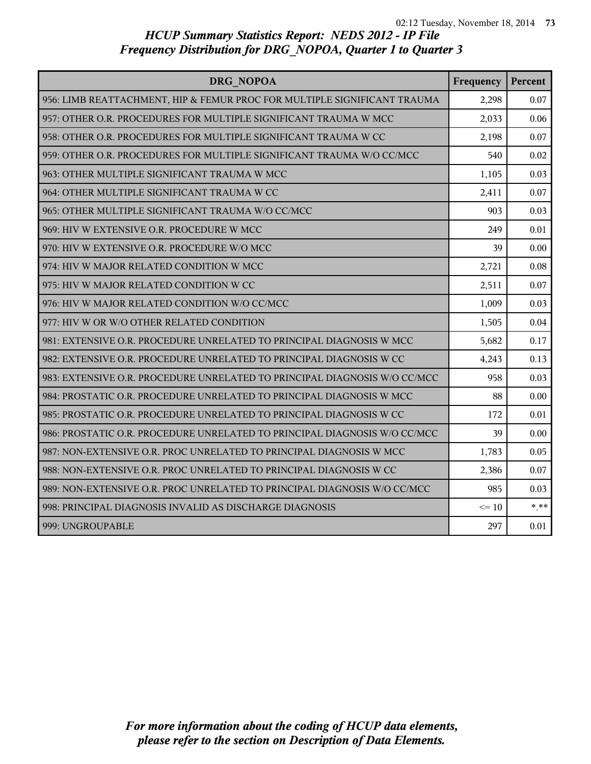*HCUP Summary Statistics Report: NEDS 2012 - IP File*
*Frequency Distribution for DRG_NOPOA, Quarter 1 to Quarter 3*

| DRG_NOPOA | Frequency | Percent |
|---|---|---|
| 956: LIMB REATTACHMENT, HIP & FEMUR PROC FOR MULTIPLE SIGNIFICANT TRAUMA | 2,298 | 0.07 |
| 957: OTHER O.R. PROCEDURES FOR MULTIPLE SIGNIFICANT TRAUMA W MCC | 2,033 | 0.06 |
| 958: OTHER O.R. PROCEDURES FOR MULTIPLE SIGNIFICANT TRAUMA W CC | 2,198 | 0.07 |
| 959: OTHER O.R. PROCEDURES FOR MULTIPLE SIGNIFICANT TRAUMA W/O CC/MCC | 540 | 0.02 |
| 963: OTHER MULTIPLE SIGNIFICANT TRAUMA W MCC | 1,105 | 0.03 |
| 964: OTHER MULTIPLE SIGNIFICANT TRAUMA W CC | 2,411 | 0.07 |
| 965: OTHER MULTIPLE SIGNIFICANT TRAUMA W/O CC/MCC | 903 | 0.03 |
| 969: HIV W EXTENSIVE O.R. PROCEDURE W MCC | 249 | 0.01 |
| 970: HIV W EXTENSIVE O.R. PROCEDURE W/O MCC | 39 | 0.00 |
| 974: HIV W MAJOR RELATED CONDITION W MCC | 2,721 | 0.08 |
| 975: HIV W MAJOR RELATED CONDITION W CC | 2,511 | 0.07 |
| 976: HIV W MAJOR RELATED CONDITION W/O CC/MCC | 1,009 | 0.03 |
| 977: HIV W OR W/O OTHER RELATED CONDITION | 1,505 | 0.04 |
| 981: EXTENSIVE O.R. PROCEDURE UNRELATED TO PRINCIPAL DIAGNOSIS W MCC | 5,682 | 0.17 |
| 982: EXTENSIVE O.R. PROCEDURE UNRELATED TO PRINCIPAL DIAGNOSIS W CC | 4,243 | 0.13 |
| 983: EXTENSIVE O.R. PROCEDURE UNRELATED TO PRINCIPAL DIAGNOSIS W/O CC/MCC | 958 | 0.03 |
| 984: PROSTATIC O.R. PROCEDURE UNRELATED TO PRINCIPAL DIAGNOSIS W MCC | 88 | 0.00 |
| 985: PROSTATIC O.R. PROCEDURE UNRELATED TO PRINCIPAL DIAGNOSIS W CC | 172 | 0.01 |
| 986: PROSTATIC O.R. PROCEDURE UNRELATED TO PRINCIPAL DIAGNOSIS W/O CC/MCC | 39 | 0.00 |
| 987: NON-EXTENSIVE O.R. PROC UNRELATED TO PRINCIPAL DIAGNOSIS W MCC | 1,783 | 0.05 |
| 988: NON-EXTENSIVE O.R. PROC UNRELATED TO PRINCIPAL DIAGNOSIS W CC | 2,386 | 0.07 |
| 989: NON-EXTENSIVE O.R. PROC UNRELATED TO PRINCIPAL DIAGNOSIS W/O CC/MCC | 985 | 0.03 |
| 998: PRINCIPAL DIAGNOSIS INVALID AS DISCHARGE DIAGNOSIS | <= 10 | *.** |
| 999: UNGROUPABLE | 297 | 0.01 |

*For more information about the coding of HCUP data elements, please refer to the section on Description of Data Elements.*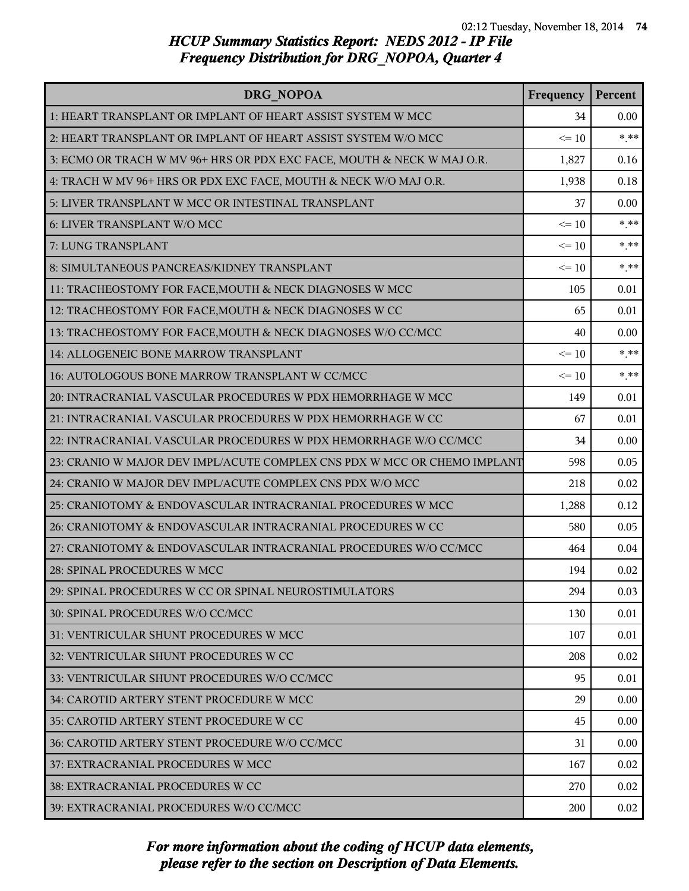# HCUP Summary Statistics Report: NEDS 2012 - IP File

## Frequency Distribution for DRG_NOPOA, Quarter 4

| DRG_NOPOA | Frequency | Percent |
|---|---|---|
| 1: HEART TRANSPLANT OR IMPLANT OF HEART ASSIST SYSTEM W MCC | 34 | 0.00 |
| 2: HEART TRANSPLANT OR IMPLANT OF HEART ASSIST SYSTEM W/O MCC | <= 10 | *.** |
| 3: ECMO OR TRACH W MV 96+ HRS OR PDX EXC FACE, MOUTH & NECK W MAJ O.R. | 1,827 | 0.16 |
| 4: TRACH W MV 96+ HRS OR PDX EXC FACE, MOUTH & NECK W/O MAJ O.R. | 1,938 | 0.18 |
| 5: LIVER TRANSPLANT W MCC OR INTESTINAL TRANSPLANT | 37 | 0.00 |
| 6: LIVER TRANSPLANT W/O MCC | <= 10 | *.** |
| 7: LUNG TRANSPLANT | <= 10 | *.** |
| 8: SIMULTANEOUS PANCREAS/KIDNEY TRANSPLANT | <= 10 | *.** |
| 11: TRACHEOSTOMY FOR FACE,MOUTH & NECK DIAGNOSES W MCC | 105 | 0.01 |
| 12: TRACHEOSTOMY FOR FACE,MOUTH & NECK DIAGNOSES W CC | 65 | 0.01 |
| 13: TRACHEOSTOMY FOR FACE,MOUTH & NECK DIAGNOSES W/O CC/MCC | 40 | 0.00 |
| 14: ALLOGENEIC BONE MARROW TRANSPLANT | <= 10 | *.** |
| 16: AUTOLOGOUS BONE MARROW TRANSPLANT W CC/MCC | <= 10 | *.** |
| 20: INTRACRANIAL VASCULAR PROCEDURES W PDX HEMORRHAGE W MCC | 149 | 0.01 |
| 21: INTRACRANIAL VASCULAR PROCEDURES W PDX HEMORRHAGE W CC | 67 | 0.01 |
| 22: INTRACRANIAL VASCULAR PROCEDURES W PDX HEMORRHAGE W/O CC/MCC | 34 | 0.00 |
| 23: CRANIO W MAJOR DEV IMPL/ACUTE COMPLEX CNS PDX W MCC OR CHEMO IMPLANT | 598 | 0.05 |
| 24: CRANIO W MAJOR DEV IMPL/ACUTE COMPLEX CNS PDX W/O MCC | 218 | 0.02 |
| 25: CRANIOTOMY & ENDOVASCULAR INTRACRANIAL PROCEDURES W MCC | 1,288 | 0.12 |
| 26: CRANIOTOMY & ENDOVASCULAR INTRACRANIAL PROCEDURES W CC | 580 | 0.05 |
| 27: CRANIOTOMY & ENDOVASCULAR INTRACRANIAL PROCEDURES W/O CC/MCC | 464 | 0.04 |
| 28: SPINAL PROCEDURES W MCC | 194 | 0.02 |
| 29: SPINAL PROCEDURES W CC OR SPINAL NEUROSTIMULATORS | 294 | 0.03 |
| 30: SPINAL PROCEDURES W/O CC/MCC | 130 | 0.01 |
| 31: VENTRICULAR SHUNT PROCEDURES W MCC | 107 | 0.01 |
| 32: VENTRICULAR SHUNT PROCEDURES W CC | 208 | 0.02 |
| 33: VENTRICULAR SHUNT PROCEDURES W/O CC/MCC | 95 | 0.01 |
| 34: CAROTID ARTERY STENT PROCEDURE W MCC | 29 | 0.00 |
| 35: CAROTID ARTERY STENT PROCEDURE W CC | 45 | 0.00 |
| 36: CAROTID ARTERY STENT PROCEDURE W/O CC/MCC | 31 | 0.00 |
| 37: EXTRACRANIAL PROCEDURES W MCC | 167 | 0.02 |
| 38: EXTRACRANIAL PROCEDURES W CC | 270 | 0.02 |
| 39: EXTRACRANIAL PROCEDURES W/O CC/MCC | 200 | 0.02 |

*For more information about the coding of HCUP data elements, please refer to the section on Description of Data Elements.*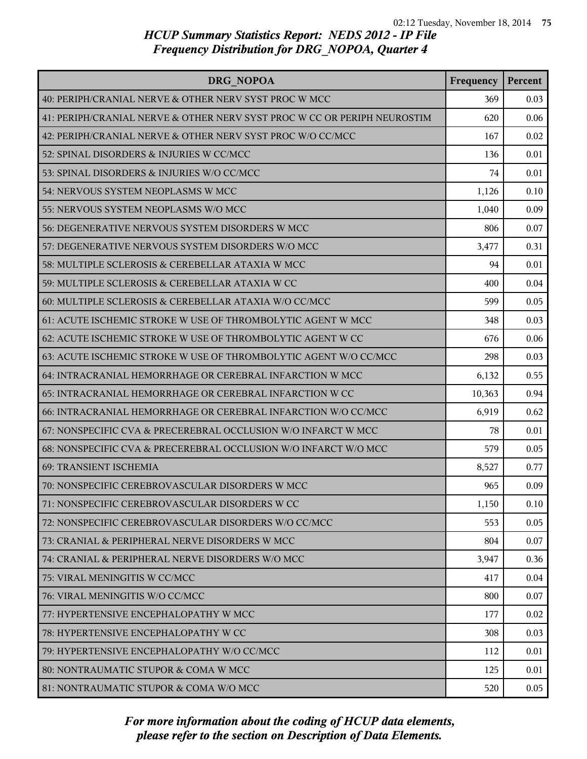# HCUP Summary Statistics Report: NEDS 2012 - IP File
## Frequency Distribution for DRG_NOPOA, Quarter 4

| DRG_NOPOA | Frequency | Percent |
|---|---|---|
| 40: PERIPH/CRANIAL NERVE & OTHER NERV SYST PROC W MCC | 369 | 0.03 |
| 41: PERIPH/CRANIAL NERVE & OTHER NERV SYST PROC W CC OR PERIPH NEUROSTIM | 620 | 0.06 |
| 42: PERIPH/CRANIAL NERVE & OTHER NERV SYST PROC W/O CC/MCC | 167 | 0.02 |
| 52: SPINAL DISORDERS & INJURIES W CC/MCC | 136 | 0.01 |
| 53: SPINAL DISORDERS & INJURIES W/O CC/MCC | 74 | 0.01 |
| 54: NERVOUS SYSTEM NEOPLASMS W MCC | 1,126 | 0.10 |
| 55: NERVOUS SYSTEM NEOPLASMS W/O MCC | 1,040 | 0.09 |
| 56: DEGENERATIVE NERVOUS SYSTEM DISORDERS W MCC | 806 | 0.07 |
| 57: DEGENERATIVE NERVOUS SYSTEM DISORDERS W/O MCC | 3,477 | 0.31 |
| 58: MULTIPLE SCLEROSIS & CEREBELLAR ATAXIA W MCC | 94 | 0.01 |
| 59: MULTIPLE SCLEROSIS & CEREBELLAR ATAXIA W CC | 400 | 0.04 |
| 60: MULTIPLE SCLEROSIS & CEREBELLAR ATAXIA W/O CC/MCC | 599 | 0.05 |
| 61: ACUTE ISCHEMIC STROKE W USE OF THROMBOLYTIC AGENT W MCC | 348 | 0.03 |
| 62: ACUTE ISCHEMIC STROKE W USE OF THROMBOLYTIC AGENT W CC | 676 | 0.06 |
| 63: ACUTE ISCHEMIC STROKE W USE OF THROMBOLYTIC AGENT W/O CC/MCC | 298 | 0.03 |
| 64: INTRACRANIAL HEMORRHAGE OR CEREBRAL INFARCTION W MCC | 6,132 | 0.55 |
| 65: INTRACRANIAL HEMORRHAGE OR CEREBRAL INFARCTION W CC | 10,363 | 0.94 |
| 66: INTRACRANIAL HEMORRHAGE OR CEREBRAL INFARCTION W/O CC/MCC | 6,919 | 0.62 |
| 67: NONSPECIFIC CVA & PRECEREBRAL OCCLUSION W/O INFARCT W MCC | 78 | 0.01 |
| 68: NONSPECIFIC CVA & PRECEREBRAL OCCLUSION W/O INFARCT W/O MCC | 579 | 0.05 |
| 69: TRANSIENT ISCHEMIA | 8,527 | 0.77 |
| 70: NONSPECIFIC CEREBROVASCULAR DISORDERS W MCC | 965 | 0.09 |
| 71: NONSPECIFIC CEREBROVASCULAR DISORDERS W CC | 1,150 | 0.10 |
| 72: NONSPECIFIC CEREBROVASCULAR DISORDERS W/O CC/MCC | 553 | 0.05 |
| 73: CRANIAL & PERIPHERAL NERVE DISORDERS W MCC | 804 | 0.07 |
| 74: CRANIAL & PERIPHERAL NERVE DISORDERS W/O MCC | 3,947 | 0.36 |
| 75: VIRAL MENINGITIS W CC/MCC | 417 | 0.04 |
| 76: VIRAL MENINGITIS W/O CC/MCC | 800 | 0.07 |
| 77: HYPERTENSIVE ENCEPHALOPATHY W MCC | 177 | 0.02 |
| 78: HYPERTENSIVE ENCEPHALOPATHY W CC | 308 | 0.03 |
| 79: HYPERTENSIVE ENCEPHALOPATHY W/O CC/MCC | 112 | 0.01 |
| 80: NONTRAUMATIC STUPOR & COMA W MCC | 125 | 0.01 |
| 81: NONTRAUMATIC STUPOR & COMA W/O MCC | 520 | 0.05 |

*For more information about the coding of HCUP data elements, please refer to the section on Description of Data Elements.*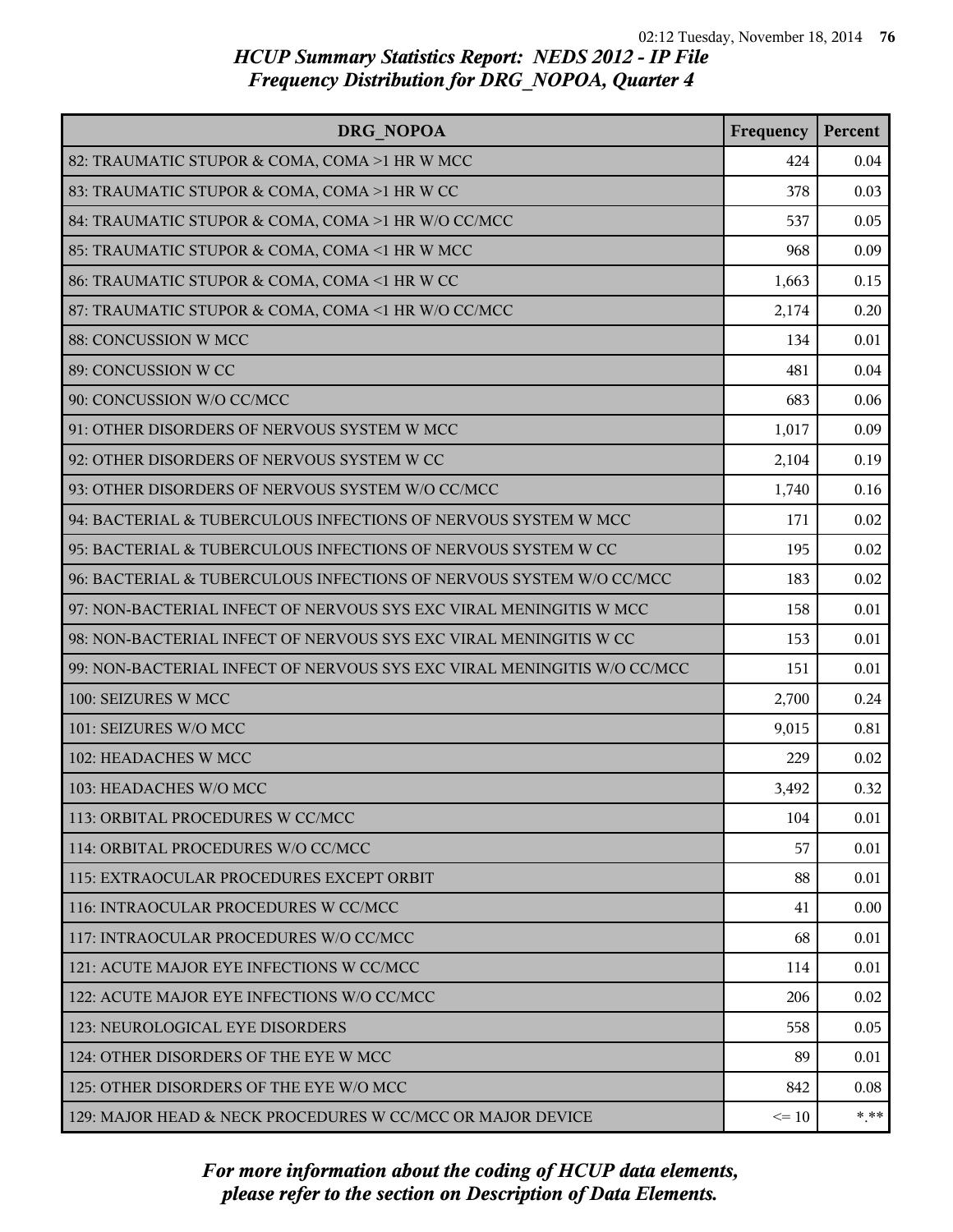# HCUP Summary Statistics Report: NEDS 2012 - IP File
## Frequency Distribution for DRG_NOPOA, Quarter 4

| DRG_NOPOA | Frequency | Percent |
|---|---|---|
| 82: TRAUMATIC STUPOR & COMA, COMA >1 HR W MCC | 424 | 0.04 |
| 83: TRAUMATIC STUPOR & COMA, COMA >1 HR W CC | 378 | 0.03 |
| 84: TRAUMATIC STUPOR & COMA, COMA >1 HR W/O CC/MCC | 537 | 0.05 |
| 85: TRAUMATIC STUPOR & COMA, COMA <1 HR W MCC | 968 | 0.09 |
| 86: TRAUMATIC STUPOR & COMA, COMA <1 HR W CC | 1,663 | 0.15 |
| 87: TRAUMATIC STUPOR & COMA, COMA <1 HR W/O CC/MCC | 2,174 | 0.20 |
| 88: CONCUSSION W MCC | 134 | 0.01 |
| 89: CONCUSSION W CC | 481 | 0.04 |
| 90: CONCUSSION W/O CC/MCC | 683 | 0.06 |
| 91: OTHER DISORDERS OF NERVOUS SYSTEM W MCC | 1,017 | 0.09 |
| 92: OTHER DISORDERS OF NERVOUS SYSTEM W CC | 2,104 | 0.19 |
| 93: OTHER DISORDERS OF NERVOUS SYSTEM W/O CC/MCC | 1,740 | 0.16 |
| 94: BACTERIAL & TUBERCULOUS INFECTIONS OF NERVOUS SYSTEM W MCC | 171 | 0.02 |
| 95: BACTERIAL & TUBERCULOUS INFECTIONS OF NERVOUS SYSTEM W CC | 195 | 0.02 |
| 96: BACTERIAL & TUBERCULOUS INFECTIONS OF NERVOUS SYSTEM W/O CC/MCC | 183 | 0.02 |
| 97: NON-BACTERIAL INFECT OF NERVOUS SYS EXC VIRAL MENINGITIS W MCC | 158 | 0.01 |
| 98: NON-BACTERIAL INFECT OF NERVOUS SYS EXC VIRAL MENINGITIS W CC | 153 | 0.01 |
| 99: NON-BACTERIAL INFECT OF NERVOUS SYS EXC VIRAL MENINGITIS W/O CC/MCC | 151 | 0.01 |
| 100: SEIZURES W MCC | 2,700 | 0.24 |
| 101: SEIZURES W/O MCC | 9,015 | 0.81 |
| 102: HEADACHES W MCC | 229 | 0.02 |
| 103: HEADACHES W/O MCC | 3,492 | 0.32 |
| 113: ORBITAL PROCEDURES W CC/MCC | 104 | 0.01 |
| 114: ORBITAL PROCEDURES W/O CC/MCC | 57 | 0.01 |
| 115: EXTRAOCULAR PROCEDURES EXCEPT ORBIT | 88 | 0.01 |
| 116: INTRAOCULAR PROCEDURES W CC/MCC | 41 | 0.00 |
| 117: INTRAOCULAR PROCEDURES W/O CC/MCC | 68 | 0.01 |
| 121: ACUTE MAJOR EYE INFECTIONS W CC/MCC | 114 | 0.01 |
| 122: ACUTE MAJOR EYE INFECTIONS W/O CC/MCC | 206 | 0.02 |
| 123: NEUROLOGICAL EYE DISORDERS | 558 | 0.05 |
| 124: OTHER DISORDERS OF THE EYE W MCC | 89 | 0.01 |
| 125: OTHER DISORDERS OF THE EYE W/O MCC | 842 | 0.08 |
| 129: MAJOR HEAD & NECK PROCEDURES W CC/MCC OR MAJOR DEVICE | <= 10 | *.** |

*For more information about the coding of HCUP data elements, please refer to the section on Description of Data Elements.*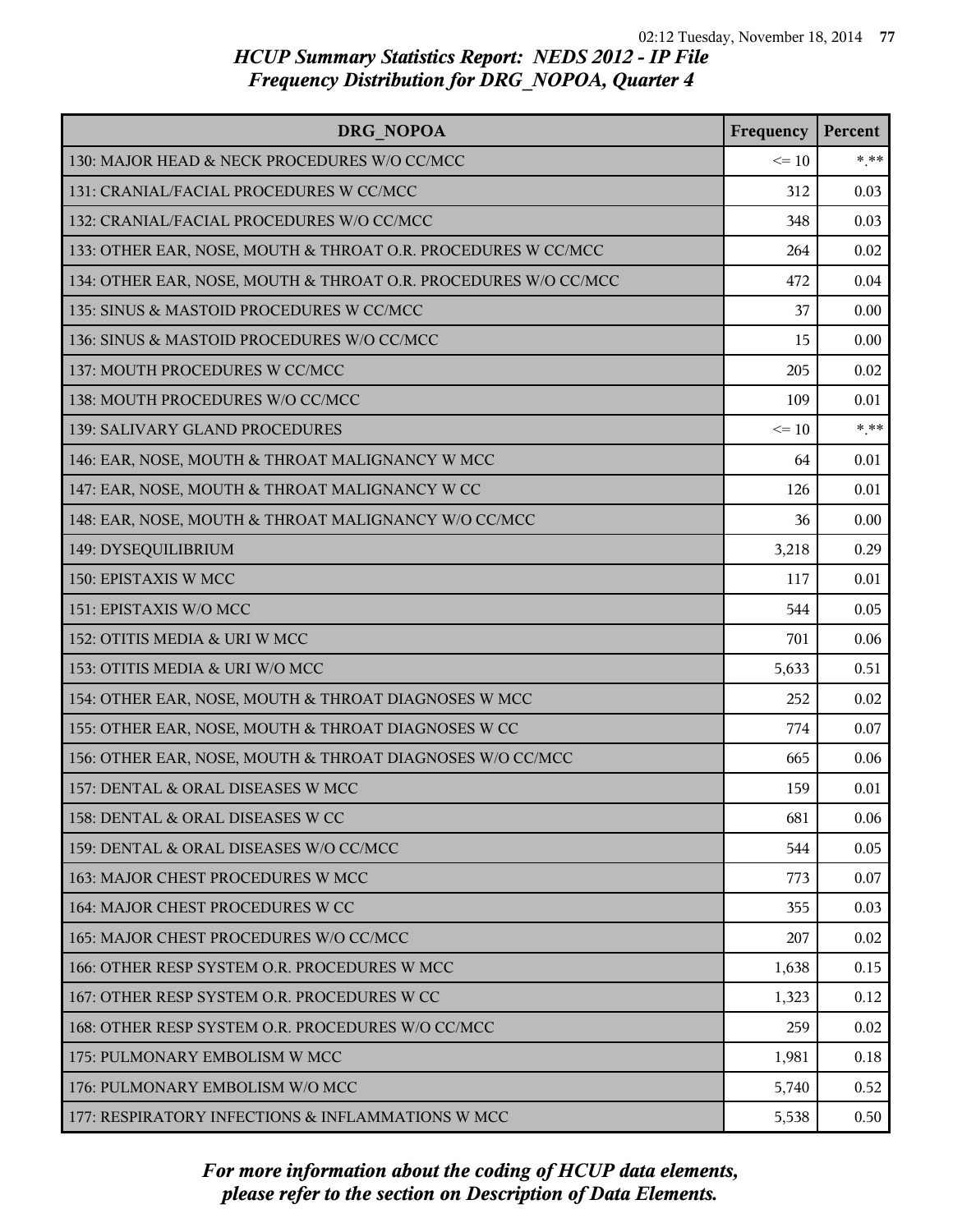## HCUP Summary Statistics Report: NEDS 2012 - IP File
## Frequency Distribution for DRG_NOPOA, Quarter 4

| DRG_NOPOA | Frequency | Percent |
|---|---|---|
| 130: MAJOR HEAD & NECK PROCEDURES W/O CC/MCC | <= 10 | *.** |
| 131: CRANIAL/FACIAL PROCEDURES W CC/MCC | 312 | 0.03 |
| 132: CRANIAL/FACIAL PROCEDURES W/O CC/MCC | 348 | 0.03 |
| 133: OTHER EAR, NOSE, MOUTH & THROAT O.R. PROCEDURES W CC/MCC | 264 | 0.02 |
| 134: OTHER EAR, NOSE, MOUTH & THROAT O.R. PROCEDURES W/O CC/MCC | 472 | 0.04 |
| 135: SINUS & MASTOID PROCEDURES W CC/MCC | 37 | 0.00 |
| 136: SINUS & MASTOID PROCEDURES W/O CC/MCC | 15 | 0.00 |
| 137: MOUTH PROCEDURES W CC/MCC | 205 | 0.02 |
| 138: MOUTH PROCEDURES W/O CC/MCC | 109 | 0.01 |
| 139: SALIVARY GLAND PROCEDURES | <= 10 | *.** |
| 146: EAR, NOSE, MOUTH & THROAT MALIGNANCY W MCC | 64 | 0.01 |
| 147: EAR, NOSE, MOUTH & THROAT MALIGNANCY W CC | 126 | 0.01 |
| 148: EAR, NOSE, MOUTH & THROAT MALIGNANCY W/O CC/MCC | 36 | 0.00 |
| 149: DYSEQUILIBRIUM | 3,218 | 0.29 |
| 150: EPISTAXIS W MCC | 117 | 0.01 |
| 151: EPISTAXIS W/O MCC | 544 | 0.05 |
| 152: OTITIS MEDIA & URI W MCC | 701 | 0.06 |
| 153: OTITIS MEDIA & URI W/O MCC | 5,633 | 0.51 |
| 154: OTHER EAR, NOSE, MOUTH & THROAT DIAGNOSES W MCC | 252 | 0.02 |
| 155: OTHER EAR, NOSE, MOUTH & THROAT DIAGNOSES W CC | 774 | 0.07 |
| 156: OTHER EAR, NOSE, MOUTH & THROAT DIAGNOSES W/O CC/MCC | 665 | 0.06 |
| 157: DENTAL & ORAL DISEASES W MCC | 159 | 0.01 |
| 158: DENTAL & ORAL DISEASES W CC | 681 | 0.06 |
| 159: DENTAL & ORAL DISEASES W/O CC/MCC | 544 | 0.05 |
| 163: MAJOR CHEST PROCEDURES W MCC | 773 | 0.07 |
| 164: MAJOR CHEST PROCEDURES W CC | 355 | 0.03 |
| 165: MAJOR CHEST PROCEDURES W/O CC/MCC | 207 | 0.02 |
| 166: OTHER RESP SYSTEM O.R. PROCEDURES W MCC | 1,638 | 0.15 |
| 167: OTHER RESP SYSTEM O.R. PROCEDURES W CC | 1,323 | 0.12 |
| 168: OTHER RESP SYSTEM O.R. PROCEDURES W/O CC/MCC | 259 | 0.02 |
| 175: PULMONARY EMBOLISM W MCC | 1,981 | 0.18 |
| 176: PULMONARY EMBOLISM W/O MCC | 5,740 | 0.52 |
| 177: RESPIRATORY INFECTIONS & INFLAMMATIONS W MCC | 5,538 | 0.50 |

*For more information about the coding of HCUP data elements, please refer to the section on Description of Data Elements.*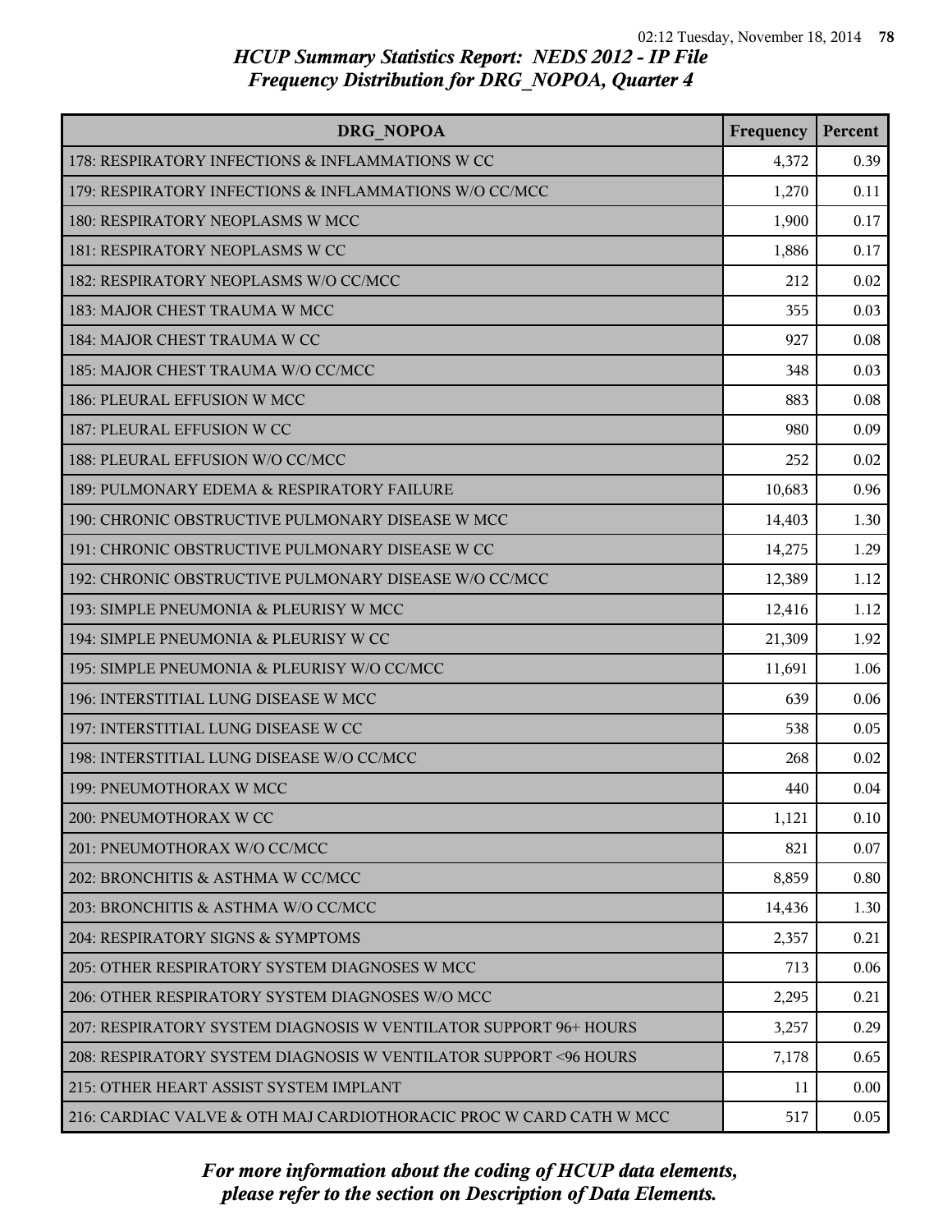# HCUP Summary Statistics Report: NEDS 2012 - IP File
## Frequency Distribution for DRG_NOPOA, Quarter 4

| DRG_NOPOA | Frequency | Percent |
|---|---|---|
| 178: RESPIRATORY INFECTIONS & INFLAMMATIONS W CC | 4,372 | 0.39 |
| 179: RESPIRATORY INFECTIONS & INFLAMMATIONS W/O CC/MCC | 1,270 | 0.11 |
| 180: RESPIRATORY NEOPLASMS W MCC | 1,900 | 0.17 |
| 181: RESPIRATORY NEOPLASMS W CC | 1,886 | 0.17 |
| 182: RESPIRATORY NEOPLASMS W/O CC/MCC | 212 | 0.02 |
| 183: MAJOR CHEST TRAUMA W MCC | 355 | 0.03 |
| 184: MAJOR CHEST TRAUMA W CC | 927 | 0.08 |
| 185: MAJOR CHEST TRAUMA W/O CC/MCC | 348 | 0.03 |
| 186: PLEURAL EFFUSION W MCC | 883 | 0.08 |
| 187: PLEURAL EFFUSION W CC | 980 | 0.09 |
| 188: PLEURAL EFFUSION W/O CC/MCC | 252 | 0.02 |
| 189: PULMONARY EDEMA & RESPIRATORY FAILURE | 10,683 | 0.96 |
| 190: CHRONIC OBSTRUCTIVE PULMONARY DISEASE W MCC | 14,403 | 1.30 |
| 191: CHRONIC OBSTRUCTIVE PULMONARY DISEASE W CC | 14,275 | 1.29 |
| 192: CHRONIC OBSTRUCTIVE PULMONARY DISEASE W/O CC/MCC | 12,389 | 1.12 |
| 193: SIMPLE PNEUMONIA & PLEURISY W MCC | 12,416 | 1.12 |
| 194: SIMPLE PNEUMONIA & PLEURISY W CC | 21,309 | 1.92 |
| 195: SIMPLE PNEUMONIA & PLEURISY W/O CC/MCC | 11,691 | 1.06 |
| 196: INTERSTITIAL LUNG DISEASE W MCC | 639 | 0.06 |
| 197: INTERSTITIAL LUNG DISEASE W CC | 538 | 0.05 |
| 198: INTERSTITIAL LUNG DISEASE W/O CC/MCC | 268 | 0.02 |
| 199: PNEUMOTHORAX W MCC | 440 | 0.04 |
| 200: PNEUMOTHORAX W CC | 1,121 | 0.10 |
| 201: PNEUMOTHORAX W/O CC/MCC | 821 | 0.07 |
| 202: BRONCHITIS & ASTHMA W CC/MCC | 8,859 | 0.80 |
| 203: BRONCHITIS & ASTHMA W/O CC/MCC | 14,436 | 1.30 |
| 204: RESPIRATORY SIGNS & SYMPTOMS | 2,357 | 0.21 |
| 205: OTHER RESPIRATORY SYSTEM DIAGNOSES W MCC | 713 | 0.06 |
| 206: OTHER RESPIRATORY SYSTEM DIAGNOSES W/O MCC | 2,295 | 0.21 |
| 207: RESPIRATORY SYSTEM DIAGNOSIS W VENTILATOR SUPPORT 96+ HOURS | 3,257 | 0.29 |
| 208: RESPIRATORY SYSTEM DIAGNOSIS W VENTILATOR SUPPORT <96 HOURS | 7,178 | 0.65 |
| 215: OTHER HEART ASSIST SYSTEM IMPLANT | 11 | 0.00 |
| 216: CARDIAC VALVE & OTH MAJ CARDIOTHORACIC PROC W CARD CATH W MCC | 517 | 0.05 |

*For more information about the coding of HCUP data elements, please refer to the section on Description of Data Elements.*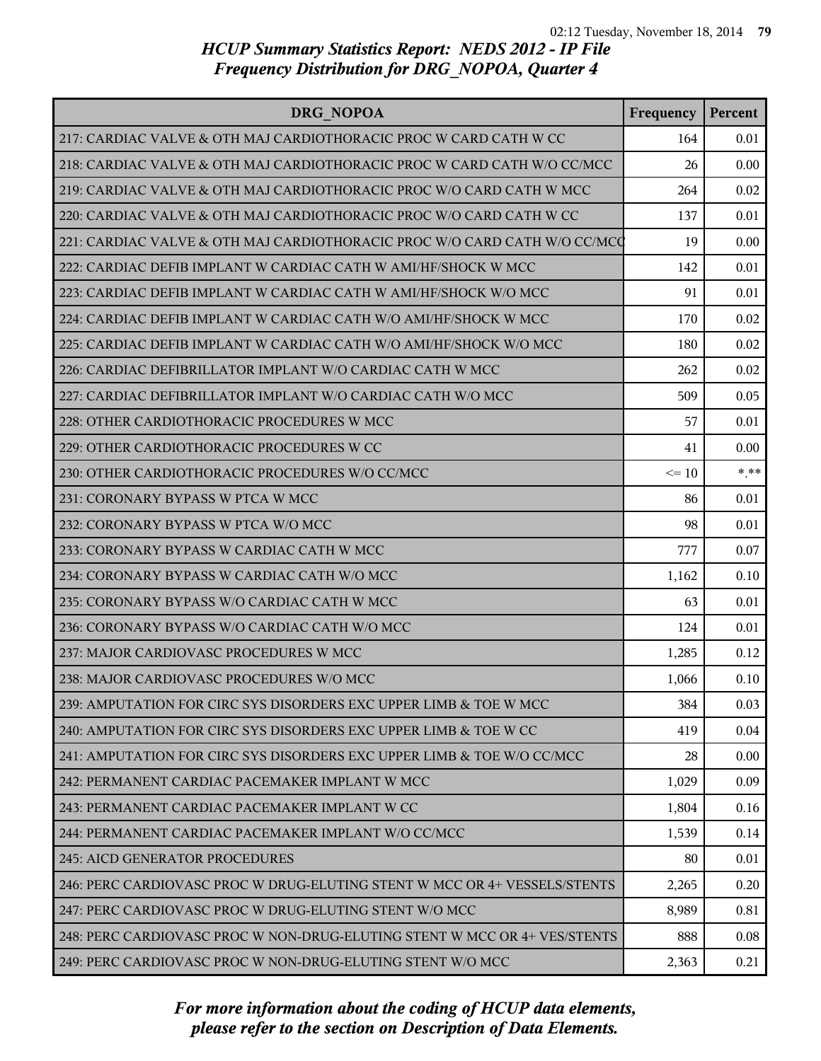## HCUP Summary Statistics Report: NEDS 2012 - IP File
## Frequency Distribution for DRG_NOPOA, Quarter 4

| DRG_NOPOA | Frequency | Percent |
|---|---|---|
| 217: CARDIAC VALVE & OTH MAJ CARDIOTHORACIC PROC W CARD CATH W CC | 164 | 0.01 |
| 218: CARDIAC VALVE & OTH MAJ CARDIOTHORACIC PROC W CARD CATH W/O CC/MCC | 26 | 0.00 |
| 219: CARDIAC VALVE & OTH MAJ CARDIOTHORACIC PROC W/O CARD CATH W MCC | 264 | 0.02 |
| 220: CARDIAC VALVE & OTH MAJ CARDIOTHORACIC PROC W/O CARD CATH W CC | 137 | 0.01 |
| 221: CARDIAC VALVE & OTH MAJ CARDIOTHORACIC PROC W/O CARD CATH W/O CC/MCC | 19 | 0.00 |
| 222: CARDIAC DEFIB IMPLANT W CARDIAC CATH W AMI/HF/SHOCK W MCC | 142 | 0.01 |
| 223: CARDIAC DEFIB IMPLANT W CARDIAC CATH W AMI/HF/SHOCK W/O MCC | 91 | 0.01 |
| 224: CARDIAC DEFIB IMPLANT W CARDIAC CATH W/O AMI/HF/SHOCK W MCC | 170 | 0.02 |
| 225: CARDIAC DEFIB IMPLANT W CARDIAC CATH W/O AMI/HF/SHOCK W/O MCC | 180 | 0.02 |
| 226: CARDIAC DEFIBRILLATOR IMPLANT W/O CARDIAC CATH W MCC | 262 | 0.02 |
| 227: CARDIAC DEFIBRILLATOR IMPLANT W/O CARDIAC CATH W/O MCC | 509 | 0.05 |
| 228: OTHER CARDIOTHORACIC PROCEDURES W MCC | 57 | 0.01 |
| 229: OTHER CARDIOTHORACIC PROCEDURES W CC | 41 | 0.00 |
| 230: OTHER CARDIOTHORACIC PROCEDURES W/O CC/MCC | <= 10 | *.** |
| 231: CORONARY BYPASS W PTCA W MCC | 86 | 0.01 |
| 232: CORONARY BYPASS W PTCA W/O MCC | 98 | 0.01 |
| 233: CORONARY BYPASS W CARDIAC CATH W MCC | 777 | 0.07 |
| 234: CORONARY BYPASS W CARDIAC CATH W/O MCC | 1,162 | 0.10 |
| 235: CORONARY BYPASS W/O CARDIAC CATH W MCC | 63 | 0.01 |
| 236: CORONARY BYPASS W/O CARDIAC CATH W/O MCC | 124 | 0.01 |
| 237: MAJOR CARDIOVASC PROCEDURES W MCC | 1,285 | 0.12 |
| 238: MAJOR CARDIOVASC PROCEDURES W/O MCC | 1,066 | 0.10 |
| 239: AMPUTATION FOR CIRC SYS DISORDERS EXC UPPER LIMB & TOE W MCC | 384 | 0.03 |
| 240: AMPUTATION FOR CIRC SYS DISORDERS EXC UPPER LIMB & TOE W CC | 419 | 0.04 |
| 241: AMPUTATION FOR CIRC SYS DISORDERS EXC UPPER LIMB & TOE W/O CC/MCC | 28 | 0.00 |
| 242: PERMANENT CARDIAC PACEMAKER IMPLANT W MCC | 1,029 | 0.09 |
| 243: PERMANENT CARDIAC PACEMAKER IMPLANT W CC | 1,804 | 0.16 |
| 244: PERMANENT CARDIAC PACEMAKER IMPLANT W/O CC/MCC | 1,539 | 0.14 |
| 245: AICD GENERATOR PROCEDURES | 80 | 0.01 |
| 246: PERC CARDIOVASC PROC W DRUG-ELUTING STENT W MCC OR 4+ VESSELS/STENTS | 2,265 | 0.20 |
| 247: PERC CARDIOVASC PROC W DRUG-ELUTING STENT W/O MCC | 8,989 | 0.81 |
| 248: PERC CARDIOVASC PROC W NON-DRUG-ELUTING STENT W MCC OR 4+ VES/STENTS | 888 | 0.08 |
| 249: PERC CARDIOVASC PROC W NON-DRUG-ELUTING STENT W/O MCC | 2,363 | 0.21 |

*For more information about the coding of HCUP data elements, please refer to the section on Description of Data Elements.*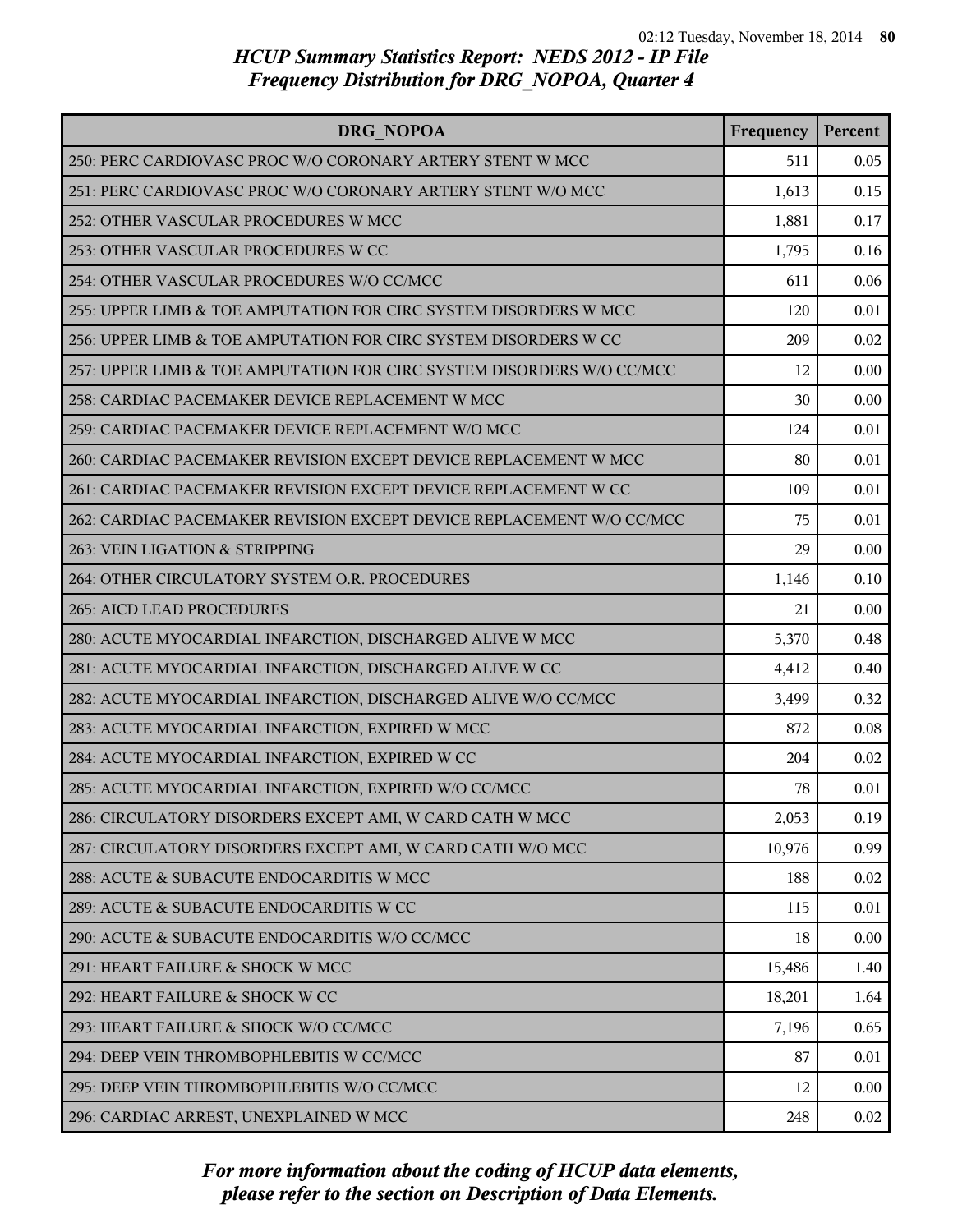*HCUP Summary Statistics Report: NEDS 2012 - IP File*
*Frequency Distribution for DRG_NOPOA, Quarter 4*

| DRG_NOPOA | Frequency | Percent |
|---|---|---|
| 250: PERC CARDIOVASC PROC W/O CORONARY ARTERY STENT W MCC | 511 | 0.05 |
| 251: PERC CARDIOVASC PROC W/O CORONARY ARTERY STENT W/O MCC | 1,613 | 0.15 |
| 252: OTHER VASCULAR PROCEDURES W MCC | 1,881 | 0.17 |
| 253: OTHER VASCULAR PROCEDURES W CC | 1,795 | 0.16 |
| 254: OTHER VASCULAR PROCEDURES W/O CC/MCC | 611 | 0.06 |
| 255: UPPER LIMB & TOE AMPUTATION FOR CIRC SYSTEM DISORDERS W MCC | 120 | 0.01 |
| 256: UPPER LIMB & TOE AMPUTATION FOR CIRC SYSTEM DISORDERS W CC | 209 | 0.02 |
| 257: UPPER LIMB & TOE AMPUTATION FOR CIRC SYSTEM DISORDERS W/O CC/MCC | 12 | 0.00 |
| 258: CARDIAC PACEMAKER DEVICE REPLACEMENT W MCC | 30 | 0.00 |
| 259: CARDIAC PACEMAKER DEVICE REPLACEMENT W/O MCC | 124 | 0.01 |
| 260: CARDIAC PACEMAKER REVISION EXCEPT DEVICE REPLACEMENT W MCC | 80 | 0.01 |
| 261: CARDIAC PACEMAKER REVISION EXCEPT DEVICE REPLACEMENT W CC | 109 | 0.01 |
| 262: CARDIAC PACEMAKER REVISION EXCEPT DEVICE REPLACEMENT W/O CC/MCC | 75 | 0.01 |
| 263: VEIN LIGATION & STRIPPING | 29 | 0.00 |
| 264: OTHER CIRCULATORY SYSTEM O.R. PROCEDURES | 1,146 | 0.10 |
| 265: AICD LEAD PROCEDURES | 21 | 0.00 |
| 280: ACUTE MYOCARDIAL INFARCTION, DISCHARGED ALIVE W MCC | 5,370 | 0.48 |
| 281: ACUTE MYOCARDIAL INFARCTION, DISCHARGED ALIVE W CC | 4,412 | 0.40 |
| 282: ACUTE MYOCARDIAL INFARCTION, DISCHARGED ALIVE W/O CC/MCC | 3,499 | 0.32 |
| 283: ACUTE MYOCARDIAL INFARCTION, EXPIRED W MCC | 872 | 0.08 |
| 284: ACUTE MYOCARDIAL INFARCTION, EXPIRED W CC | 204 | 0.02 |
| 285: ACUTE MYOCARDIAL INFARCTION, EXPIRED W/O CC/MCC | 78 | 0.01 |
| 286: CIRCULATORY DISORDERS EXCEPT AMI, W CARD CATH W MCC | 2,053 | 0.19 |
| 287: CIRCULATORY DISORDERS EXCEPT AMI, W CARD CATH W/O MCC | 10,976 | 0.99 |
| 288: ACUTE & SUBACUTE ENDOCARDITIS W MCC | 188 | 0.02 |
| 289: ACUTE & SUBACUTE ENDOCARDITIS W CC | 115 | 0.01 |
| 290: ACUTE & SUBACUTE ENDOCARDITIS W/O CC/MCC | 18 | 0.00 |
| 291: HEART FAILURE & SHOCK W MCC | 15,486 | 1.40 |
| 292: HEART FAILURE & SHOCK W CC | 18,201 | 1.64 |
| 293: HEART FAILURE & SHOCK W/O CC/MCC | 7,196 | 0.65 |
| 294: DEEP VEIN THROMBOPHLEBITIS W CC/MCC | 87 | 0.01 |
| 295: DEEP VEIN THROMBOPHLEBITIS W/O CC/MCC | 12 | 0.00 |
| 296: CARDIAC ARREST, UNEXPLAINED W MCC | 248 | 0.02 |

*For more information about the coding of HCUP data elements, please refer to the section on Description of Data Elements.*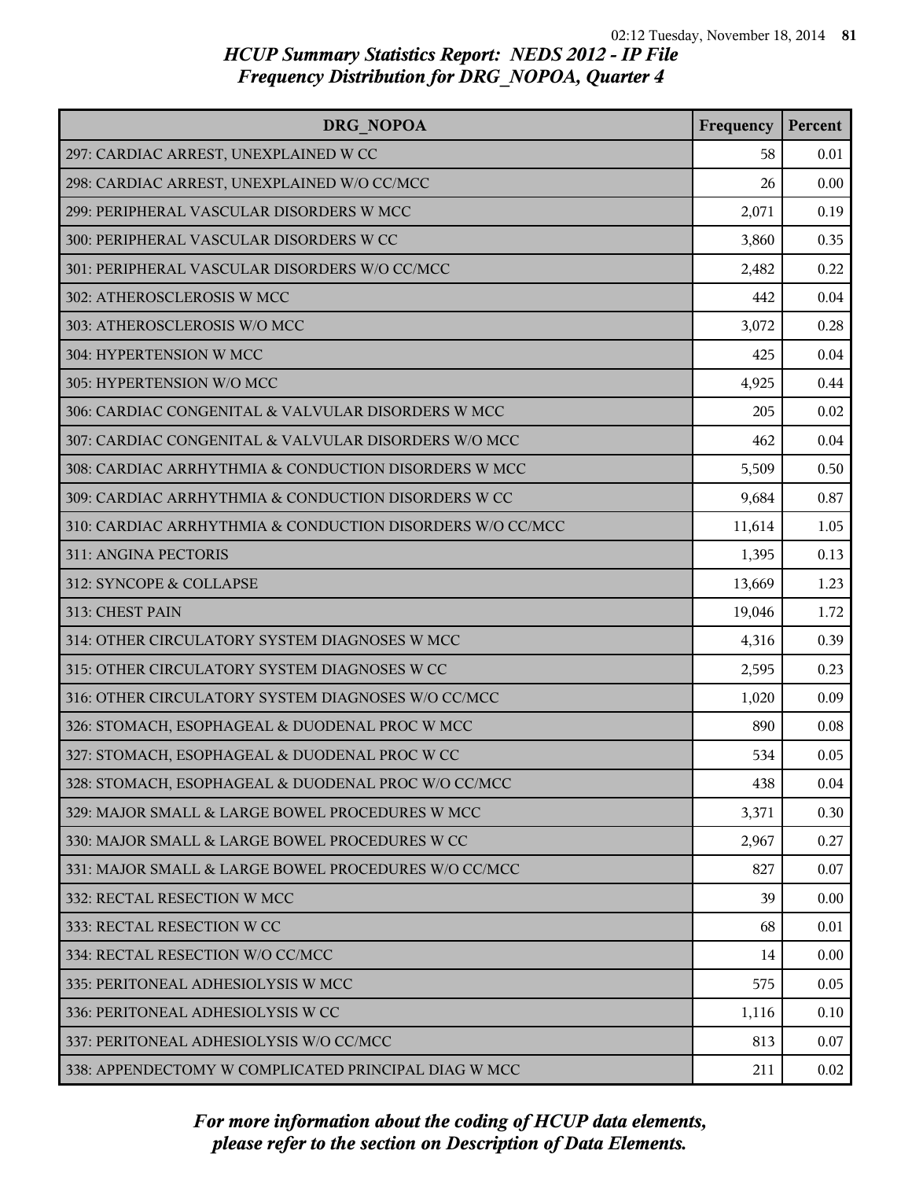# HCUP Summary Statistics Report: NEDS 2012 - IP File
## Frequency Distribution for DRG_NOPOA, Quarter 4

| DRG_NOPOA | Frequency | Percent |
|---|---|---|
| 297: CARDIAC ARREST, UNEXPLAINED W CC | 58 | 0.01 |
| 298: CARDIAC ARREST, UNEXPLAINED W/O CC/MCC | 26 | 0.00 |
| 299: PERIPHERAL VASCULAR DISORDERS W MCC | 2,071 | 0.19 |
| 300: PERIPHERAL VASCULAR DISORDERS W CC | 3,860 | 0.35 |
| 301: PERIPHERAL VASCULAR DISORDERS W/O CC/MCC | 2,482 | 0.22 |
| 302: ATHEROSCLEROSIS W MCC | 442 | 0.04 |
| 303: ATHEROSCLEROSIS W/O MCC | 3,072 | 0.28 |
| 304: HYPERTENSION W MCC | 425 | 0.04 |
| 305: HYPERTENSION W/O MCC | 4,925 | 0.44 |
| 306: CARDIAC CONGENITAL & VALVULAR DISORDERS W MCC | 205 | 0.02 |
| 307: CARDIAC CONGENITAL & VALVULAR DISORDERS W/O MCC | 462 | 0.04 |
| 308: CARDIAC ARRHYTHMIA & CONDUCTION DISORDERS W MCC | 5,509 | 0.50 |
| 309: CARDIAC ARRHYTHMIA & CONDUCTION DISORDERS W CC | 9,684 | 0.87 |
| 310: CARDIAC ARRHYTHMIA & CONDUCTION DISORDERS W/O CC/MCC | 11,614 | 1.05 |
| 311: ANGINA PECTORIS | 1,395 | 0.13 |
| 312: SYNCOPE & COLLAPSE | 13,669 | 1.23 |
| 313: CHEST PAIN | 19,046 | 1.72 |
| 314: OTHER CIRCULATORY SYSTEM DIAGNOSES W MCC | 4,316 | 0.39 |
| 315: OTHER CIRCULATORY SYSTEM DIAGNOSES W CC | 2,595 | 0.23 |
| 316: OTHER CIRCULATORY SYSTEM DIAGNOSES W/O CC/MCC | 1,020 | 0.09 |
| 326: STOMACH, ESOPHAGEAL & DUODENAL PROC W MCC | 890 | 0.08 |
| 327: STOMACH, ESOPHAGEAL & DUODENAL PROC W CC | 534 | 0.05 |
| 328: STOMACH, ESOPHAGEAL & DUODENAL PROC W/O CC/MCC | 438 | 0.04 |
| 329: MAJOR SMALL & LARGE BOWEL PROCEDURES W MCC | 3,371 | 0.30 |
| 330: MAJOR SMALL & LARGE BOWEL PROCEDURES W CC | 2,967 | 0.27 |
| 331: MAJOR SMALL & LARGE BOWEL PROCEDURES W/O CC/MCC | 827 | 0.07 |
| 332: RECTAL RESECTION W MCC | 39 | 0.00 |
| 333: RECTAL RESECTION W CC | 68 | 0.01 |
| 334: RECTAL RESECTION W/O CC/MCC | 14 | 0.00 |
| 335: PERITONEAL ADHESIOLYSIS W MCC | 575 | 0.05 |
| 336: PERITONEAL ADHESIOLYSIS W CC | 1,116 | 0.10 |
| 337: PERITONEAL ADHESIOLYSIS W/O CC/MCC | 813 | 0.07 |
| 338: APPENDECTOMY W COMPLICATED PRINCIPAL DIAG W MCC | 211 | 0.02 |

*For more information about the coding of HCUP data elements, please refer to the section on Description of Data Elements.*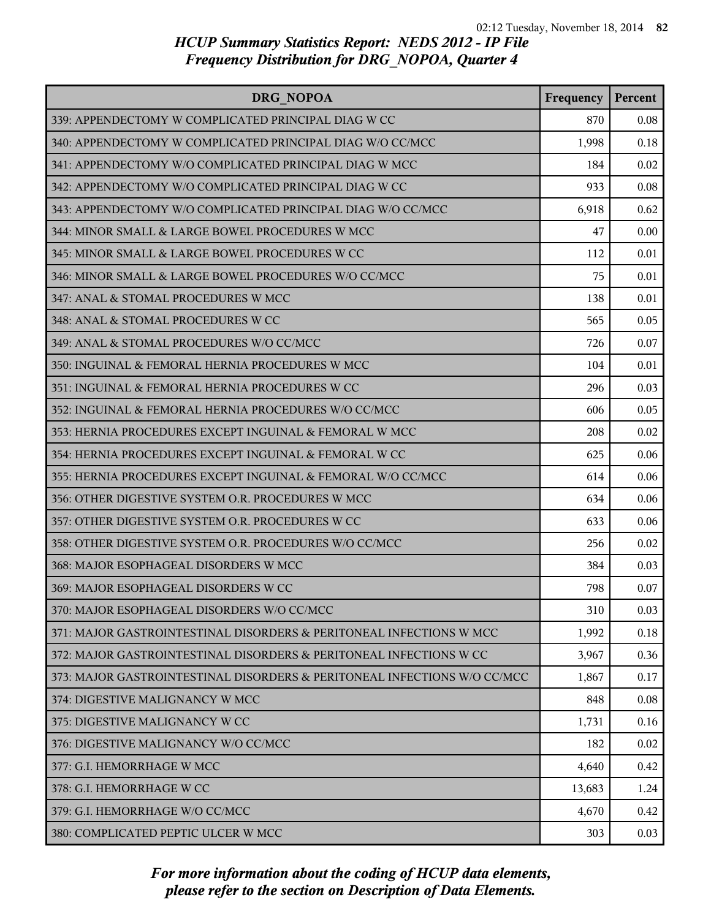# HCUP Summary Statistics Report: NEDS 2012 - IP File
## Frequency Distribution for DRG_NOPOA, Quarter 4

| DRG_NOPOA | Frequency | Percent |
|---|---|---|
| 339: APPENDECTOMY W COMPLICATED PRINCIPAL DIAG W CC | 870 | 0.08 |
| 340: APPENDECTOMY W COMPLICATED PRINCIPAL DIAG W/O CC/MCC | 1,998 | 0.18 |
| 341: APPENDECTOMY W/O COMPLICATED PRINCIPAL DIAG W MCC | 184 | 0.02 |
| 342: APPENDECTOMY W/O COMPLICATED PRINCIPAL DIAG W CC | 933 | 0.08 |
| 343: APPENDECTOMY W/O COMPLICATED PRINCIPAL DIAG W/O CC/MCC | 6,918 | 0.62 |
| 344: MINOR SMALL & LARGE BOWEL PROCEDURES W MCC | 47 | 0.00 |
| 345: MINOR SMALL & LARGE BOWEL PROCEDURES W CC | 112 | 0.01 |
| 346: MINOR SMALL & LARGE BOWEL PROCEDURES W/O CC/MCC | 75 | 0.01 |
| 347: ANAL & STOMAL PROCEDURES W MCC | 138 | 0.01 |
| 348: ANAL & STOMAL PROCEDURES W CC | 565 | 0.05 |
| 349: ANAL & STOMAL PROCEDURES W/O CC/MCC | 726 | 0.07 |
| 350: INGUINAL & FEMORAL HERNIA PROCEDURES W MCC | 104 | 0.01 |
| 351: INGUINAL & FEMORAL HERNIA PROCEDURES W CC | 296 | 0.03 |
| 352: INGUINAL & FEMORAL HERNIA PROCEDURES W/O CC/MCC | 606 | 0.05 |
| 353: HERNIA PROCEDURES EXCEPT INGUINAL & FEMORAL W MCC | 208 | 0.02 |
| 354: HERNIA PROCEDURES EXCEPT INGUINAL & FEMORAL W CC | 625 | 0.06 |
| 355: HERNIA PROCEDURES EXCEPT INGUINAL & FEMORAL W/O CC/MCC | 614 | 0.06 |
| 356: OTHER DIGESTIVE SYSTEM O.R. PROCEDURES W MCC | 634 | 0.06 |
| 357: OTHER DIGESTIVE SYSTEM O.R. PROCEDURES W CC | 633 | 0.06 |
| 358: OTHER DIGESTIVE SYSTEM O.R. PROCEDURES W/O CC/MCC | 256 | 0.02 |
| 368: MAJOR ESOPHAGEAL DISORDERS W MCC | 384 | 0.03 |
| 369: MAJOR ESOPHAGEAL DISORDERS W CC | 798 | 0.07 |
| 370: MAJOR ESOPHAGEAL DISORDERS W/O CC/MCC | 310 | 0.03 |
| 371: MAJOR GASTROINTESTINAL DISORDERS & PERITONEAL INFECTIONS W MCC | 1,992 | 0.18 |
| 372: MAJOR GASTROINTESTINAL DISORDERS & PERITONEAL INFECTIONS W CC | 3,967 | 0.36 |
| 373: MAJOR GASTROINTESTINAL DISORDERS & PERITONEAL INFECTIONS W/O CC/MCC | 1,867 | 0.17 |
| 374: DIGESTIVE MALIGNANCY W MCC | 848 | 0.08 |
| 375: DIGESTIVE MALIGNANCY W CC | 1,731 | 0.16 |
| 376: DIGESTIVE MALIGNANCY W/O CC/MCC | 182 | 0.02 |
| 377: G.I. HEMORRHAGE W MCC | 4,640 | 0.42 |
| 378: G.I. HEMORRHAGE W CC | 13,683 | 1.24 |
| 379: G.I. HEMORRHAGE W/O CC/MCC | 4,670 | 0.42 |
| 380: COMPLICATED PEPTIC ULCER W MCC | 303 | 0.03 |

*For more information about the coding of HCUP data elements, please refer to the section on Description of Data Elements.*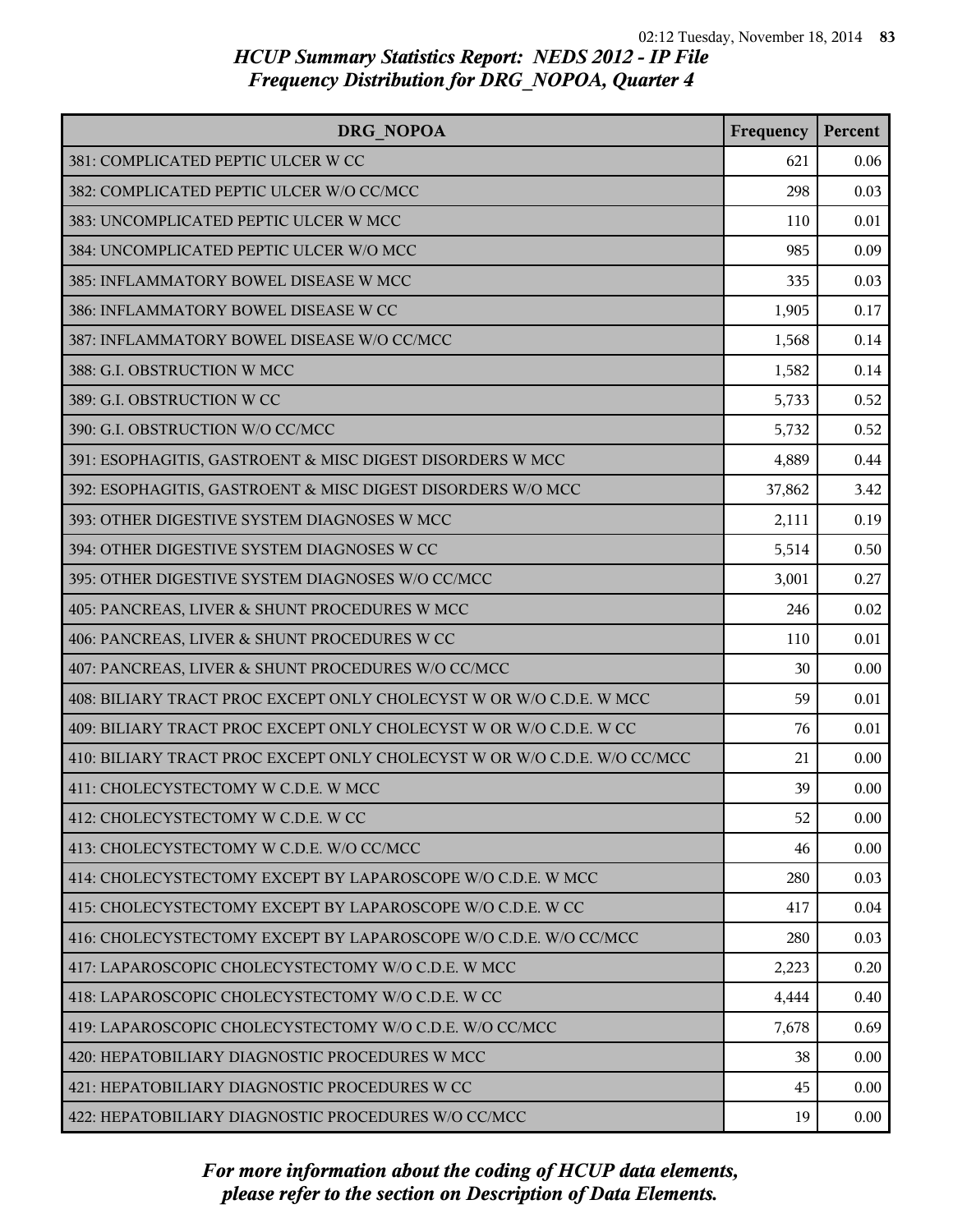# HCUP Summary Statistics Report: NEDS 2012 - IP File
## Frequency Distribution for DRG_NOPOA, Quarter 4

| DRG_NOPOA | Frequency | Percent |
|---|---|---|
| 381: COMPLICATED PEPTIC ULCER W CC | 621 | 0.06 |
| 382: COMPLICATED PEPTIC ULCER W/O CC/MCC | 298 | 0.03 |
| 383: UNCOMPLICATED PEPTIC ULCER W MCC | 110 | 0.01 |
| 384: UNCOMPLICATED PEPTIC ULCER W/O MCC | 985 | 0.09 |
| 385: INFLAMMATORY BOWEL DISEASE W MCC | 335 | 0.03 |
| 386: INFLAMMATORY BOWEL DISEASE W CC | 1,905 | 0.17 |
| 387: INFLAMMATORY BOWEL DISEASE W/O CC/MCC | 1,568 | 0.14 |
| 388: G.I. OBSTRUCTION W MCC | 1,582 | 0.14 |
| 389: G.I. OBSTRUCTION W CC | 5,733 | 0.52 |
| 390: G.I. OBSTRUCTION W/O CC/MCC | 5,732 | 0.52 |
| 391: ESOPHAGITIS, GASTROENT & MISC DIGEST DISORDERS W MCC | 4,889 | 0.44 |
| 392: ESOPHAGITIS, GASTROENT & MISC DIGEST DISORDERS W/O MCC | 37,862 | 3.42 |
| 393: OTHER DIGESTIVE SYSTEM DIAGNOSES W MCC | 2,111 | 0.19 |
| 394: OTHER DIGESTIVE SYSTEM DIAGNOSES W CC | 5,514 | 0.50 |
| 395: OTHER DIGESTIVE SYSTEM DIAGNOSES W/O CC/MCC | 3,001 | 0.27 |
| 405: PANCREAS, LIVER & SHUNT PROCEDURES W MCC | 246 | 0.02 |
| 406: PANCREAS, LIVER & SHUNT PROCEDURES W CC | 110 | 0.01 |
| 407: PANCREAS, LIVER & SHUNT PROCEDURES W/O CC/MCC | 30 | 0.00 |
| 408: BILIARY TRACT PROC EXCEPT ONLY CHOLECYST W OR W/O C.D.E. W MCC | 59 | 0.01 |
| 409: BILIARY TRACT PROC EXCEPT ONLY CHOLECYST W OR W/O C.D.E. W CC | 76 | 0.01 |
| 410: BILIARY TRACT PROC EXCEPT ONLY CHOLECYST W OR W/O C.D.E. W/O CC/MCC | 21 | 0.00 |
| 411: CHOLECYSTECTOMY W C.D.E. W MCC | 39 | 0.00 |
| 412: CHOLECYSTECTOMY W C.D.E. W CC | 52 | 0.00 |
| 413: CHOLECYSTECTOMY W C.D.E. W/O CC/MCC | 46 | 0.00 |
| 414: CHOLECYSTECTOMY EXCEPT BY LAPAROSCOPE W/O C.D.E. W MCC | 280 | 0.03 |
| 415: CHOLECYSTECTOMY EXCEPT BY LAPAROSCOPE W/O C.D.E. W CC | 417 | 0.04 |
| 416: CHOLECYSTECTOMY EXCEPT BY LAPAROSCOPE W/O C.D.E. W/O CC/MCC | 280 | 0.03 |
| 417: LAPAROSCOPIC CHOLECYSTECTOMY W/O C.D.E. W MCC | 2,223 | 0.20 |
| 418: LAPAROSCOPIC CHOLECYSTECTOMY W/O C.D.E. W CC | 4,444 | 0.40 |
| 419: LAPAROSCOPIC CHOLECYSTECTOMY W/O C.D.E. W/O CC/MCC | 7,678 | 0.69 |
| 420: HEPATOBILIARY DIAGNOSTIC PROCEDURES W MCC | 38 | 0.00 |
| 421: HEPATOBILIARY DIAGNOSTIC PROCEDURES W CC | 45 | 0.00 |
| 422: HEPATOBILIARY DIAGNOSTIC PROCEDURES W/O CC/MCC | 19 | 0.00 |

*For more information about the coding of HCUP data elements, please refer to the section on Description of Data Elements.*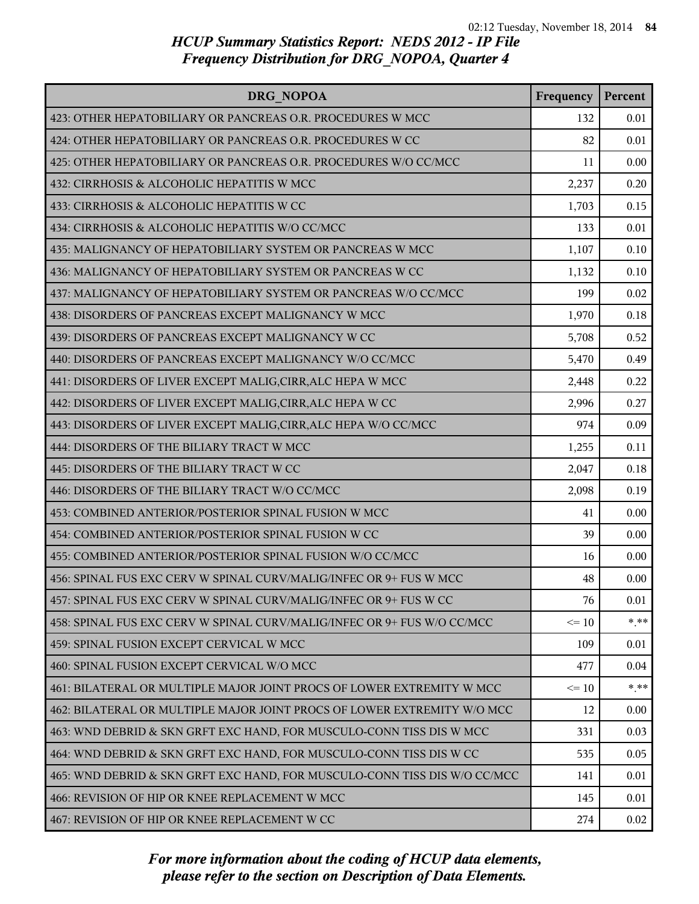# HCUP Summary Statistics Report: NEDS 2012 - IP File
## Frequency Distribution for DRG_NOPOA, Quarter 4

| DRG_NOPOA | Frequency | Percent |
|---|---|---|
| 423: OTHER HEPATOBILIARY OR PANCREAS O.R. PROCEDURES W MCC | 132 | 0.01 |
| 424: OTHER HEPATOBILIARY OR PANCREAS O.R. PROCEDURES W CC | 82 | 0.01 |
| 425: OTHER HEPATOBILIARY OR PANCREAS O.R. PROCEDURES W/O CC/MCC | 11 | 0.00 |
| 432: CIRRHOSIS & ALCOHOLIC HEPATITIS W MCC | 2,237 | 0.20 |
| 433: CIRRHOSIS & ALCOHOLIC HEPATITIS W CC | 1,703 | 0.15 |
| 434: CIRRHOSIS & ALCOHOLIC HEPATITIS W/O CC/MCC | 133 | 0.01 |
| 435: MALIGNANCY OF HEPATOBILIARY SYSTEM OR PANCREAS W MCC | 1,107 | 0.10 |
| 436: MALIGNANCY OF HEPATOBILIARY SYSTEM OR PANCREAS W CC | 1,132 | 0.10 |
| 437: MALIGNANCY OF HEPATOBILIARY SYSTEM OR PANCREAS W/O CC/MCC | 199 | 0.02 |
| 438: DISORDERS OF PANCREAS EXCEPT MALIGNANCY W MCC | 1,970 | 0.18 |
| 439: DISORDERS OF PANCREAS EXCEPT MALIGNANCY W CC | 5,708 | 0.52 |
| 440: DISORDERS OF PANCREAS EXCEPT MALIGNANCY W/O CC/MCC | 5,470 | 0.49 |
| 441: DISORDERS OF LIVER EXCEPT MALIG,CIRR,ALC HEPA W MCC | 2,448 | 0.22 |
| 442: DISORDERS OF LIVER EXCEPT MALIG,CIRR,ALC HEPA W CC | 2,996 | 0.27 |
| 443: DISORDERS OF LIVER EXCEPT MALIG,CIRR,ALC HEPA W/O CC/MCC | 974 | 0.09 |
| 444: DISORDERS OF THE BILIARY TRACT W MCC | 1,255 | 0.11 |
| 445: DISORDERS OF THE BILIARY TRACT W CC | 2,047 | 0.18 |
| 446: DISORDERS OF THE BILIARY TRACT W/O CC/MCC | 2,098 | 0.19 |
| 453: COMBINED ANTERIOR/POSTERIOR SPINAL FUSION W MCC | 41 | 0.00 |
| 454: COMBINED ANTERIOR/POSTERIOR SPINAL FUSION W CC | 39 | 0.00 |
| 455: COMBINED ANTERIOR/POSTERIOR SPINAL FUSION W/O CC/MCC | 16 | 0.00 |
| 456: SPINAL FUS EXC CERV W SPINAL CURV/MALIG/INFEC OR 9+ FUS W MCC | 48 | 0.00 |
| 457: SPINAL FUS EXC CERV W SPINAL CURV/MALIG/INFEC OR 9+ FUS W CC | 76 | 0.01 |
| 458: SPINAL FUS EXC CERV W SPINAL CURV/MALIG/INFEC OR 9+ FUS W/O CC/MCC | <= 10 | *.** |
| 459: SPINAL FUSION EXCEPT CERVICAL W MCC | 109 | 0.01 |
| 460: SPINAL FUSION EXCEPT CERVICAL W/O MCC | 477 | 0.04 |
| 461: BILATERAL OR MULTIPLE MAJOR JOINT PROCS OF LOWER EXTREMITY W MCC | <= 10 | *.** |
| 462: BILATERAL OR MULTIPLE MAJOR JOINT PROCS OF LOWER EXTREMITY W/O MCC | 12 | 0.00 |
| 463: WND DEBRID & SKN GRFT EXC HAND, FOR MUSCULO-CONN TISS DIS W MCC | 331 | 0.03 |
| 464: WND DEBRID & SKN GRFT EXC HAND, FOR MUSCULO-CONN TISS DIS W CC | 535 | 0.05 |
| 465: WND DEBRID & SKN GRFT EXC HAND, FOR MUSCULO-CONN TISS DIS W/O CC/MCC | 141 | 0.01 |
| 466: REVISION OF HIP OR KNEE REPLACEMENT W MCC | 145 | 0.01 |
| 467: REVISION OF HIP OR KNEE REPLACEMENT W CC | 274 | 0.02 |

*For more information about the coding of HCUP data elements, please refer to the section on Description of Data Elements.*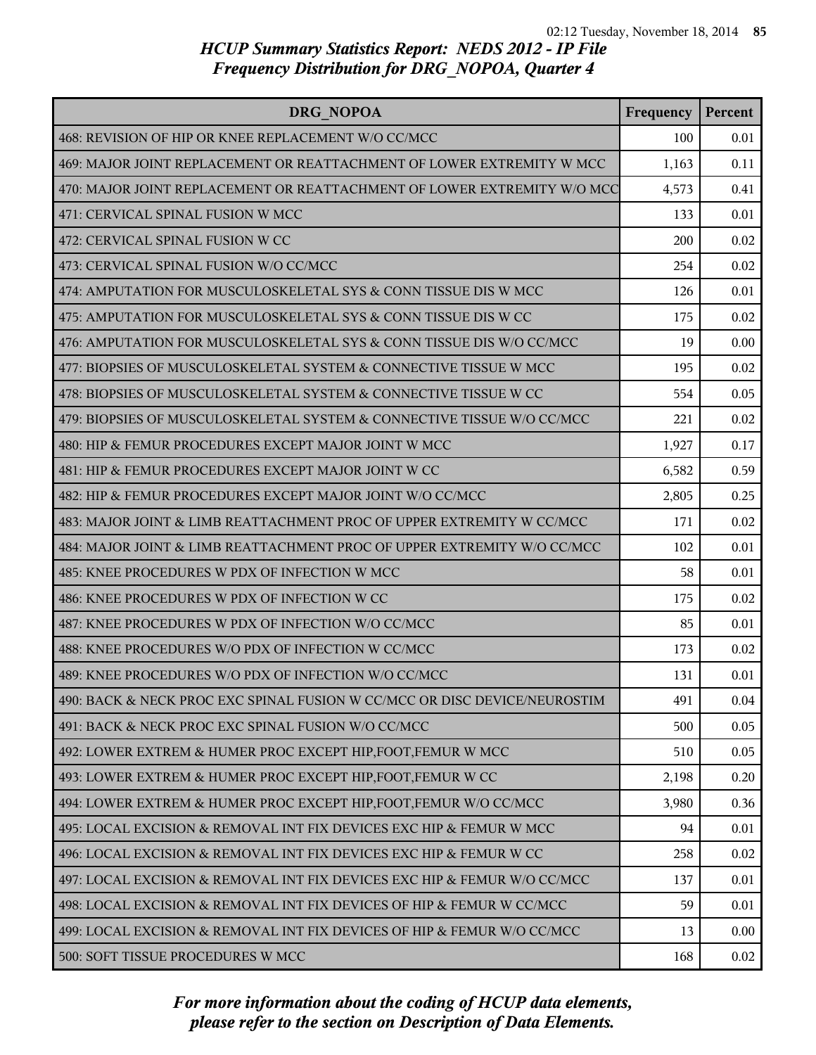*HCUP Summary Statistics Report: NEDS 2012 - IP File*
*Frequency Distribution for DRG_NOPOA, Quarter 4*

| DRG_NOPOA | Frequency | Percent |
|---|---|---|
| 468: REVISION OF HIP OR KNEE REPLACEMENT W/O CC/MCC | 100 | 0.01 |
| 469: MAJOR JOINT REPLACEMENT OR REATTACHMENT OF LOWER EXTREMITY W MCC | 1,163 | 0.11 |
| 470: MAJOR JOINT REPLACEMENT OR REATTACHMENT OF LOWER EXTREMITY W/O MCC | 4,573 | 0.41 |
| 471: CERVICAL SPINAL FUSION W MCC | 133 | 0.01 |
| 472: CERVICAL SPINAL FUSION W CC | 200 | 0.02 |
| 473: CERVICAL SPINAL FUSION W/O CC/MCC | 254 | 0.02 |
| 474: AMPUTATION FOR MUSCULOSKELETAL SYS & CONN TISSUE DIS W MCC | 126 | 0.01 |
| 475: AMPUTATION FOR MUSCULOSKELETAL SYS & CONN TISSUE DIS W CC | 175 | 0.02 |
| 476: AMPUTATION FOR MUSCULOSKELETAL SYS & CONN TISSUE DIS W/O CC/MCC | 19 | 0.00 |
| 477: BIOPSIES OF MUSCULOSKELETAL SYSTEM & CONNECTIVE TISSUE W MCC | 195 | 0.02 |
| 478: BIOPSIES OF MUSCULOSKELETAL SYSTEM & CONNECTIVE TISSUE W CC | 554 | 0.05 |
| 479: BIOPSIES OF MUSCULOSKELETAL SYSTEM & CONNECTIVE TISSUE W/O CC/MCC | 221 | 0.02 |
| 480: HIP & FEMUR PROCEDURES EXCEPT MAJOR JOINT W MCC | 1,927 | 0.17 |
| 481: HIP & FEMUR PROCEDURES EXCEPT MAJOR JOINT W CC | 6,582 | 0.59 |
| 482: HIP & FEMUR PROCEDURES EXCEPT MAJOR JOINT W/O CC/MCC | 2,805 | 0.25 |
| 483: MAJOR JOINT & LIMB REATTACHMENT PROC OF UPPER EXTREMITY W CC/MCC | 171 | 0.02 |
| 484: MAJOR JOINT & LIMB REATTACHMENT PROC OF UPPER EXTREMITY W/O CC/MCC | 102 | 0.01 |
| 485: KNEE PROCEDURES W PDX OF INFECTION W MCC | 58 | 0.01 |
| 486: KNEE PROCEDURES W PDX OF INFECTION W CC | 175 | 0.02 |
| 487: KNEE PROCEDURES W PDX OF INFECTION W/O CC/MCC | 85 | 0.01 |
| 488: KNEE PROCEDURES W/O PDX OF INFECTION W CC/MCC | 173 | 0.02 |
| 489: KNEE PROCEDURES W/O PDX OF INFECTION W/O CC/MCC | 131 | 0.01 |
| 490: BACK & NECK PROC EXC SPINAL FUSION W CC/MCC OR DISC DEVICE/NEUROSTIM | 491 | 0.04 |
| 491: BACK & NECK PROC EXC SPINAL FUSION W/O CC/MCC | 500 | 0.05 |
| 492: LOWER EXTREM & HUMER PROC EXCEPT HIP,FOOT,FEMUR W MCC | 510 | 0.05 |
| 493: LOWER EXTREM & HUMER PROC EXCEPT HIP,FOOT,FEMUR W CC | 2,198 | 0.20 |
| 494: LOWER EXTREM & HUMER PROC EXCEPT HIP,FOOT,FEMUR W/O CC/MCC | 3,980 | 0.36 |
| 495: LOCAL EXCISION & REMOVAL INT FIX DEVICES EXC HIP & FEMUR W MCC | 94 | 0.01 |
| 496: LOCAL EXCISION & REMOVAL INT FIX DEVICES EXC HIP & FEMUR W CC | 258 | 0.02 |
| 497: LOCAL EXCISION & REMOVAL INT FIX DEVICES EXC HIP & FEMUR W/O CC/MCC | 137 | 0.01 |
| 498: LOCAL EXCISION & REMOVAL INT FIX DEVICES OF HIP & FEMUR W CC/MCC | 59 | 0.01 |
| 499: LOCAL EXCISION & REMOVAL INT FIX DEVICES OF HIP & FEMUR W/O CC/MCC | 13 | 0.00 |
| 500: SOFT TISSUE PROCEDURES W MCC | 168 | 0.02 |

*For more information about the coding of HCUP data elements, please refer to the section on Description of Data Elements.*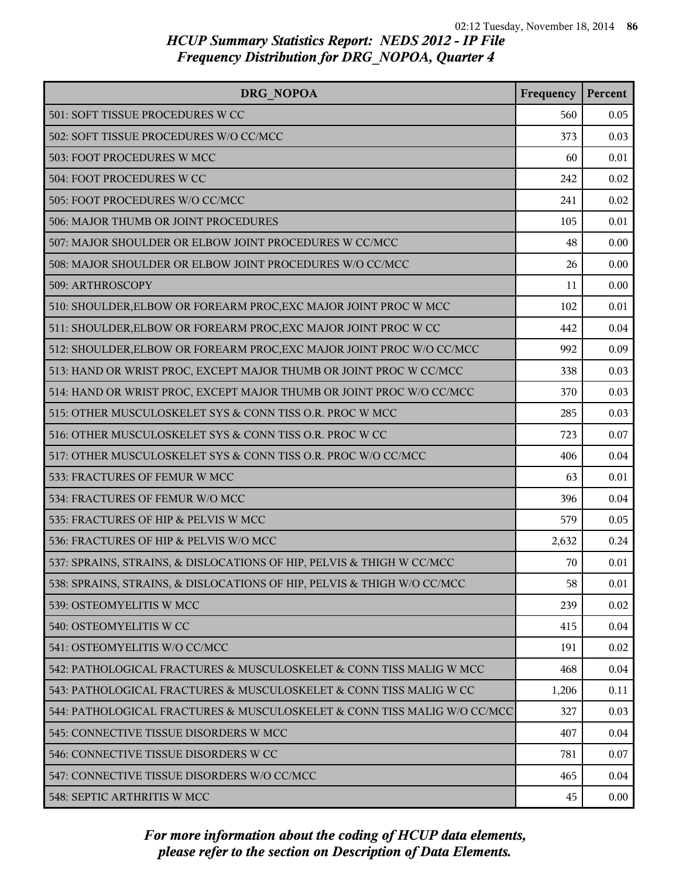## HCUP Summary Statistics Report: NEDS 2012 - IP File
## Frequency Distribution for DRG_NOPOA, Quarter 4

| DRG_NOPOA | Frequency | Percent |
|---|---|---|
| 501: SOFT TISSUE PROCEDURES W CC | 560 | 0.05 |
| 502: SOFT TISSUE PROCEDURES W/O CC/MCC | 373 | 0.03 |
| 503: FOOT PROCEDURES W MCC | 60 | 0.01 |
| 504: FOOT PROCEDURES W CC | 242 | 0.02 |
| 505: FOOT PROCEDURES W/O CC/MCC | 241 | 0.02 |
| 506: MAJOR THUMB OR JOINT PROCEDURES | 105 | 0.01 |
| 507: MAJOR SHOULDER OR ELBOW JOINT PROCEDURES W CC/MCC | 48 | 0.00 |
| 508: MAJOR SHOULDER OR ELBOW JOINT PROCEDURES W/O CC/MCC | 26 | 0.00 |
| 509: ARTHROSCOPY | 11 | 0.00 |
| 510: SHOULDER,ELBOW OR FOREARM PROC,EXC MAJOR JOINT PROC W MCC | 102 | 0.01 |
| 511: SHOULDER,ELBOW OR FOREARM PROC,EXC MAJOR JOINT PROC W CC | 442 | 0.04 |
| 512: SHOULDER,ELBOW OR FOREARM PROC,EXC MAJOR JOINT PROC W/O CC/MCC | 992 | 0.09 |
| 513: HAND OR WRIST PROC, EXCEPT MAJOR THUMB OR JOINT PROC W CC/MCC | 338 | 0.03 |
| 514: HAND OR WRIST PROC, EXCEPT MAJOR THUMB OR JOINT PROC W/O CC/MCC | 370 | 0.03 |
| 515: OTHER MUSCULOSKELET SYS & CONN TISS O.R. PROC W MCC | 285 | 0.03 |
| 516: OTHER MUSCULOSKELET SYS & CONN TISS O.R. PROC W CC | 723 | 0.07 |
| 517: OTHER MUSCULOSKELET SYS & CONN TISS O.R. PROC W/O CC/MCC | 406 | 0.04 |
| 533: FRACTURES OF FEMUR W MCC | 63 | 0.01 |
| 534: FRACTURES OF FEMUR W/O MCC | 396 | 0.04 |
| 535: FRACTURES OF HIP & PELVIS W MCC | 579 | 0.05 |
| 536: FRACTURES OF HIP & PELVIS W/O MCC | 2,632 | 0.24 |
| 537: SPRAINS, STRAINS, & DISLOCATIONS OF HIP, PELVIS & THIGH W CC/MCC | 70 | 0.01 |
| 538: SPRAINS, STRAINS, & DISLOCATIONS OF HIP, PELVIS & THIGH W/O CC/MCC | 58 | 0.01 |
| 539: OSTEOMYELITIS W MCC | 239 | 0.02 |
| 540: OSTEOMYELITIS W CC | 415 | 0.04 |
| 541: OSTEOMYELITIS W/O CC/MCC | 191 | 0.02 |
| 542: PATHOLOGICAL FRACTURES & MUSCULOSKELET & CONN TISS MALIG W MCC | 468 | 0.04 |
| 543: PATHOLOGICAL FRACTURES & MUSCULOSKELET & CONN TISS MALIG W CC | 1,206 | 0.11 |
| 544: PATHOLOGICAL FRACTURES & MUSCULOSKELET & CONN TISS MALIG W/O CC/MCC | 327 | 0.03 |
| 545: CONNECTIVE TISSUE DISORDERS W MCC | 407 | 0.04 |
| 546: CONNECTIVE TISSUE DISORDERS W CC | 781 | 0.07 |
| 547: CONNECTIVE TISSUE DISORDERS W/O CC/MCC | 465 | 0.04 |
| 548: SEPTIC ARTHRITIS W MCC | 45 | 0.00 |

*For more information about the coding of HCUP data elements, please refer to the section on Description of Data Elements.*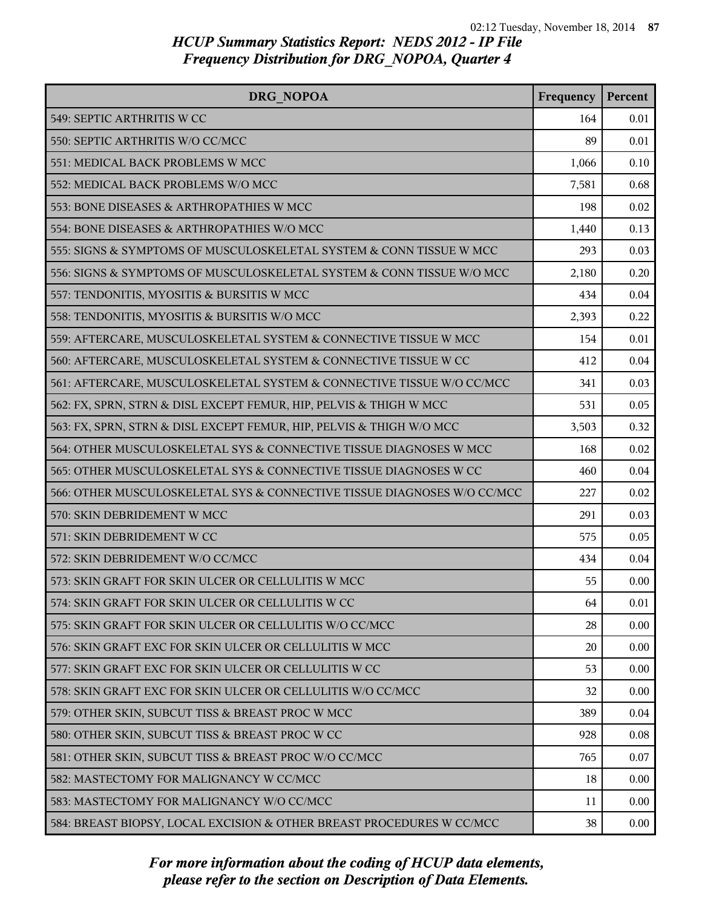*HCUP Summary Statistics Report: NEDS 2012 - IP File*
*Frequency Distribution for DRG_NOPOA, Quarter 4*

| DRG_NOPOA | Frequency | Percent |
|---|---|---|
| 549: SEPTIC ARTHRITIS W CC | 164 | 0.01 |
| 550: SEPTIC ARTHRITIS W/O CC/MCC | 89 | 0.01 |
| 551: MEDICAL BACK PROBLEMS W MCC | 1,066 | 0.10 |
| 552: MEDICAL BACK PROBLEMS W/O MCC | 7,581 | 0.68 |
| 553: BONE DISEASES & ARTHROPATHIES W MCC | 198 | 0.02 |
| 554: BONE DISEASES & ARTHROPATHIES W/O MCC | 1,440 | 0.13 |
| 555: SIGNS & SYMPTOMS OF MUSCULOSKELETAL SYSTEM & CONN TISSUE W MCC | 293 | 0.03 |
| 556: SIGNS & SYMPTOMS OF MUSCULOSKELETAL SYSTEM & CONN TISSUE W/O MCC | 2,180 | 0.20 |
| 557: TENDONITIS, MYOSITIS & BURSITIS W MCC | 434 | 0.04 |
| 558: TENDONITIS, MYOSITIS & BURSITIS W/O MCC | 2,393 | 0.22 |
| 559: AFTERCARE, MUSCULOSKELETAL SYSTEM & CONNECTIVE TISSUE W MCC | 154 | 0.01 |
| 560: AFTERCARE, MUSCULOSKELETAL SYSTEM & CONNECTIVE TISSUE W CC | 412 | 0.04 |
| 561: AFTERCARE, MUSCULOSKELETAL SYSTEM & CONNECTIVE TISSUE W/O CC/MCC | 341 | 0.03 |
| 562: FX, SPRN, STRN & DISL EXCEPT FEMUR, HIP, PELVIS & THIGH W MCC | 531 | 0.05 |
| 563: FX, SPRN, STRN & DISL EXCEPT FEMUR, HIP, PELVIS & THIGH W/O MCC | 3,503 | 0.32 |
| 564: OTHER MUSCULOSKELETAL SYS & CONNECTIVE TISSUE DIAGNOSES W MCC | 168 | 0.02 |
| 565: OTHER MUSCULOSKELETAL SYS & CONNECTIVE TISSUE DIAGNOSES W CC | 460 | 0.04 |
| 566: OTHER MUSCULOSKELETAL SYS & CONNECTIVE TISSUE DIAGNOSES W/O CC/MCC | 227 | 0.02 |
| 570: SKIN DEBRIDEMENT W MCC | 291 | 0.03 |
| 571: SKIN DEBRIDEMENT W CC | 575 | 0.05 |
| 572: SKIN DEBRIDEMENT W/O CC/MCC | 434 | 0.04 |
| 573: SKIN GRAFT FOR SKIN ULCER OR CELLULITIS W MCC | 55 | 0.00 |
| 574: SKIN GRAFT FOR SKIN ULCER OR CELLULITIS W CC | 64 | 0.01 |
| 575: SKIN GRAFT FOR SKIN ULCER OR CELLULITIS W/O CC/MCC | 28 | 0.00 |
| 576: SKIN GRAFT EXC FOR SKIN ULCER OR CELLULITIS W MCC | 20 | 0.00 |
| 577: SKIN GRAFT EXC FOR SKIN ULCER OR CELLULITIS W CC | 53 | 0.00 |
| 578: SKIN GRAFT EXC FOR SKIN ULCER OR CELLULITIS W/O CC/MCC | 32 | 0.00 |
| 579: OTHER SKIN, SUBCUT TISS & BREAST PROC W MCC | 389 | 0.04 |
| 580: OTHER SKIN, SUBCUT TISS & BREAST PROC W CC | 928 | 0.08 |
| 581: OTHER SKIN, SUBCUT TISS & BREAST PROC W/O CC/MCC | 765 | 0.07 |
| 582: MASTECTOMY FOR MALIGNANCY W CC/MCC | 18 | 0.00 |
| 583: MASTECTOMY FOR MALIGNANCY W/O CC/MCC | 11 | 0.00 |
| 584: BREAST BIOPSY, LOCAL EXCISION & OTHER BREAST PROCEDURES W CC/MCC | 38 | 0.00 |

*For more information about the coding of HCUP data elements, please refer to the section on Description of Data Elements.*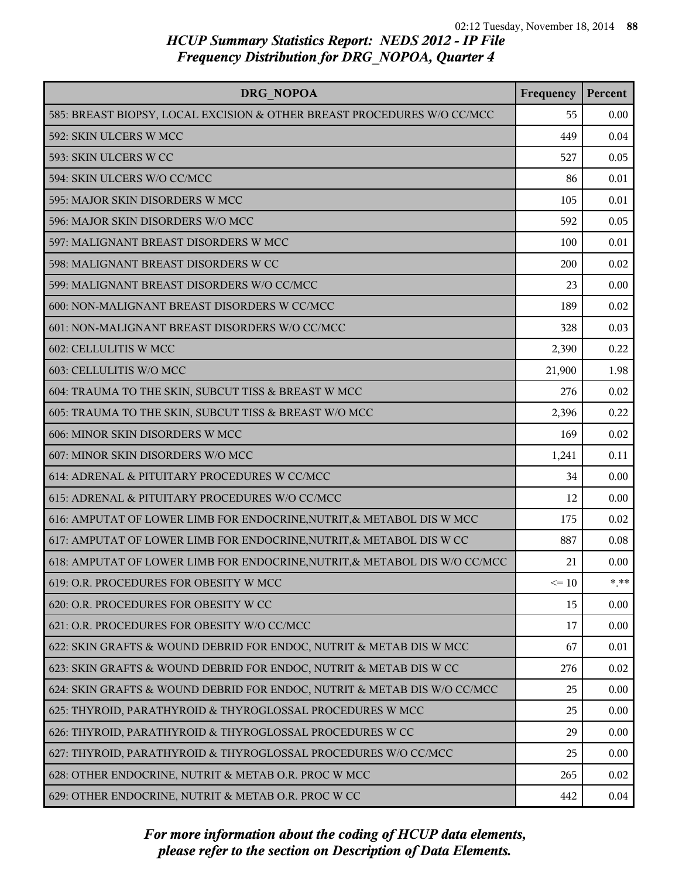## HCUP Summary Statistics Report: NEDS 2012 - IP File
## Frequency Distribution for DRG_NOPOA, Quarter 4

| DRG_NOPOA | Frequency | Percent |
|---|---|---|
| 585: BREAST BIOPSY, LOCAL EXCISION & OTHER BREAST PROCEDURES W/O CC/MCC | 55 | 0.00 |
| 592: SKIN ULCERS W MCC | 449 | 0.04 |
| 593: SKIN ULCERS W CC | 527 | 0.05 |
| 594: SKIN ULCERS W/O CC/MCC | 86 | 0.01 |
| 595: MAJOR SKIN DISORDERS W MCC | 105 | 0.01 |
| 596: MAJOR SKIN DISORDERS W/O MCC | 592 | 0.05 |
| 597: MALIGNANT BREAST DISORDERS W MCC | 100 | 0.01 |
| 598: MALIGNANT BREAST DISORDERS W CC | 200 | 0.02 |
| 599: MALIGNANT BREAST DISORDERS W/O CC/MCC | 23 | 0.00 |
| 600: NON-MALIGNANT BREAST DISORDERS W CC/MCC | 189 | 0.02 |
| 601: NON-MALIGNANT BREAST DISORDERS W/O CC/MCC | 328 | 0.03 |
| 602: CELLULITIS W MCC | 2,390 | 0.22 |
| 603: CELLULITIS W/O MCC | 21,900 | 1.98 |
| 604: TRAUMA TO THE SKIN, SUBCUT TISS & BREAST W MCC | 276 | 0.02 |
| 605: TRAUMA TO THE SKIN, SUBCUT TISS & BREAST W/O MCC | 2,396 | 0.22 |
| 606: MINOR SKIN DISORDERS W MCC | 169 | 0.02 |
| 607: MINOR SKIN DISORDERS W/O MCC | 1,241 | 0.11 |
| 614: ADRENAL & PITUITARY PROCEDURES W CC/MCC | 34 | 0.00 |
| 615: ADRENAL & PITUITARY PROCEDURES W/O CC/MCC | 12 | 0.00 |
| 616: AMPUTAT OF LOWER LIMB FOR ENDOCRINE,NUTRIT,& METABOL DIS W MCC | 175 | 0.02 |
| 617: AMPUTAT OF LOWER LIMB FOR ENDOCRINE,NUTRIT,& METABOL DIS W CC | 887 | 0.08 |
| 618: AMPUTAT OF LOWER LIMB FOR ENDOCRINE,NUTRIT,& METABOL DIS W/O CC/MCC | 21 | 0.00 |
| 619: O.R. PROCEDURES FOR OBESITY W MCC | <= 10 | *.** |
| 620: O.R. PROCEDURES FOR OBESITY W CC | 15 | 0.00 |
| 621: O.R. PROCEDURES FOR OBESITY W/O CC/MCC | 17 | 0.00 |
| 622: SKIN GRAFTS & WOUND DEBRID FOR ENDOC, NUTRIT & METAB DIS W MCC | 67 | 0.01 |
| 623: SKIN GRAFTS & WOUND DEBRID FOR ENDOC, NUTRIT & METAB DIS W CC | 276 | 0.02 |
| 624: SKIN GRAFTS & WOUND DEBRID FOR ENDOC, NUTRIT & METAB DIS W/O CC/MCC | 25 | 0.00 |
| 625: THYROID, PARATHYROID & THYROGLOSSAL PROCEDURES W MCC | 25 | 0.00 |
| 626: THYROID, PARATHYROID & THYROGLOSSAL PROCEDURES W CC | 29 | 0.00 |
| 627: THYROID, PARATHYROID & THYROGLOSSAL PROCEDURES W/O CC/MCC | 25 | 0.00 |
| 628: OTHER ENDOCRINE, NUTRIT & METAB O.R. PROC W MCC | 265 | 0.02 |
| 629: OTHER ENDOCRINE, NUTRIT & METAB O.R. PROC W CC | 442 | 0.04 |

*For more information about the coding of HCUP data elements, please refer to the section on Description of Data Elements.*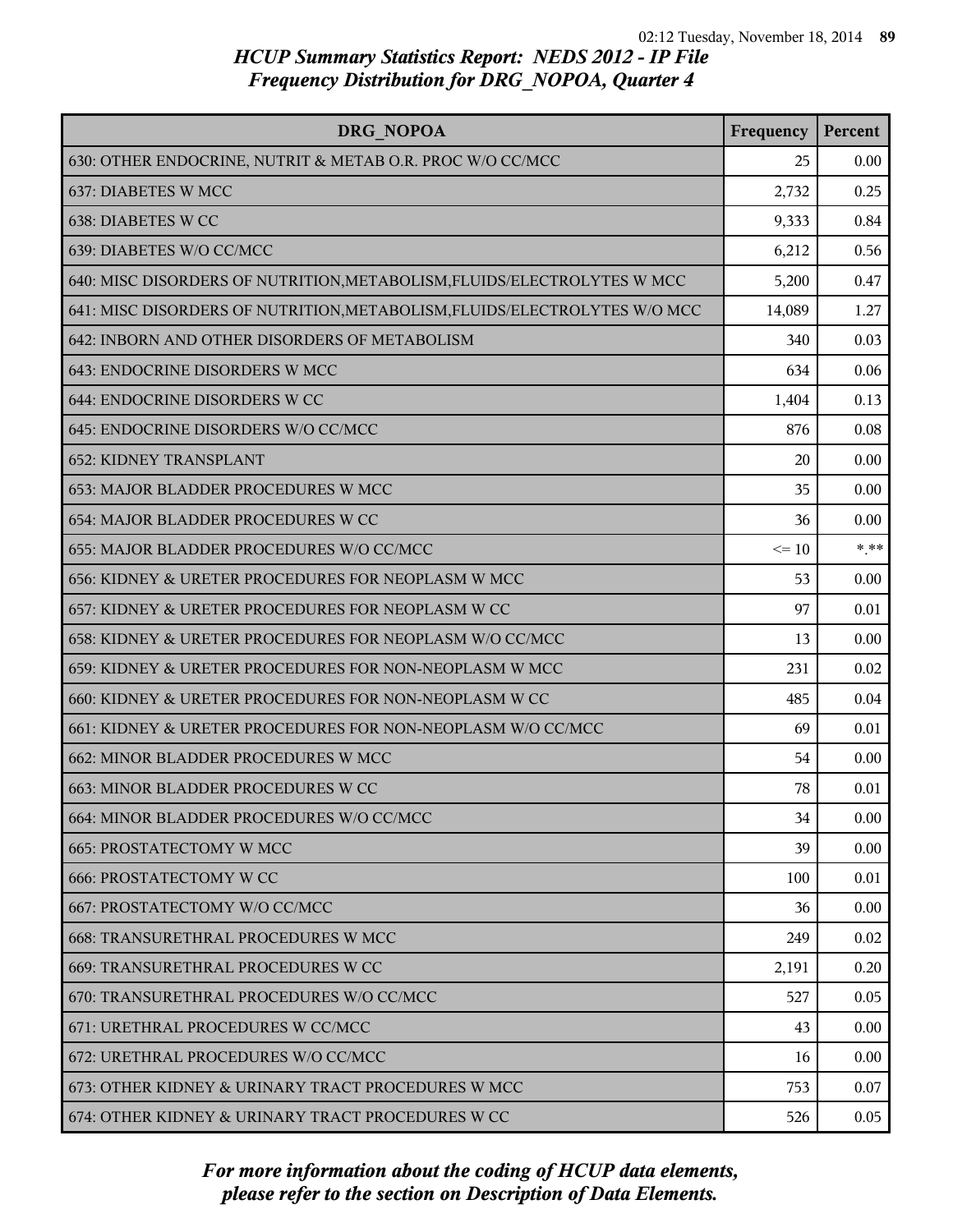## HCUP Summary Statistics Report: NEDS 2012 - IP File
## Frequency Distribution for DRG_NOPOA, Quarter 4

| DRG_NOPOA | Frequency | Percent |
|---|---|---|
| 630: OTHER ENDOCRINE, NUTRIT & METAB O.R. PROC W/O CC/MCC | 25 | 0.00 |
| 637: DIABETES W MCC | 2,732 | 0.25 |
| 638: DIABETES W CC | 9,333 | 0.84 |
| 639: DIABETES W/O CC/MCC | 6,212 | 0.56 |
| 640: MISC DISORDERS OF NUTRITION,METABOLISM,FLUIDS/ELECTROLYTES W MCC | 5,200 | 0.47 |
| 641: MISC DISORDERS OF NUTRITION,METABOLISM,FLUIDS/ELECTROLYTES W/O MCC | 14,089 | 1.27 |
| 642: INBORN AND OTHER DISORDERS OF METABOLISM | 340 | 0.03 |
| 643: ENDOCRINE DISORDERS W MCC | 634 | 0.06 |
| 644: ENDOCRINE DISORDERS W CC | 1,404 | 0.13 |
| 645: ENDOCRINE DISORDERS W/O CC/MCC | 876 | 0.08 |
| 652: KIDNEY TRANSPLANT | 20 | 0.00 |
| 653: MAJOR BLADDER PROCEDURES W MCC | 35 | 0.00 |
| 654: MAJOR BLADDER PROCEDURES W CC | 36 | 0.00 |
| 655: MAJOR BLADDER PROCEDURES W/O CC/MCC | <= 10 | *.** |
| 656: KIDNEY & URETER PROCEDURES FOR NEOPLASM W MCC | 53 | 0.00 |
| 657: KIDNEY & URETER PROCEDURES FOR NEOPLASM W CC | 97 | 0.01 |
| 658: KIDNEY & URETER PROCEDURES FOR NEOPLASM W/O CC/MCC | 13 | 0.00 |
| 659: KIDNEY & URETER PROCEDURES FOR NON-NEOPLASM W MCC | 231 | 0.02 |
| 660: KIDNEY & URETER PROCEDURES FOR NON-NEOPLASM W CC | 485 | 0.04 |
| 661: KIDNEY & URETER PROCEDURES FOR NON-NEOPLASM W/O CC/MCC | 69 | 0.01 |
| 662: MINOR BLADDER PROCEDURES W MCC | 54 | 0.00 |
| 663: MINOR BLADDER PROCEDURES W CC | 78 | 0.01 |
| 664: MINOR BLADDER PROCEDURES W/O CC/MCC | 34 | 0.00 |
| 665: PROSTATECTOMY W MCC | 39 | 0.00 |
| 666: PROSTATECTOMY W CC | 100 | 0.01 |
| 667: PROSTATECTOMY W/O CC/MCC | 36 | 0.00 |
| 668: TRANSURETHRAL PROCEDURES W MCC | 249 | 0.02 |
| 669: TRANSURETHRAL PROCEDURES W CC | 2,191 | 0.20 |
| 670: TRANSURETHRAL PROCEDURES W/O CC/MCC | 527 | 0.05 |
| 671: URETHRAL PROCEDURES W CC/MCC | 43 | 0.00 |
| 672: URETHRAL PROCEDURES W/O CC/MCC | 16 | 0.00 |
| 673: OTHER KIDNEY & URINARY TRACT PROCEDURES W MCC | 753 | 0.07 |
| 674: OTHER KIDNEY & URINARY TRACT PROCEDURES W CC | 526 | 0.05 |

*For more information about the coding of HCUP data elements, please refer to the section on Description of Data Elements.*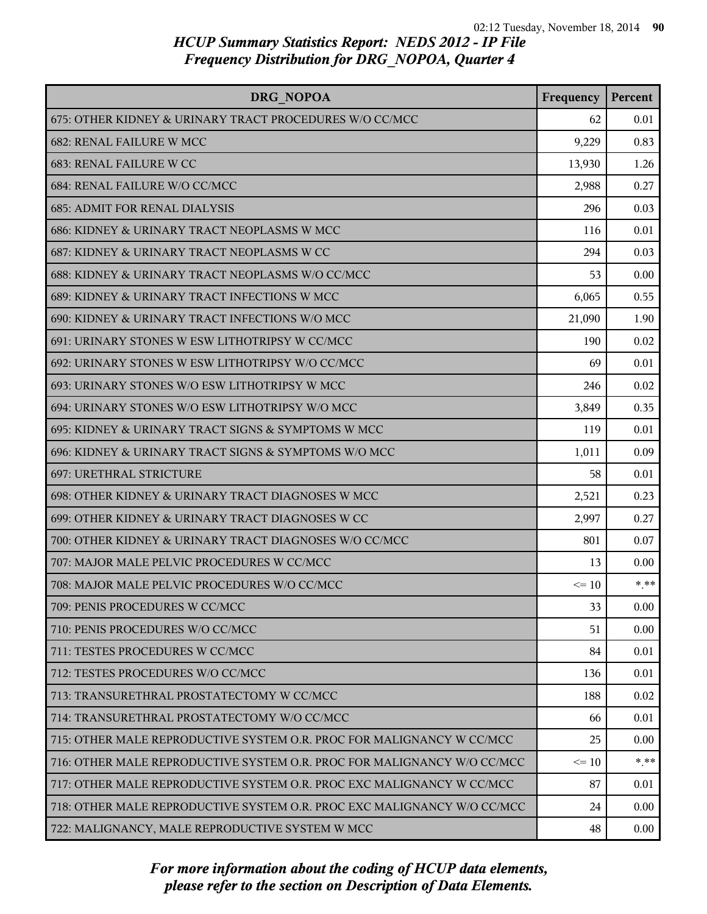## HCUP Summary Statistics Report: NEDS 2012 - IP File
## Frequency Distribution for DRG_NOPOA, Quarter 4

| DRG_NOPOA | Frequency | Percent |
|---|---|---|
| 675: OTHER KIDNEY & URINARY TRACT PROCEDURES W/O CC/MCC | 62 | 0.01 |
| 682: RENAL FAILURE W MCC | 9,229 | 0.83 |
| 683: RENAL FAILURE W CC | 13,930 | 1.26 |
| 684: RENAL FAILURE W/O CC/MCC | 2,988 | 0.27 |
| 685: ADMIT FOR RENAL DIALYSIS | 296 | 0.03 |
| 686: KIDNEY & URINARY TRACT NEOPLASMS W MCC | 116 | 0.01 |
| 687: KIDNEY & URINARY TRACT NEOPLASMS W CC | 294 | 0.03 |
| 688: KIDNEY & URINARY TRACT NEOPLASMS W/O CC/MCC | 53 | 0.00 |
| 689: KIDNEY & URINARY TRACT INFECTIONS W MCC | 6,065 | 0.55 |
| 690: KIDNEY & URINARY TRACT INFECTIONS W/O MCC | 21,090 | 1.90 |
| 691: URINARY STONES W ESW LITHOTRIPSY W CC/MCC | 190 | 0.02 |
| 692: URINARY STONES W ESW LITHOTRIPSY W/O CC/MCC | 69 | 0.01 |
| 693: URINARY STONES W/O ESW LITHOTRIPSY W MCC | 246 | 0.02 |
| 694: URINARY STONES W/O ESW LITHOTRIPSY W/O MCC | 3,849 | 0.35 |
| 695: KIDNEY & URINARY TRACT SIGNS & SYMPTOMS W MCC | 119 | 0.01 |
| 696: KIDNEY & URINARY TRACT SIGNS & SYMPTOMS W/O MCC | 1,011 | 0.09 |
| 697: URETHRAL STRICTURE | 58 | 0.01 |
| 698: OTHER KIDNEY & URINARY TRACT DIAGNOSES W MCC | 2,521 | 0.23 |
| 699: OTHER KIDNEY & URINARY TRACT DIAGNOSES W CC | 2,997 | 0.27 |
| 700: OTHER KIDNEY & URINARY TRACT DIAGNOSES W/O CC/MCC | 801 | 0.07 |
| 707: MAJOR MALE PELVIC PROCEDURES W CC/MCC | 13 | 0.00 |
| 708: MAJOR MALE PELVIC PROCEDURES W/O CC/MCC | <= 10 | *.** |
| 709: PENIS PROCEDURES W CC/MCC | 33 | 0.00 |
| 710: PENIS PROCEDURES W/O CC/MCC | 51 | 0.00 |
| 711: TESTES PROCEDURES W CC/MCC | 84 | 0.01 |
| 712: TESTES PROCEDURES W/O CC/MCC | 136 | 0.01 |
| 713: TRANSURETHRAL PROSTATECTOMY W CC/MCC | 188 | 0.02 |
| 714: TRANSURETHRAL PROSTATECTOMY W/O CC/MCC | 66 | 0.01 |
| 715: OTHER MALE REPRODUCTIVE SYSTEM O.R. PROC FOR MALIGNANCY W CC/MCC | 25 | 0.00 |
| 716: OTHER MALE REPRODUCTIVE SYSTEM O.R. PROC FOR MALIGNANCY W/O CC/MCC | <= 10 | *.** |
| 717: OTHER MALE REPRODUCTIVE SYSTEM O.R. PROC EXC MALIGNANCY W CC/MCC | 87 | 0.01 |
| 718: OTHER MALE REPRODUCTIVE SYSTEM O.R. PROC EXC MALIGNANCY W/O CC/MCC | 24 | 0.00 |
| 722: MALIGNANCY, MALE REPRODUCTIVE SYSTEM W MCC | 48 | 0.00 |

*For more information about the coding of HCUP data elements, please refer to the section on Description of Data Elements.*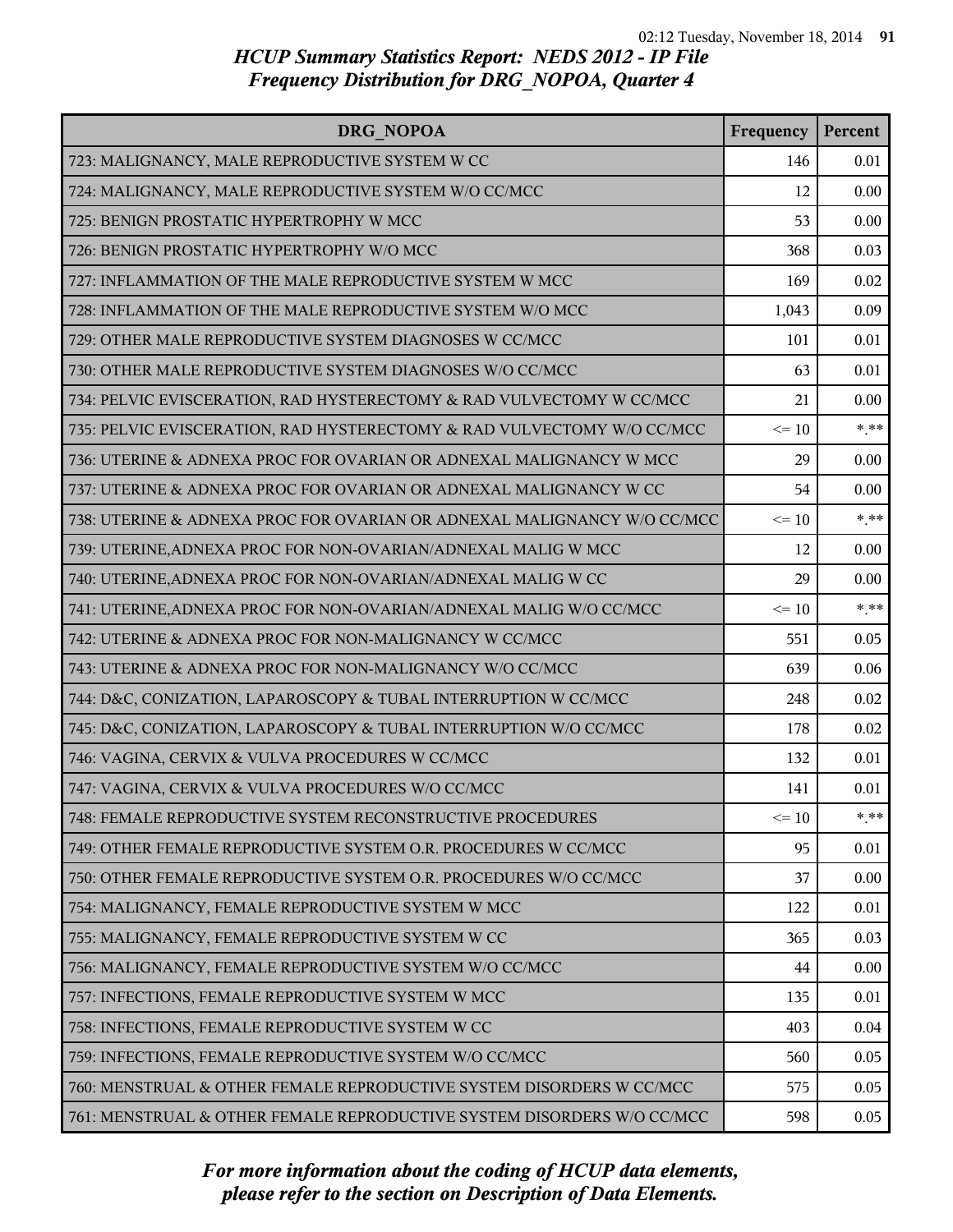## HCUP Summary Statistics Report: NEDS 2012 - IP File
## Frequency Distribution for DRG_NOPOA, Quarter 4

| DRG_NOPOA | Frequency | Percent |
|---|---|---|
| 723: MALIGNANCY, MALE REPRODUCTIVE SYSTEM W CC | 146 | 0.01 |
| 724: MALIGNANCY, MALE REPRODUCTIVE SYSTEM W/O CC/MCC | 12 | 0.00 |
| 725: BENIGN PROSTATIC HYPERTROPHY W MCC | 53 | 0.00 |
| 726: BENIGN PROSTATIC HYPERTROPHY W/O MCC | 368 | 0.03 |
| 727: INFLAMMATION OF THE MALE REPRODUCTIVE SYSTEM W MCC | 169 | 0.02 |
| 728: INFLAMMATION OF THE MALE REPRODUCTIVE SYSTEM W/O MCC | 1,043 | 0.09 |
| 729: OTHER MALE REPRODUCTIVE SYSTEM DIAGNOSES W CC/MCC | 101 | 0.01 |
| 730: OTHER MALE REPRODUCTIVE SYSTEM DIAGNOSES W/O CC/MCC | 63 | 0.01 |
| 734: PELVIC EVISCERATION, RAD HYSTERECTOMY & RAD VULVECTOMY W CC/MCC | 21 | 0.00 |
| 735: PELVIC EVISCERATION, RAD HYSTERECTOMY & RAD VULVECTOMY W/O CC/MCC | <= 10 | *.** |
| 736: UTERINE & ADNEXA PROC FOR OVARIAN OR ADNEXAL MALIGNANCY W MCC | 29 | 0.00 |
| 737: UTERINE & ADNEXA PROC FOR OVARIAN OR ADNEXAL MALIGNANCY W CC | 54 | 0.00 |
| 738: UTERINE & ADNEXA PROC FOR OVARIAN OR ADNEXAL MALIGNANCY W/O CC/MCC | <= 10 | *.** |
| 739: UTERINE,ADNEXA PROC FOR NON-OVARIAN/ADNEXAL MALIG W MCC | 12 | 0.00 |
| 740: UTERINE,ADNEXA PROC FOR NON-OVARIAN/ADNEXAL MALIG W CC | 29 | 0.00 |
| 741: UTERINE,ADNEXA PROC FOR NON-OVARIAN/ADNEXAL MALIG W/O CC/MCC | <= 10 | *.** |
| 742: UTERINE & ADNEXA PROC FOR NON-MALIGNANCY W CC/MCC | 551 | 0.05 |
| 743: UTERINE & ADNEXA PROC FOR NON-MALIGNANCY W/O CC/MCC | 639 | 0.06 |
| 744: D&C, CONIZATION, LAPAROSCOPY & TUBAL INTERRUPTION W CC/MCC | 248 | 0.02 |
| 745: D&C, CONIZATION, LAPAROSCOPY & TUBAL INTERRUPTION W/O CC/MCC | 178 | 0.02 |
| 746: VAGINA, CERVIX & VULVA PROCEDURES W CC/MCC | 132 | 0.01 |
| 747: VAGINA, CERVIX & VULVA PROCEDURES W/O CC/MCC | 141 | 0.01 |
| 748: FEMALE REPRODUCTIVE SYSTEM RECONSTRUCTIVE PROCEDURES | <= 10 | *.** |
| 749: OTHER FEMALE REPRODUCTIVE SYSTEM O.R. PROCEDURES W CC/MCC | 95 | 0.01 |
| 750: OTHER FEMALE REPRODUCTIVE SYSTEM O.R. PROCEDURES W/O CC/MCC | 37 | 0.00 |
| 754: MALIGNANCY, FEMALE REPRODUCTIVE SYSTEM W MCC | 122 | 0.01 |
| 755: MALIGNANCY, FEMALE REPRODUCTIVE SYSTEM W CC | 365 | 0.03 |
| 756: MALIGNANCY, FEMALE REPRODUCTIVE SYSTEM W/O CC/MCC | 44 | 0.00 |
| 757: INFECTIONS, FEMALE REPRODUCTIVE SYSTEM W MCC | 135 | 0.01 |
| 758: INFECTIONS, FEMALE REPRODUCTIVE SYSTEM W CC | 403 | 0.04 |
| 759: INFECTIONS, FEMALE REPRODUCTIVE SYSTEM W/O CC/MCC | 560 | 0.05 |
| 760: MENSTRUAL & OTHER FEMALE REPRODUCTIVE SYSTEM DISORDERS W CC/MCC | 575 | 0.05 |
| 761: MENSTRUAL & OTHER FEMALE REPRODUCTIVE SYSTEM DISORDERS W/O CC/MCC | 598 | 0.05 |

*For more information about the coding of HCUP data elements, please refer to the section on Description of Data Elements.*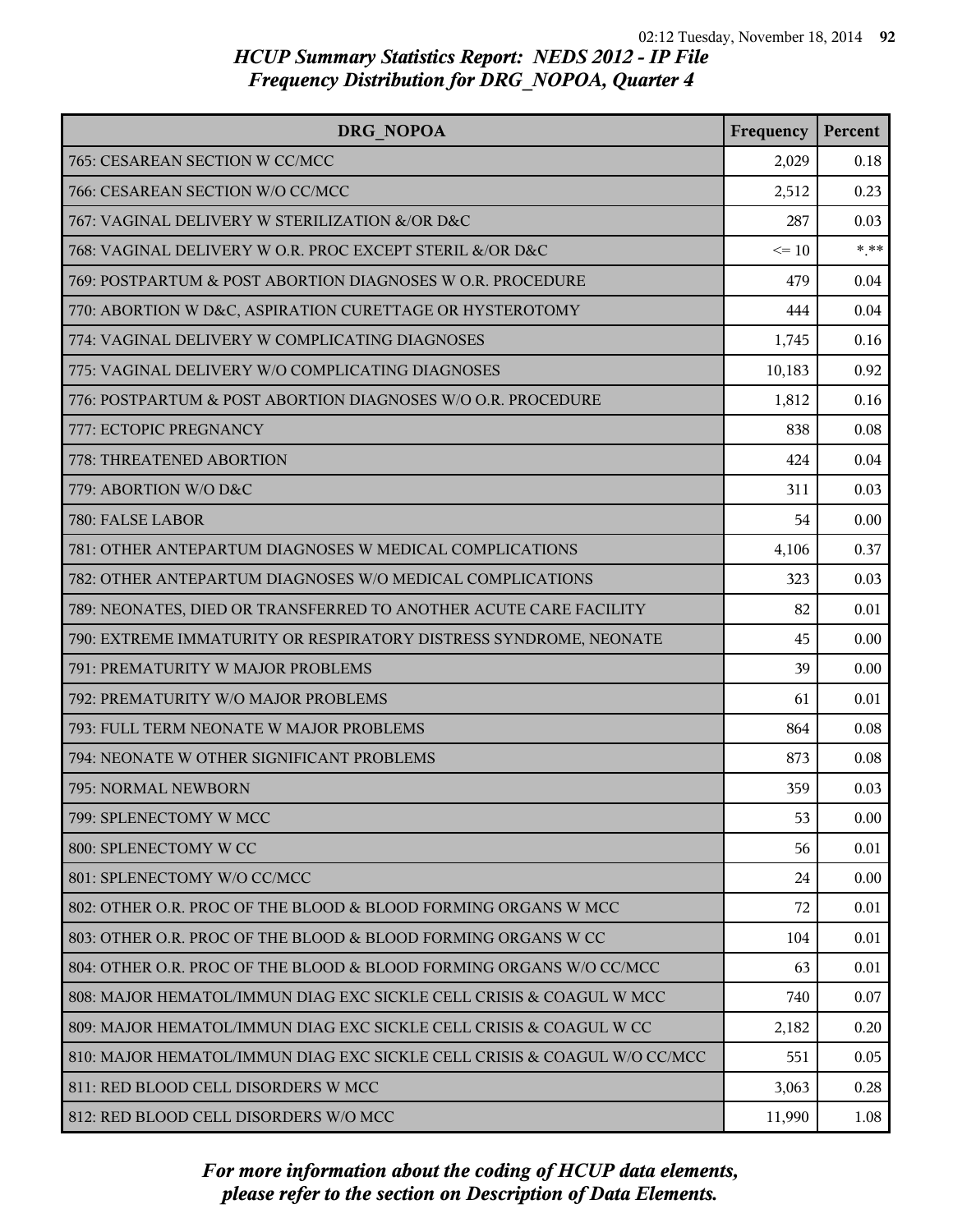## HCUP Summary Statistics Report: NEDS 2012 - IP File
## Frequency Distribution for DRG_NOPOA, Quarter 4

| DRG_NOPOA | Frequency | Percent |
|---|---|---|
| 765: CESAREAN SECTION W CC/MCC | 2,029 | 0.18 |
| 766: CESAREAN SECTION W/O CC/MCC | 2,512 | 0.23 |
| 767: VAGINAL DELIVERY W STERILIZATION &/OR D&C | 287 | 0.03 |
| 768: VAGINAL DELIVERY W O.R. PROC EXCEPT STERIL &/OR D&C | <= 10 | *.** |
| 769: POSTPARTUM & POST ABORTION DIAGNOSES W O.R. PROCEDURE | 479 | 0.04 |
| 770: ABORTION W D&C, ASPIRATION CURETTAGE OR HYSTEROTOMY | 444 | 0.04 |
| 774: VAGINAL DELIVERY W COMPLICATING DIAGNOSES | 1,745 | 0.16 |
| 775: VAGINAL DELIVERY W/O COMPLICATING DIAGNOSES | 10,183 | 0.92 |
| 776: POSTPARTUM & POST ABORTION DIAGNOSES W/O O.R. PROCEDURE | 1,812 | 0.16 |
| 777: ECTOPIC PREGNANCY | 838 | 0.08 |
| 778: THREATENED ABORTION | 424 | 0.04 |
| 779: ABORTION W/O D&C | 311 | 0.03 |
| 780: FALSE LABOR | 54 | 0.00 |
| 781: OTHER ANTEPARTUM DIAGNOSES W MEDICAL COMPLICATIONS | 4,106 | 0.37 |
| 782: OTHER ANTEPARTUM DIAGNOSES W/O MEDICAL COMPLICATIONS | 323 | 0.03 |
| 789: NEONATES, DIED OR TRANSFERRED TO ANOTHER ACUTE CARE FACILITY | 82 | 0.01 |
| 790: EXTREME IMMATURITY OR RESPIRATORY DISTRESS SYNDROME, NEONATE | 45 | 0.00 |
| 791: PREMATURITY W MAJOR PROBLEMS | 39 | 0.00 |
| 792: PREMATURITY W/O MAJOR PROBLEMS | 61 | 0.01 |
| 793: FULL TERM NEONATE W MAJOR PROBLEMS | 864 | 0.08 |
| 794: NEONATE W OTHER SIGNIFICANT PROBLEMS | 873 | 0.08 |
| 795: NORMAL NEWBORN | 359 | 0.03 |
| 799: SPLENECTOMY W MCC | 53 | 0.00 |
| 800: SPLENECTOMY W CC | 56 | 0.01 |
| 801: SPLENECTOMY W/O CC/MCC | 24 | 0.00 |
| 802: OTHER O.R. PROC OF THE BLOOD & BLOOD FORMING ORGANS W MCC | 72 | 0.01 |
| 803: OTHER O.R. PROC OF THE BLOOD & BLOOD FORMING ORGANS W CC | 104 | 0.01 |
| 804: OTHER O.R. PROC OF THE BLOOD & BLOOD FORMING ORGANS W/O CC/MCC | 63 | 0.01 |
| 808: MAJOR HEMATOL/IMMUN DIAG EXC SICKLE CELL CRISIS & COAGUL W MCC | 740 | 0.07 |
| 809: MAJOR HEMATOL/IMMUN DIAG EXC SICKLE CELL CRISIS & COAGUL W CC | 2,182 | 0.20 |
| 810: MAJOR HEMATOL/IMMUN DIAG EXC SICKLE CELL CRISIS & COAGUL W/O CC/MCC | 551 | 0.05 |
| 811: RED BLOOD CELL DISORDERS W MCC | 3,063 | 0.28 |
| 812: RED BLOOD CELL DISORDERS W/O MCC | 11,990 | 1.08 |

*For more information about the coding of HCUP data elements, please refer to the section on Description of Data Elements.*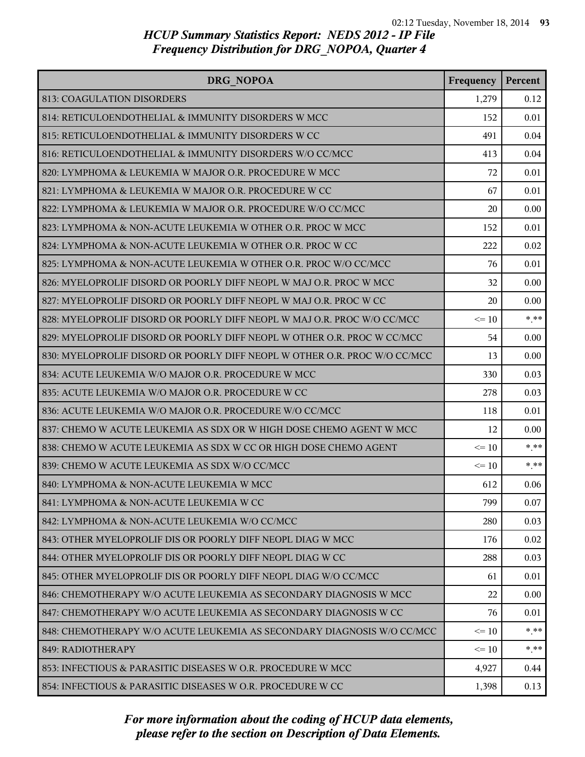# HCUP Summary Statistics Report: NEDS 2012 - IP File
## Frequency Distribution for DRG_NOPOA, Quarter 4

| DRG_NOPOA | Frequency | Percent |
|---|---|---|
| 813: COAGULATION DISORDERS | 1,279 | 0.12 |
| 814: RETICULOENDOTHELIAL & IMMUNITY DISORDERS W MCC | 152 | 0.01 |
| 815: RETICULOENDOTHELIAL & IMMUNITY DISORDERS W CC | 491 | 0.04 |
| 816: RETICULOENDOTHELIAL & IMMUNITY DISORDERS W/O CC/MCC | 413 | 0.04 |
| 820: LYMPHOMA & LEUKEMIA W MAJOR O.R. PROCEDURE W MCC | 72 | 0.01 |
| 821: LYMPHOMA & LEUKEMIA W MAJOR O.R. PROCEDURE W CC | 67 | 0.01 |
| 822: LYMPHOMA & LEUKEMIA W MAJOR O.R. PROCEDURE W/O CC/MCC | 20 | 0.00 |
| 823: LYMPHOMA & NON-ACUTE LEUKEMIA W OTHER O.R. PROC W MCC | 152 | 0.01 |
| 824: LYMPHOMA & NON-ACUTE LEUKEMIA W OTHER O.R. PROC W CC | 222 | 0.02 |
| 825: LYMPHOMA & NON-ACUTE LEUKEMIA W OTHER O.R. PROC W/O CC/MCC | 76 | 0.01 |
| 826: MYELOPROLIF DISORD OR POORLY DIFF NEOPL W MAJ O.R. PROC W MCC | 32 | 0.00 |
| 827: MYELOPROLIF DISORD OR POORLY DIFF NEOPL W MAJ O.R. PROC W CC | 20 | 0.00 |
| 828: MYELOPROLIF DISORD OR POORLY DIFF NEOPL W MAJ O.R. PROC W/O CC/MCC | <= 10 | *.** |
| 829: MYELOPROLIF DISORD OR POORLY DIFF NEOPL W OTHER O.R. PROC W CC/MCC | 54 | 0.00 |
| 830: MYELOPROLIF DISORD OR POORLY DIFF NEOPL W OTHER O.R. PROC W/O CC/MCC | 13 | 0.00 |
| 834: ACUTE LEUKEMIA W/O MAJOR O.R. PROCEDURE W MCC | 330 | 0.03 |
| 835: ACUTE LEUKEMIA W/O MAJOR O.R. PROCEDURE W CC | 278 | 0.03 |
| 836: ACUTE LEUKEMIA W/O MAJOR O.R. PROCEDURE W/O CC/MCC | 118 | 0.01 |
| 837: CHEMO W ACUTE LEUKEMIA AS SDX OR W HIGH DOSE CHEMO AGENT W MCC | 12 | 0.00 |
| 838: CHEMO W ACUTE LEUKEMIA AS SDX W CC OR HIGH DOSE CHEMO AGENT | <= 10 | *.** |
| 839: CHEMO W ACUTE LEUKEMIA AS SDX W/O CC/MCC | <= 10 | *.** |
| 840: LYMPHOMA & NON-ACUTE LEUKEMIA W MCC | 612 | 0.06 |
| 841: LYMPHOMA & NON-ACUTE LEUKEMIA W CC | 799 | 0.07 |
| 842: LYMPHOMA & NON-ACUTE LEUKEMIA W/O CC/MCC | 280 | 0.03 |
| 843: OTHER MYELOPROLIF DIS OR POORLY DIFF NEOPL DIAG W MCC | 176 | 0.02 |
| 844: OTHER MYELOPROLIF DIS OR POORLY DIFF NEOPL DIAG W CC | 288 | 0.03 |
| 845: OTHER MYELOPROLIF DIS OR POORLY DIFF NEOPL DIAG W/O CC/MCC | 61 | 0.01 |
| 846: CHEMOTHERAPY W/O ACUTE LEUKEMIA AS SECONDARY DIAGNOSIS W MCC | 22 | 0.00 |
| 847: CHEMOTHERAPY W/O ACUTE LEUKEMIA AS SECONDARY DIAGNOSIS W CC | 76 | 0.01 |
| 848: CHEMOTHERAPY W/O ACUTE LEUKEMIA AS SECONDARY DIAGNOSIS W/O CC/MCC | <= 10 | *.** |
| 849: RADIOTHERAPY | <= 10 | *.** |
| 853: INFECTIOUS & PARASITIC DISEASES W O.R. PROCEDURE W MCC | 4,927 | 0.44 |
| 854: INFECTIOUS & PARASITIC DISEASES W O.R. PROCEDURE W CC | 1,398 | 0.13 |

*For more information about the coding of HCUP data elements, please refer to the section on Description of Data Elements.*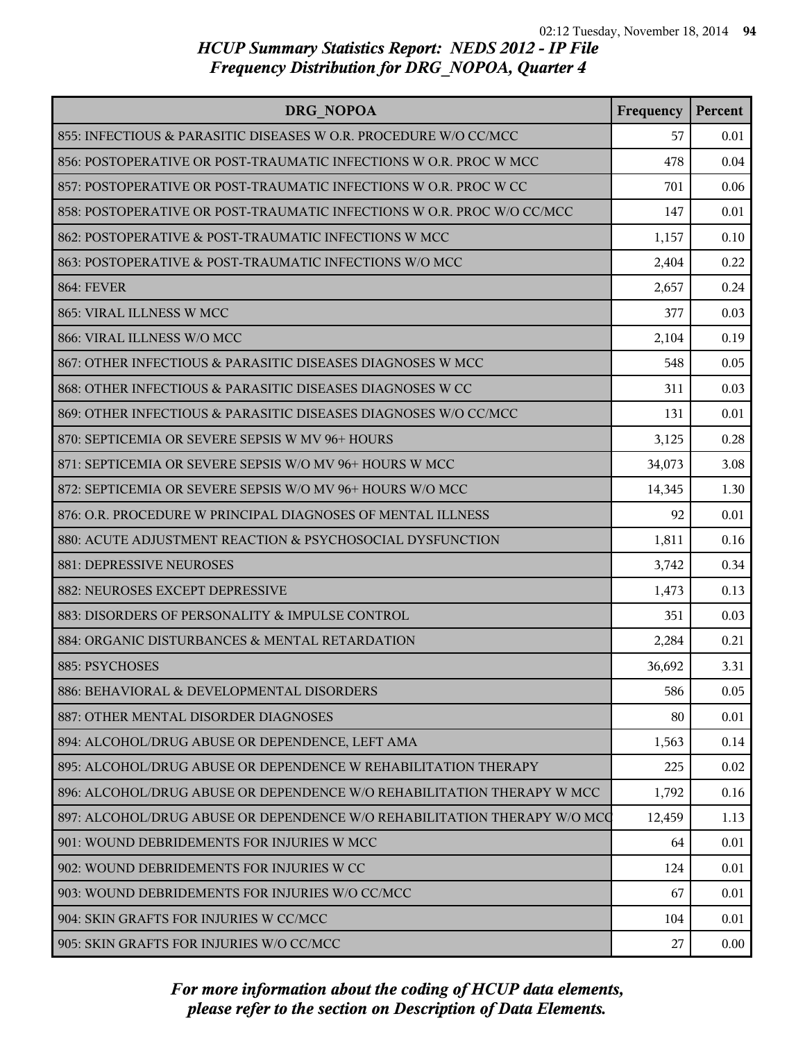# HCUP Summary Statistics Report: NEDS 2012 - IP File
## Frequency Distribution for DRG_NOPOA, Quarter 4

| DRG_NOPOA | Frequency | Percent |
|---|---|---|
| 855: INFECTIOUS & PARASITIC DISEASES W O.R. PROCEDURE W/O CC/MCC | 57 | 0.01 |
| 856: POSTOPERATIVE OR POST-TRAUMATIC INFECTIONS W O.R. PROC W MCC | 478 | 0.04 |
| 857: POSTOPERATIVE OR POST-TRAUMATIC INFECTIONS W O.R. PROC W CC | 701 | 0.06 |
| 858: POSTOPERATIVE OR POST-TRAUMATIC INFECTIONS W O.R. PROC W/O CC/MCC | 147 | 0.01 |
| 862: POSTOPERATIVE & POST-TRAUMATIC INFECTIONS W MCC | 1,157 | 0.10 |
| 863: POSTOPERATIVE & POST-TRAUMATIC INFECTIONS W/O MCC | 2,404 | 0.22 |
| 864: FEVER | 2,657 | 0.24 |
| 865: VIRAL ILLNESS W MCC | 377 | 0.03 |
| 866: VIRAL ILLNESS W/O MCC | 2,104 | 0.19 |
| 867: OTHER INFECTIOUS & PARASITIC DISEASES DIAGNOSES W MCC | 548 | 0.05 |
| 868: OTHER INFECTIOUS & PARASITIC DISEASES DIAGNOSES W CC | 311 | 0.03 |
| 869: OTHER INFECTIOUS & PARASITIC DISEASES DIAGNOSES W/O CC/MCC | 131 | 0.01 |
| 870: SEPTICEMIA OR SEVERE SEPSIS W MV 96+ HOURS | 3,125 | 0.28 |
| 871: SEPTICEMIA OR SEVERE SEPSIS W/O MV 96+ HOURS W MCC | 34,073 | 3.08 |
| 872: SEPTICEMIA OR SEVERE SEPSIS W/O MV 96+ HOURS W/O MCC | 14,345 | 1.30 |
| 876: O.R. PROCEDURE W PRINCIPAL DIAGNOSES OF MENTAL ILLNESS | 92 | 0.01 |
| 880: ACUTE ADJUSTMENT REACTION & PSYCHOSOCIAL DYSFUNCTION | 1,811 | 0.16 |
| 881: DEPRESSIVE NEUROSES | 3,742 | 0.34 |
| 882: NEUROSES EXCEPT DEPRESSIVE | 1,473 | 0.13 |
| 883: DISORDERS OF PERSONALITY & IMPULSE CONTROL | 351 | 0.03 |
| 884: ORGANIC DISTURBANCES & MENTAL RETARDATION | 2,284 | 0.21 |
| 885: PSYCHOSES | 36,692 | 3.31 |
| 886: BEHAVIORAL & DEVELOPMENTAL DISORDERS | 586 | 0.05 |
| 887: OTHER MENTAL DISORDER DIAGNOSES | 80 | 0.01 |
| 894: ALCOHOL/DRUG ABUSE OR DEPENDENCE, LEFT AMA | 1,563 | 0.14 |
| 895: ALCOHOL/DRUG ABUSE OR DEPENDENCE W REHABILITATION THERAPY | 225 | 0.02 |
| 896: ALCOHOL/DRUG ABUSE OR DEPENDENCE W/O REHABILITATION THERAPY W MCC | 1,792 | 0.16 |
| 897: ALCOHOL/DRUG ABUSE OR DEPENDENCE W/O REHABILITATION THERAPY W/O MCC | 12,459 | 1.13 |
| 901: WOUND DEBRIDEMENTS FOR INJURIES W MCC | 64 | 0.01 |
| 902: WOUND DEBRIDEMENTS FOR INJURIES W CC | 124 | 0.01 |
| 903: WOUND DEBRIDEMENTS FOR INJURIES W/O CC/MCC | 67 | 0.01 |
| 904: SKIN GRAFTS FOR INJURIES W CC/MCC | 104 | 0.01 |
| 905: SKIN GRAFTS FOR INJURIES W/O CC/MCC | 27 | 0.00 |

*For more information about the coding of HCUP data elements, please refer to the section on Description of Data Elements.*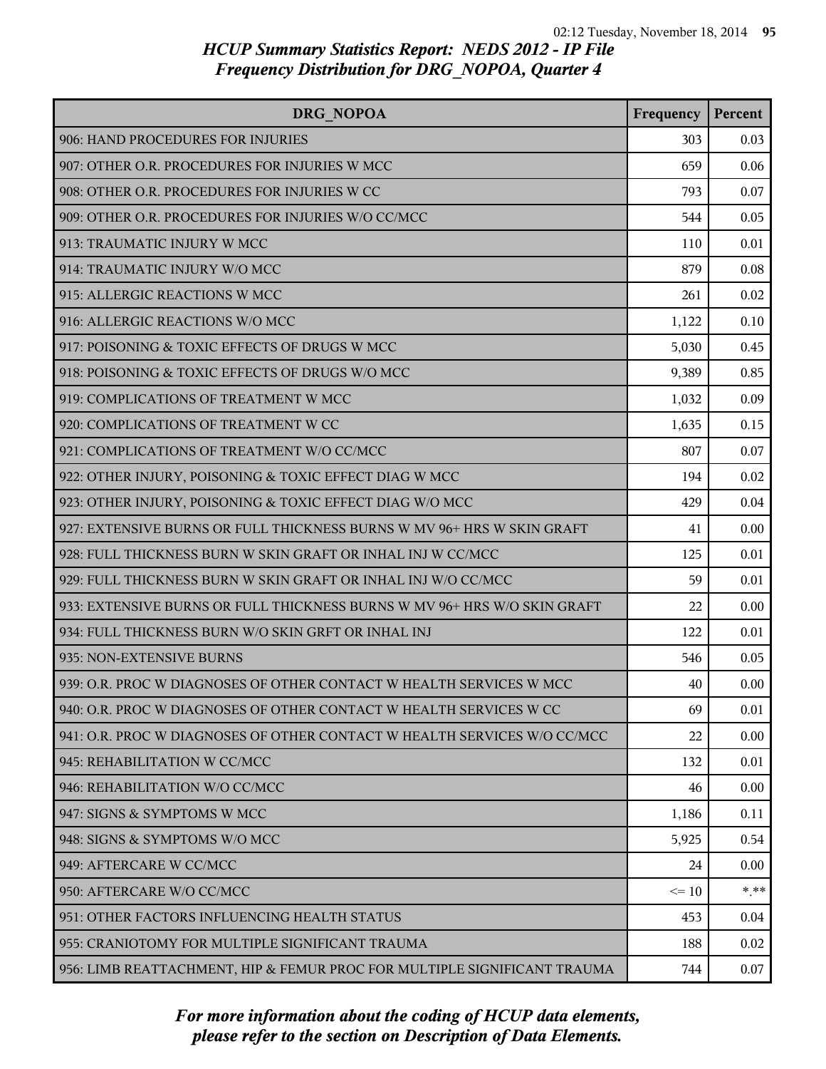## HCUP Summary Statistics Report: NEDS 2012 - IP File
## Frequency Distribution for DRG_NOPOA, Quarter 4

| DRG_NOPOA | Frequency | Percent |
|---|---|---|
| 906: HAND PROCEDURES FOR INJURIES | 303 | 0.03 |
| 907: OTHER O.R. PROCEDURES FOR INJURIES W MCC | 659 | 0.06 |
| 908: OTHER O.R. PROCEDURES FOR INJURIES W CC | 793 | 0.07 |
| 909: OTHER O.R. PROCEDURES FOR INJURIES W/O CC/MCC | 544 | 0.05 |
| 913: TRAUMATIC INJURY W MCC | 110 | 0.01 |
| 914: TRAUMATIC INJURY W/O MCC | 879 | 0.08 |
| 915: ALLERGIC REACTIONS W MCC | 261 | 0.02 |
| 916: ALLERGIC REACTIONS W/O MCC | 1,122 | 0.10 |
| 917: POISONING & TOXIC EFFECTS OF DRUGS W MCC | 5,030 | 0.45 |
| 918: POISONING & TOXIC EFFECTS OF DRUGS W/O MCC | 9,389 | 0.85 |
| 919: COMPLICATIONS OF TREATMENT W MCC | 1,032 | 0.09 |
| 920: COMPLICATIONS OF TREATMENT W CC | 1,635 | 0.15 |
| 921: COMPLICATIONS OF TREATMENT W/O CC/MCC | 807 | 0.07 |
| 922: OTHER INJURY, POISONING & TOXIC EFFECT DIAG W MCC | 194 | 0.02 |
| 923: OTHER INJURY, POISONING & TOXIC EFFECT DIAG W/O MCC | 429 | 0.04 |
| 927: EXTENSIVE BURNS OR FULL THICKNESS BURNS W MV 96+ HRS W SKIN GRAFT | 41 | 0.00 |
| 928: FULL THICKNESS BURN W SKIN GRAFT OR INHAL INJ W CC/MCC | 125 | 0.01 |
| 929: FULL THICKNESS BURN W SKIN GRAFT OR INHAL INJ W/O CC/MCC | 59 | 0.01 |
| 933: EXTENSIVE BURNS OR FULL THICKNESS BURNS W MV 96+ HRS W/O SKIN GRAFT | 22 | 0.00 |
| 934: FULL THICKNESS BURN W/O SKIN GRFT OR INHAL INJ | 122 | 0.01 |
| 935: NON-EXTENSIVE BURNS | 546 | 0.05 |
| 939: O.R. PROC W DIAGNOSES OF OTHER CONTACT W HEALTH SERVICES W MCC | 40 | 0.00 |
| 940: O.R. PROC W DIAGNOSES OF OTHER CONTACT W HEALTH SERVICES W CC | 69 | 0.01 |
| 941: O.R. PROC W DIAGNOSES OF OTHER CONTACT W HEALTH SERVICES W/O CC/MCC | 22 | 0.00 |
| 945: REHABILITATION W CC/MCC | 132 | 0.01 |
| 946: REHABILITATION W/O CC/MCC | 46 | 0.00 |
| 947: SIGNS & SYMPTOMS W MCC | 1,186 | 0.11 |
| 948: SIGNS & SYMPTOMS W/O MCC | 5,925 | 0.54 |
| 949: AFTERCARE W CC/MCC | 24 | 0.00 |
| 950: AFTERCARE W/O CC/MCC | <= 10 | *.** |
| 951: OTHER FACTORS INFLUENCING HEALTH STATUS | 453 | 0.04 |
| 955: CRANIOTOMY FOR MULTIPLE SIGNIFICANT TRAUMA | 188 | 0.02 |
| 956: LIMB REATTACHMENT, HIP & FEMUR PROC FOR MULTIPLE SIGNIFICANT TRAUMA | 744 | 0.07 |

*For more information about the coding of HCUP data elements, please refer to the section on Description of Data Elements.*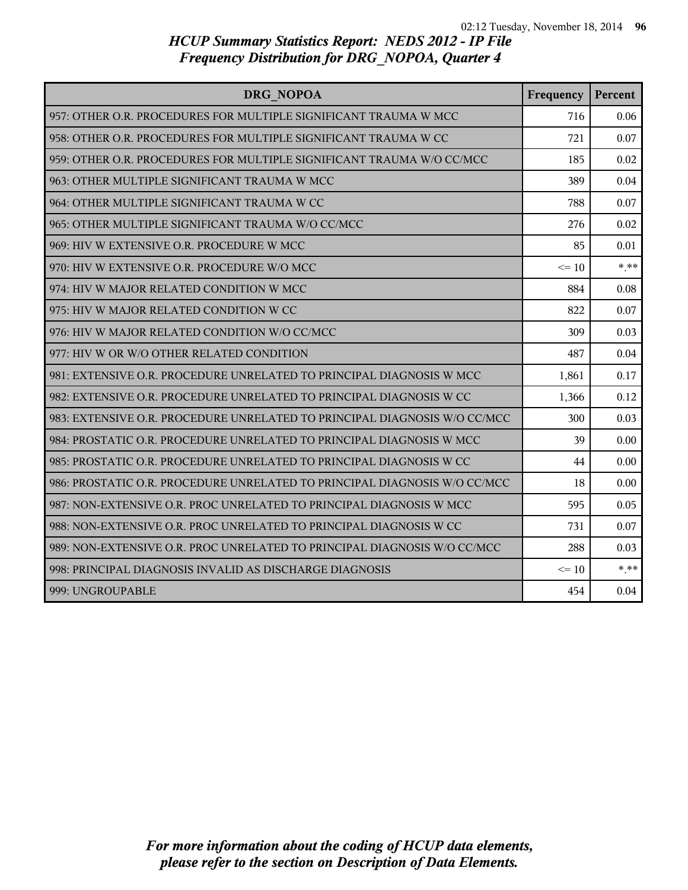# HCUP Summary Statistics Report: NEDS 2012 - IP File
## Frequency Distribution for DRG_NOPOA, Quarter 4

| DRG_NOPOA | Frequency | Percent |
|---|---|---|
| 957: OTHER O.R. PROCEDURES FOR MULTIPLE SIGNIFICANT TRAUMA W MCC | 716 | 0.06 |
| 958: OTHER O.R. PROCEDURES FOR MULTIPLE SIGNIFICANT TRAUMA W CC | 721 | 0.07 |
| 959: OTHER O.R. PROCEDURES FOR MULTIPLE SIGNIFICANT TRAUMA W/O CC/MCC | 185 | 0.02 |
| 963: OTHER MULTIPLE SIGNIFICANT TRAUMA W MCC | 389 | 0.04 |
| 964: OTHER MULTIPLE SIGNIFICANT TRAUMA W CC | 788 | 0.07 |
| 965: OTHER MULTIPLE SIGNIFICANT TRAUMA W/O CC/MCC | 276 | 0.02 |
| 969: HIV W EXTENSIVE O.R. PROCEDURE W MCC | 85 | 0.01 |
| 970: HIV W EXTENSIVE O.R. PROCEDURE W/O MCC | <= 10 | *.** |
| 974: HIV W MAJOR RELATED CONDITION W MCC | 884 | 0.08 |
| 975: HIV W MAJOR RELATED CONDITION W CC | 822 | 0.07 |
| 976: HIV W MAJOR RELATED CONDITION W/O CC/MCC | 309 | 0.03 |
| 977: HIV W OR W/O OTHER RELATED CONDITION | 487 | 0.04 |
| 981: EXTENSIVE O.R. PROCEDURE UNRELATED TO PRINCIPAL DIAGNOSIS W MCC | 1,861 | 0.17 |
| 982: EXTENSIVE O.R. PROCEDURE UNRELATED TO PRINCIPAL DIAGNOSIS W CC | 1,366 | 0.12 |
| 983: EXTENSIVE O.R. PROCEDURE UNRELATED TO PRINCIPAL DIAGNOSIS W/O CC/MCC | 300 | 0.03 |
| 984: PROSTATIC O.R. PROCEDURE UNRELATED TO PRINCIPAL DIAGNOSIS W MCC | 39 | 0.00 |
| 985: PROSTATIC O.R. PROCEDURE UNRELATED TO PRINCIPAL DIAGNOSIS W CC | 44 | 0.00 |
| 986: PROSTATIC O.R. PROCEDURE UNRELATED TO PRINCIPAL DIAGNOSIS W/O CC/MCC | 18 | 0.00 |
| 987: NON-EXTENSIVE O.R. PROC UNRELATED TO PRINCIPAL DIAGNOSIS W MCC | 595 | 0.05 |
| 988: NON-EXTENSIVE O.R. PROC UNRELATED TO PRINCIPAL DIAGNOSIS W CC | 731 | 0.07 |
| 989: NON-EXTENSIVE O.R. PROC UNRELATED TO PRINCIPAL DIAGNOSIS W/O CC/MCC | 288 | 0.03 |
| 998: PRINCIPAL DIAGNOSIS INVALID AS DISCHARGE DIAGNOSIS | <= 10 | *.** |
| 999: UNGROUPABLE | 454 | 0.04 |

*For more information about the coding of HCUP data elements, please refer to the section on Description of Data Elements.*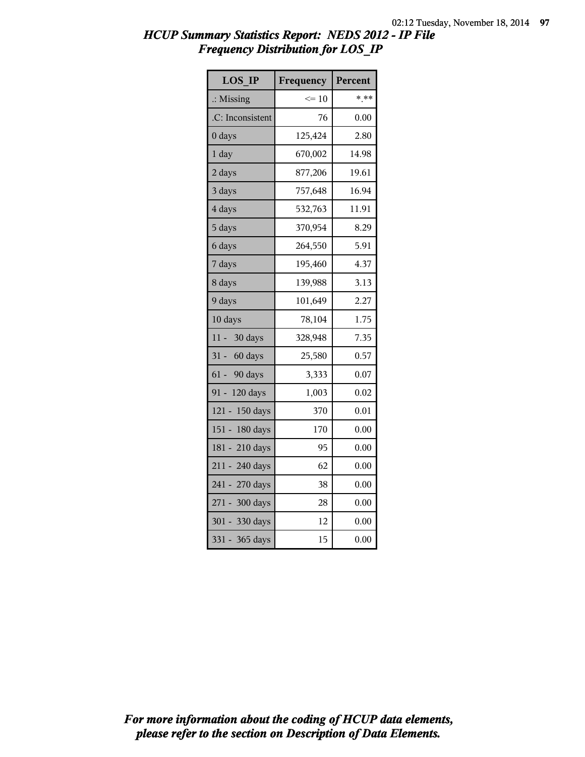# HCUP Summary Statistics Report: NEDS 2012 - IP File
## Frequency Distribution for LOS_IP

| LOS_IP | Frequency | Percent |
|---|---|---|
| .: Missing | <= 10 | *.** |
| .C: Inconsistent | 76 | 0.00 |
| 0 days | 125,424 | 2.80 |
| 1 day | 670,002 | 14.98 |
| 2 days | 877,206 | 19.61 |
| 3 days | 757,648 | 16.94 |
| 4 days | 532,763 | 11.91 |
| 5 days | 370,954 | 8.29 |
| 6 days | 264,550 | 5.91 |
| 7 days | 195,460 | 4.37 |
| 8 days | 139,988 | 3.13 |
| 9 days | 101,649 | 2.27 |
| 10 days | 78,104 | 1.75 |
| 11 - 30 days | 328,948 | 7.35 |
| 31 - 60 days | 25,580 | 0.57 |
| 61 - 90 days | 3,333 | 0.07 |
| 91 - 120 days | 1,003 | 0.02 |
| 121 - 150 days | 370 | 0.01 |
| 151 - 180 days | 170 | 0.00 |
| 181 - 210 days | 95 | 0.00 |
| 211 - 240 days | 62 | 0.00 |
| 241 - 270 days | 38 | 0.00 |
| 271 - 300 days | 28 | 0.00 |
| 301 - 330 days | 12 | 0.00 |
| 331 - 365 days | 15 | 0.00 |

*For more information about the coding of HCUP data elements, please refer to the section on Description of Data Elements.*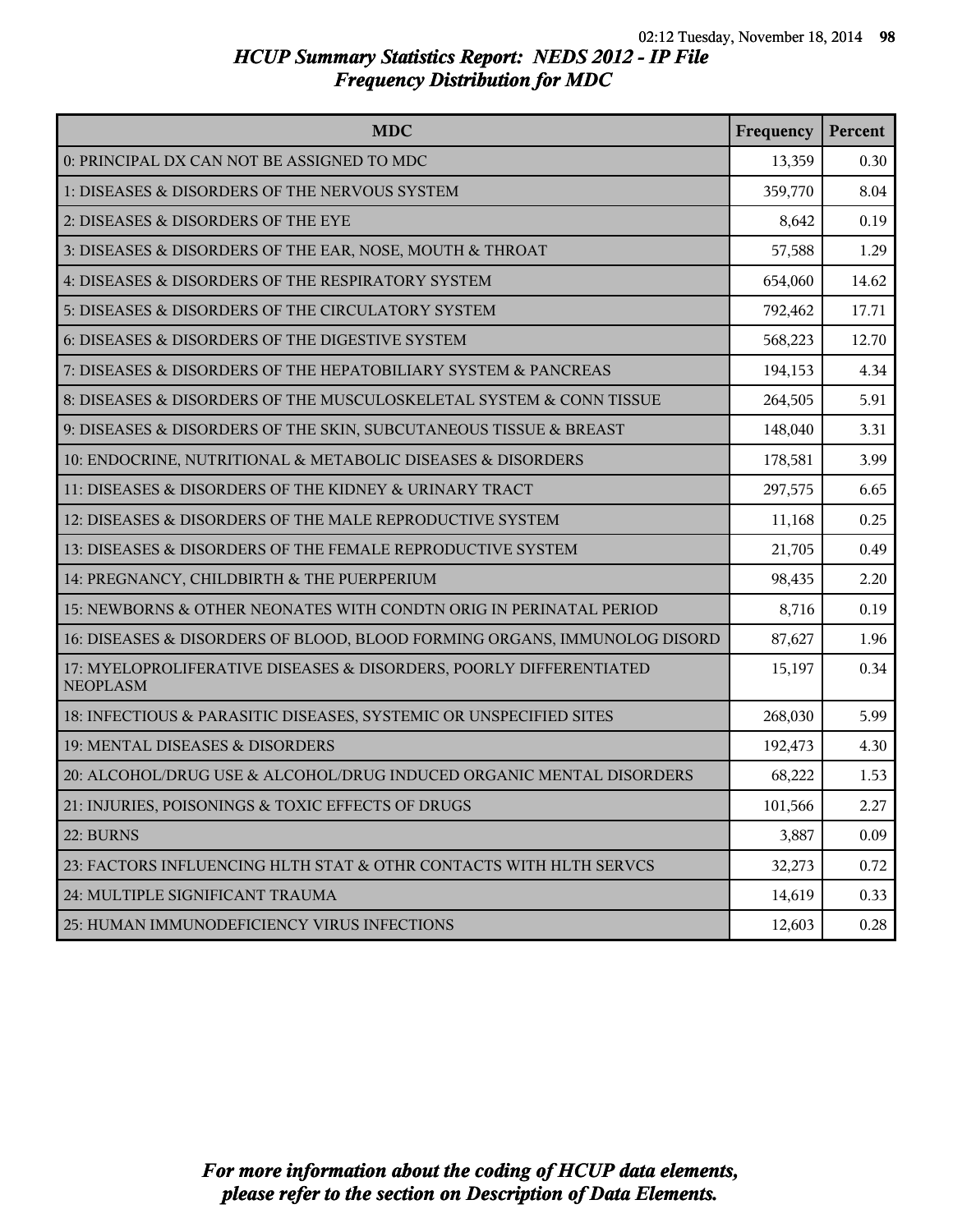# HCUP Summary Statistics Report: NEDS 2012 - IP File
## Frequency Distribution for MDC

| MDC | Frequency | Percent |
|---|---|---|
| 0: PRINCIPAL DX CAN NOT BE ASSIGNED TO MDC | 13,359 | 0.30 |
| 1: DISEASES & DISORDERS OF THE NERVOUS SYSTEM | 359,770 | 8.04 |
| 2: DISEASES & DISORDERS OF THE EYE | 8,642 | 0.19 |
| 3: DISEASES & DISORDERS OF THE EAR, NOSE, MOUTH & THROAT | 57,588 | 1.29 |
| 4: DISEASES & DISORDERS OF THE RESPIRATORY SYSTEM | 654,060 | 14.62 |
| 5: DISEASES & DISORDERS OF THE CIRCULATORY SYSTEM | 792,462 | 17.71 |
| 6: DISEASES & DISORDERS OF THE DIGESTIVE SYSTEM | 568,223 | 12.70 |
| 7: DISEASES & DISORDERS OF THE HEPATOBILIARY SYSTEM & PANCREAS | 194,153 | 4.34 |
| 8: DISEASES & DISORDERS OF THE MUSCULOSKELETAL SYSTEM & CONN TISSUE | 264,505 | 5.91 |
| 9: DISEASES & DISORDERS OF THE SKIN, SUBCUTANEOUS TISSUE & BREAST | 148,040 | 3.31 |
| 10: ENDOCRINE, NUTRITIONAL & METABOLIC DISEASES & DISORDERS | 178,581 | 3.99 |
| 11: DISEASES & DISORDERS OF THE KIDNEY & URINARY TRACT | 297,575 | 6.65 |
| 12: DISEASES & DISORDERS OF THE MALE REPRODUCTIVE SYSTEM | 11,168 | 0.25 |
| 13: DISEASES & DISORDERS OF THE FEMALE REPRODUCTIVE SYSTEM | 21,705 | 0.49 |
| 14: PREGNANCY, CHILDBIRTH & THE PUERPERIUM | 98,435 | 2.20 |
| 15: NEWBORNS & OTHER NEONATES WITH CONDTN ORIG IN PERINATAL PERIOD | 8,716 | 0.19 |
| 16: DISEASES & DISORDERS OF BLOOD, BLOOD FORMING ORGANS, IMMUNOLOG DISORD | 87,627 | 1.96 |
| 17: MYELOPROLIFERATIVE DISEASES & DISORDERS, POORLY DIFFERENTIATED NEOPLASM | 15,197 | 0.34 |
| 18: INFECTIOUS & PARASITIC DISEASES, SYSTEMIC OR UNSPECIFIED SITES | 268,030 | 5.99 |
| 19: MENTAL DISEASES & DISORDERS | 192,473 | 4.30 |
| 20: ALCOHOL/DRUG USE & ALCOHOL/DRUG INDUCED ORGANIC MENTAL DISORDERS | 68,222 | 1.53 |
| 21: INJURIES, POISONINGS & TOXIC EFFECTS OF DRUGS | 101,566 | 2.27 |
| 22: BURNS | 3,887 | 0.09 |
| 23: FACTORS INFLUENCING HLTH STAT & OTHR CONTACTS WITH HLTH SERVCS | 32,273 | 0.72 |
| 24: MULTIPLE SIGNIFICANT TRAUMA | 14,619 | 0.33 |
| 25: HUMAN IMMUNODEFICIENCY VIRUS INFECTIONS | 12,603 | 0.28 |

*For more information about the coding of HCUP data elements, please refer to the section on Description of Data Elements.*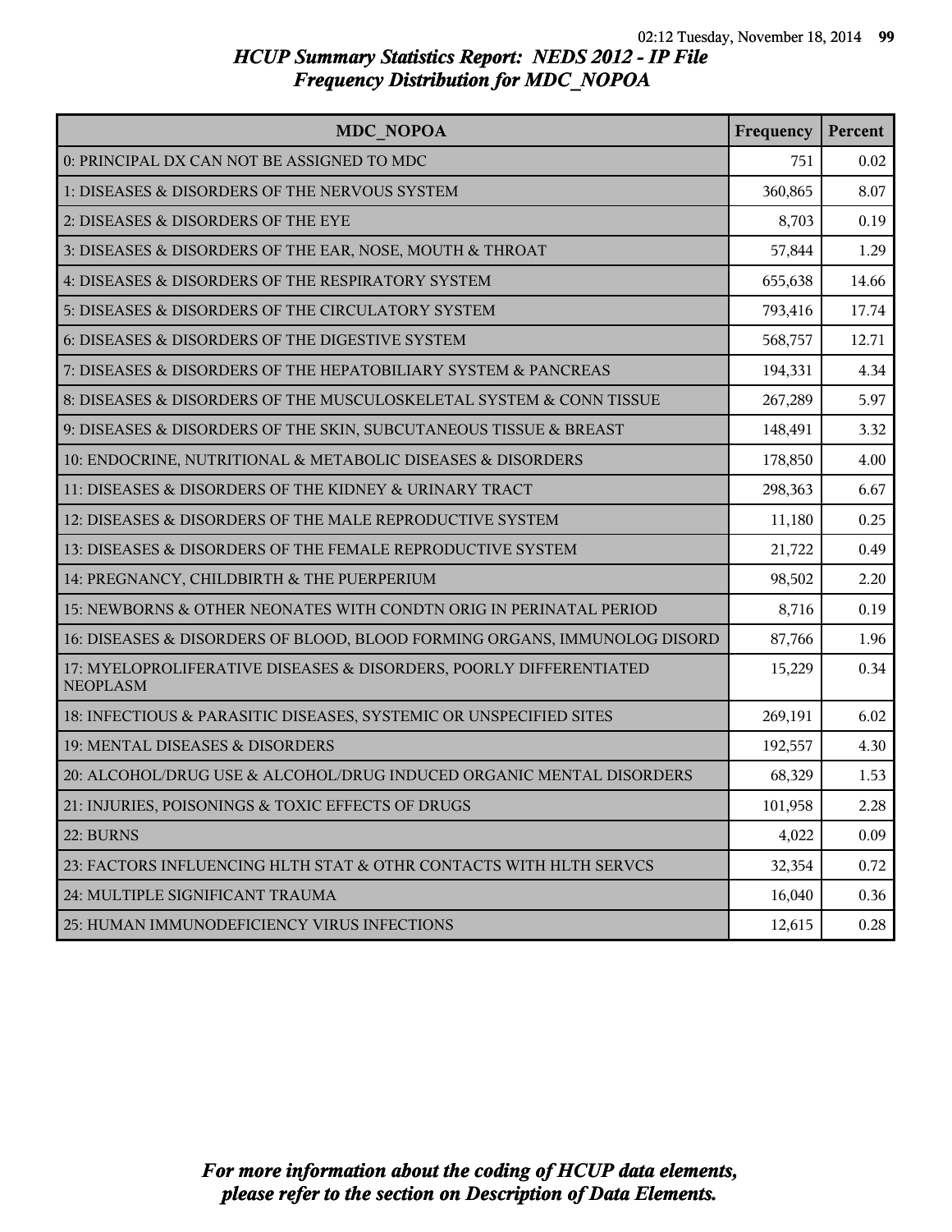# HCUP Summary Statistics Report: NEDS 2012 - IP File
## Frequency Distribution for MDC_NOPOA

| MDC_NOPOA | Frequency | Percent |
|---|---|---|
| 0: PRINCIPAL DX CAN NOT BE ASSIGNED TO MDC | 751 | 0.02 |
| 1: DISEASES & DISORDERS OF THE NERVOUS SYSTEM | 360,865 | 8.07 |
| 2: DISEASES & DISORDERS OF THE EYE | 8,703 | 0.19 |
| 3: DISEASES & DISORDERS OF THE EAR, NOSE, MOUTH & THROAT | 57,844 | 1.29 |
| 4: DISEASES & DISORDERS OF THE RESPIRATORY SYSTEM | 655,638 | 14.66 |
| 5: DISEASES & DISORDERS OF THE CIRCULATORY SYSTEM | 793,416 | 17.74 |
| 6: DISEASES & DISORDERS OF THE DIGESTIVE SYSTEM | 568,757 | 12.71 |
| 7: DISEASES & DISORDERS OF THE HEPATOBILIARY SYSTEM & PANCREAS | 194,331 | 4.34 |
| 8: DISEASES & DISORDERS OF THE MUSCULOSKELETAL SYSTEM & CONN TISSUE | 267,289 | 5.97 |
| 9: DISEASES & DISORDERS OF THE SKIN, SUBCUTANEOUS TISSUE & BREAST | 148,491 | 3.32 |
| 10: ENDOCRINE, NUTRITIONAL & METABOLIC DISEASES & DISORDERS | 178,850 | 4.00 |
| 11: DISEASES & DISORDERS OF THE KIDNEY & URINARY TRACT | 298,363 | 6.67 |
| 12: DISEASES & DISORDERS OF THE MALE REPRODUCTIVE SYSTEM | 11,180 | 0.25 |
| 13: DISEASES & DISORDERS OF THE FEMALE REPRODUCTIVE SYSTEM | 21,722 | 0.49 |
| 14: PREGNANCY, CHILDBIRTH & THE PUERPERIUM | 98,502 | 2.20 |
| 15: NEWBORNS & OTHER NEONATES WITH CONDTN ORIG IN PERINATAL PERIOD | 8,716 | 0.19 |
| 16: DISEASES & DISORDERS OF BLOOD, BLOOD FORMING ORGANS, IMMUNOLOG DISORD | 87,766 | 1.96 |
| 17: MYELOPROLIFERATIVE DISEASES & DISORDERS, POORLY DIFFERENTIATED NEOPLASM | 15,229 | 0.34 |
| 18: INFECTIOUS & PARASITIC DISEASES, SYSTEMIC OR UNSPECIFIED SITES | 269,191 | 6.02 |
| 19: MENTAL DISEASES & DISORDERS | 192,557 | 4.30 |
| 20: ALCOHOL/DRUG USE & ALCOHOL/DRUG INDUCED ORGANIC MENTAL DISORDERS | 68,329 | 1.53 |
| 21: INJURIES, POISONINGS & TOXIC EFFECTS OF DRUGS | 101,958 | 2.28 |
| 22: BURNS | 4,022 | 0.09 |
| 23: FACTORS INFLUENCING HLTH STAT & OTHR CONTACTS WITH HLTH SERVCS | 32,354 | 0.72 |
| 24: MULTIPLE SIGNIFICANT TRAUMA | 16,040 | 0.36 |
| 25: HUMAN IMMUNODEFICIENCY VIRUS INFECTIONS | 12,615 | 0.28 |

*For more information about the coding of HCUP data elements, please refer to the section on Description of Data Elements.*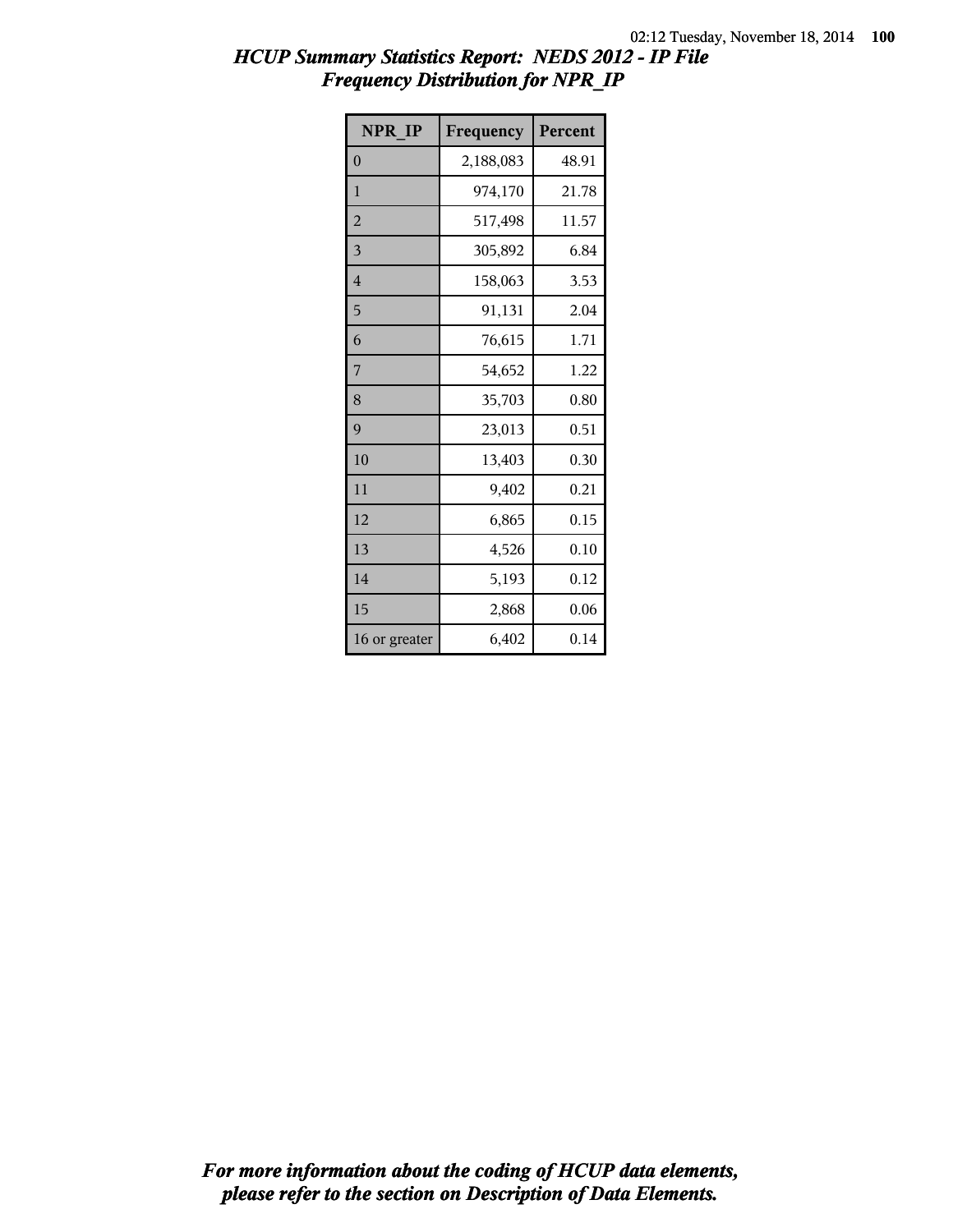## *HCUP Summary Statistics Report: NEDS 2012 - IP File*
## *Frequency Distribution for NPR_IP*

| NPR_IP | Frequency | Percent |
|---|---|---|
| 0 | 2,188,083 | 48.91 |
| 1 | 974,170 | 21.78 |
| 2 | 517,498 | 11.57 |
| 3 | 305,892 | 6.84 |
| 4 | 158,063 | 3.53 |
| 5 | 91,131 | 2.04 |
| 6 | 76,615 | 1.71 |
| 7 | 54,652 | 1.22 |
| 8 | 35,703 | 0.80 |
| 9 | 23,013 | 0.51 |
| 10 | 13,403 | 0.30 |
| 11 | 9,402 | 0.21 |
| 12 | 6,865 | 0.15 |
| 13 | 4,526 | 0.10 |
| 14 | 5,193 | 0.12 |
| 15 | 2,868 | 0.06 |
| 16 or greater | 6,402 | 0.14 |

***For more information about the coding of HCUP data elements, please refer to the section on Description of Data Elements.***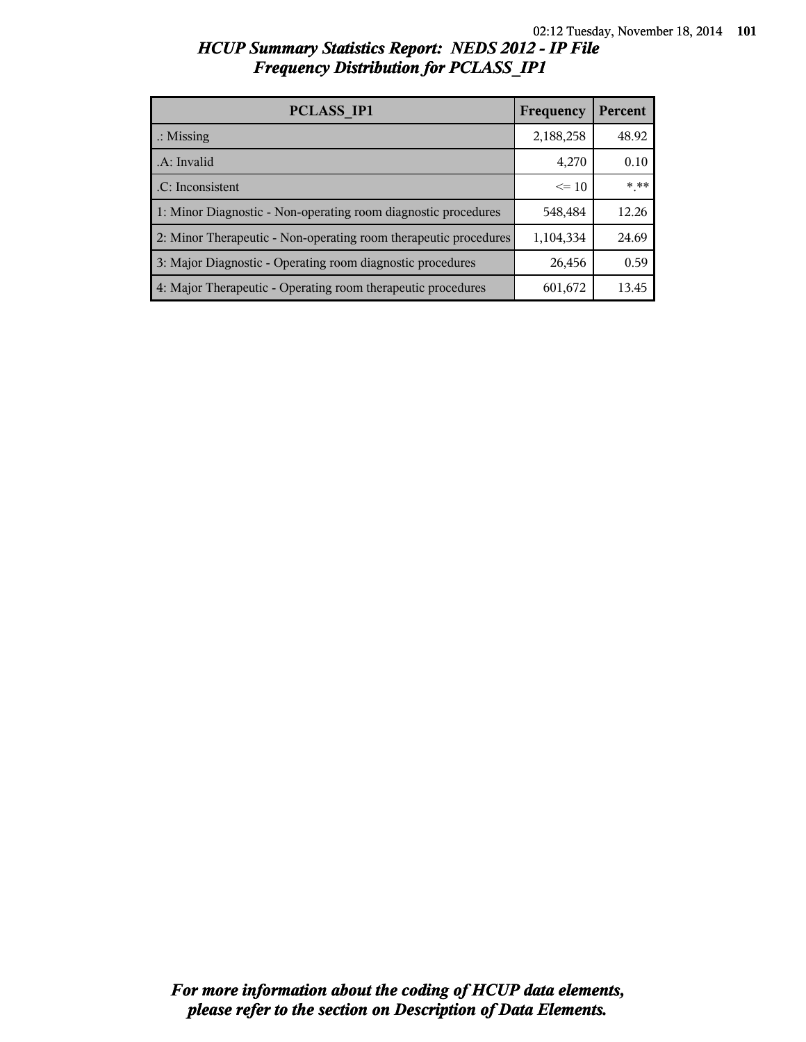# HCUP Summary Statistics Report: NEDS 2012 - IP File
## Frequency Distribution for PCLASS_IP1

| PCLASS_IP1 | Frequency | Percent |
|---|---|---|
| .: Missing | 2,188,258 | 48.92 |
| .A: Invalid | 4,270 | 0.10 |
| .C: Inconsistent | <= 10 | *.** |
| 1: Minor Diagnostic - Non-operating room diagnostic procedures | 548,484 | 12.26 |
| 2: Minor Therapeutic - Non-operating room therapeutic procedures | 1,104,334 | 24.69 |
| 3: Major Diagnostic - Operating room diagnostic procedures | 26,456 | 0.59 |
| 4: Major Therapeutic - Operating room therapeutic procedures | 601,672 | 13.45 |

*For more information about the coding of HCUP data elements, please refer to the section on Description of Data Elements.*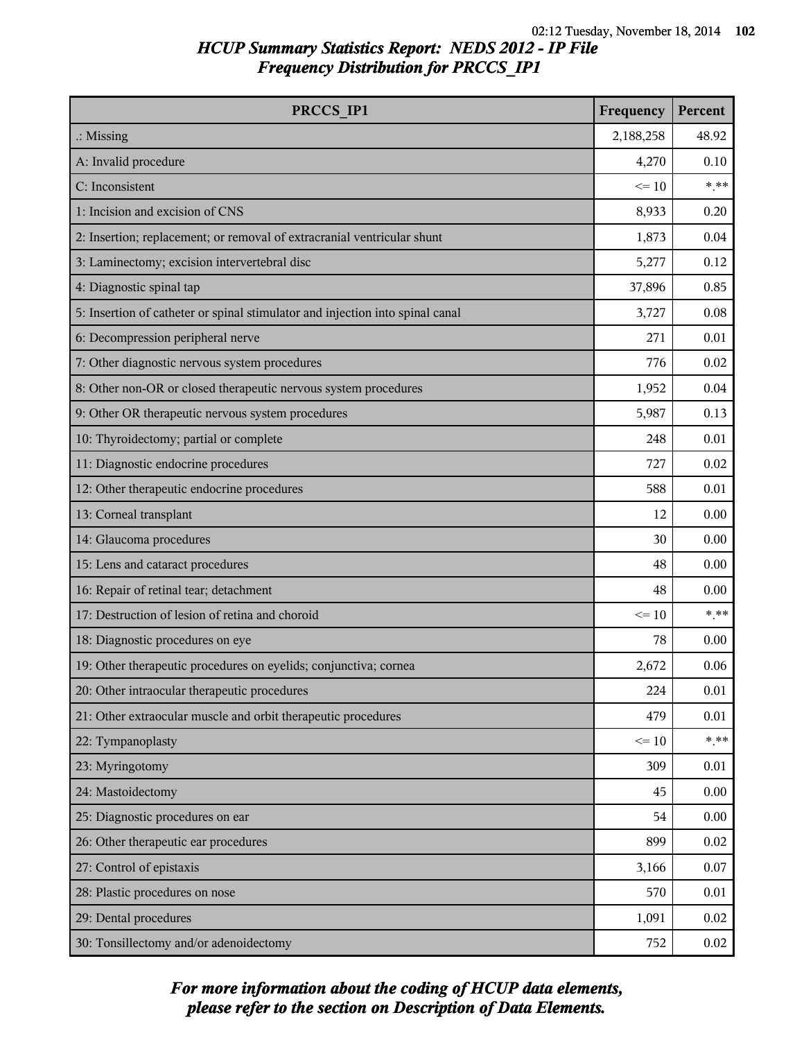# HCUP Summary Statistics Report: NEDS 2012 - IP File
## Frequency Distribution for PRCCS_IP1

| PRCCS_IP1 | Frequency | Percent |
|---|---|---|
| .: Missing | 2,188,258 | 48.92 |
| A: Invalid procedure | 4,270 | 0.10 |
| C: Inconsistent | <= 10 | *.** |
| 1: Incision and excision of CNS | 8,933 | 0.20 |
| 2: Insertion; replacement; or removal of extracranial ventricular shunt | 1,873 | 0.04 |
| 3: Laminectomy; excision intervertebral disc | 5,277 | 0.12 |
| 4: Diagnostic spinal tap | 37,896 | 0.85 |
| 5: Insertion of catheter or spinal stimulator and injection into spinal canal | 3,727 | 0.08 |
| 6: Decompression peripheral nerve | 271 | 0.01 |
| 7: Other diagnostic nervous system procedures | 776 | 0.02 |
| 8: Other non-OR or closed therapeutic nervous system procedures | 1,952 | 0.04 |
| 9: Other OR therapeutic nervous system procedures | 5,987 | 0.13 |
| 10: Thyroidectomy; partial or complete | 248 | 0.01 |
| 11: Diagnostic endocrine procedures | 727 | 0.02 |
| 12: Other therapeutic endocrine procedures | 588 | 0.01 |
| 13: Corneal transplant | 12 | 0.00 |
| 14: Glaucoma procedures | 30 | 0.00 |
| 15: Lens and cataract procedures | 48 | 0.00 |
| 16: Repair of retinal tear; detachment | 48 | 0.00 |
| 17: Destruction of lesion of retina and choroid | <= 10 | *.** |
| 18: Diagnostic procedures on eye | 78 | 0.00 |
| 19: Other therapeutic procedures on eyelids; conjunctiva; cornea | 2,672 | 0.06 |
| 20: Other intraocular therapeutic procedures | 224 | 0.01 |
| 21: Other extraocular muscle and orbit therapeutic procedures | 479 | 0.01 |
| 22: Tympanoplasty | <= 10 | *.** |
| 23: Myringotomy | 309 | 0.01 |
| 24: Mastoidectomy | 45 | 0.00 |
| 25: Diagnostic procedures on ear | 54 | 0.00 |
| 26: Other therapeutic ear procedures | 899 | 0.02 |
| 27: Control of epistaxis | 3,166 | 0.07 |
| 28: Plastic procedures on nose | 570 | 0.01 |
| 29: Dental procedures | 1,091 | 0.02 |
| 30: Tonsillectomy and/or adenoidectomy | 752 | 0.02 |

*For more information about the coding of HCUP data elements, please refer to the section on Description of Data Elements.*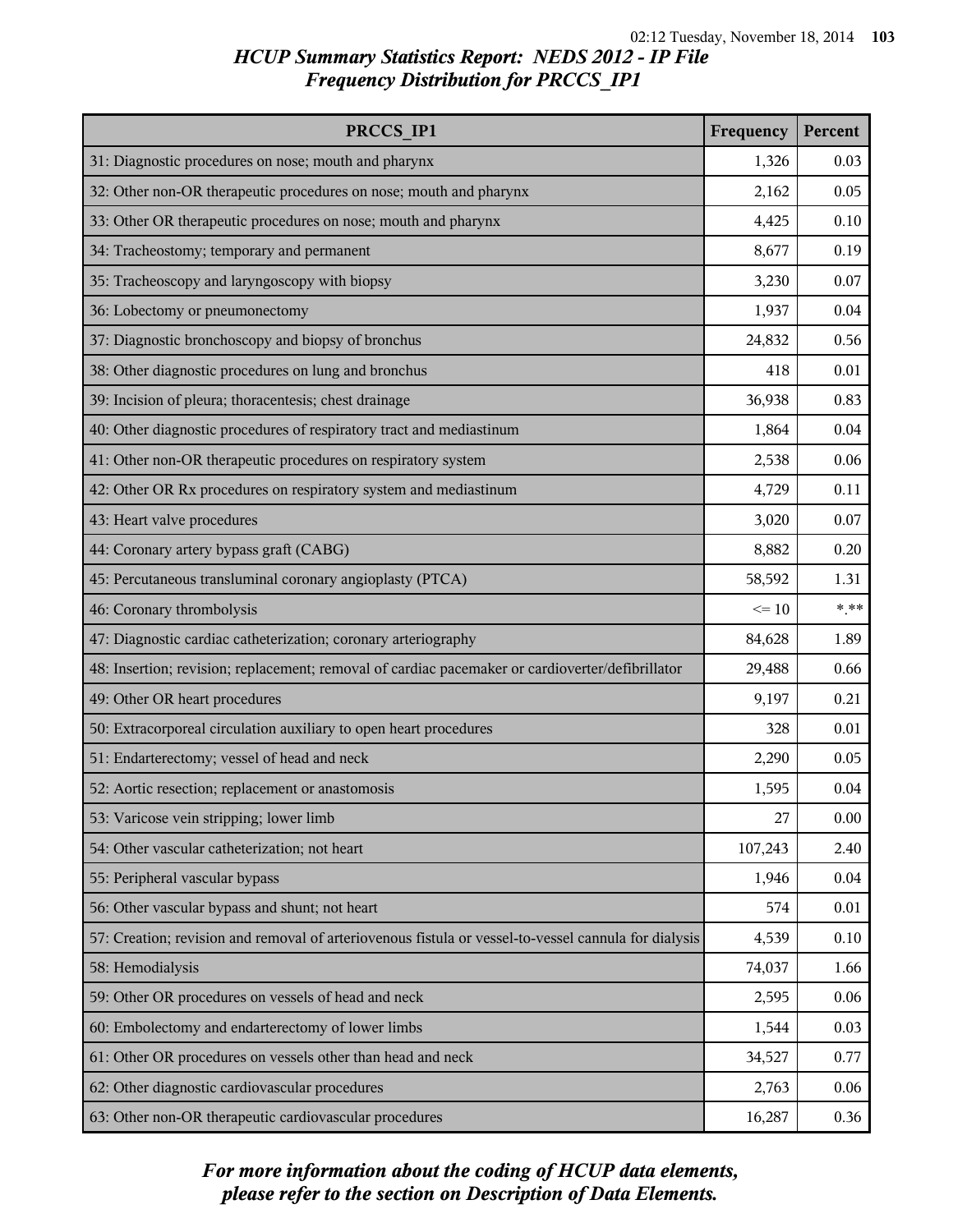## HCUP Summary Statistics Report: NEDS 2012 - IP File
## Frequency Distribution for PRCCS_IP1

| PRCCS_IP1 | Frequency | Percent |
|---|---|---|
| 31: Diagnostic procedures on nose; mouth and pharynx | 1,326 | 0.03 |
| 32: Other non-OR therapeutic procedures on nose; mouth and pharynx | 2,162 | 0.05 |
| 33: Other OR therapeutic procedures on nose; mouth and pharynx | 4,425 | 0.10 |
| 34: Tracheostomy; temporary and permanent | 8,677 | 0.19 |
| 35: Tracheoscopy and laryngoscopy with biopsy | 3,230 | 0.07 |
| 36: Lobectomy or pneumonectomy | 1,937 | 0.04 |
| 37: Diagnostic bronchoscopy and biopsy of bronchus | 24,832 | 0.56 |
| 38: Other diagnostic procedures on lung and bronchus | 418 | 0.01 |
| 39: Incision of pleura; thoracentesis; chest drainage | 36,938 | 0.83 |
| 40: Other diagnostic procedures of respiratory tract and mediastinum | 1,864 | 0.04 |
| 41: Other non-OR therapeutic procedures on respiratory system | 2,538 | 0.06 |
| 42: Other OR Rx procedures on respiratory system and mediastinum | 4,729 | 0.11 |
| 43: Heart valve procedures | 3,020 | 0.07 |
| 44: Coronary artery bypass graft (CABG) | 8,882 | 0.20 |
| 45: Percutaneous transluminal coronary angioplasty (PTCA) | 58,592 | 1.31 |
| 46: Coronary thrombolysis | <= 10 | *.** |
| 47: Diagnostic cardiac catheterization; coronary arteriography | 84,628 | 1.89 |
| 48: Insertion; revision; replacement; removal of cardiac pacemaker or cardioverter/defibrillator | 29,488 | 0.66 |
| 49: Other OR heart procedures | 9,197 | 0.21 |
| 50: Extracorporeal circulation auxiliary to open heart procedures | 328 | 0.01 |
| 51: Endarterectomy; vessel of head and neck | 2,290 | 0.05 |
| 52: Aortic resection; replacement or anastomosis | 1,595 | 0.04 |
| 53: Varicose vein stripping; lower limb | 27 | 0.00 |
| 54: Other vascular catheterization; not heart | 107,243 | 2.40 |
| 55: Peripheral vascular bypass | 1,946 | 0.04 |
| 56: Other vascular bypass and shunt; not heart | 574 | 0.01 |
| 57: Creation; revision and removal of arteriovenous fistula or vessel-to-vessel cannula for dialysis | 4,539 | 0.10 |
| 58: Hemodialysis | 74,037 | 1.66 |
| 59: Other OR procedures on vessels of head and neck | 2,595 | 0.06 |
| 60: Embolectomy and endarterectomy of lower limbs | 1,544 | 0.03 |
| 61: Other OR procedures on vessels other than head and neck | 34,527 | 0.77 |
| 62: Other diagnostic cardiovascular procedures | 2,763 | 0.06 |
| 63: Other non-OR therapeutic cardiovascular procedures | 16,287 | 0.36 |

*For more information about the coding of HCUP data elements, please refer to the section on Description of Data Elements.*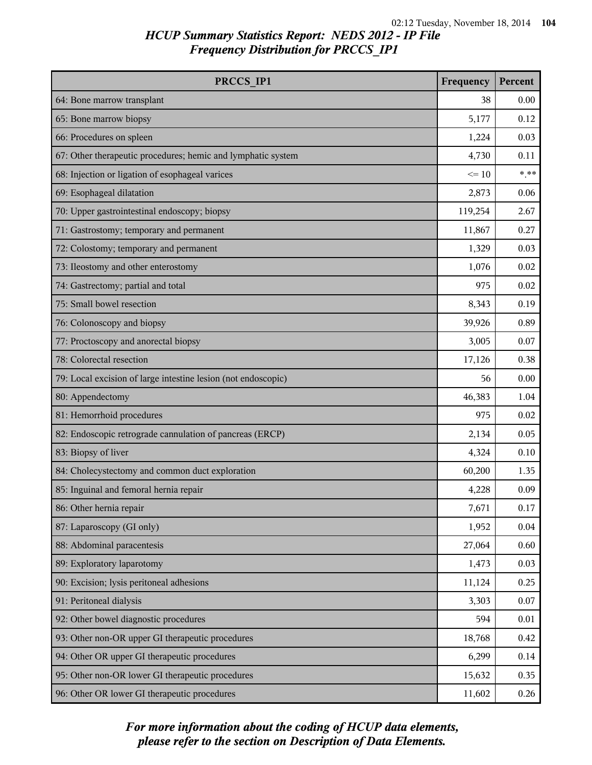## HCUP Summary Statistics Report: NEDS 2012 - IP File
## Frequency Distribution for PRCCS_IP1

| PRCCS_IP1 | Frequency | Percent |
|---|---|---|
| 64: Bone marrow transplant | 38 | 0.00 |
| 65: Bone marrow biopsy | 5,177 | 0.12 |
| 66: Procedures on spleen | 1,224 | 0.03 |
| 67: Other therapeutic procedures; hemic and lymphatic system | 4,730 | 0.11 |
| 68: Injection or ligation of esophageal varices | <= 10 | *.** |
| 69: Esophageal dilatation | 2,873 | 0.06 |
| 70: Upper gastrointestinal endoscopy; biopsy | 119,254 | 2.67 |
| 71: Gastrostomy; temporary and permanent | 11,867 | 0.27 |
| 72: Colostomy; temporary and permanent | 1,329 | 0.03 |
| 73: Ileostomy and other enterostomy | 1,076 | 0.02 |
| 74: Gastrectomy; partial and total | 975 | 0.02 |
| 75: Small bowel resection | 8,343 | 0.19 |
| 76: Colonoscopy and biopsy | 39,926 | 0.89 |
| 77: Proctoscopy and anorectal biopsy | 3,005 | 0.07 |
| 78: Colorectal resection | 17,126 | 0.38 |
| 79: Local excision of large intestine lesion (not endoscopic) | 56 | 0.00 |
| 80: Appendectomy | 46,383 | 1.04 |
| 81: Hemorrhoid procedures | 975 | 0.02 |
| 82: Endoscopic retrograde cannulation of pancreas (ERCP) | 2,134 | 0.05 |
| 83: Biopsy of liver | 4,324 | 0.10 |
| 84: Cholecystectomy and common duct exploration | 60,200 | 1.35 |
| 85: Inguinal and femoral hernia repair | 4,228 | 0.09 |
| 86: Other hernia repair | 7,671 | 0.17 |
| 87: Laparoscopy (GI only) | 1,952 | 0.04 |
| 88: Abdominal paracentesis | 27,064 | 0.60 |
| 89: Exploratory laparotomy | 1,473 | 0.03 |
| 90: Excision; lysis peritoneal adhesions | 11,124 | 0.25 |
| 91: Peritoneal dialysis | 3,303 | 0.07 |
| 92: Other bowel diagnostic procedures | 594 | 0.01 |
| 93: Other non-OR upper GI therapeutic procedures | 18,768 | 0.42 |
| 94: Other OR upper GI therapeutic procedures | 6,299 | 0.14 |
| 95: Other non-OR lower GI therapeutic procedures | 15,632 | 0.35 |
| 96: Other OR lower GI therapeutic procedures | 11,602 | 0.26 |

*For more information about the coding of HCUP data elements, please refer to the section on Description of Data Elements.*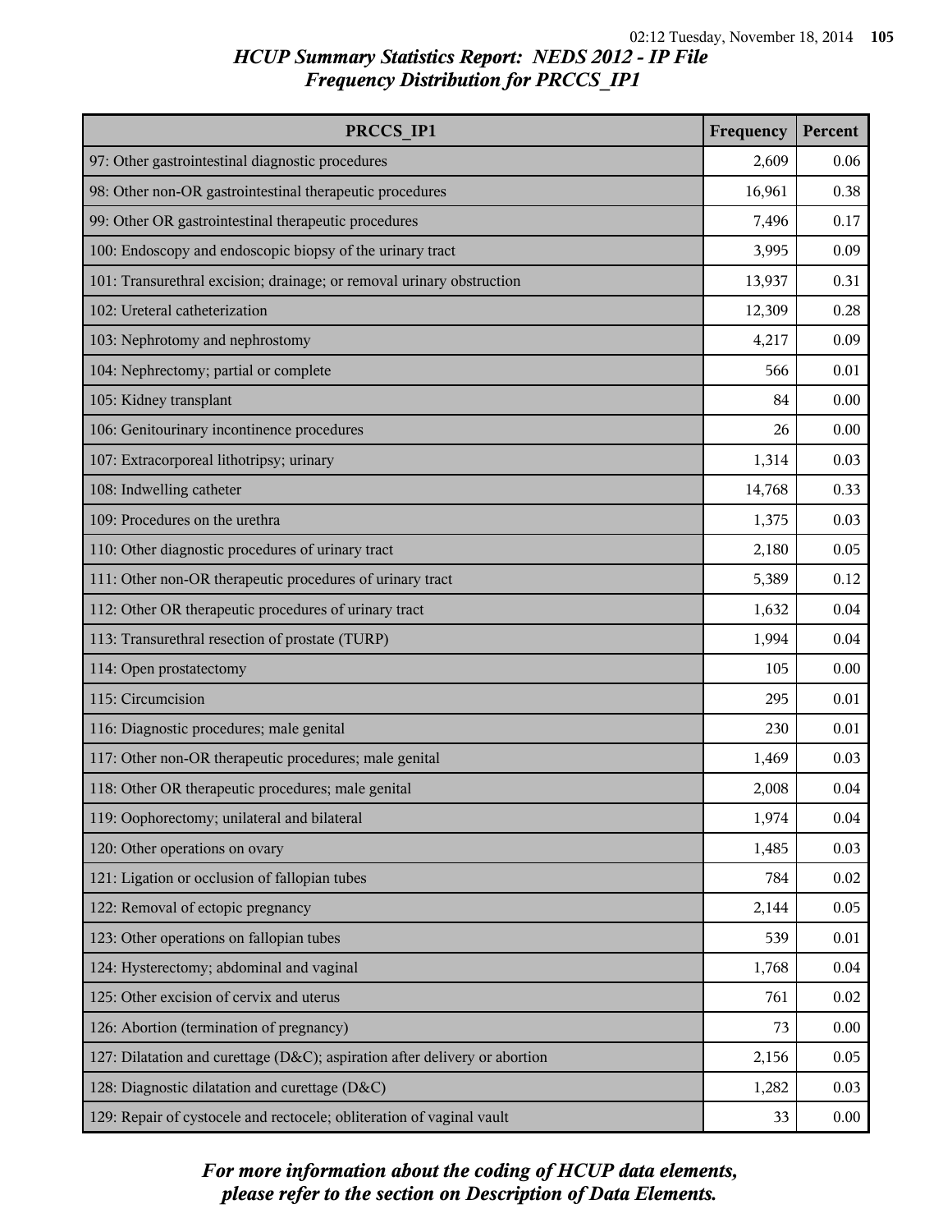# HCUP Summary Statistics Report: NEDS 2012 - IP File
## Frequency Distribution for PRCCS_IP1

| PRCCS_IP1 | Frequency | Percent |
|---|---|---|
| 97: Other gastrointestinal diagnostic procedures | 2,609 | 0.06 |
| 98: Other non-OR gastrointestinal therapeutic procedures | 16,961 | 0.38 |
| 99: Other OR gastrointestinal therapeutic procedures | 7,496 | 0.17 |
| 100: Endoscopy and endoscopic biopsy of the urinary tract | 3,995 | 0.09 |
| 101: Transurethral excision; drainage; or removal urinary obstruction | 13,937 | 0.31 |
| 102: Ureteral catheterization | 12,309 | 0.28 |
| 103: Nephrotomy and nephrostomy | 4,217 | 0.09 |
| 104: Nephrectomy; partial or complete | 566 | 0.01 |
| 105: Kidney transplant | 84 | 0.00 |
| 106: Genitourinary incontinence procedures | 26 | 0.00 |
| 107: Extracorporeal lithotripsy; urinary | 1,314 | 0.03 |
| 108: Indwelling catheter | 14,768 | 0.33 |
| 109: Procedures on the urethra | 1,375 | 0.03 |
| 110: Other diagnostic procedures of urinary tract | 2,180 | 0.05 |
| 111: Other non-OR therapeutic procedures of urinary tract | 5,389 | 0.12 |
| 112: Other OR therapeutic procedures of urinary tract | 1,632 | 0.04 |
| 113: Transurethral resection of prostate (TURP) | 1,994 | 0.04 |
| 114: Open prostatectomy | 105 | 0.00 |
| 115: Circumcision | 295 | 0.01 |
| 116: Diagnostic procedures; male genital | 230 | 0.01 |
| 117: Other non-OR therapeutic procedures; male genital | 1,469 | 0.03 |
| 118: Other OR therapeutic procedures; male genital | 2,008 | 0.04 |
| 119: Oophorectomy; unilateral and bilateral | 1,974 | 0.04 |
| 120: Other operations on ovary | 1,485 | 0.03 |
| 121: Ligation or occlusion of fallopian tubes | 784 | 0.02 |
| 122: Removal of ectopic pregnancy | 2,144 | 0.05 |
| 123: Other operations on fallopian tubes | 539 | 0.01 |
| 124: Hysterectomy; abdominal and vaginal | 1,768 | 0.04 |
| 125: Other excision of cervix and uterus | 761 | 0.02 |
| 126: Abortion (termination of pregnancy) | 73 | 0.00 |
| 127: Dilatation and curettage (D&C); aspiration after delivery or abortion | 2,156 | 0.05 |
| 128: Diagnostic dilatation and curettage (D&C) | 1,282 | 0.03 |
| 129: Repair of cystocele and rectocele; obliteration of vaginal vault | 33 | 0.00 |

*For more information about the coding of HCUP data elements, please refer to the section on Description of Data Elements.*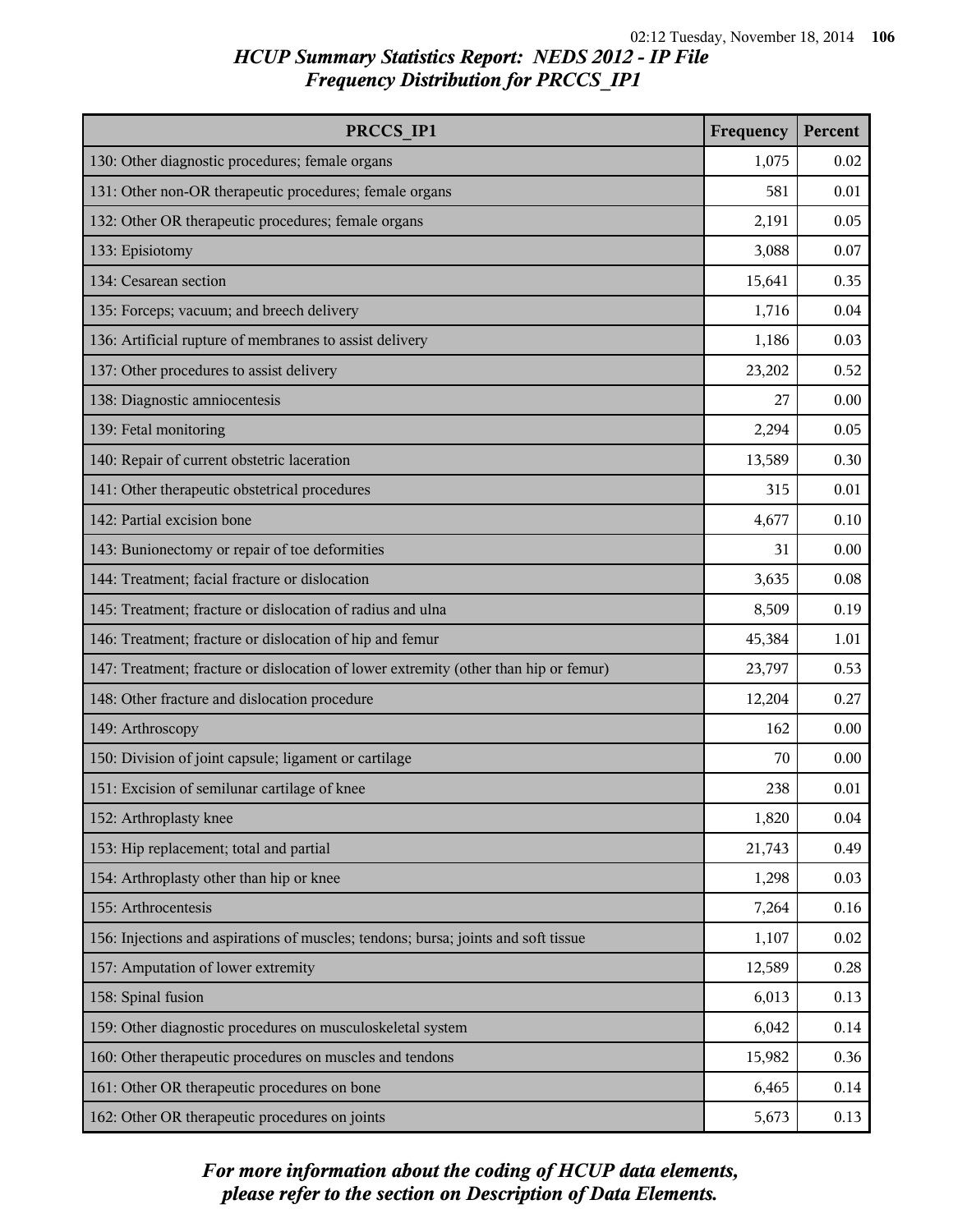## HCUP Summary Statistics Report: NEDS 2012 - IP File
## Frequency Distribution for PRCCS_IP1

| PRCCS_IP1 | Frequency | Percent |
| --- | --- | --- |
| 130: Other diagnostic procedures; female organs | 1,075 | 0.02 |
| 131: Other non-OR therapeutic procedures; female organs | 581 | 0.01 |
| 132: Other OR therapeutic procedures; female organs | 2,191 | 0.05 |
| 133: Episiotomy | 3,088 | 0.07 |
| 134: Cesarean section | 15,641 | 0.35 |
| 135: Forceps; vacuum; and breech delivery | 1,716 | 0.04 |
| 136: Artificial rupture of membranes to assist delivery | 1,186 | 0.03 |
| 137: Other procedures to assist delivery | 23,202 | 0.52 |
| 138: Diagnostic amniocentesis | 27 | 0.00 |
| 139: Fetal monitoring | 2,294 | 0.05 |
| 140: Repair of current obstetric laceration | 13,589 | 0.30 |
| 141: Other therapeutic obstetrical procedures | 315 | 0.01 |
| 142: Partial excision bone | 4,677 | 0.10 |
| 143: Bunionectomy or repair of toe deformities | 31 | 0.00 |
| 144: Treatment; facial fracture or dislocation | 3,635 | 0.08 |
| 145: Treatment; fracture or dislocation of radius and ulna | 8,509 | 0.19 |
| 146: Treatment; fracture or dislocation of hip and femur | 45,384 | 1.01 |
| 147: Treatment; fracture or dislocation of lower extremity (other than hip or femur) | 23,797 | 0.53 |
| 148: Other fracture and dislocation procedure | 12,204 | 0.27 |
| 149: Arthroscopy | 162 | 0.00 |
| 150: Division of joint capsule; ligament or cartilage | 70 | 0.00 |
| 151: Excision of semilunar cartilage of knee | 238 | 0.01 |
| 152: Arthroplasty knee | 1,820 | 0.04 |
| 153: Hip replacement; total and partial | 21,743 | 0.49 |
| 154: Arthroplasty other than hip or knee | 1,298 | 0.03 |
| 155: Arthrocentesis | 7,264 | 0.16 |
| 156: Injections and aspirations of muscles; tendons; bursa; joints and soft tissue | 1,107 | 0.02 |
| 157: Amputation of lower extremity | 12,589 | 0.28 |
| 158: Spinal fusion | 6,013 | 0.13 |
| 159: Other diagnostic procedures on musculoskeletal system | 6,042 | 0.14 |
| 160: Other therapeutic procedures on muscles and tendons | 15,982 | 0.36 |
| 161: Other OR therapeutic procedures on bone | 6,465 | 0.14 |
| 162: Other OR therapeutic procedures on joints | 5,673 | 0.13 |

*For more information about the coding of HCUP data elements, please refer to the section on Description of Data Elements.*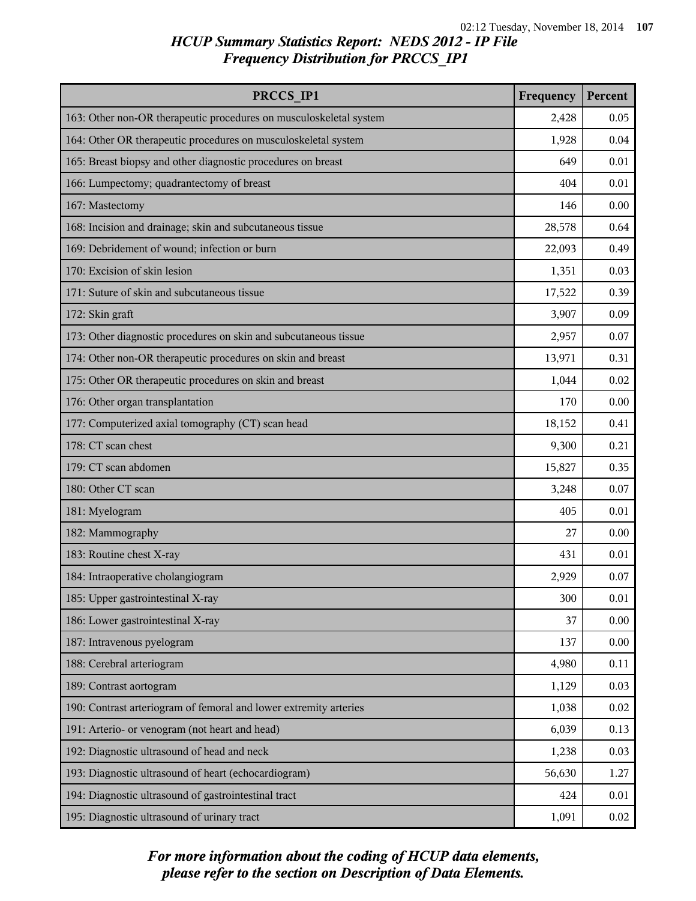## HCUP Summary Statistics Report: NEDS 2012 - IP File
## Frequency Distribution for PRCCS_IP1

| PRCCS_IP1 | Frequency | Percent |
|---|---|---|
| 163: Other non-OR therapeutic procedures on musculoskeletal system | 2,428 | 0.05 |
| 164: Other OR therapeutic procedures on musculoskeletal system | 1,928 | 0.04 |
| 165: Breast biopsy and other diagnostic procedures on breast | 649 | 0.01 |
| 166: Lumpectomy; quadrantectomy of breast | 404 | 0.01 |
| 167: Mastectomy | 146 | 0.00 |
| 168: Incision and drainage; skin and subcutaneous tissue | 28,578 | 0.64 |
| 169: Debridement of wound; infection or burn | 22,093 | 0.49 |
| 170: Excision of skin lesion | 1,351 | 0.03 |
| 171: Suture of skin and subcutaneous tissue | 17,522 | 0.39 |
| 172: Skin graft | 3,907 | 0.09 |
| 173: Other diagnostic procedures on skin and subcutaneous tissue | 2,957 | 0.07 |
| 174: Other non-OR therapeutic procedures on skin and breast | 13,971 | 0.31 |
| 175: Other OR therapeutic procedures on skin and breast | 1,044 | 0.02 |
| 176: Other organ transplantation | 170 | 0.00 |
| 177: Computerized axial tomography (CT) scan head | 18,152 | 0.41 |
| 178: CT scan chest | 9,300 | 0.21 |
| 179: CT scan abdomen | 15,827 | 0.35 |
| 180: Other CT scan | 3,248 | 0.07 |
| 181: Myelogram | 405 | 0.01 |
| 182: Mammography | 27 | 0.00 |
| 183: Routine chest X-ray | 431 | 0.01 |
| 184: Intraoperative cholangiogram | 2,929 | 0.07 |
| 185: Upper gastrointestinal X-ray | 300 | 0.01 |
| 186: Lower gastrointestinal X-ray | 37 | 0.00 |
| 187: Intravenous pyelogram | 137 | 0.00 |
| 188: Cerebral arteriogram | 4,980 | 0.11 |
| 189: Contrast aortogram | 1,129 | 0.03 |
| 190: Contrast arteriogram of femoral and lower extremity arteries | 1,038 | 0.02 |
| 191: Arterio- or venogram (not heart and head) | 6,039 | 0.13 |
| 192: Diagnostic ultrasound of head and neck | 1,238 | 0.03 |
| 193: Diagnostic ultrasound of heart (echocardiogram) | 56,630 | 1.27 |
| 194: Diagnostic ultrasound of gastrointestinal tract | 424 | 0.01 |
| 195: Diagnostic ultrasound of urinary tract | 1,091 | 0.02 |

*For more information about the coding of HCUP data elements, please refer to the section on Description of Data Elements.*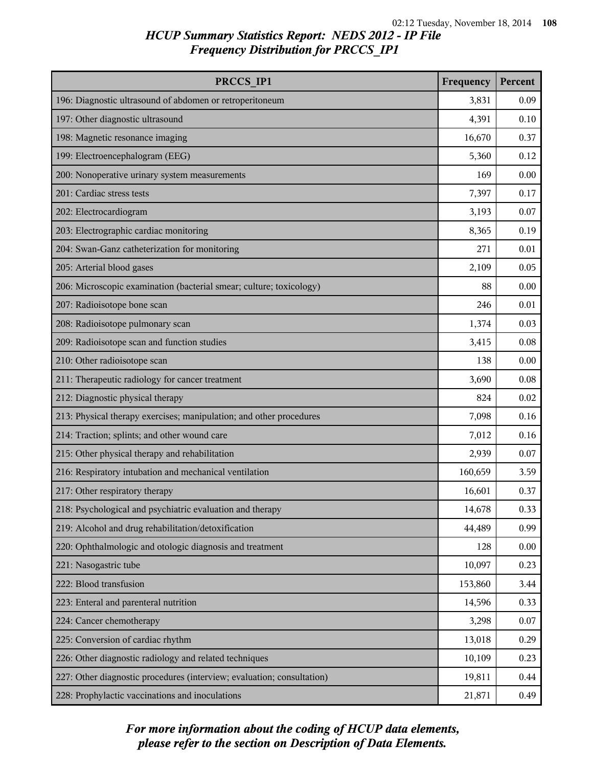# HCUP Summary Statistics Report: NEDS 2012 - IP File
## Frequency Distribution for PRCCS_IP1

| PRCCS_IP1 | Frequency | Percent |
|---|---|---|
| 196: Diagnostic ultrasound of abdomen or retroperitoneum | 3,831 | 0.09 |
| 197: Other diagnostic ultrasound | 4,391 | 0.10 |
| 198: Magnetic resonance imaging | 16,670 | 0.37 |
| 199: Electroencephalogram (EEG) | 5,360 | 0.12 |
| 200: Nonoperative urinary system measurements | 169 | 0.00 |
| 201: Cardiac stress tests | 7,397 | 0.17 |
| 202: Electrocardiogram | 3,193 | 0.07 |
| 203: Electrographic cardiac monitoring | 8,365 | 0.19 |
| 204: Swan-Ganz catheterization for monitoring | 271 | 0.01 |
| 205: Arterial blood gases | 2,109 | 0.05 |
| 206: Microscopic examination (bacterial smear; culture; toxicology) | 88 | 0.00 |
| 207: Radioisotope bone scan | 246 | 0.01 |
| 208: Radioisotope pulmonary scan | 1,374 | 0.03 |
| 209: Radioisotope scan and function studies | 3,415 | 0.08 |
| 210: Other radioisotope scan | 138 | 0.00 |
| 211: Therapeutic radiology for cancer treatment | 3,690 | 0.08 |
| 212: Diagnostic physical therapy | 824 | 0.02 |
| 213: Physical therapy exercises; manipulation; and other procedures | 7,098 | 0.16 |
| 214: Traction; splints; and other wound care | 7,012 | 0.16 |
| 215: Other physical therapy and rehabilitation | 2,939 | 0.07 |
| 216: Respiratory intubation and mechanical ventilation | 160,659 | 3.59 |
| 217: Other respiratory therapy | 16,601 | 0.37 |
| 218: Psychological and psychiatric evaluation and therapy | 14,678 | 0.33 |
| 219: Alcohol and drug rehabilitation/detoxification | 44,489 | 0.99 |
| 220: Ophthalmologic and otologic diagnosis and treatment | 128 | 0.00 |
| 221: Nasogastric tube | 10,097 | 0.23 |
| 222: Blood transfusion | 153,860 | 3.44 |
| 223: Enteral and parenteral nutrition | 14,596 | 0.33 |
| 224: Cancer chemotherapy | 3,298 | 0.07 |
| 225: Conversion of cardiac rhythm | 13,018 | 0.29 |
| 226: Other diagnostic radiology and related techniques | 10,109 | 0.23 |
| 227: Other diagnostic procedures (interview; evaluation; consultation) | 19,811 | 0.44 |
| 228: Prophylactic vaccinations and inoculations | 21,871 | 0.49 |

*For more information about the coding of HCUP data elements, please refer to the section on Description of Data Elements.*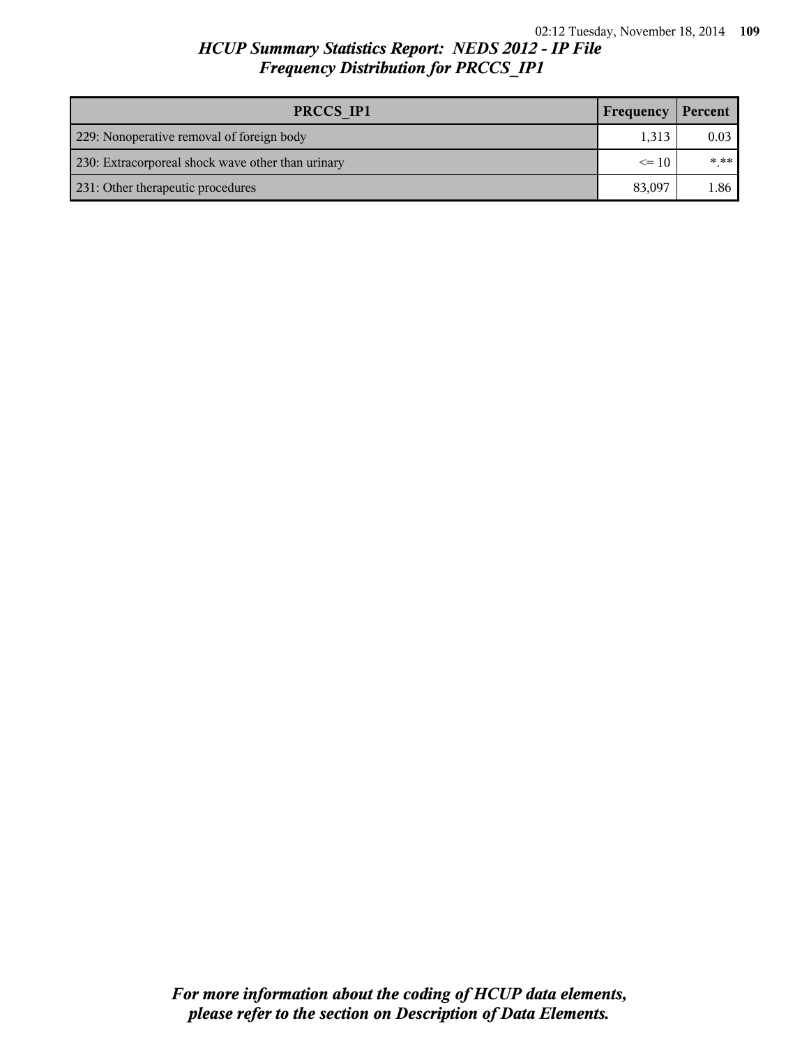| PRCCS_IP1 | Frequency | Percent |
|---|---|---|
| 229: Nonoperative removal of foreign body | 1,313 | 0.03 |
| 230: Extracorporeal shock wave other than urinary | <= 10 | *.** |
| 231: Other therapeutic procedures | 83,097 | 1.86 |

*For more information about the coding of HCUP data elements, please refer to the section on Description of Data Elements.*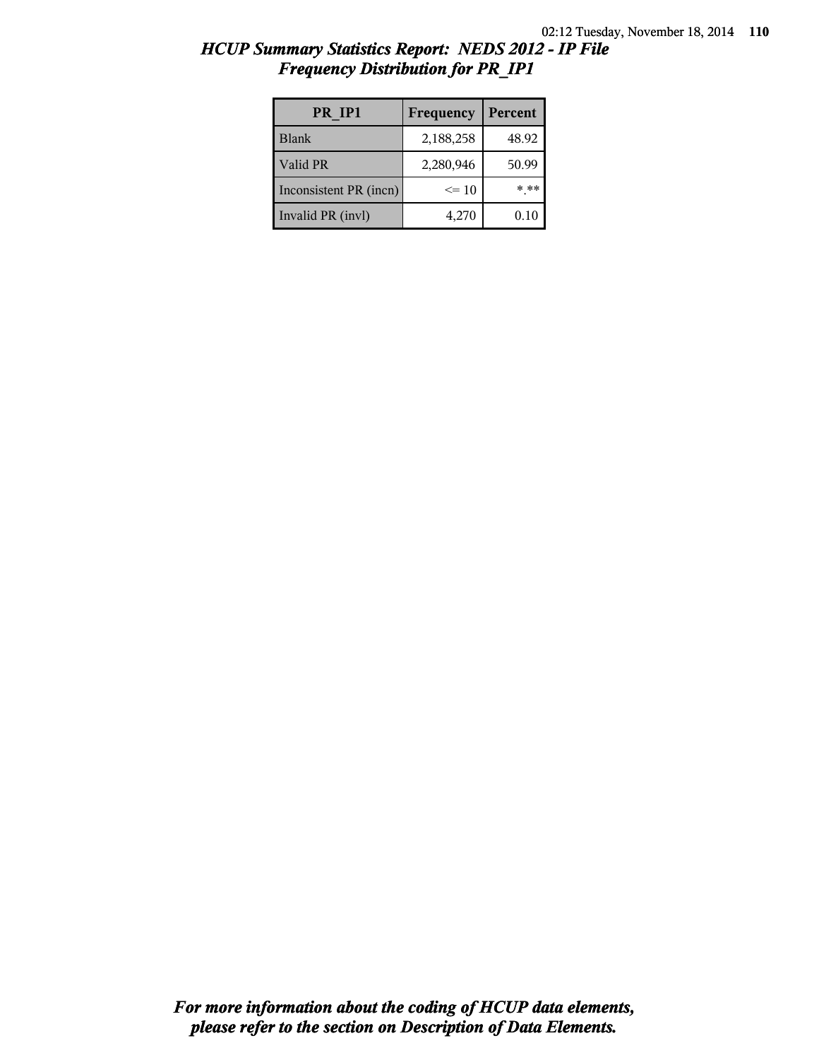## *HCUP Summary Statistics Report: NEDS 2012 - IP File*
## *Frequency Distribution for PR_IP1*

| PR_IP1 | Frequency | Percent |
|---|---|---|
| Blank | 2,188,258 | 48.92 |
| Valid PR | 2,280,946 | 50.99 |
| Inconsistent PR (incn) | <= 10 | *.** |
| Invalid PR (invl) | 4,270 | 0.10 |

***For more information about the coding of HCUP data elements, please refer to the section on Description of Data Elements.***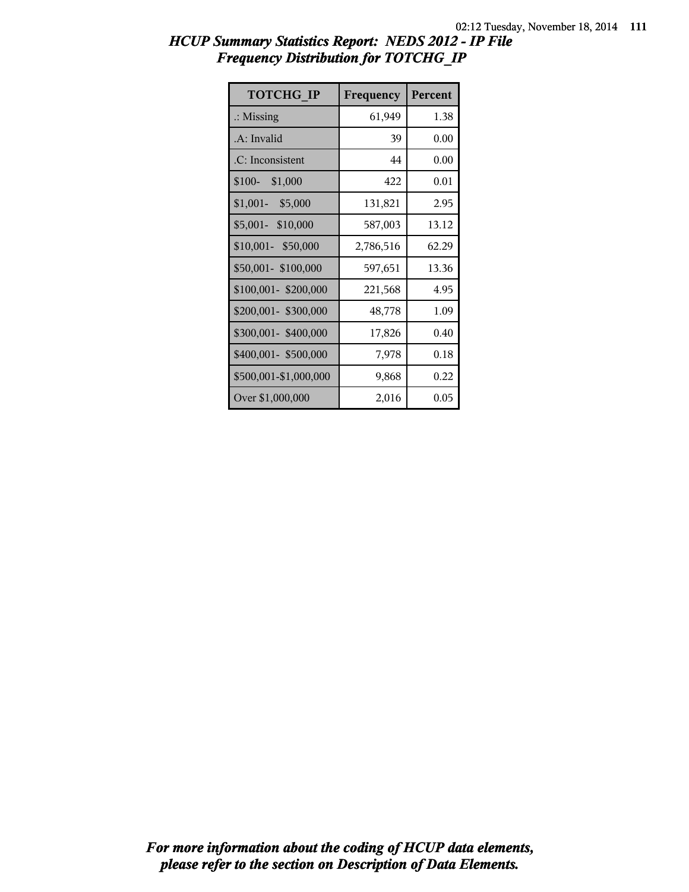## HCUP Summary Statistics Report: NEDS 2012 - IP File
## Frequency Distribution for TOTCHG_IP

| TOTCHG_IP | Frequency | Percent |
|---|---|---|
| .: Missing | 61,949 | 1.38 |
| .A: Invalid | 39 | 0.00 |
| .C: Inconsistent | 44 | 0.00 |
| $100- $1,000 | 422 | 0.01 |
| $1,001- $5,000 | 131,821 | 2.95 |
| $5,001- $10,000 | 587,003 | 13.12 |
| $10,001- $50,000 | 2,786,516 | 62.29 |
| $50,001- $100,000 | 597,651 | 13.36 |
| $100,001- $200,000 | 221,568 | 4.95 |
| $200,001- $300,000 | 48,778 | 1.09 |
| $300,001- $400,000 | 17,826 | 0.40 |
| $400,001- $500,000 | 7,978 | 0.18 |
| $500,001-$1,000,000 | 9,868 | 0.22 |
| Over $1,000,000 | 2,016 | 0.05 |

*For more information about the coding of HCUP data elements, please refer to the section on Description of Data Elements.*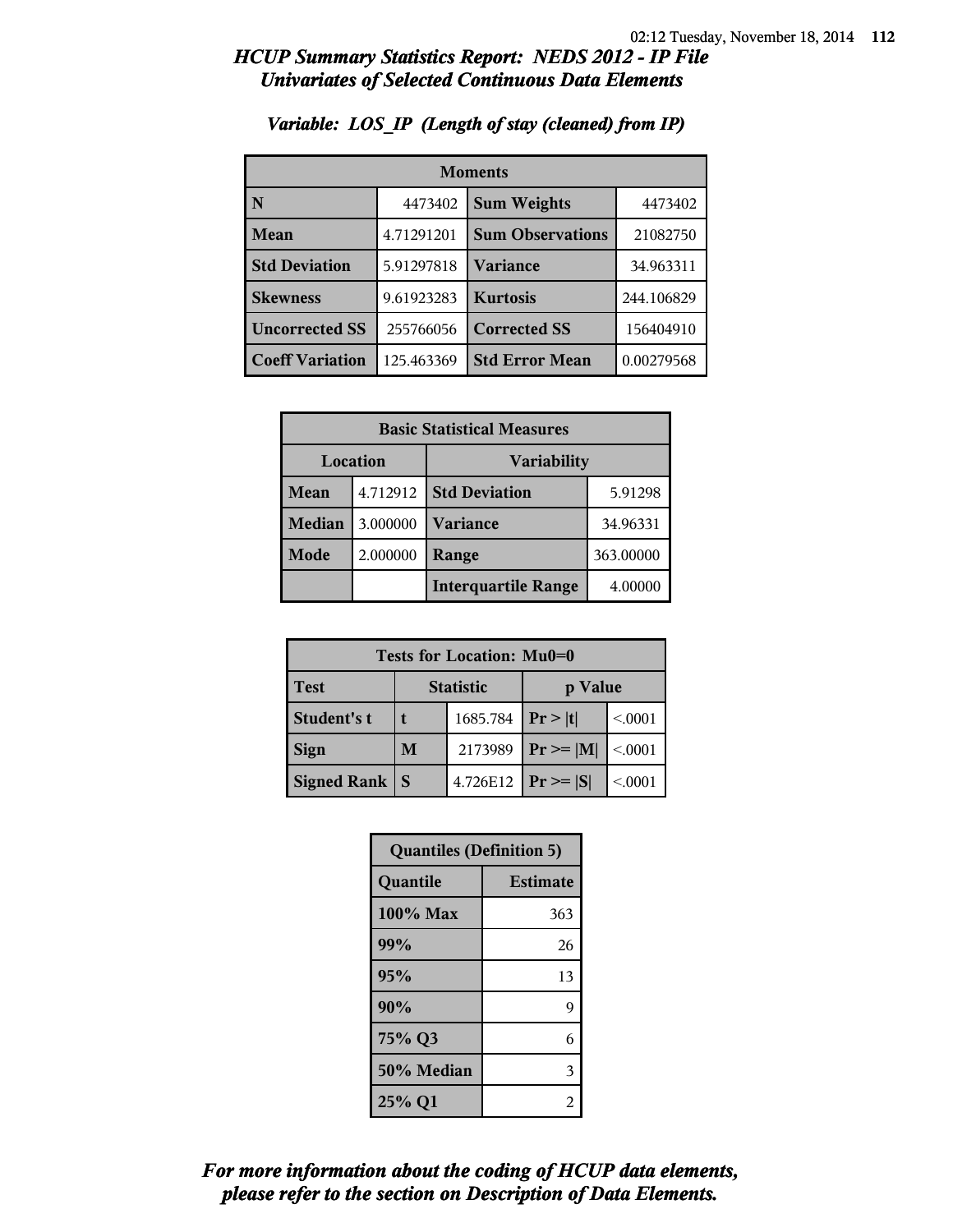# *HCUP Summary Statistics Report: NEDS 2012 - IP File*
## *Univariates of Selected Continuous Data Elements*

### *Variable: LOS_IP (Length of stay (cleaned) from IP)*

| Moments | | | |
|---|---|---|---|
| **N** | 4473402 | **Sum Weights** | 4473402 |
| **Mean** | 4.71291201 | **Sum Observations** | 21082750 |
| **Std Deviation** | 5.91297818 | **Variance** | 34.963311 |
| **Skewness** | 9.61923283 | **Kurtosis** | 244.106829 |
| **Uncorrected SS** | 255766056 | **Corrected SS** | 156404910 |
| **Coeff Variation** | 125.463369 | **Std Error Mean** | 0.00279568 |

| Basic Statistical Measures | | | |
|---|---|---|---|
| Location | | Variability | |
| **Mean** | 4.712912 | **Std Deviation** | 5.91298 |
| **Median** | 3.000000 | **Variance** | 34.96331 |
| **Mode** | 2.000000 | **Range** | 363.00000 |
| | | **Interquartile Range** | 4.00000 |

| Tests for Location: Mu0=0 | | | | |
|---|---|---|---|---|
| **Test** | Statistic | | p Value | |
| **Student's t** | t | 1685.784 | Pr > \|t\| | <.0001 |
| **Sign** | M | 2173989 | Pr >= \|M\| | <.0001 |
| **Signed Rank** | S | 4.726E12 | Pr >= \|S\| | <.0001 |

| Quantiles (Definition 5) | |
|---|---|
| **Quantile** | **Estimate** |
| **100% Max** | 363 |
| **99%** | 26 |
| **95%** | 13 |
| **90%** | 9 |
| **75% Q3** | 6 |
| **50% Median** | 3 |
| **25% Q1** | 2 |

***For more information about the coding of HCUP data elements, please refer to the section on Description of Data Elements.***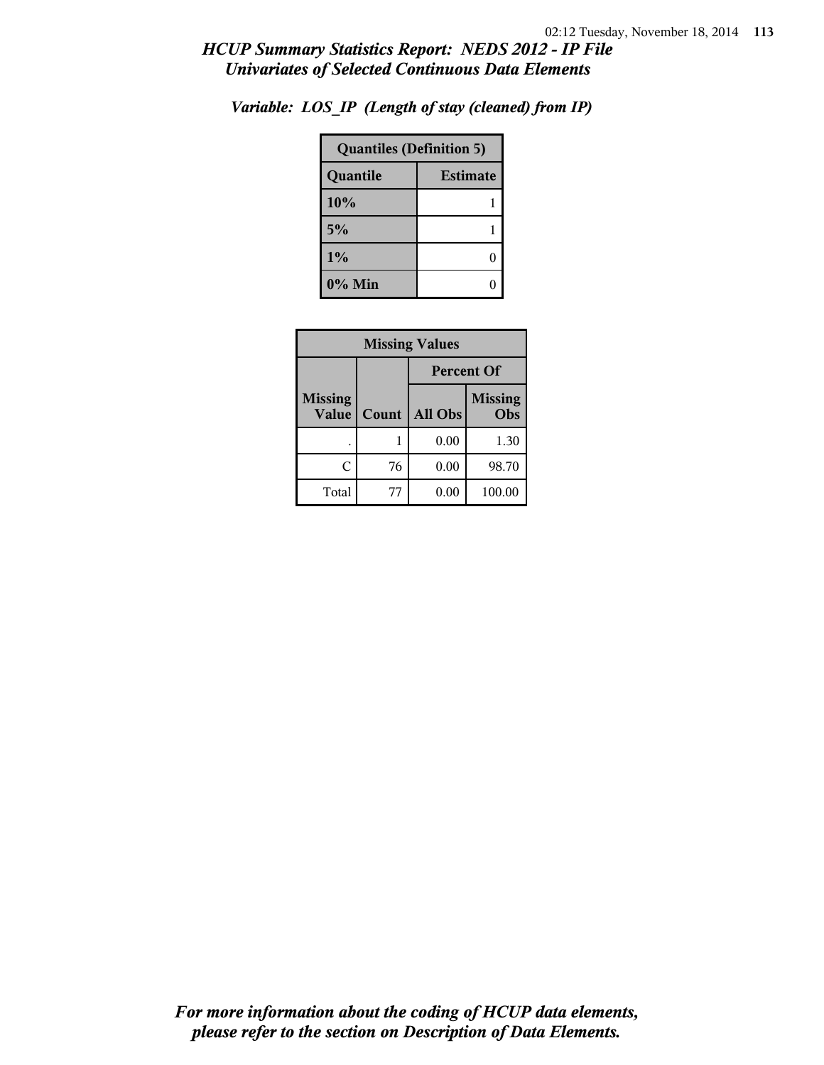## *HCUP Summary Statistics Report: NEDS 2012 - IP File*
## *Univariates of Selected Continuous Data Elements*

### *Variable: LOS_IP (Length of stay (cleaned) from IP)*

| Quantiles (Definition 5) | |
|---|---|
| **Quantile** | **Estimate** |
| **10%** | 1 |
| **5%** | 1 |
| **1%** | 0 |
| **0% Min** | 0 |

| Missing Values | | | |
|---|---|---|---|
| | | Percent Of | |
| Missing Value | Count | All Obs | Missing Obs |
| . | 1 | 0.00 | 1.30 |
| C | 76 | 0.00 | 98.70 |
| Total | 77 | 0.00 | 100.00 |

*For more information about the coding of HCUP data elements, please refer to the section on Description of Data Elements.*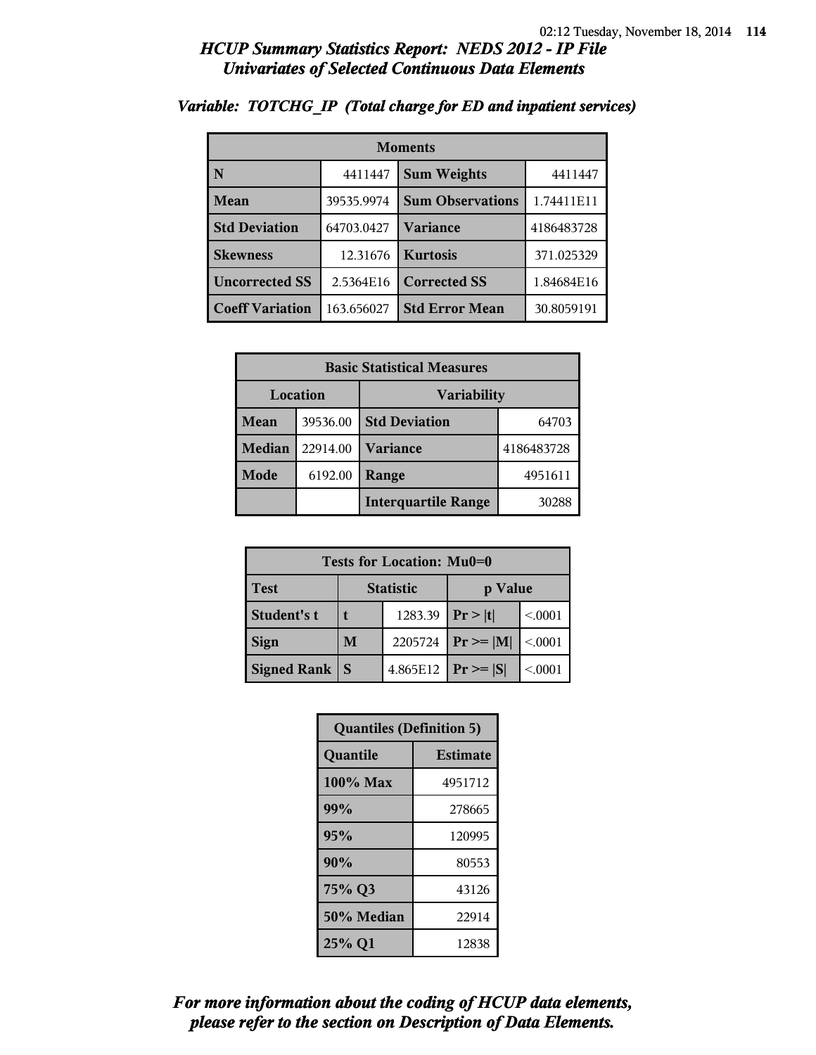## *HCUP Summary Statistics Report: NEDS 2012 - IP File*
## *Univariates of Selected Continuous Data Elements*

### *Variable: TOTCHG_IP (Total charge for ED and inpatient services)*

| Moments | | | |
|---|---|---|---|
| **N** | 4411447 | **Sum Weights** | 4411447 |
| **Mean** | 39535.9974 | **Sum Observations** | 1.74411E11 |
| **Std Deviation** | 64703.0427 | **Variance** | 4186483728 |
| **Skewness** | 12.31676 | **Kurtosis** | 371.025329 |
| **Uncorrected SS** | 2.5364E16 | **Corrected SS** | 1.84684E16 |
| **Coeff Variation** | 163.656027 | **Std Error Mean** | 30.8059191 |

| Basic Statistical Measures | | | |
|---|---|---|---|
| Location | | Variability | |
| **Mean** | 39536.00 | **Std Deviation** | 64703 |
| **Median** | 22914.00 | **Variance** | 4186483728 |
| **Mode** | 6192.00 | **Range** | 4951611 |
| | | **Interquartile Range** | 30288 |

| Tests for Location: Mu0=0 | | | | |
|---|---|---|---|---|
| **Test** | Statistic | | p Value | |
| **Student's t** | t | 1283.39 | Pr > \|t\| | <.0001 |
| **Sign** | M | 2205724 | Pr >= \|M\| | <.0001 |
| **Signed Rank** | S | 4.865E12 | Pr >= \|S\| | <.0001 |

| Quantiles (Definition 5) | |
|---|---|
| **Quantile** | **Estimate** |
| **100% Max** | 4951712 |
| **99%** | 278665 |
| **95%** | 120995 |
| **90%** | 80553 |
| **75% Q3** | 43126 |
| **50% Median** | 22914 |
| **25% Q1** | 12838 |

***For more information about the coding of HCUP data elements, please refer to the section on Description of Data Elements.***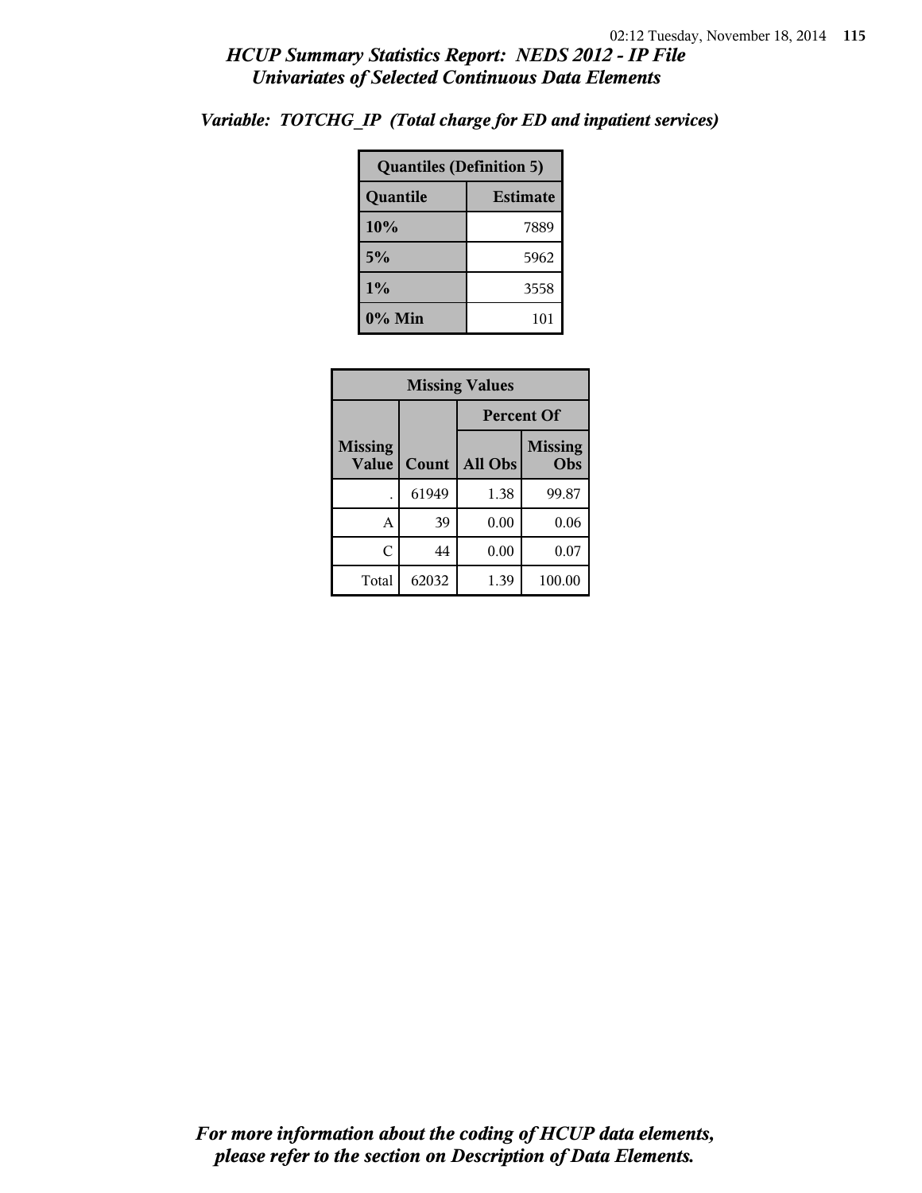*Variable: TOTCHG_IP (Total charge for ED and inpatient services)*

| Quantiles (Definition 5) | |
|---|---|
| **Quantile** | **Estimate** |
| 10% | 7889 |
| 5% | 5962 |
| 1% | 3558 |
| 0% Min | 101 |

| Missing Values | | | |
|---|---|---|---|
| | | Percent Of | |
| Missing Value | Count | All Obs | Missing Obs |
| . | 61949 | 1.38 | 99.87 |
| A | 39 | 0.00 | 0.06 |
| C | 44 | 0.00 | 0.07 |
| Total | 62032 | 1.39 | 100.00 |

*For more information about the coding of HCUP data elements, please refer to the section on Description of Data Elements.*